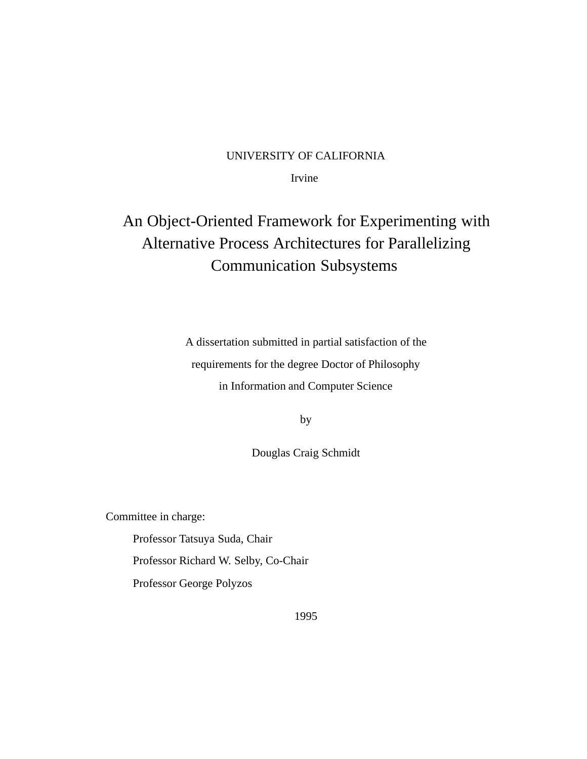UNIVERSITY OF CALIFORNIA

Irvine

# An Object-Oriented Framework for Experimenting with Alternative Process Architectures for Parallelizing Communication Subsystems

A dissertation submitted in partial satisfaction of the requirements for the degree Doctor of Philosophy in Information and Computer Science

by

Douglas Craig Schmidt

Committee in charge:

Professor Tatsuya Suda, Chair

Professor Richard W. Selby, Co-Chair

Professor George Polyzos

1995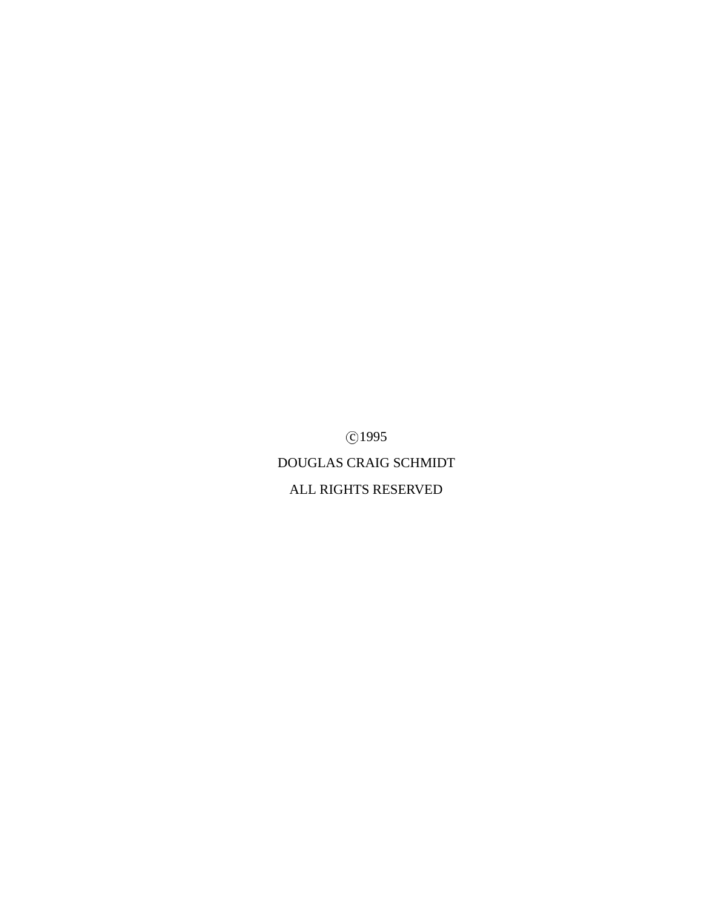©1995

DOUGLAS CRAIG SCHMIDT

ALL RIGHTS RESERVED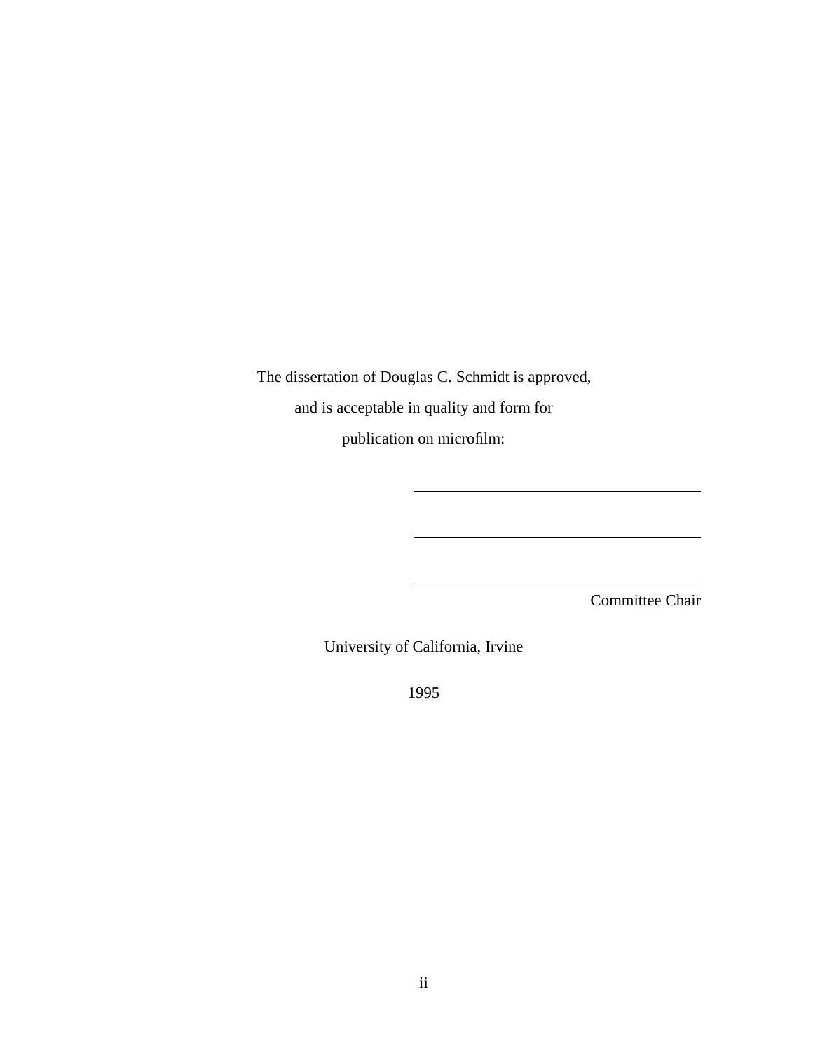The dissertation of Douglas C. Schmidt is approved,

and is acceptable in quality and form for

publication on microfilm:

\_\_\_\_\_\_\_\_\_\_\_\_\_\_\_\_\_\_\_\_\_\_\_\_\_\_\_\_\_\_\_\_\_\_\_\_\_\_\_\_

\_\_\_\_\_\_\_\_\_\_\_\_\_\_\_\_\_\_\_\_\_\_\_\_\_\_\_\_\_\_\_\_\_\_\_\_\_\_\_\_

\_\_\_\_\_\_\_\_\_\_\_\_\_\_\_\_\_\_\_\_\_\_\_\_\_\_\_\_\_\_\_\_\_\_\_\_\_\_\_\_

Committee Chair

University of California, Irvine

1995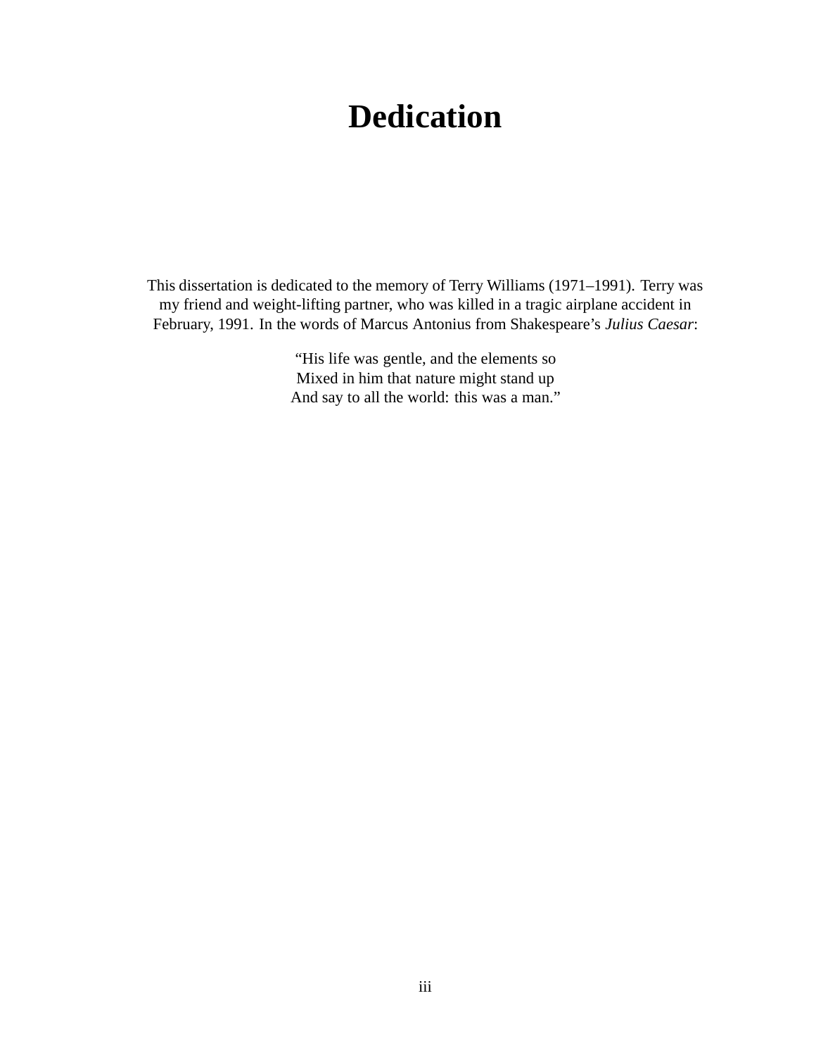# Dedication

This dissertation is dedicated to the memory of Terry Williams (1971–1991). Terry was my friend and weight-lifting partner, who was killed in a tragic airplane accident in February, 1991. In the words of Marcus Antonius from Shakespeare's *Julius Caesar*:

"His life was gentle, and the elements so  
Mixed in him that nature might stand up  
And say to all the world: this was a man."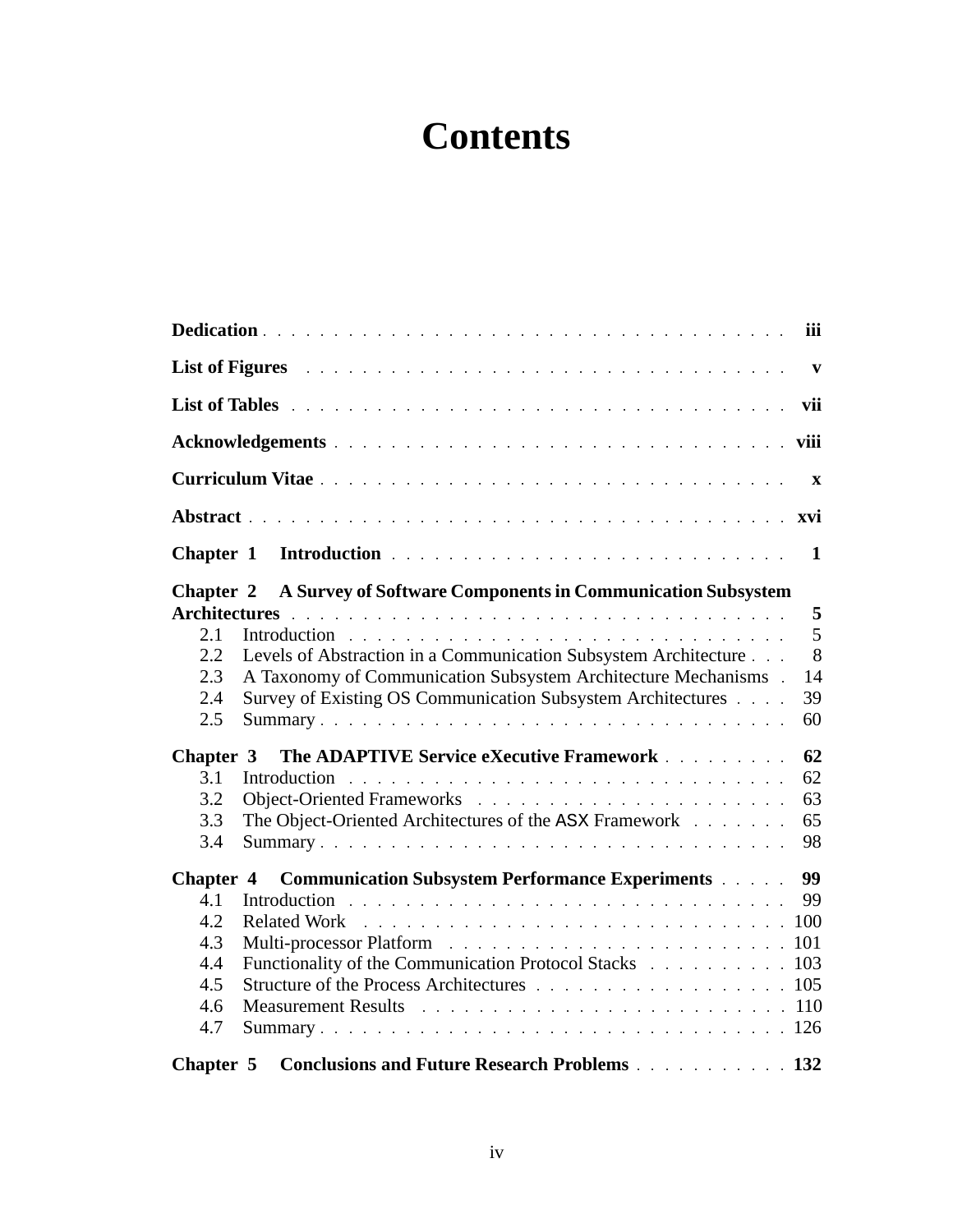# Contents

**Dedication** . . . . . . . . . . . . . . . . . . . . . . . . . . . . . . . . . . . . . . . . **iii**

**List of Figures** . . . . . . . . . . . . . . . . . . . . . . . . . . . . . . . . . . . . **v**

**List of Tables** . . . . . . . . . . . . . . . . . . . . . . . . . . . . . . . . . . . . **vii**

**Acknowledgements** . . . . . . . . . . . . . . . . . . . . . . . . . . . . . . . . . **viii**

**Curriculum Vitae** . . . . . . . . . . . . . . . . . . . . . . . . . . . . . . . . . . . **x**

**Abstract** . . . . . . . . . . . . . . . . . . . . . . . . . . . . . . . . . . . . . . . **xvi**

**Chapter 1 Introduction** . . . . . . . . . . . . . . . . . . . . . . . . . . . . **1**

**Chapter 2 A Survey of Software Components in Communication Subsystem Architectures** . . . . . . . . . . . . . . . . . . . . . . . . . . . . . . . . . . . . **5**

- 2.1 Introduction . . . . . . . . . . . . . . . . . . . . . . . . . . . . . . . . 5
- 2.2 Levels of Abstraction in a Communication Subsystem Architecture . . . 8
- 2.3 A Taxonomy of Communication Subsystem Architecture Mechanisms . 14
- 2.4 Survey of Existing OS Communication Subsystem Architectures . . . . 39
- 2.5 Summary . . . . . . . . . . . . . . . . . . . . . . . . . . . . . . . . . 60

**Chapter 3 The ADAPTIVE Service eXecutive Framework** . . . . . . . . . . **62**

- 3.1 Introduction . . . . . . . . . . . . . . . . . . . . . . . . . . . . . . . . 62
- 3.2 Object-Oriented Frameworks . . . . . . . . . . . . . . . . . . . . . . 63
- 3.3 The Object-Oriented Architectures of the ASX Framework . . . . . . . 65
- 3.4 Summary . . . . . . . . . . . . . . . . . . . . . . . . . . . . . . . . . 98

**Chapter 4 Communication Subsystem Performance Experiments** . . . . . **99**

- 4.1 Introduction . . . . . . . . . . . . . . . . . . . . . . . . . . . . . . . . 99
- 4.2 Related Work . . . . . . . . . . . . . . . . . . . . . . . . . . . . . . . 100
- 4.3 Multi-processor Platform . . . . . . . . . . . . . . . . . . . . . . . . . 101
- 4.4 Functionality of the Communication Protocol Stacks . . . . . . . . . . 103
- 4.5 Structure of the Process Architectures . . . . . . . . . . . . . . . . . . 105
- 4.6 Measurement Results . . . . . . . . . . . . . . . . . . . . . . . . . . . 110
- 4.7 Summary . . . . . . . . . . . . . . . . . . . . . . . . . . . . . . . . . 126

**Chapter 5 Conclusions and Future Research Problems** . . . . . . . . . . . **132**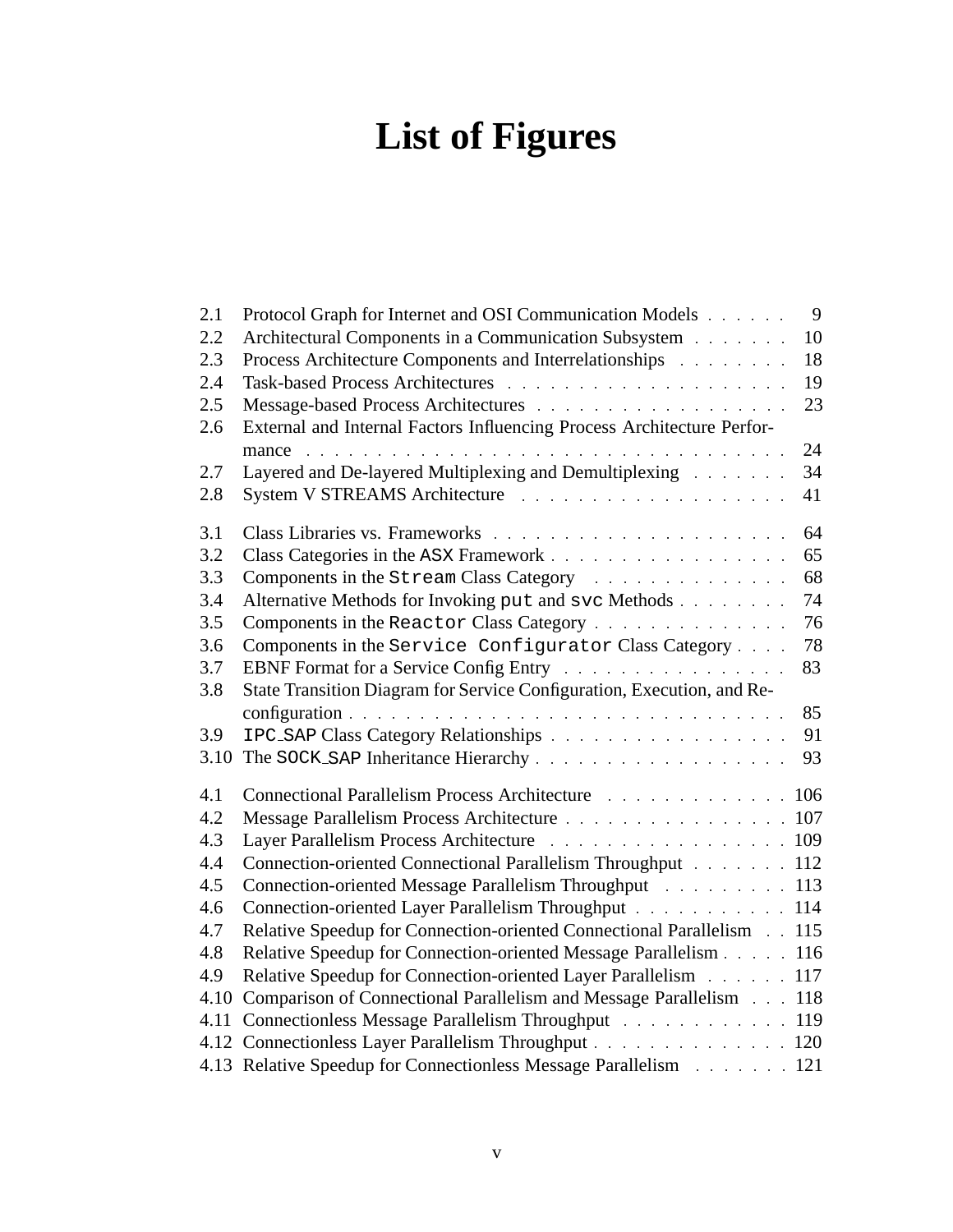# List of Figures

| | | |
|---|---|---|
| 2.1 | Protocol Graph for Internet and OSI Communication Models | 9 |
| 2.2 | Architectural Components in a Communication Subsystem | 10 |
| 2.3 | Process Architecture Components and Interrelationships | 18 |
| 2.4 | Task-based Process Architectures | 19 |
| 2.5 | Message-based Process Architectures | 23 |
| 2.6 | External and Internal Factors Influencing Process Architecture Performance | 24 |
| 2.7 | Layered and De-layered Multiplexing and Demultiplexing | 34 |
| 2.8 | System V STREAMS Architecture | 41 |
| 3.1 | Class Libraries vs. Frameworks | 64 |
| 3.2 | Class Categories in the ASX Framework | 65 |
| 3.3 | Components in the `Stream` Class Category | 68 |
| 3.4 | Alternative Methods for Invoking `put` and `svc` Methods | 74 |
| 3.5 | Components in the `Reactor` Class Category | 76 |
| 3.6 | Components in the `Service Configurator` Class Category | 78 |
| 3.7 | EBNF Format for a Service Config Entry | 83 |
| 3.8 | State Transition Diagram for Service Configuration, Execution, and Reconfiguration | 85 |
| 3.9 | `IPC_SAP` Class Category Relationships | 91 |
| 3.10 | The `SOCK_SAP` Inheritance Hierarchy | 93 |
| 4.1 | Connectional Parallelism Process Architecture | 106 |
| 4.2 | Message Parallelism Process Architecture | 107 |
| 4.3 | Layer Parallelism Process Architecture | 109 |
| 4.4 | Connection-oriented Connectional Parallelism Throughput | 112 |
| 4.5 | Connection-oriented Message Parallelism Throughput | 113 |
| 4.6 | Connection-oriented Layer Parallelism Throughput | 114 |
| 4.7 | Relative Speedup for Connection-oriented Connectional Parallelism | 115 |
| 4.8 | Relative Speedup for Connection-oriented Message Parallelism | 116 |
| 4.9 | Relative Speedup for Connection-oriented Layer Parallelism | 117 |
| 4.10 | Comparison of Connectional Parallelism and Message Parallelism | 118 |
| 4.11 | Connectionless Message Parallelism Throughput | 119 |
| 4.12 | Connectionless Layer Parallelism Throughput | 120 |
| 4.13 | Relative Speedup for Connectionless Message Parallelism | 121 |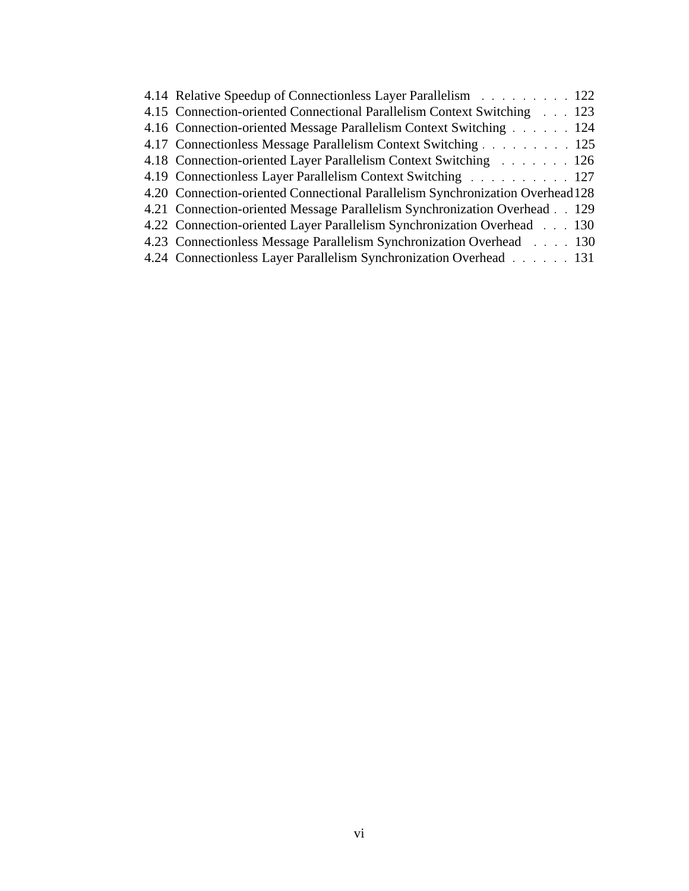4.14 Relative Speedup of Connectionless Layer Parallelism . . . . . . . . . 122
4.15 Connection-oriented Connectional Parallelism Context Switching . . . 123
4.16 Connection-oriented Message Parallelism Context Switching . . . . . . 124
4.17 Connectionless Message Parallelism Context Switching . . . . . . . . . 125
4.18 Connection-oriented Layer Parallelism Context Switching . . . . . . . 126
4.19 Connectionless Layer Parallelism Context Switching . . . . . . . . . . 127
4.20 Connection-oriented Connectional Parallelism Synchronization Overhead 128
4.21 Connection-oriented Message Parallelism Synchronization Overhead . . 129
4.22 Connection-oriented Layer Parallelism Synchronization Overhead . . . 130
4.23 Connectionless Message Parallelism Synchronization Overhead . . . . 130
4.24 Connectionless Layer Parallelism Synchronization Overhead . . . . . . 131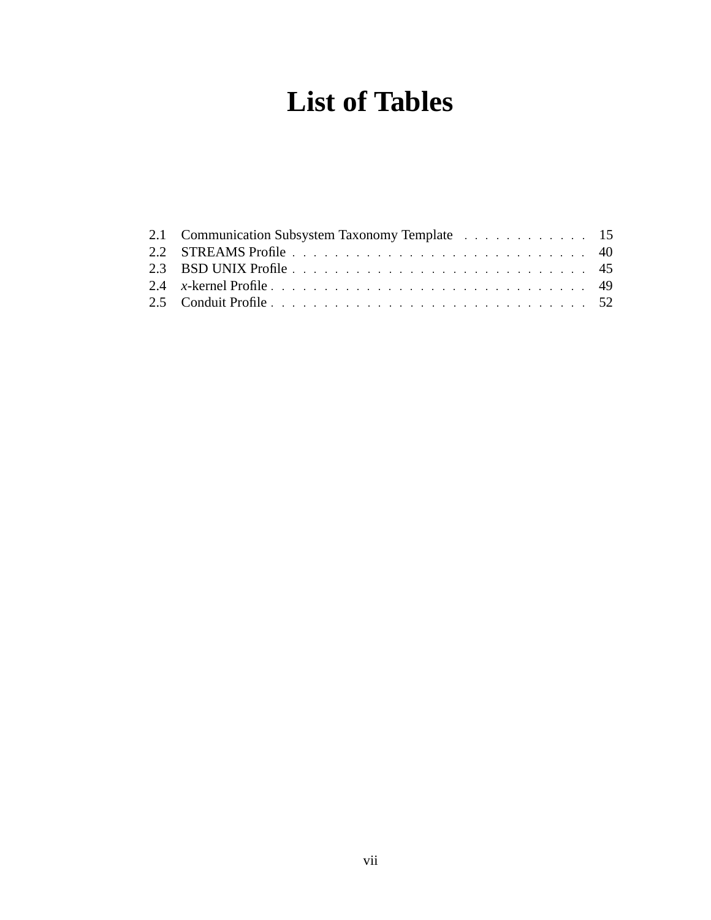# List of Tables

2.1 Communication Subsystem Taxonomy Template . . . . . . . . . . . . 15
2.2 STREAMS Profile . . . . . . . . . . . . . . . . . . . . . . . . . . . . . 40
2.3 BSD UNIX Profile . . . . . . . . . . . . . . . . . . . . . . . . . . . . 45
2.4 *x*-kernel Profile . . . . . . . . . . . . . . . . . . . . . . . . . . . . . . 49
2.5 Conduit Profile . . . . . . . . . . . . . . . . . . . . . . . . . . . . . . . 52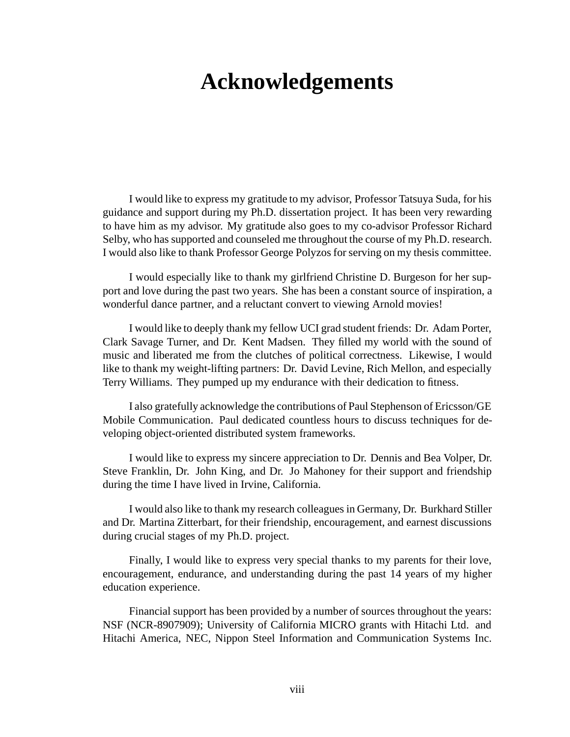# Acknowledgements

I would like to express my gratitude to my advisor, Professor Tatsuya Suda, for his guidance and support during my Ph.D. dissertation project. It has been very rewarding to have him as my advisor. My gratitude also goes to my co-advisor Professor Richard Selby, who has supported and counseled me throughout the course of my Ph.D. research. I would also like to thank Professor George Polyzos for serving on my thesis committee.

I would especially like to thank my girlfriend Christine D. Burgeson for her support and love during the past two years. She has been a constant source of inspiration, a wonderful dance partner, and a reluctant convert to viewing Arnold movies!

I would like to deeply thank my fellow UCI grad student friends: Dr. Adam Porter, Clark Savage Turner, and Dr. Kent Madsen. They filled my world with the sound of music and liberated me from the clutches of political correctness. Likewise, I would like to thank my weight-lifting partners: Dr. David Levine, Rich Mellon, and especially Terry Williams. They pumped up my endurance with their dedication to fitness.

I also gratefully acknowledge the contributions of Paul Stephenson of Ericsson/GE Mobile Communication. Paul dedicated countless hours to discuss techniques for developing object-oriented distributed system frameworks.

I would like to express my sincere appreciation to Dr. Dennis and Bea Volper, Dr. Steve Franklin, Dr. John King, and Dr. Jo Mahoney for their support and friendship during the time I have lived in Irvine, California.

I would also like to thank my research colleagues in Germany, Dr. Burkhard Stiller and Dr. Martina Zitterbart, for their friendship, encouragement, and earnest discussions during crucial stages of my Ph.D. project.

Finally, I would like to express very special thanks to my parents for their love, encouragement, endurance, and understanding during the past 14 years of my higher education experience.

Financial support has been provided by a number of sources throughout the years: NSF (NCR-8907909); University of California MICRO grants with Hitachi Ltd. and Hitachi America, NEC, Nippon Steel Information and Communication Systems Inc.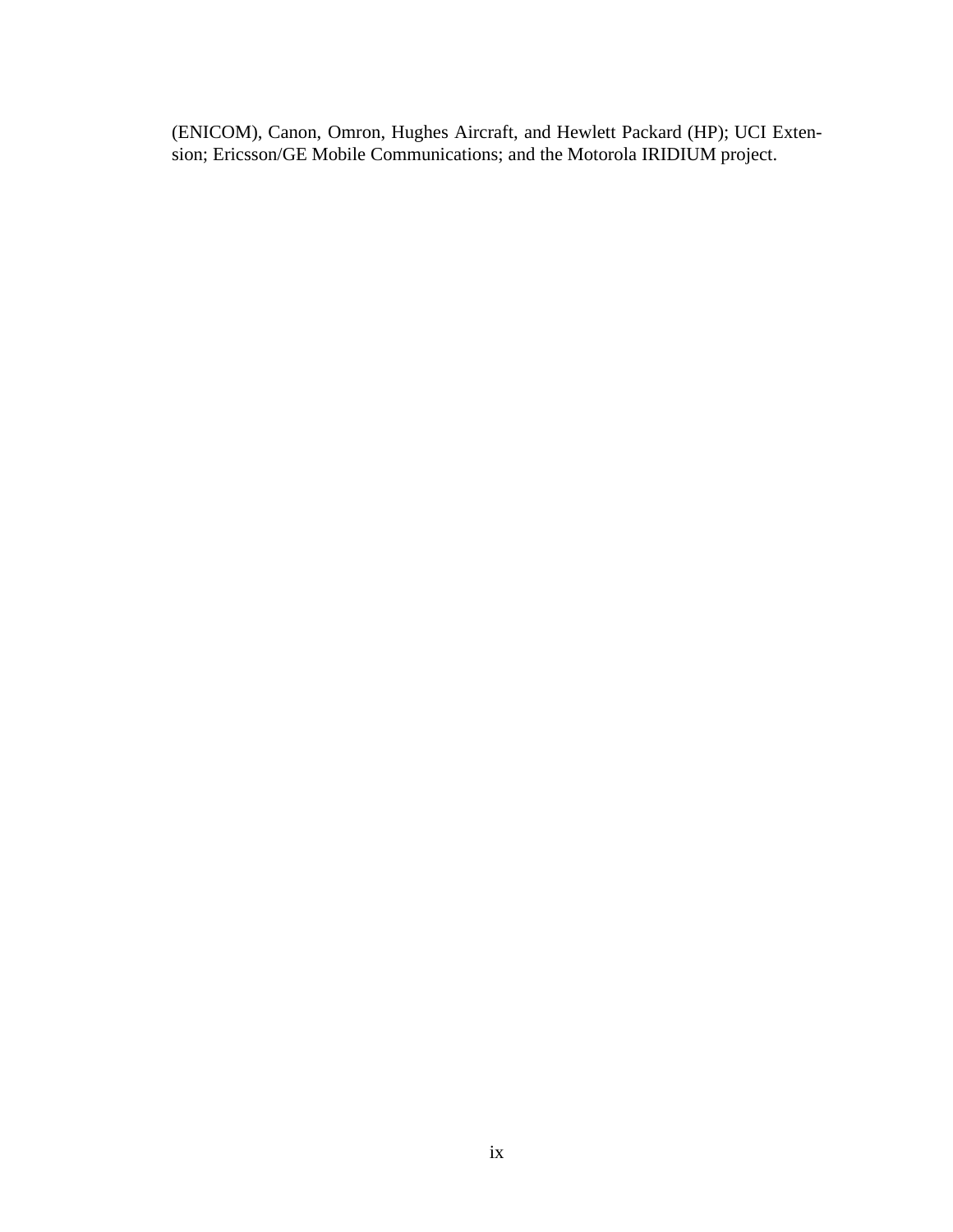(ENICOM), Canon, Omron, Hughes Aircraft, and Hewlett Packard (HP); UCI Extension; Ericsson/GE Mobile Communications; and the Motorola IRIDIUM project.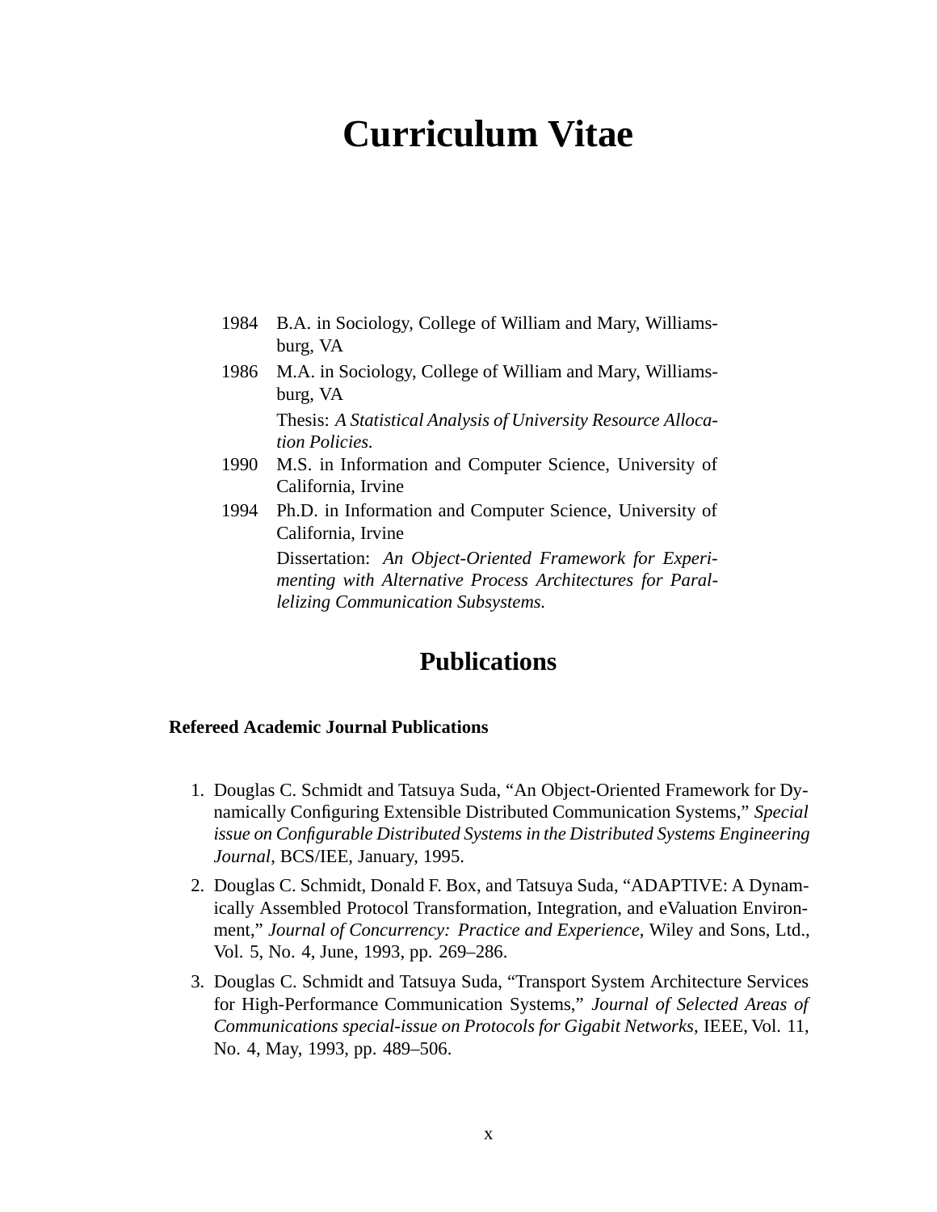# Curriculum Vitae

1984 B.A. in Sociology, College of William and Mary, Williamsburg, VA

1986 M.A. in Sociology, College of William and Mary, Williamsburg, VA

Thesis: *A Statistical Analysis of University Resource Allocation Policies.*

1990 M.S. in Information and Computer Science, University of California, Irvine

1994 Ph.D. in Information and Computer Science, University of California, Irvine

Dissertation: *An Object-Oriented Framework for Experimenting with Alternative Process Architectures for Parallelizing Communication Subsystems.*

## Publications

### Refereed Academic Journal Publications

1. Douglas C. Schmidt and Tatsuya Suda, "An Object-Oriented Framework for Dynamically Configuring Extensible Distributed Communication Systems," *Special issue on Configurable Distributed Systems in the Distributed Systems Engineering Journal*, BCS/IEE, January, 1995.
2. Douglas C. Schmidt, Donald F. Box, and Tatsuya Suda, "ADAPTIVE: A Dynamically Assembled Protocol Transformation, Integration, and eValuation Environment," *Journal of Concurrency: Practice and Experience*, Wiley and Sons, Ltd., Vol. 5, No. 4, June, 1993, pp. 269–286.
3. Douglas C. Schmidt and Tatsuya Suda, "Transport System Architecture Services for High-Performance Communication Systems," *Journal of Selected Areas of Communications special-issue on Protocols for Gigabit Networks*, IEEE, Vol. 11, No. 4, May, 1993, pp. 489–506.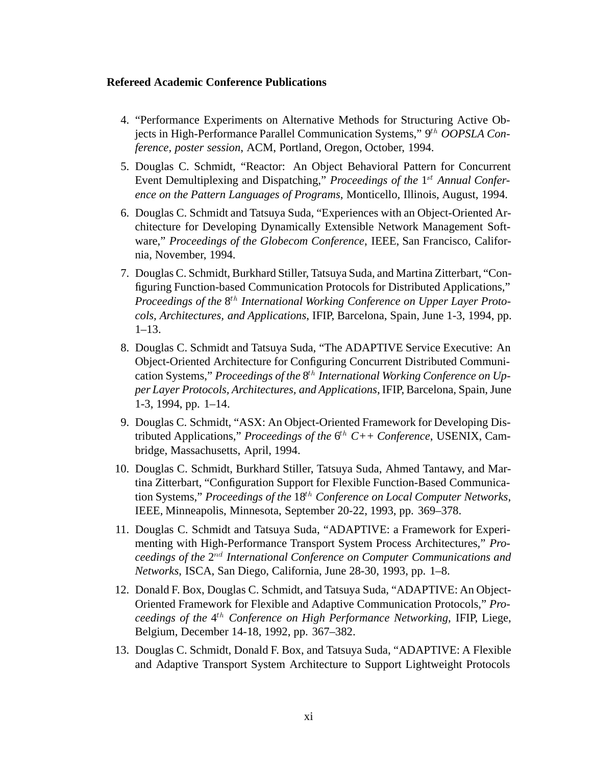**Refereed Academic Conference Publications**

4. "Performance Experiments on Alternative Methods for Structuring Active Objects in High-Performance Parallel Communication Systems," $9^{th}$ *OOPSLA Conference, poster session*, ACM, Portland, Oregon, October, 1994.
5. Douglas C. Schmidt, "Reactor: An Object Behavioral Pattern for Concurrent Event Demultiplexing and Dispatching," *Proceedings of the* $1^{st}$ *Annual Conference on the Pattern Languages of Programs*, Monticello, Illinois, August, 1994.
6. Douglas C. Schmidt and Tatsuya Suda, "Experiences with an Object-Oriented Architecture for Developing Dynamically Extensible Network Management Software," *Proceedings of the Globecom Conference*, IEEE, San Francisco, California, November, 1994.
7. Douglas C. Schmidt, Burkhard Stiller, Tatsuya Suda, and Martina Zitterbart, "Configuring Function-based Communication Protocols for Distributed Applications," *Proceedings of the* $8^{th}$ *International Working Conference on Upper Layer Protocols, Architectures, and Applications*, IFIP, Barcelona, Spain, June 1-3, 1994, pp. 1–13.
8. Douglas C. Schmidt and Tatsuya Suda, "The ADAPTIVE Service Executive: An Object-Oriented Architecture for Configuring Concurrent Distributed Communication Systems," *Proceedings of the* $8^{th}$ *International Working Conference on Upper Layer Protocols, Architectures, and Applications*, IFIP, Barcelona, Spain, June 1-3, 1994, pp. 1–14.
9. Douglas C. Schmidt, "ASX: An Object-Oriented Framework for Developing Distributed Applications," *Proceedings of the* $6^{th}$ *C++ Conference*, USENIX, Cambridge, Massachusetts, April, 1994.
10. Douglas C. Schmidt, Burkhard Stiller, Tatsuya Suda, Ahmed Tantawy, and Martina Zitterbart, "Configuration Support for Flexible Function-Based Communication Systems," *Proceedings of the* $18^{th}$ *Conference on Local Computer Networks*, IEEE, Minneapolis, Minnesota, September 20-22, 1993, pp. 369–378.
11. Douglas C. Schmidt and Tatsuya Suda, "ADAPTIVE: a Framework for Experimenting with High-Performance Transport System Process Architectures," *Proceedings of the* $2^{nd}$ *International Conference on Computer Communications and Networks*, ISCA, San Diego, California, June 28-30, 1993, pp. 1–8.
12. Donald F. Box, Douglas C. Schmidt, and Tatsuya Suda, "ADAPTIVE: An Object-Oriented Framework for Flexible and Adaptive Communication Protocols," *Proceedings of the* $4^{th}$ *Conference on High Performance Networking*, IFIP, Liege, Belgium, December 14-18, 1992, pp. 367–382.
13. Douglas C. Schmidt, Donald F. Box, and Tatsuya Suda, "ADAPTIVE: A Flexible and Adaptive Transport System Architecture to Support Lightweight Protocols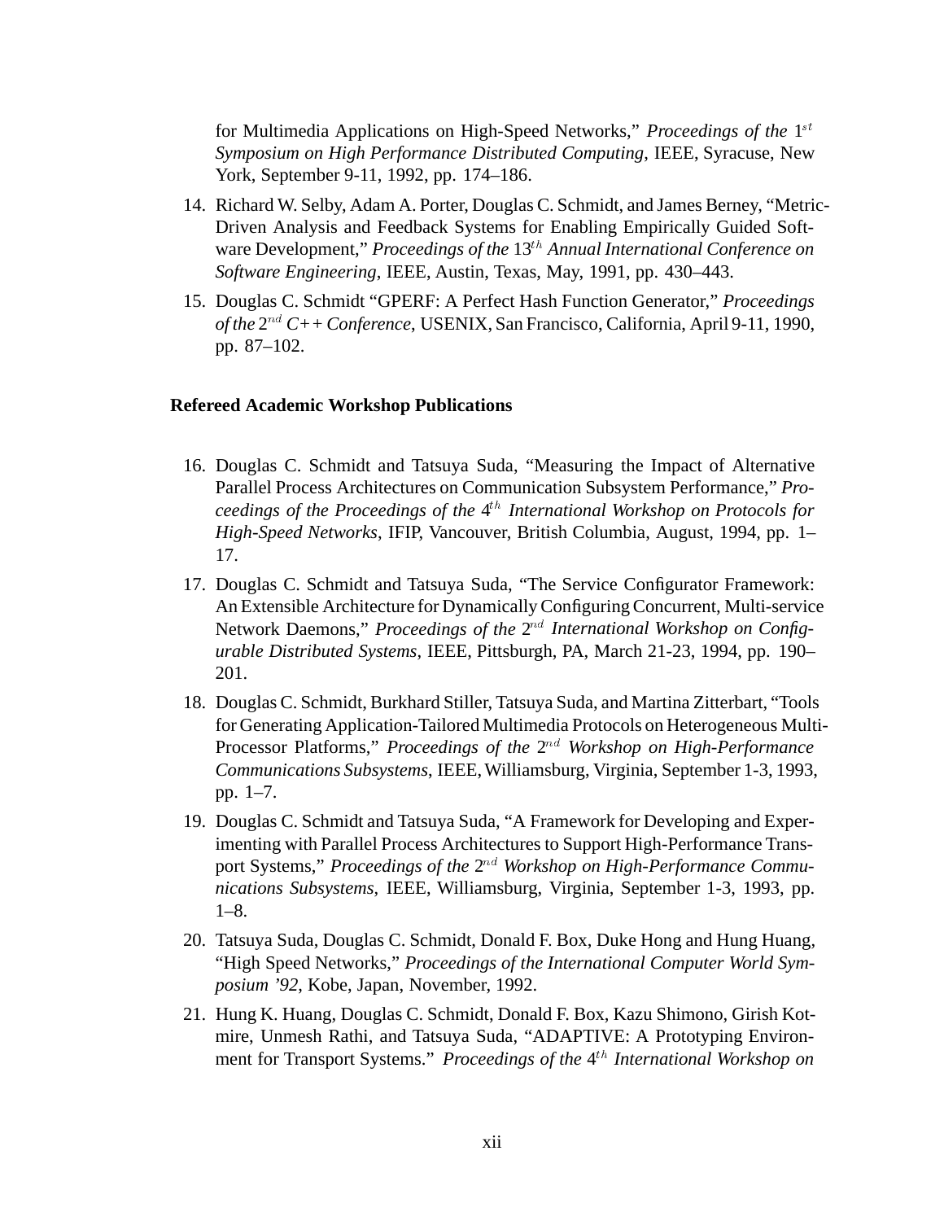for Multimedia Applications on High-Speed Networks," *Proceedings of the* $1^{st}$ *Symposium on High Performance Distributed Computing*, IEEE, Syracuse, New York, September 9-11, 1992, pp. 174–186.

14. Richard W. Selby, Adam A. Porter, Douglas C. Schmidt, and James Berney, "Metric-Driven Analysis and Feedback Systems for Enabling Empirically Guided Software Development," *Proceedings of the* $13^{th}$ *Annual International Conference on Software Engineering*, IEEE, Austin, Texas, May, 1991, pp. 430–443.

15. Douglas C. Schmidt "GPERF: A Perfect Hash Function Generator," *Proceedings of the* $2^{nd}$ *C++ Conference*, USENIX, San Francisco, California, April 9-11, 1990, pp. 87–102.

### Refereed Academic Workshop Publications

16. Douglas C. Schmidt and Tatsuya Suda, "Measuring the Impact of Alternative Parallel Process Architectures on Communication Subsystem Performance," *Proceedings of the Proceedings of the* $4^{th}$ *International Workshop on Protocols for High-Speed Networks*, IFIP, Vancouver, British Columbia, August, 1994, pp. 1–17.

17. Douglas C. Schmidt and Tatsuya Suda, "The Service Configurator Framework: An Extensible Architecture for Dynamically Configuring Concurrent, Multi-service Network Daemons," *Proceedings of the* $2^{nd}$ *International Workshop on Configurable Distributed Systems*, IEEE, Pittsburgh, PA, March 21-23, 1994, pp. 190–201.

18. Douglas C. Schmidt, Burkhard Stiller, Tatsuya Suda, and Martina Zitterbart, "Tools for Generating Application-Tailored Multimedia Protocols on Heterogeneous Multi-Processor Platforms," *Proceedings of the* $2^{nd}$ *Workshop on High-Performance Communications Subsystems*, IEEE, Williamsburg, Virginia, September 1-3, 1993, pp. 1–7.

19. Douglas C. Schmidt and Tatsuya Suda, "A Framework for Developing and Experimenting with Parallel Process Architectures to Support High-Performance Transport Systems," *Proceedings of the* $2^{nd}$ *Workshop on High-Performance Communications Subsystems*, IEEE, Williamsburg, Virginia, September 1-3, 1993, pp. 1–8.

20. Tatsuya Suda, Douglas C. Schmidt, Donald F. Box, Duke Hong and Hung Huang, "High Speed Networks," *Proceedings of the International Computer World Symposium '92*, Kobe, Japan, November, 1992.

21. Hung K. Huang, Douglas C. Schmidt, Donald F. Box, Kazu Shimono, Girish Kotmire, Unmesh Rathi, and Tatsuya Suda, "ADAPTIVE: A Prototyping Environment for Transport Systems." *Proceedings of the* $4^{th}$ *International Workshop on*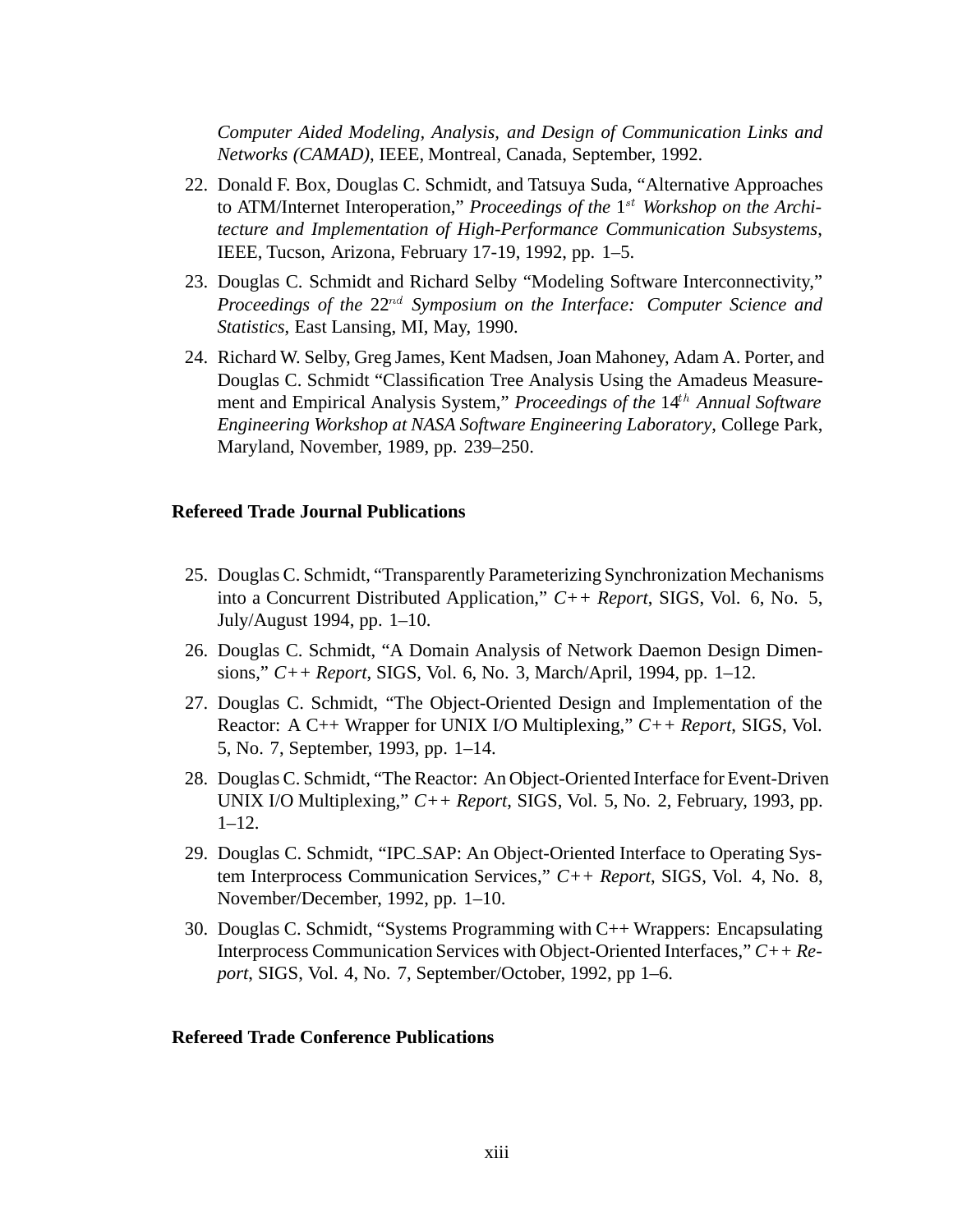*Computer Aided Modeling, Analysis, and Design of Communication Links and Networks (CAMAD)*, IEEE, Montreal, Canada, September, 1992.

22. Donald F. Box, Douglas C. Schmidt, and Tatsuya Suda, "Alternative Approaches to ATM/Internet Interoperation," *Proceedings of the* $1^{st}$ *Workshop on the Architecture and Implementation of High-Performance Communication Subsystems*, IEEE, Tucson, Arizona, February 17-19, 1992, pp. 1–5.

23. Douglas C. Schmidt and Richard Selby "Modeling Software Interconnectivity," *Proceedings of the* $22^{nd}$ *Symposium on the Interface: Computer Science and Statistics*, East Lansing, MI, May, 1990.

24. Richard W. Selby, Greg James, Kent Madsen, Joan Mahoney, Adam A. Porter, and Douglas C. Schmidt "Classification Tree Analysis Using the Amadeus Measurement and Empirical Analysis System," *Proceedings of the* $14^{th}$ *Annual Software Engineering Workshop at NASA Software Engineering Laboratory*, College Park, Maryland, November, 1989, pp. 239–250.

**Refereed Trade Journal Publications**

25. Douglas C. Schmidt, "Transparently Parameterizing Synchronization Mechanisms into a Concurrent Distributed Application," *C++ Report*, SIGS, Vol. 6, No. 5, July/August 1994, pp. 1–10.

26. Douglas C. Schmidt, "A Domain Analysis of Network Daemon Design Dimensions," *C++ Report*, SIGS, Vol. 6, No. 3, March/April, 1994, pp. 1–12.

27. Douglas C. Schmidt, "The Object-Oriented Design and Implementation of the Reactor: A C++ Wrapper for UNIX I/O Multiplexing," *C++ Report*, SIGS, Vol. 5, No. 7, September, 1993, pp. 1–14.

28. Douglas C. Schmidt, "The Reactor: An Object-Oriented Interface for Event-Driven UNIX I/O Multiplexing," *C++ Report*, SIGS, Vol. 5, No. 2, February, 1993, pp. 1–12.

29. Douglas C. Schmidt, "IPC_SAP: An Object-Oriented Interface to Operating System Interprocess Communication Services," *C++ Report*, SIGS, Vol. 4, No. 8, November/December, 1992, pp. 1–10.

30. Douglas C. Schmidt, "Systems Programming with C++ Wrappers: Encapsulating Interprocess Communication Services with Object-Oriented Interfaces," *C++ Report*, SIGS, Vol. 4, No. 7, September/October, 1992, pp 1–6.

**Refereed Trade Conference Publications**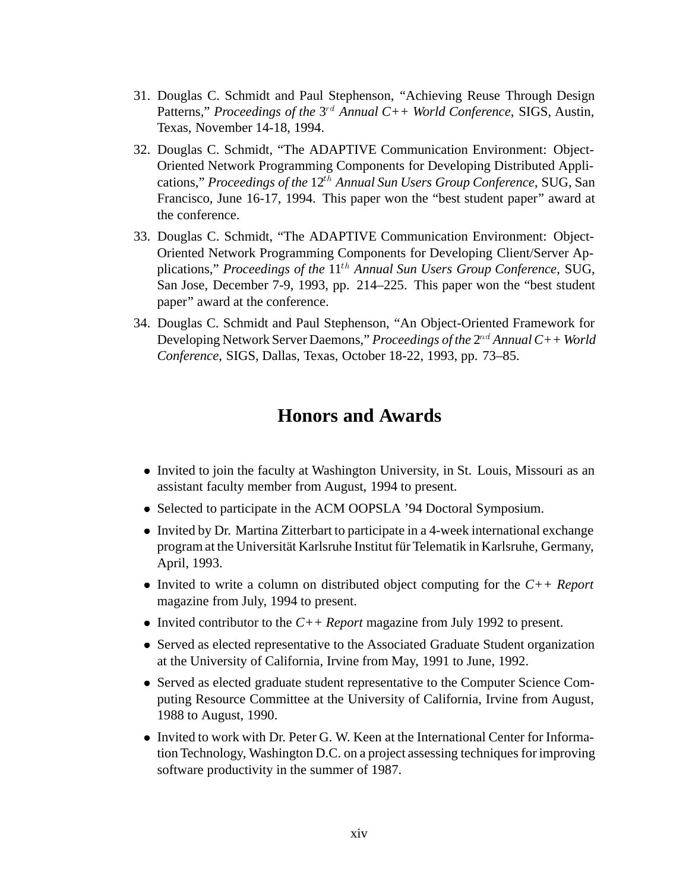31. Douglas C. Schmidt and Paul Stephenson, "Achieving Reuse Through Design Patterns," *Proceedings of the* $3^{rd}$ *Annual C++ World Conference*, SIGS, Austin, Texas, November 14-18, 1994.

32. Douglas C. Schmidt, "The ADAPTIVE Communication Environment: Object-Oriented Network Programming Components for Developing Distributed Applications," *Proceedings of the* $12^{th}$ *Annual Sun Users Group Conference*, SUG, San Francisco, June 16-17, 1994. This paper won the "best student paper" award at the conference.

33. Douglas C. Schmidt, "The ADAPTIVE Communication Environment: Object-Oriented Network Programming Components for Developing Client/Server Applications," *Proceedings of the* $11^{th}$ *Annual Sun Users Group Conference*, SUG, San Jose, December 7-9, 1993, pp. 214–225. This paper won the "best student paper" award at the conference.

34. Douglas C. Schmidt and Paul Stephenson, "An Object-Oriented Framework for Developing Network Server Daemons," *Proceedings of the* $2^{nd}$ *Annual C++ World Conference*, SIGS, Dallas, Texas, October 18-22, 1993, pp. 73–85.

# Honors and Awards

- Invited to join the faculty at Washington University, in St. Louis, Missouri as an assistant faculty member from August, 1994 to present.
- Selected to participate in the ACM OOPSLA '94 Doctoral Symposium.
- Invited by Dr. Martina Zitterbart to participate in a 4-week international exchange program at the Universität Karlsruhe Institut für Telematik in Karlsruhe, Germany, April, 1993.
- Invited to write a column on distributed object computing for the *C++ Report* magazine from July, 1994 to present.
- Invited contributor to the *C++ Report* magazine from July 1992 to present.
- Served as elected representative to the Associated Graduate Student organization at the University of California, Irvine from May, 1991 to June, 1992.
- Served as elected graduate student representative to the Computer Science Computing Resource Committee at the University of California, Irvine from August, 1988 to August, 1990.
- Invited to work with Dr. Peter G. W. Keen at the International Center for Information Technology, Washington D.C. on a project assessing techniques for improving software productivity in the summer of 1987.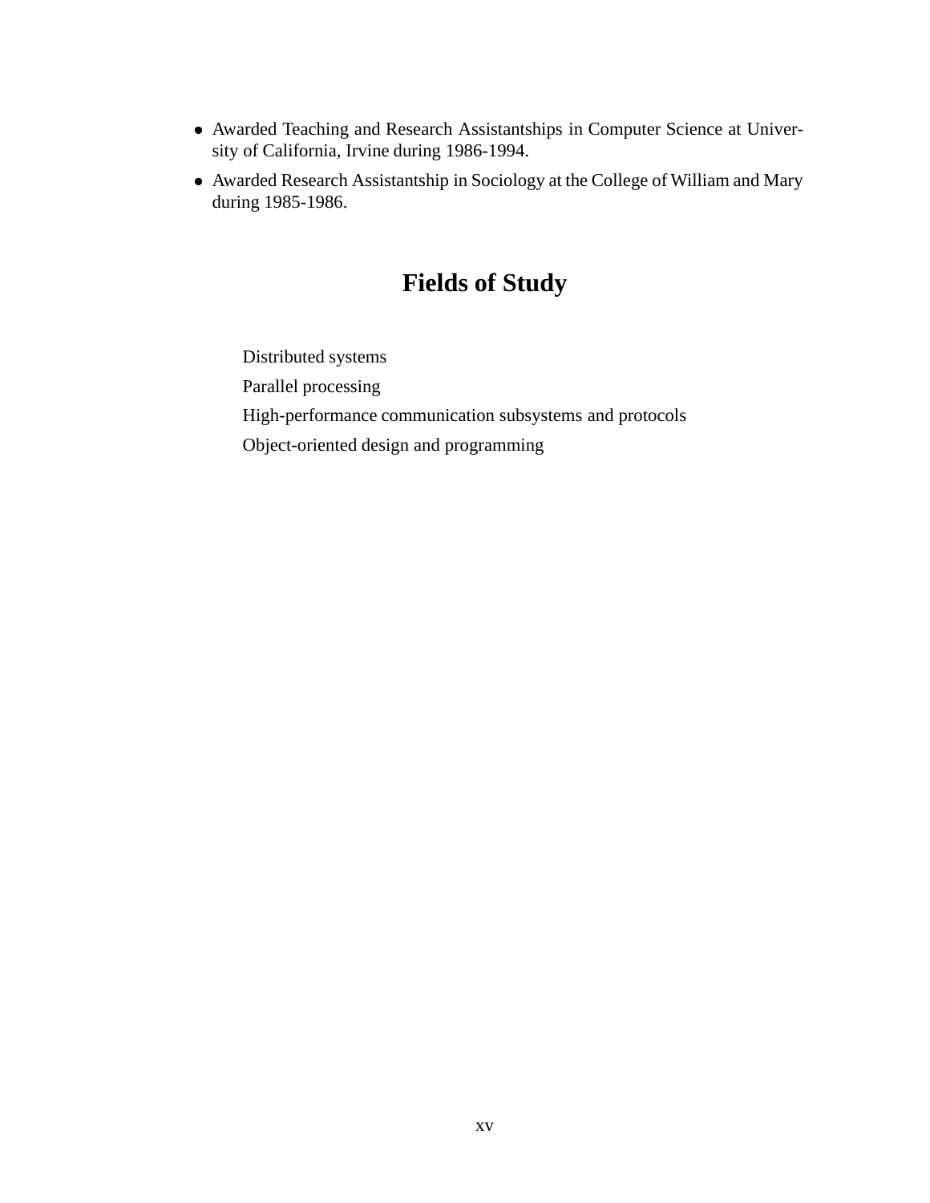- Awarded Teaching and Research Assistantships in Computer Science at University of California, Irvine during 1986-1994.
- Awarded Research Assistantship in Sociology at the College of William and Mary during 1985-1986.

# Fields of Study

Distributed systems

Parallel processing

High-performance communication subsystems and protocols

Object-oriented design and programming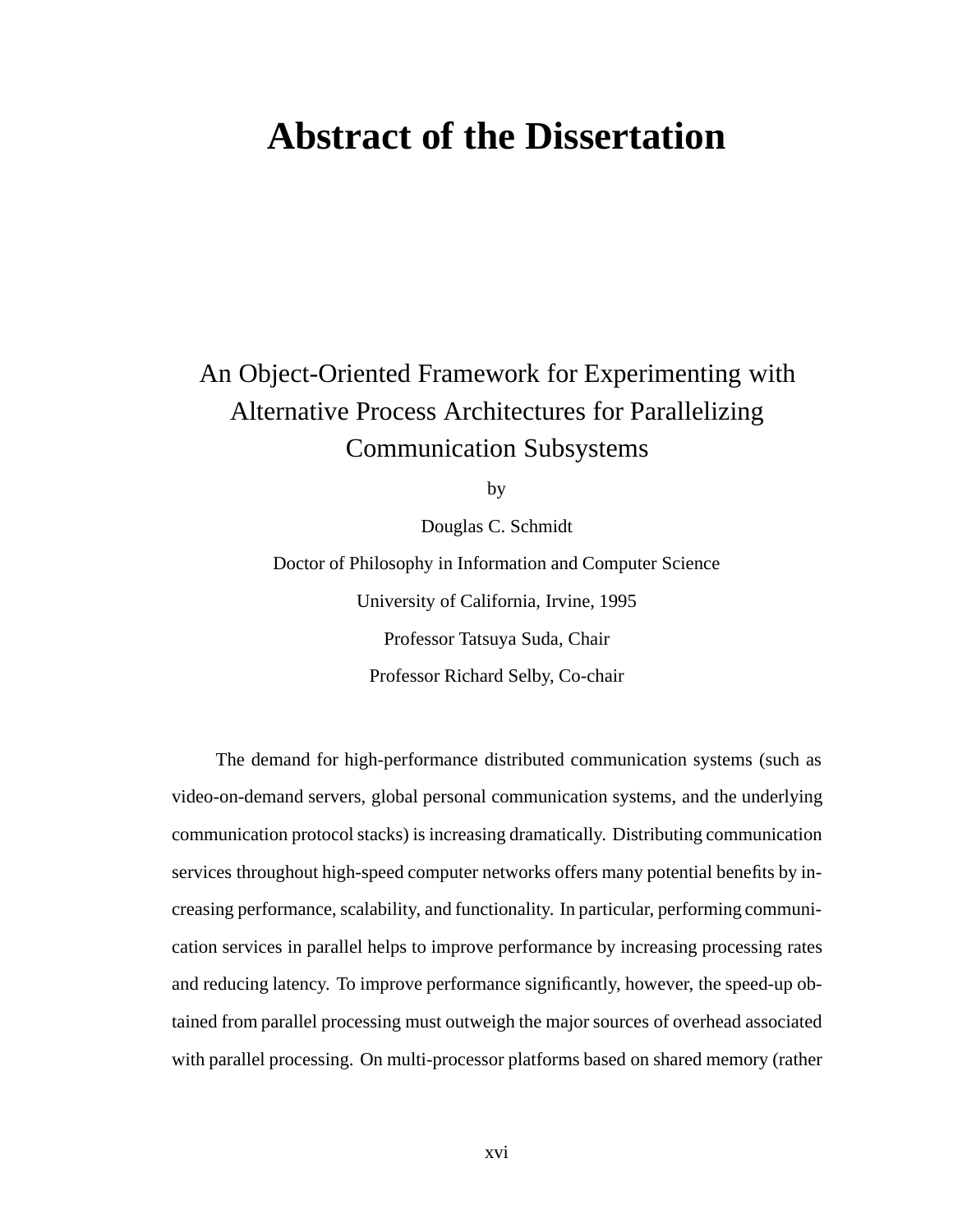# Abstract of the Dissertation

An Object-Oriented Framework for Experimenting with Alternative Process Architectures for Parallelizing Communication Subsystems

by

Douglas C. Schmidt

Doctor of Philosophy in Information and Computer Science

University of California, Irvine, 1995

Professor Tatsuya Suda, Chair

Professor Richard Selby, Co-chair

The demand for high-performance distributed communication systems (such as video-on-demand servers, global personal communication systems, and the underlying communication protocol stacks) is increasing dramatically. Distributing communication services throughout high-speed computer networks offers many potential benefits by increasing performance, scalability, and functionality. In particular, performing communication services in parallel helps to improve performance by increasing processing rates and reducing latency. To improve performance significantly, however, the speed-up obtained from parallel processing must outweigh the major sources of overhead associated with parallel processing. On multi-processor platforms based on shared memory (rather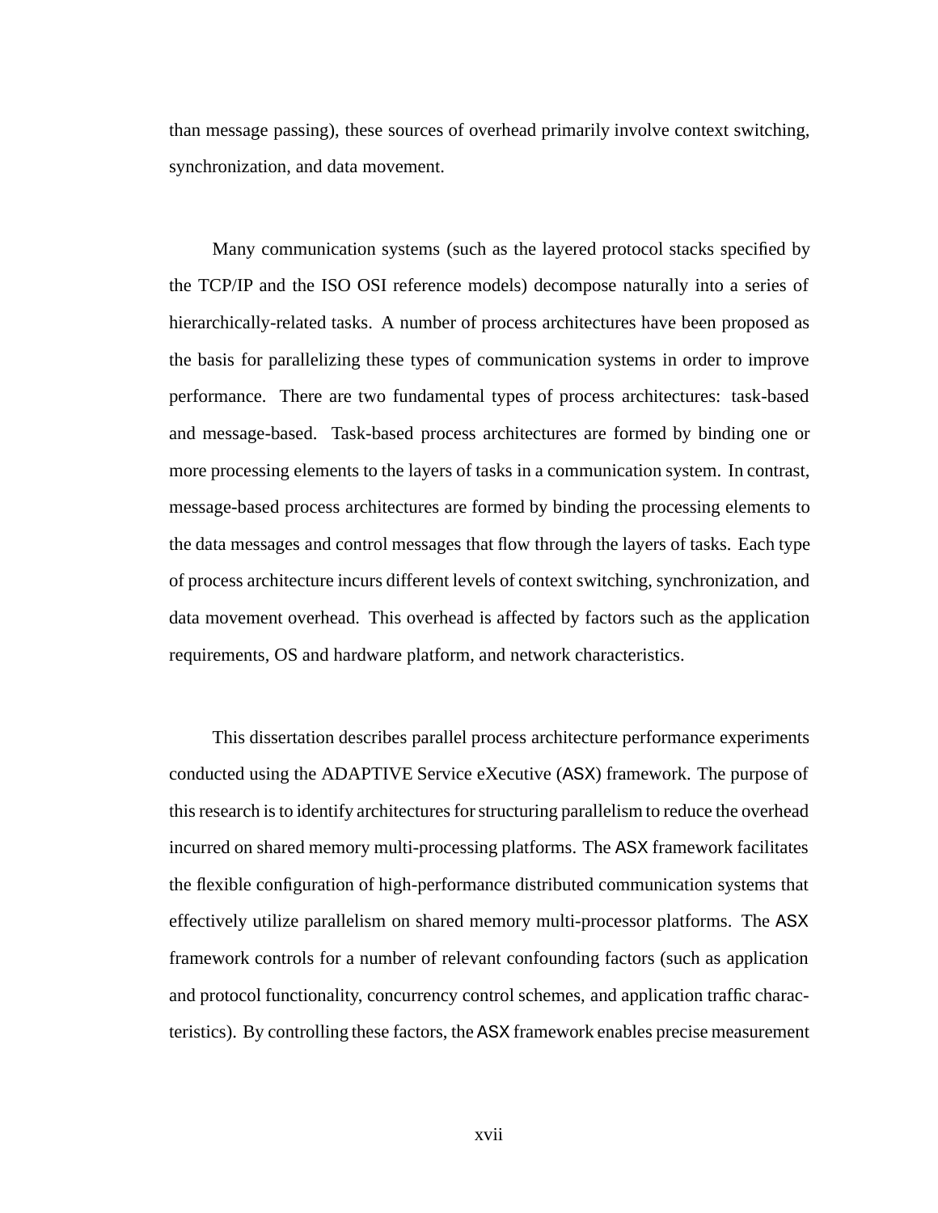than message passing), these sources of overhead primarily involve context switching, synchronization, and data movement.

Many communication systems (such as the layered protocol stacks specified by the TCP/IP and the ISO OSI reference models) decompose naturally into a series of hierarchically-related tasks. A number of process architectures have been proposed as the basis for parallelizing these types of communication systems in order to improve performance. There are two fundamental types of process architectures: task-based and message-based. Task-based process architectures are formed by binding one or more processing elements to the layers of tasks in a communication system. In contrast, message-based process architectures are formed by binding the processing elements to the data messages and control messages that flow through the layers of tasks. Each type of process architecture incurs different levels of context switching, synchronization, and data movement overhead. This overhead is affected by factors such as the application requirements, OS and hardware platform, and network characteristics.

This dissertation describes parallel process architecture performance experiments conducted using the ADAPTIVE Service eXecutive (ASX) framework. The purpose of this research is to identify architectures for structuring parallelism to reduce the overhead incurred on shared memory multi-processing platforms. The ASX framework facilitates the flexible configuration of high-performance distributed communication systems that effectively utilize parallelism on shared memory multi-processor platforms. The ASX framework controls for a number of relevant confounding factors (such as application and protocol functionality, concurrency control schemes, and application traffic characteristics). By controlling these factors, the ASX framework enables precise measurement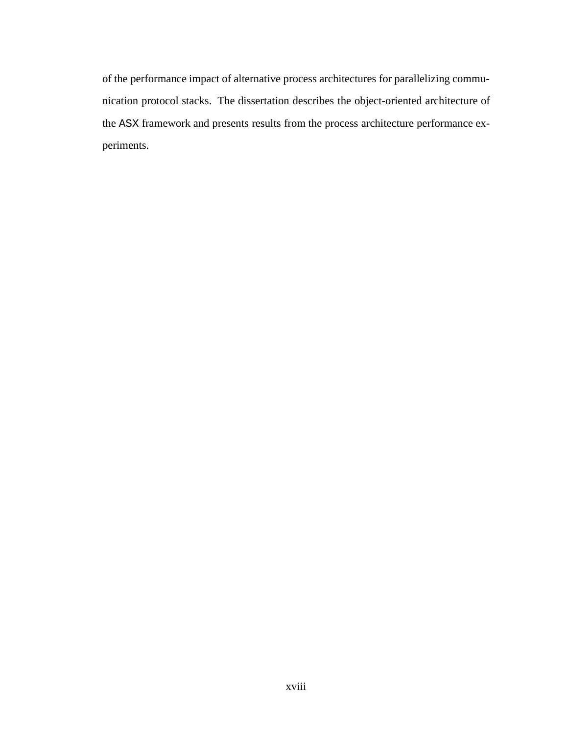of the performance impact of alternative process architectures for parallelizing communication protocol stacks. The dissertation describes the object-oriented architecture of the ASX framework and presents results from the process architecture performance experiments.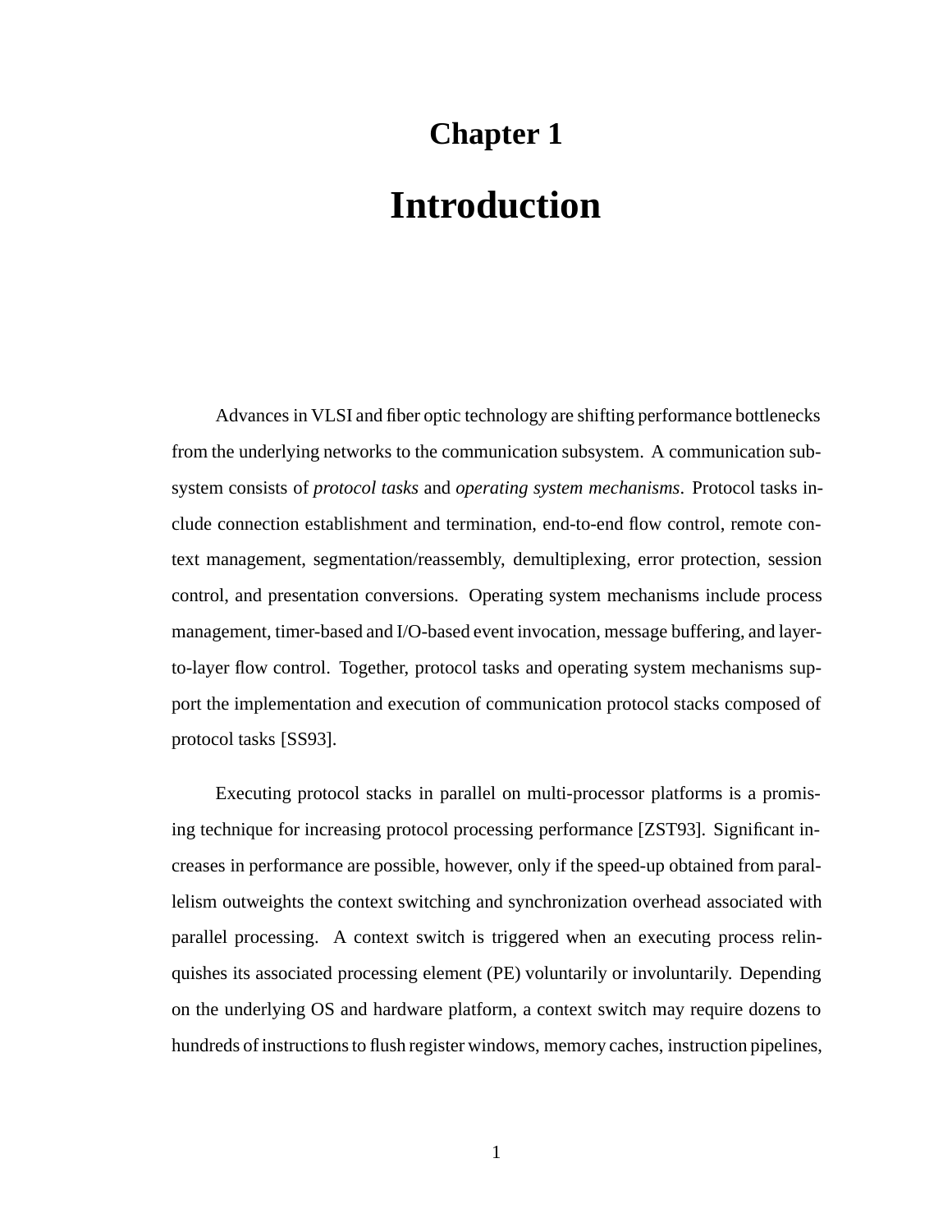# Chapter 1

# Introduction

Advances in VLSI and fiber optic technology are shifting performance bottlenecks from the underlying networks to the communication subsystem. A communication subsystem consists of *protocol tasks* and *operating system mechanisms*. Protocol tasks include connection establishment and termination, end-to-end flow control, remote context management, segmentation/reassembly, demultiplexing, error protection, session control, and presentation conversions. Operating system mechanisms include process management, timer-based and I/O-based event invocation, message buffering, and layer-to-layer flow control. Together, protocol tasks and operating system mechanisms support the implementation and execution of communication protocol stacks composed of protocol tasks [SS93].

Executing protocol stacks in parallel on multi-processor platforms is a promising technique for increasing protocol processing performance [ZST93]. Significant increases in performance are possible, however, only if the speed-up obtained from parallelism outweights the context switching and synchronization overhead associated with parallel processing. A context switch is triggered when an executing process relinquishes its associated processing element (PE) voluntarily or involuntarily. Depending on the underlying OS and hardware platform, a context switch may require dozens to hundreds of instructions to flush register windows, memory caches, instruction pipelines,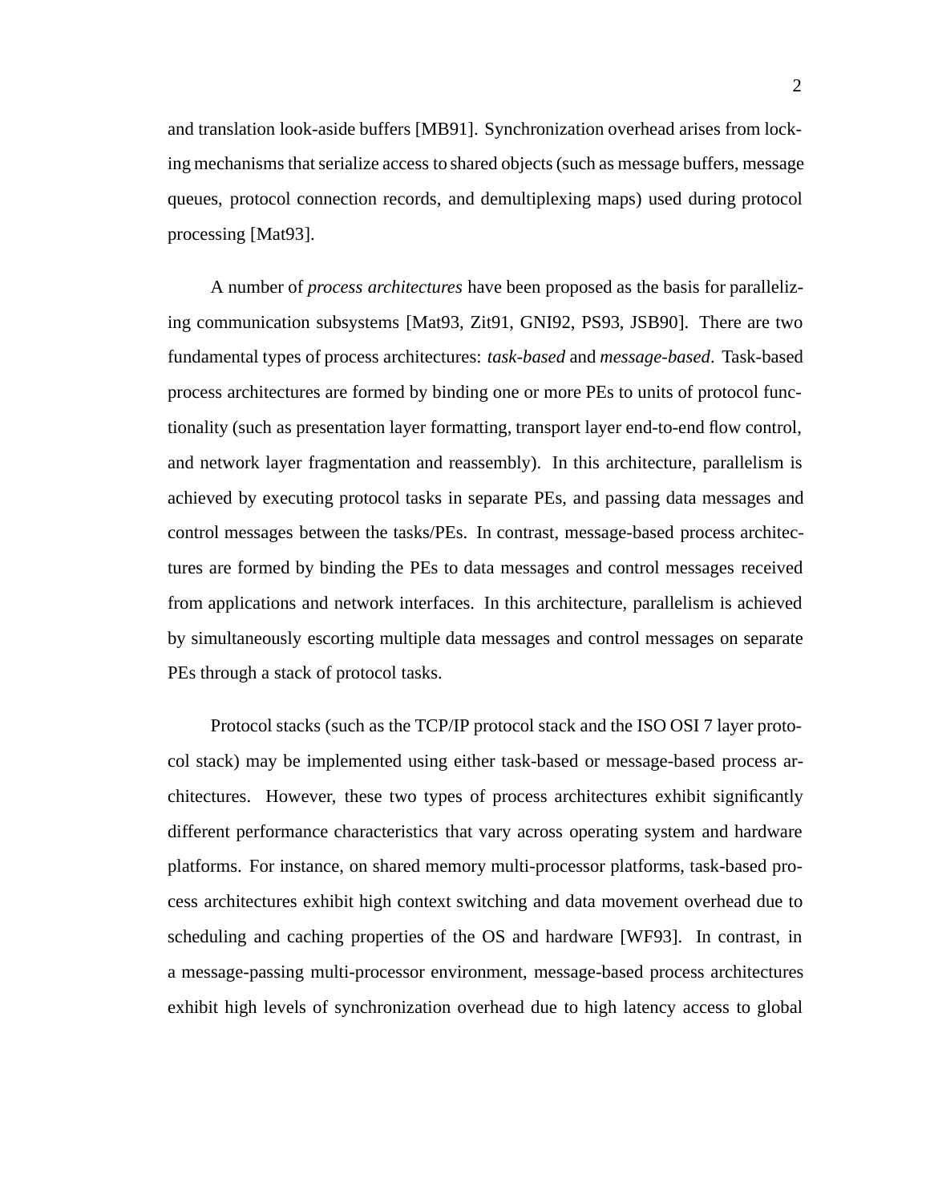and translation look-aside buffers [MB91]. Synchronization overhead arises from locking mechanisms that serialize access to shared objects (such as message buffers, message queues, protocol connection records, and demultiplexing maps) used during protocol processing [Mat93].

A number of *process architectures* have been proposed as the basis for parallelizing communication subsystems [Mat93, Zit91, GNI92, PS93, JSB90]. There are two fundamental types of process architectures: *task-based* and *message-based*. Task-based process architectures are formed by binding one or more PEs to units of protocol functionality (such as presentation layer formatting, transport layer end-to-end flow control, and network layer fragmentation and reassembly). In this architecture, parallelism is achieved by executing protocol tasks in separate PEs, and passing data messages and control messages between the tasks/PEs. In contrast, message-based process architectures are formed by binding the PEs to data messages and control messages received from applications and network interfaces. In this architecture, parallelism is achieved by simultaneously escorting multiple data messages and control messages on separate PEs through a stack of protocol tasks.

Protocol stacks (such as the TCP/IP protocol stack and the ISO OSI 7 layer protocol stack) may be implemented using either task-based or message-based process architectures. However, these two types of process architectures exhibit significantly different performance characteristics that vary across operating system and hardware platforms. For instance, on shared memory multi-processor platforms, task-based process architectures exhibit high context switching and data movement overhead due to scheduling and caching properties of the OS and hardware [WF93]. In contrast, in a message-passing multi-processor environment, message-based process architectures exhibit high levels of synchronization overhead due to high latency access to global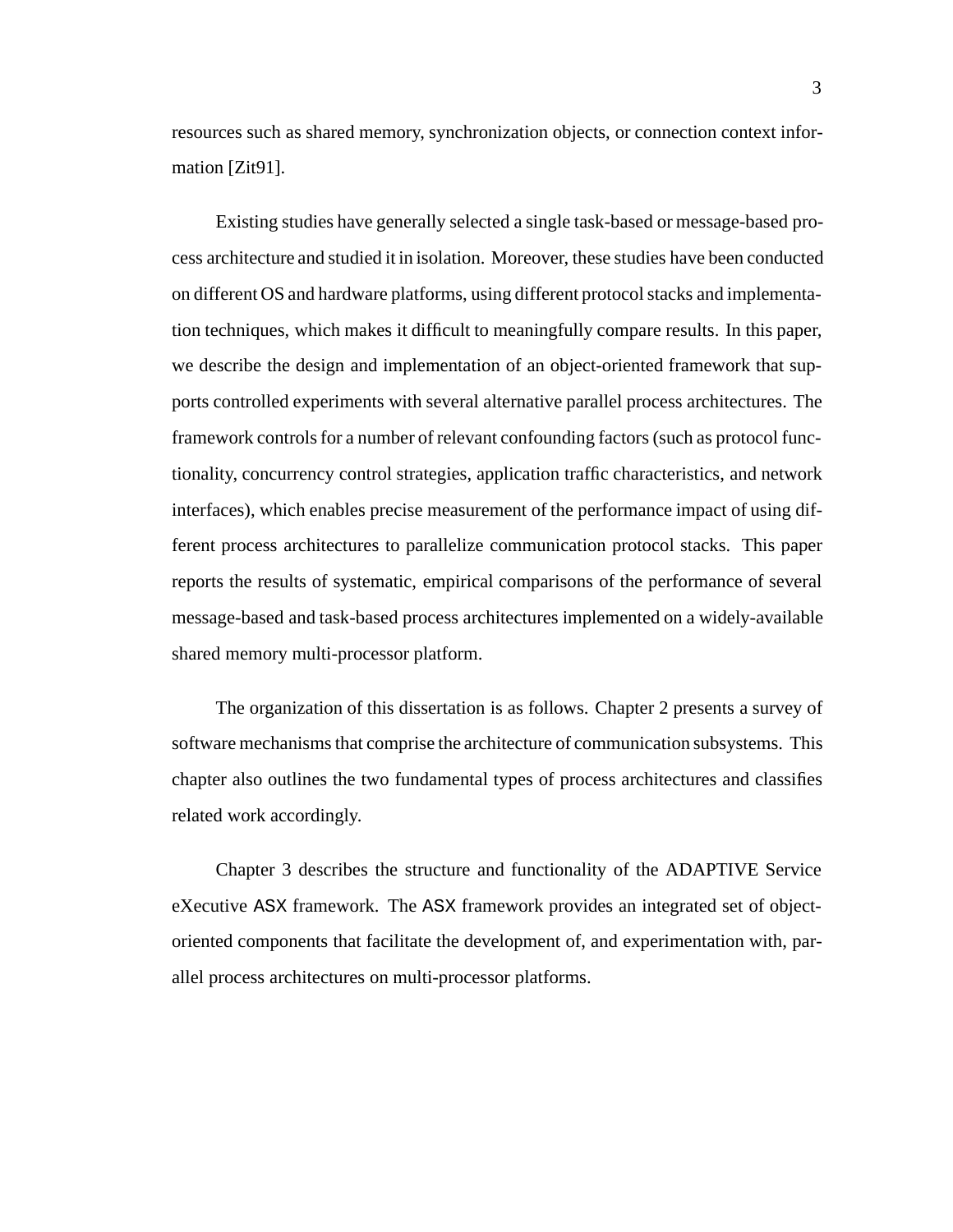resources such as shared memory, synchronization objects, or connection context information [Zit91].

Existing studies have generally selected a single task-based or message-based process architecture and studied it in isolation. Moreover, these studies have been conducted on different OS and hardware platforms, using different protocol stacks and implementation techniques, which makes it difficult to meaningfully compare results. In this paper, we describe the design and implementation of an object-oriented framework that supports controlled experiments with several alternative parallel process architectures. The framework controls for a number of relevant confounding factors (such as protocol functionality, concurrency control strategies, application traffic characteristics, and network interfaces), which enables precise measurement of the performance impact of using different process architectures to parallelize communication protocol stacks. This paper reports the results of systematic, empirical comparisons of the performance of several message-based and task-based process architectures implemented on a widely-available shared memory multi-processor platform.

The organization of this dissertation is as follows. Chapter 2 presents a survey of software mechanisms that comprise the architecture of communication subsystems. This chapter also outlines the two fundamental types of process architectures and classifies related work accordingly.

Chapter 3 describes the structure and functionality of the ADAPTIVE Service eXecutive ASX framework. The ASX framework provides an integrated set of object-oriented components that facilitate the development of, and experimentation with, parallel process architectures on multi-processor platforms.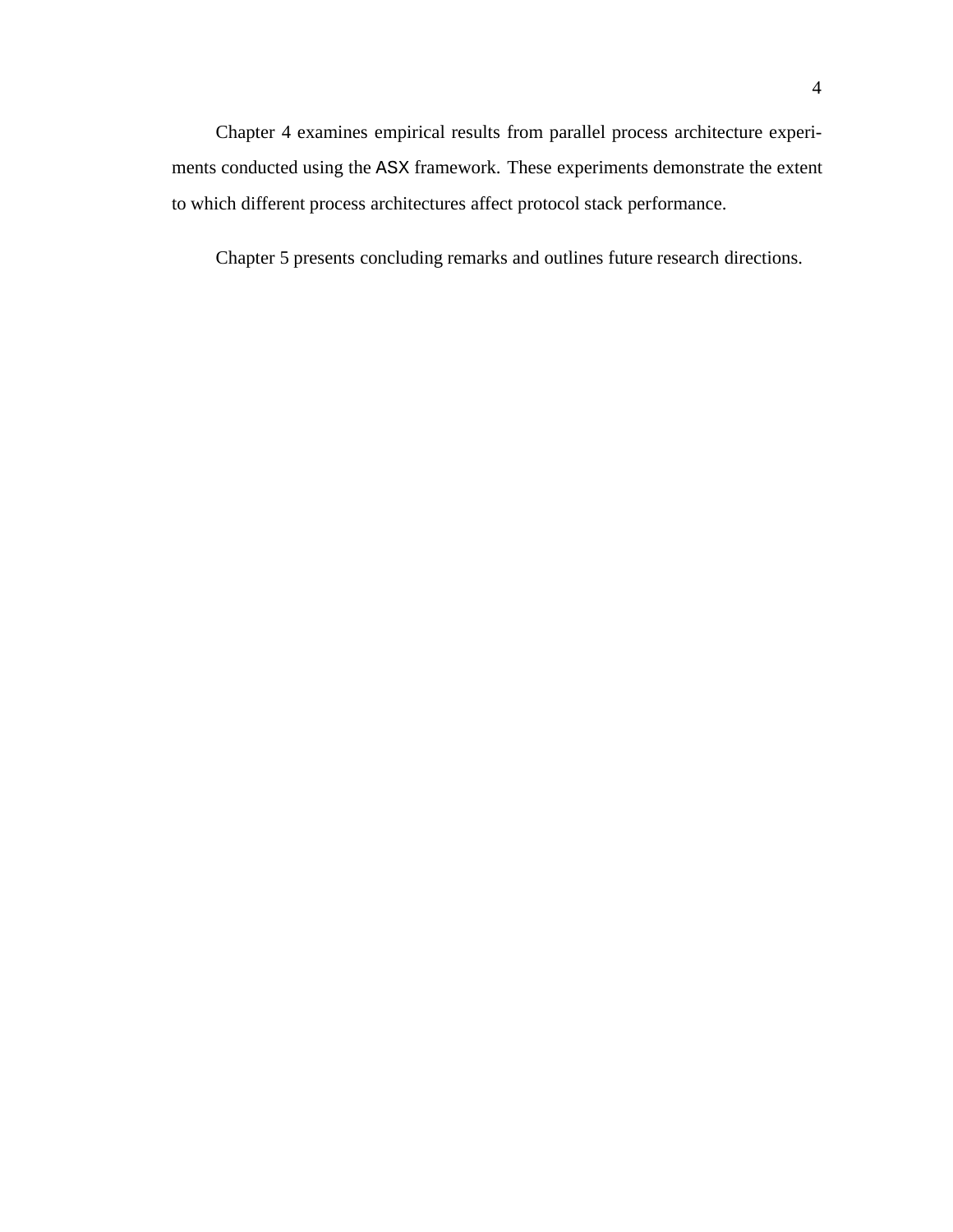Chapter 4 examines empirical results from parallel process architecture experiments conducted using the ASX framework. These experiments demonstrate the extent to which different process architectures affect protocol stack performance.

Chapter 5 presents concluding remarks and outlines future research directions.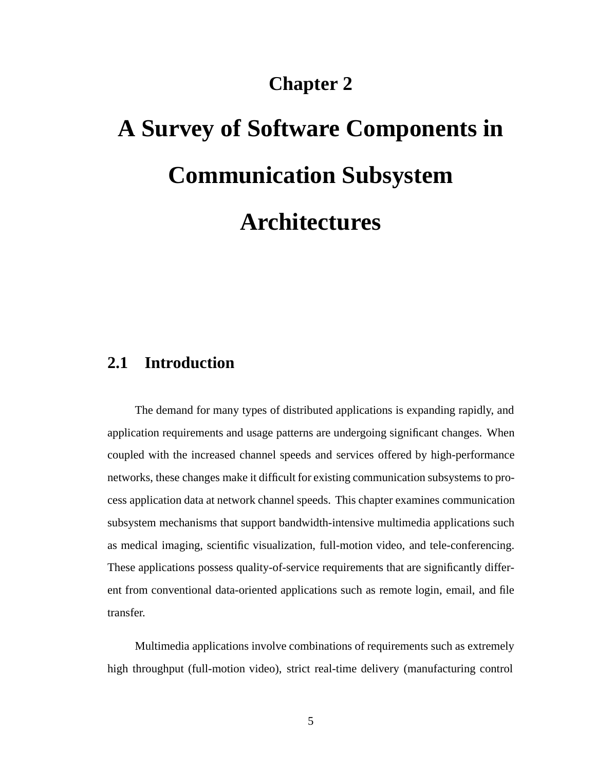# Chapter 2

# A Survey of Software Components in Communication Subsystem Architectures

## 2.1 Introduction

The demand for many types of distributed applications is expanding rapidly, and application requirements and usage patterns are undergoing significant changes. When coupled with the increased channel speeds and services offered by high-performance networks, these changes make it difficult for existing communication subsystems to process application data at network channel speeds. This chapter examines communication subsystem mechanisms that support bandwidth-intensive multimedia applications such as medical imaging, scientific visualization, full-motion video, and tele-conferencing. These applications possess quality-of-service requirements that are significantly different from conventional data-oriented applications such as remote login, email, and file transfer.

Multimedia applications involve combinations of requirements such as extremely high throughput (full-motion video), strict real-time delivery (manufacturing control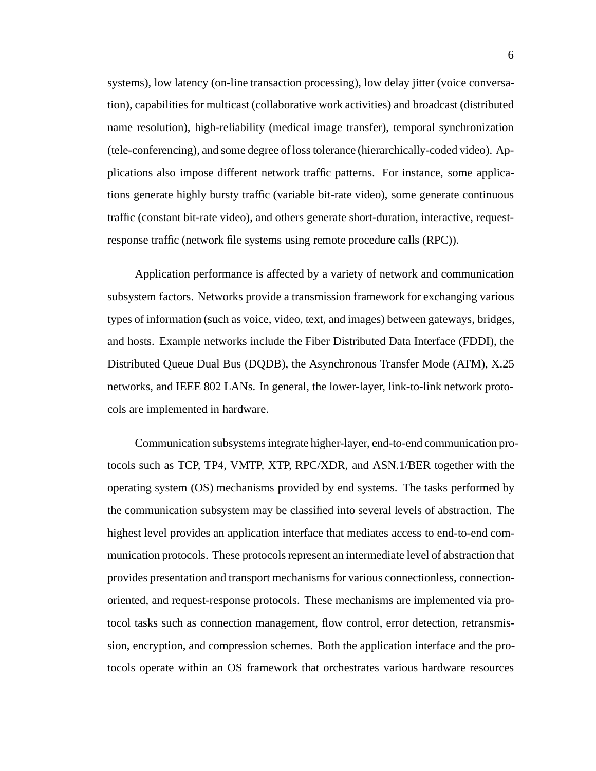systems), low latency (on-line transaction processing), low delay jitter (voice conversation), capabilities for multicast (collaborative work activities) and broadcast (distributed name resolution), high-reliability (medical image transfer), temporal synchronization (tele-conferencing), and some degree of loss tolerance (hierarchically-coded video). Applications also impose different network traffic patterns. For instance, some applications generate highly bursty traffic (variable bit-rate video), some generate continuous traffic (constant bit-rate video), and others generate short-duration, interactive, request-response traffic (network file systems using remote procedure calls (RPC)).

Application performance is affected by a variety of network and communication subsystem factors. Networks provide a transmission framework for exchanging various types of information (such as voice, video, text, and images) between gateways, bridges, and hosts. Example networks include the Fiber Distributed Data Interface (FDDI), the Distributed Queue Dual Bus (DQDB), the Asynchronous Transfer Mode (ATM), X.25 networks, and IEEE 802 LANs. In general, the lower-layer, link-to-link network protocols are implemented in hardware.

Communication subsystems integrate higher-layer, end-to-end communication protocols such as TCP, TP4, VMTP, XTP, RPC/XDR, and ASN.1/BER together with the operating system (OS) mechanisms provided by end systems. The tasks performed by the communication subsystem may be classified into several levels of abstraction. The highest level provides an application interface that mediates access to end-to-end communication protocols. These protocols represent an intermediate level of abstraction that provides presentation and transport mechanisms for various connectionless, connection-oriented, and request-response protocols. These mechanisms are implemented via protocol tasks such as connection management, flow control, error detection, retransmission, encryption, and compression schemes. Both the application interface and the protocols operate within an OS framework that orchestrates various hardware resources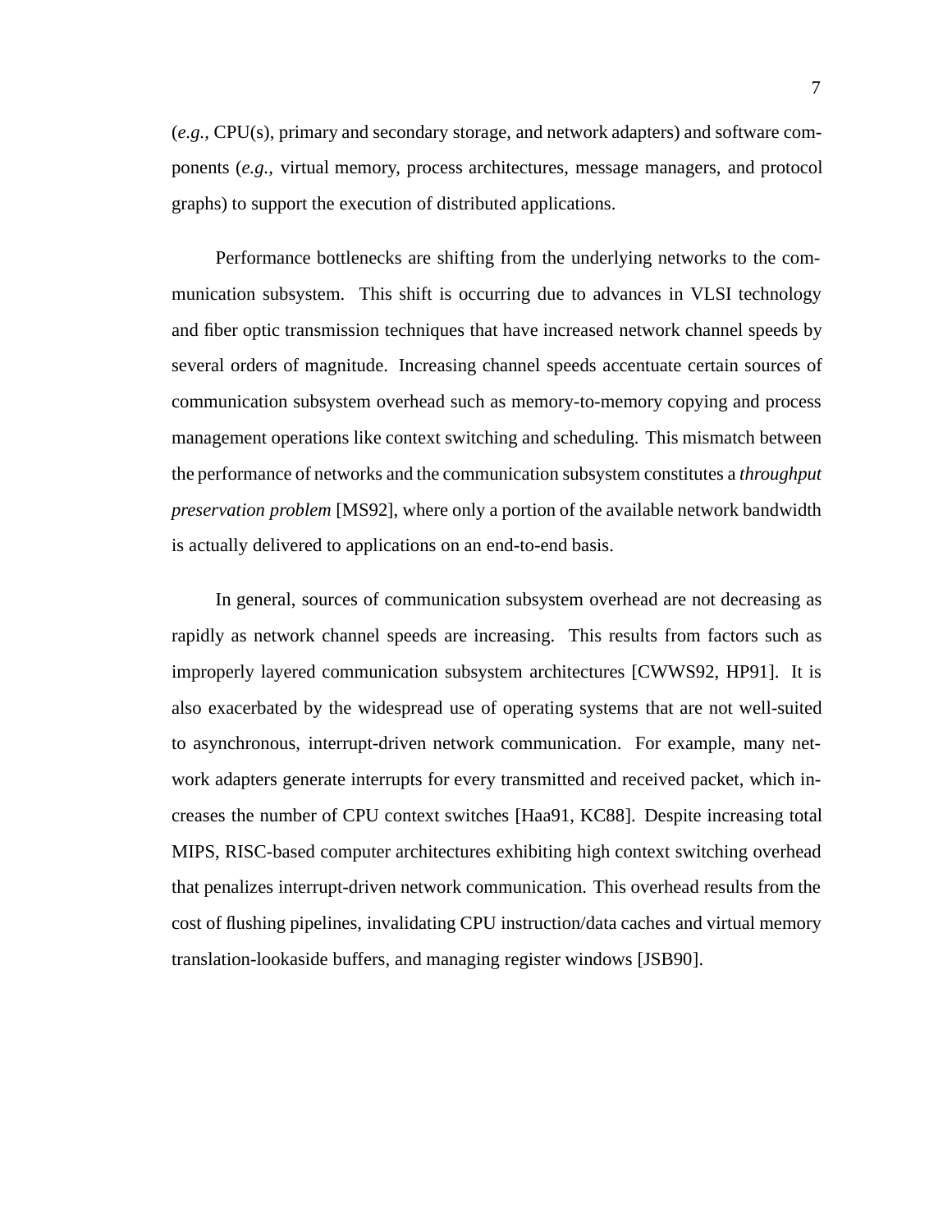(*e.g.,* CPU(s), primary and secondary storage, and network adapters) and software components (*e.g.,* virtual memory, process architectures, message managers, and protocol graphs) to support the execution of distributed applications.

Performance bottlenecks are shifting from the underlying networks to the communication subsystem. This shift is occurring due to advances in VLSI technology and fiber optic transmission techniques that have increased network channel speeds by several orders of magnitude. Increasing channel speeds accentuate certain sources of communication subsystem overhead such as memory-to-memory copying and process management operations like context switching and scheduling. This mismatch between the performance of networks and the communication subsystem constitutes a *throughput preservation problem* [MS92], where only a portion of the available network bandwidth is actually delivered to applications on an end-to-end basis.

In general, sources of communication subsystem overhead are not decreasing as rapidly as network channel speeds are increasing. This results from factors such as improperly layered communication subsystem architectures [CWWS92, HP91]. It is also exacerbated by the widespread use of operating systems that are not well-suited to asynchronous, interrupt-driven network communication. For example, many network adapters generate interrupts for every transmitted and received packet, which increases the number of CPU context switches [Haa91, KC88]. Despite increasing total MIPS, RISC-based computer architectures exhibiting high context switching overhead that penalizes interrupt-driven network communication. This overhead results from the cost of flushing pipelines, invalidating CPU instruction/data caches and virtual memory translation-lookaside buffers, and managing register windows [JSB90].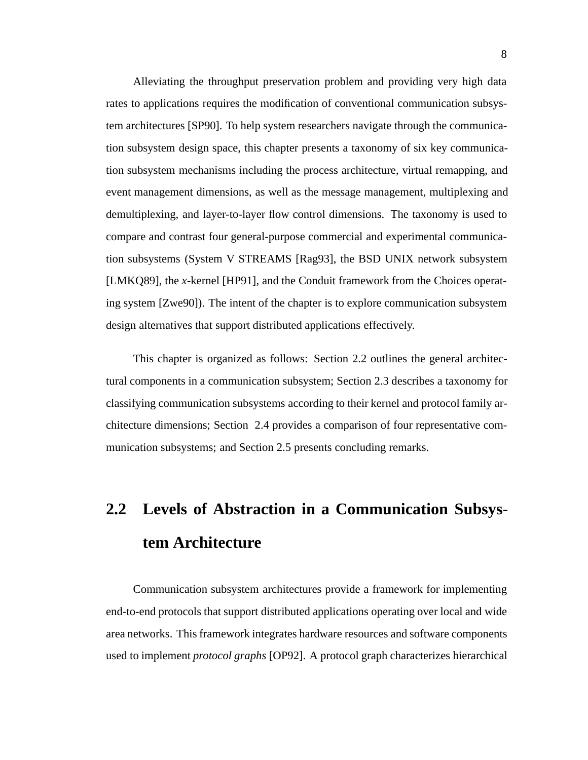Alleviating the throughput preservation problem and providing very high data rates to applications requires the modification of conventional communication subsystem architectures [SP90]. To help system researchers navigate through the communication subsystem design space, this chapter presents a taxonomy of six key communication subsystem mechanisms including the process architecture, virtual remapping, and event management dimensions, as well as the message management, multiplexing and demultiplexing, and layer-to-layer flow control dimensions. The taxonomy is used to compare and contrast four general-purpose commercial and experimental communication subsystems (System V STREAMS [Rag93], the BSD UNIX network subsystem [LMKQ89], the *x*-kernel [HP91], and the Conduit framework from the Choices operating system [Zwe90]). The intent of the chapter is to explore communication subsystem design alternatives that support distributed applications effectively.

This chapter is organized as follows: Section 2.2 outlines the general architectural components in a communication subsystem; Section 2.3 describes a taxonomy for classifying communication subsystems according to their kernel and protocol family architecture dimensions; Section 2.4 provides a comparison of four representative communication subsystems; and Section 2.5 presents concluding remarks.

## 2.2 Levels of Abstraction in a Communication Subsystem Architecture

Communication subsystem architectures provide a framework for implementing end-to-end protocols that support distributed applications operating over local and wide area networks. This framework integrates hardware resources and software components used to implement *protocol graphs* [OP92]. A protocol graph characterizes hierarchical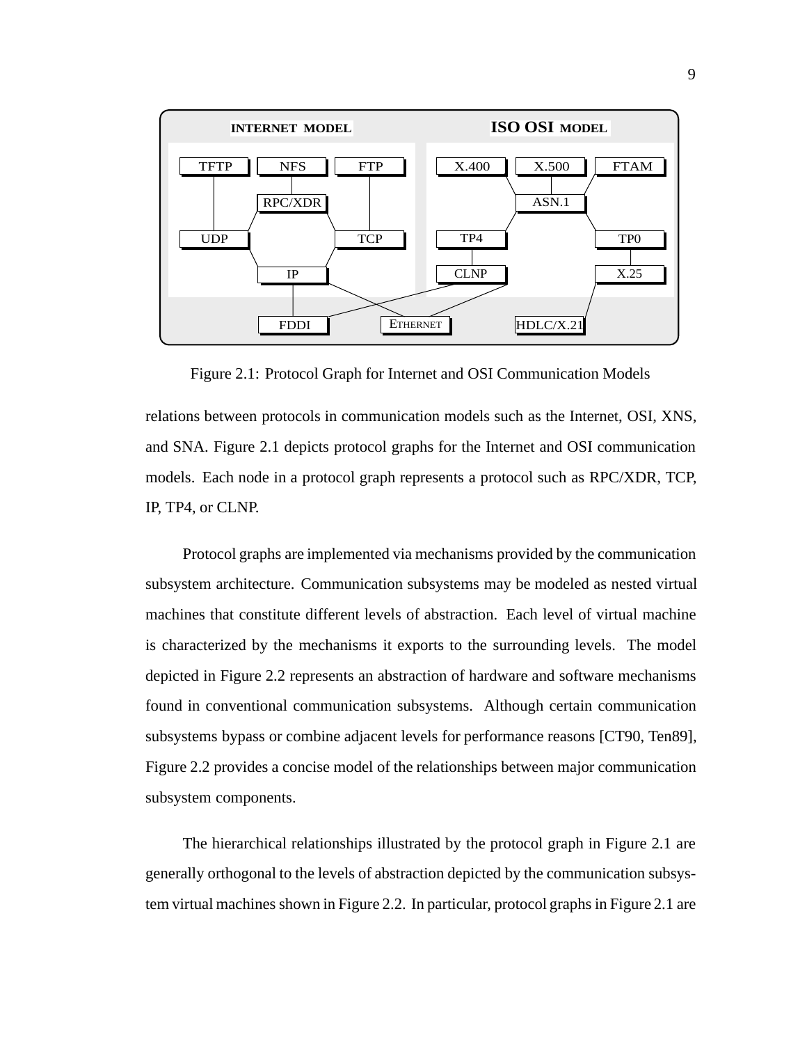Figure 2.1: Protocol Graph for Internet and OSI Communication Models

relations between protocols in communication models such as the Internet, OSI, XNS, and SNA. Figure 2.1 depicts protocol graphs for the Internet and OSI communication models. Each node in a protocol graph represents a protocol such as RPC/XDR, TCP, IP, TP4, or CLNP.

Protocol graphs are implemented via mechanisms provided by the communication subsystem architecture. Communication subsystems may be modeled as nested virtual machines that constitute different levels of abstraction. Each level of virtual machine is characterized by the mechanisms it exports to the surrounding levels. The model depicted in Figure 2.2 represents an abstraction of hardware and software mechanisms found in conventional communication subsystems. Although certain communication subsystems bypass or combine adjacent levels for performance reasons [CT90, Ten89], Figure 2.2 provides a concise model of the relationships between major communication subsystem components.

The hierarchical relationships illustrated by the protocol graph in Figure 2.1 are generally orthogonal to the levels of abstraction depicted by the communication subsystem virtual machines shown in Figure 2.2. In particular, protocol graphs in Figure 2.1 are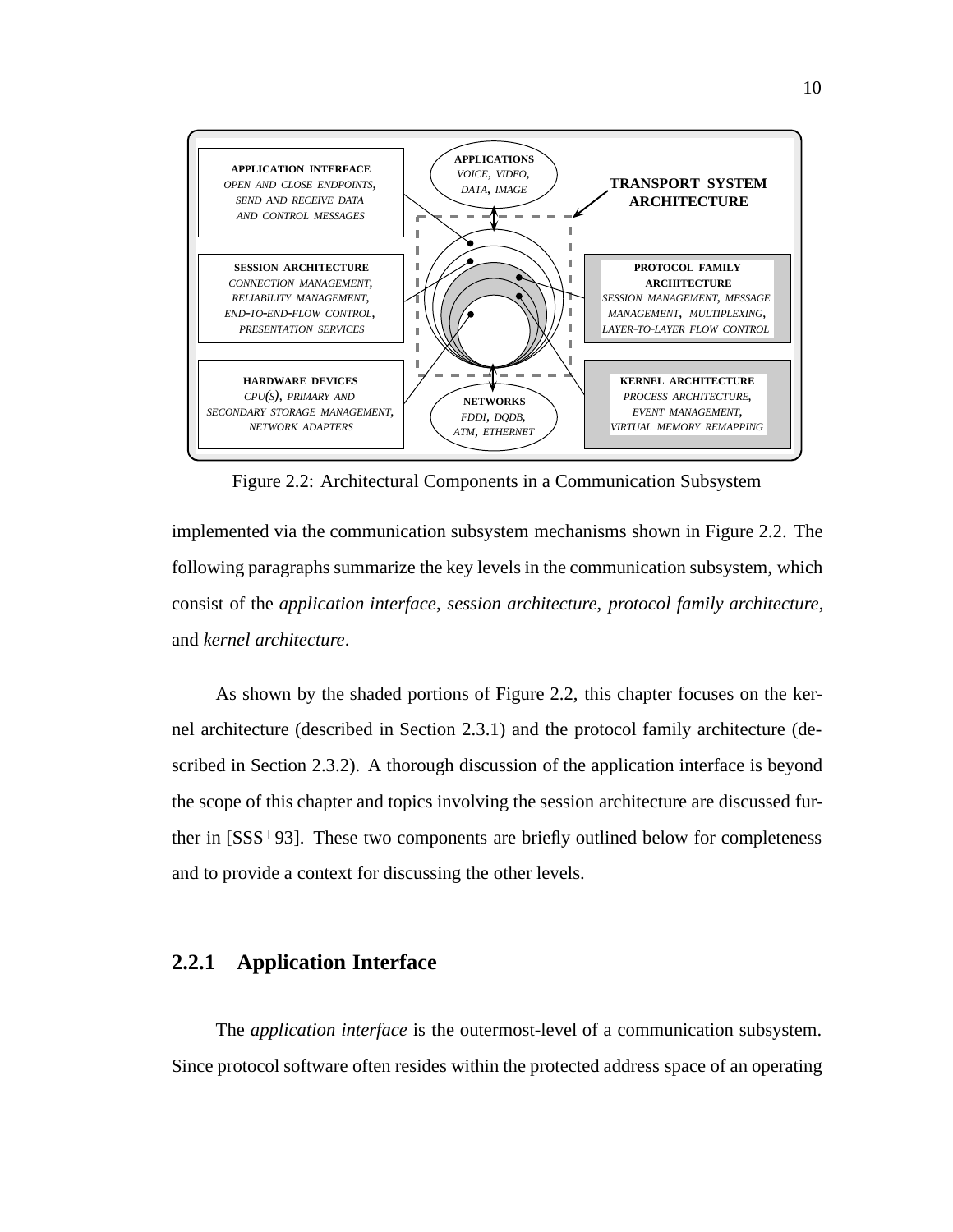Figure 2.2: Architectural Components in a Communication Subsystem

implemented via the communication subsystem mechanisms shown in Figure 2.2. The following paragraphs summarize the key levels in the communication subsystem, which consist of the *application interface*, *session architecture*, *protocol family architecture*, and *kernel architecture*.

As shown by the shaded portions of Figure 2.2, this chapter focuses on the kernel architecture (described in Section 2.3.1) and the protocol family architecture (described in Section 2.3.2). A thorough discussion of the application interface is beyond the scope of this chapter and topics involving the session architecture are discussed further in [SSS+93]. These two components are briefly outlined below for completeness and to provide a context for discussing the other levels.

### 2.2.1 Application Interface

The *application interface* is the outermost-level of a communication subsystem. Since protocol software often resides within the protected address space of an operating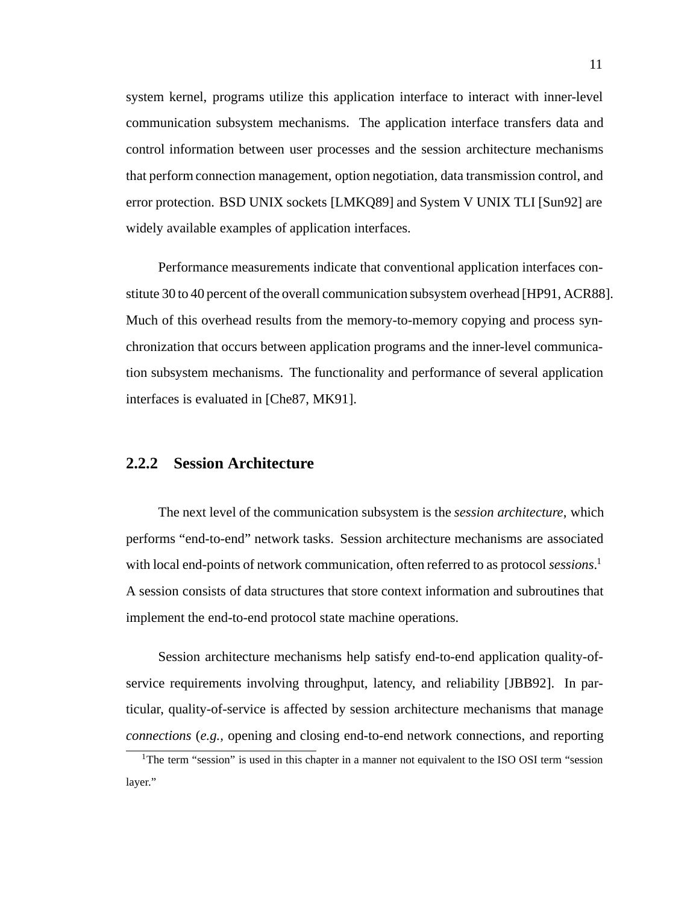system kernel, programs utilize this application interface to interact with inner-level communication subsystem mechanisms. The application interface transfers data and control information between user processes and the session architecture mechanisms that perform connection management, option negotiation, data transmission control, and error protection. BSD UNIX sockets [LMKQ89] and System V UNIX TLI [Sun92] are widely available examples of application interfaces.

Performance measurements indicate that conventional application interfaces constitute 30 to 40 percent of the overall communication subsystem overhead [HP91, ACR88]. Much of this overhead results from the memory-to-memory copying and process synchronization that occurs between application programs and the inner-level communication subsystem mechanisms. The functionality and performance of several application interfaces is evaluated in [Che87, MK91].

### 2.2.2 Session Architecture

The next level of the communication subsystem is the *session architecture*, which performs "end-to-end" network tasks. Session architecture mechanisms are associated with local end-points of network communication, often referred to as protocol *sessions*.[1] A session consists of data structures that store context information and subroutines that implement the end-to-end protocol state machine operations.

Session architecture mechanisms help satisfy end-to-end application quality-of-service requirements involving throughput, latency, and reliability [JBB92]. In particular, quality-of-service is affected by session architecture mechanisms that manage *connections* (*e.g.*, opening and closing end-to-end network connections, and reporting

[1] The term "session" is used in this chapter in a manner not equivalent to the ISO OSI term "session layer."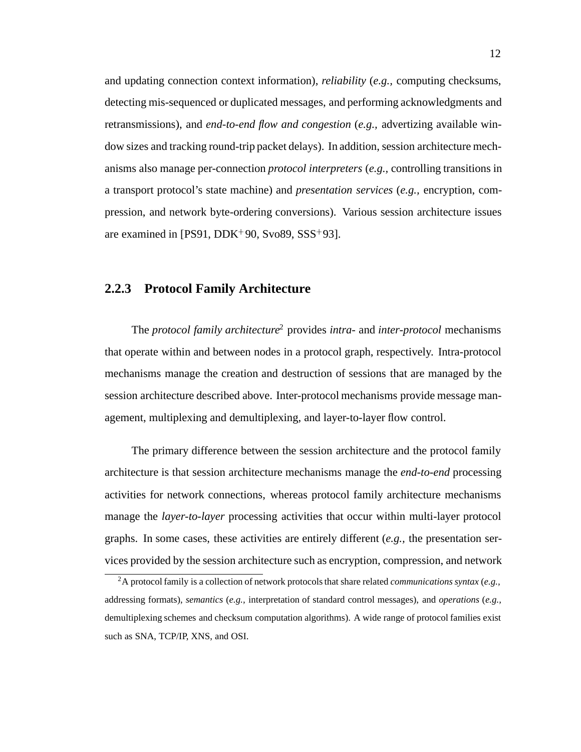and updating connection context information), *reliability* (*e.g.,* computing checksums, detecting mis-sequenced or duplicated messages, and performing acknowledgments and retransmissions), and *end-to-end flow and congestion* (*e.g.,* advertizing available window sizes and tracking round-trip packet delays). In addition, session architecture mechanisms also manage per-connection *protocol interpreters* (*e.g.,* controlling transitions in a transport protocol's state machine) and *presentation services* (*e.g.,* encryption, compression, and network byte-ordering conversions). Various session architecture issues are examined in [PS91, DDK$^+$90, Svo89, SSS$^+$93].

### 2.2.3 Protocol Family Architecture

The *protocol family architecture*[2] provides *intra-* and *inter-protocol* mechanisms that operate within and between nodes in a protocol graph, respectively. Intra-protocol mechanisms manage the creation and destruction of sessions that are managed by the session architecture described above. Inter-protocol mechanisms provide message management, multiplexing and demultiplexing, and layer-to-layer flow control.

The primary difference between the session architecture and the protocol family architecture is that session architecture mechanisms manage the *end-to-end* processing activities for network connections, whereas protocol family architecture mechanisms manage the *layer-to-layer* processing activities that occur within multi-layer protocol graphs. In some cases, these activities are entirely different (*e.g.,* the presentation services provided by the session architecture such as encryption, compression, and network

---

[2] A protocol family is a collection of network protocols that share related *communications syntax* (*e.g.,* addressing formats), *semantics* (*e.g.,* interpretation of standard control messages), and *operations* (*e.g.,* demultiplexing schemes and checksum computation algorithms). A wide range of protocol families exist such as SNA, TCP/IP, XNS, and OSI.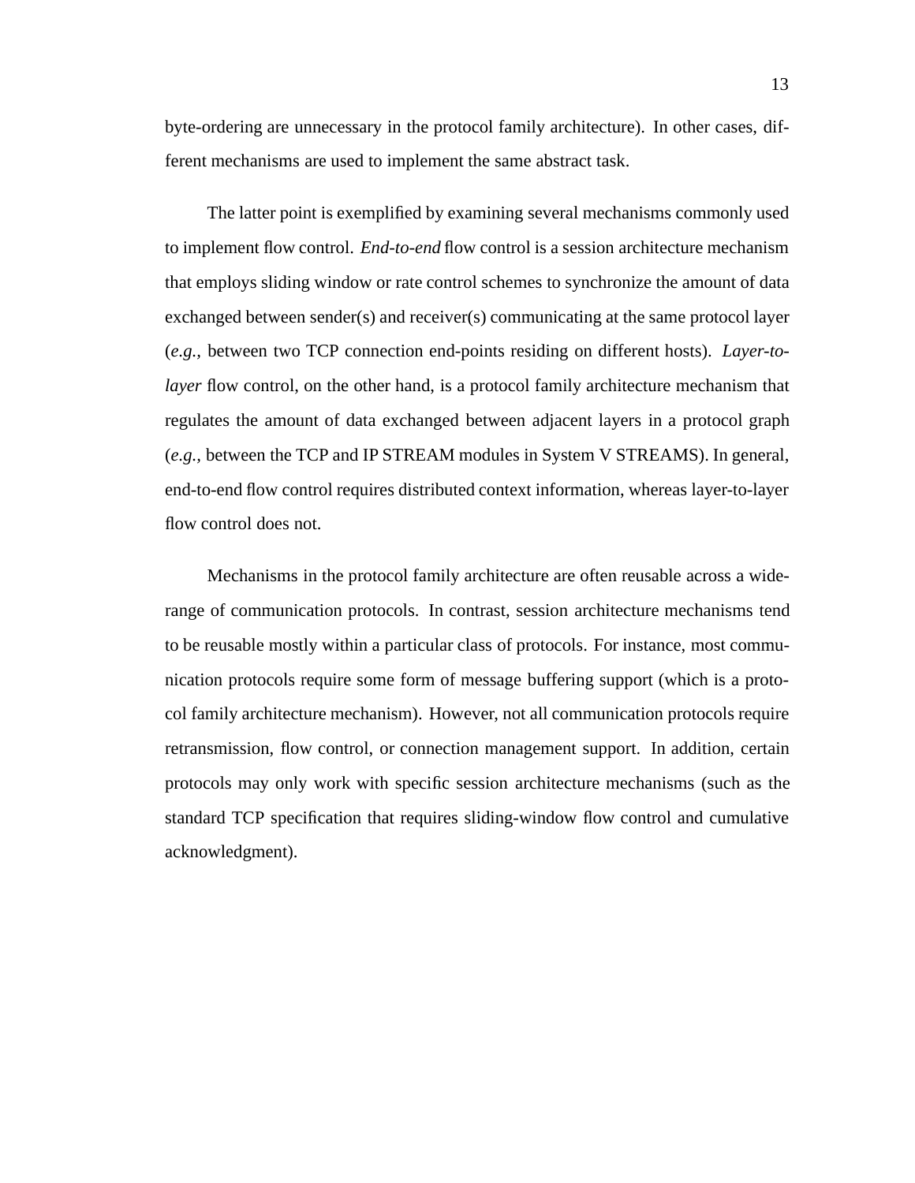byte-ordering are unnecessary in the protocol family architecture). In other cases, different mechanisms are used to implement the same abstract task.

The latter point is exemplified by examining several mechanisms commonly used to implement flow control. *End-to-end* flow control is a session architecture mechanism that employs sliding window or rate control schemes to synchronize the amount of data exchanged between sender(s) and receiver(s) communicating at the same protocol layer (*e.g.,* between two TCP connection end-points residing on different hosts). *Layer-to-layer* flow control, on the other hand, is a protocol family architecture mechanism that regulates the amount of data exchanged between adjacent layers in a protocol graph (*e.g.,* between the TCP and IP STREAM modules in System V STREAMS). In general, end-to-end flow control requires distributed context information, whereas layer-to-layer flow control does not.

Mechanisms in the protocol family architecture are often reusable across a wide-range of communication protocols. In contrast, session architecture mechanisms tend to be reusable mostly within a particular class of protocols. For instance, most communication protocols require some form of message buffering support (which is a protocol family architecture mechanism). However, not all communication protocols require retransmission, flow control, or connection management support. In addition, certain protocols may only work with specific session architecture mechanisms (such as the standard TCP specification that requires sliding-window flow control and cumulative acknowledgment).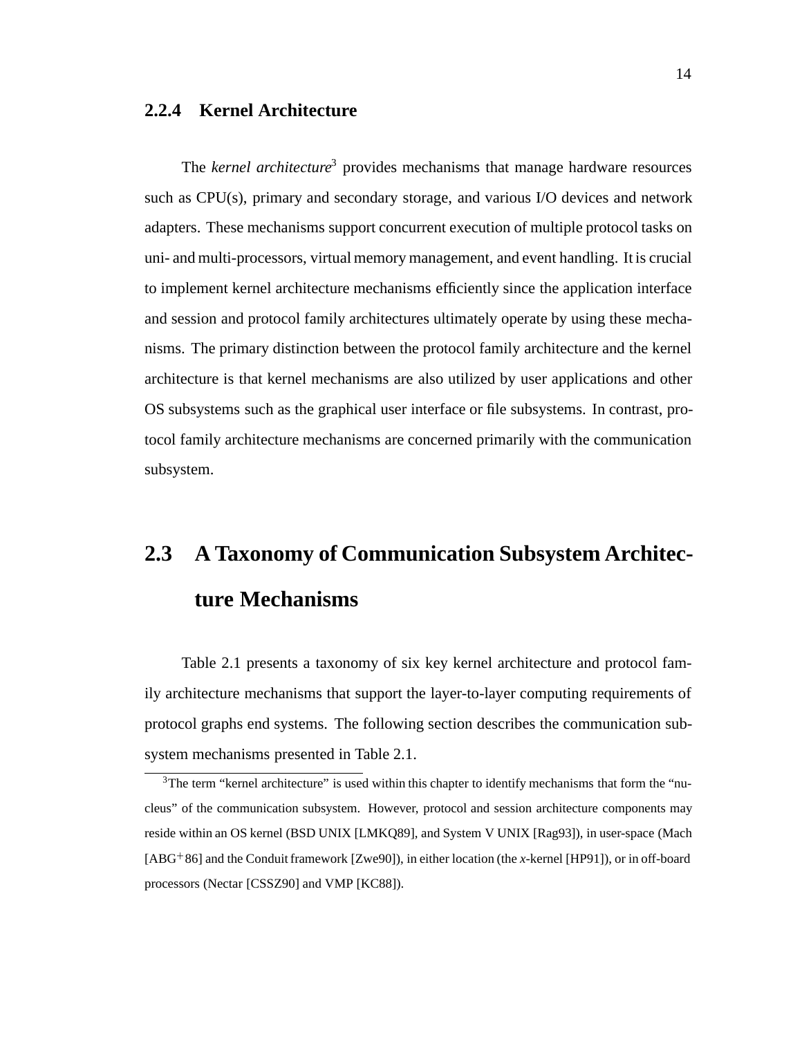### 2.2.4 Kernel Architecture

The *kernel architecture*[3] provides mechanisms that manage hardware resources such as CPU(s), primary and secondary storage, and various I/O devices and network adapters. These mechanisms support concurrent execution of multiple protocol tasks on uni- and multi-processors, virtual memory management, and event handling. It is crucial to implement kernel architecture mechanisms efficiently since the application interface and session and protocol family architectures ultimately operate by using these mechanisms. The primary distinction between the protocol family architecture and the kernel architecture is that kernel mechanisms are also utilized by user applications and other OS subsystems such as the graphical user interface or file subsystems. In contrast, protocol family architecture mechanisms are concerned primarily with the communication subsystem.

## 2.3 A Taxonomy of Communication Subsystem Architecture Mechanisms

Table 2.1 presents a taxonomy of six key kernel architecture and protocol family architecture mechanisms that support the layer-to-layer computing requirements of protocol graphs end systems. The following section describes the communication subsystem mechanisms presented in Table 2.1.

[3] The term "kernel architecture" is used within this chapter to identify mechanisms that form the "nucleus" of the communication subsystem. However, protocol and session architecture components may reside within an OS kernel (BSD UNIX [LMKQ89], and System V UNIX [Rag93]), in user-space (Mach [ABG+86] and the Conduit framework [Zwe90]), in either location (the *x*-kernel [HP91]), or in off-board processors (Nectar [CSSZ90] and VMP [KC88]).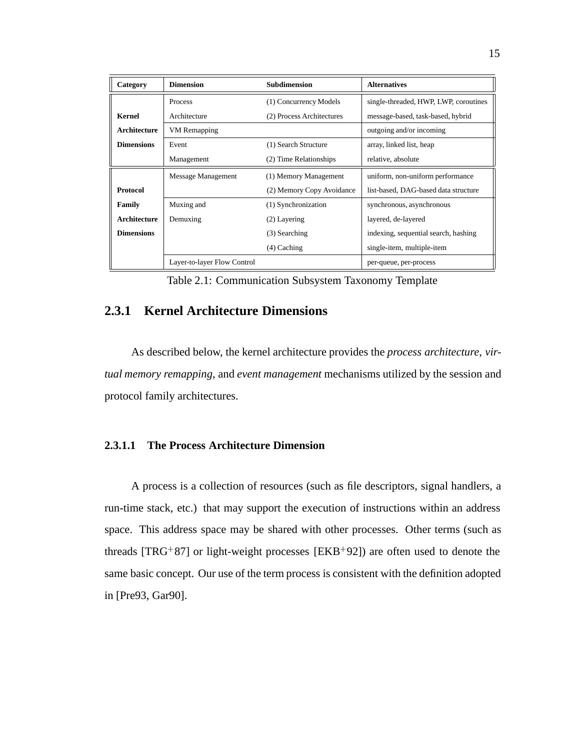| Category | Dimension | Subdimension | Alternatives |
|---|---|---|---|
| **Kernel Architecture Dimensions** | Process Architecture | (1) Concurrency Models | single-threaded, HWP, LWP, coroutines |
| | | (2) Process Architectures | message-based, task-based, hybrid |
| | VM Remapping | | outgoing and/or incoming |
| | Event Management | (1) Search Structure | array, linked list, heap |
| | | (2) Time Relationships | relative, absolute |
| **Protocol Family Architecture Dimensions** | Message Management | (1) Memory Management | uniform, non-uniform performance |
| | | (2) Memory Copy Avoidance | list-based, DAG-based data structure |
| | Muxing and Demuxing | (1) Synchronization | synchronous, asynchronous |
| | | (2) Layering | layered, de-layered |
| | | (3) Searching | indexing, sequential search, hashing |
| | | (4) Caching | single-item, multiple-item |
| | Layer-to-layer Flow Control | | per-queue, per-process |

Table 2.1: Communication Subsystem Taxonomy Template

### 2.3.1 Kernel Architecture Dimensions

As described below, the kernel architecture provides the *process architecture*, *virtual memory remapping*, and *event management* mechanisms utilized by the session and protocol family architectures.

#### 2.3.1.1 The Process Architecture Dimension

A process is a collection of resources (such as file descriptors, signal handlers, a run-time stack, etc.) that may support the execution of instructions within an address space. This address space may be shared with other processes. Other terms (such as threads [TRG+87] or light-weight processes [EKB+92]) are often used to denote the same basic concept. Our use of the term process is consistent with the definition adopted in [Pre93, Gar90].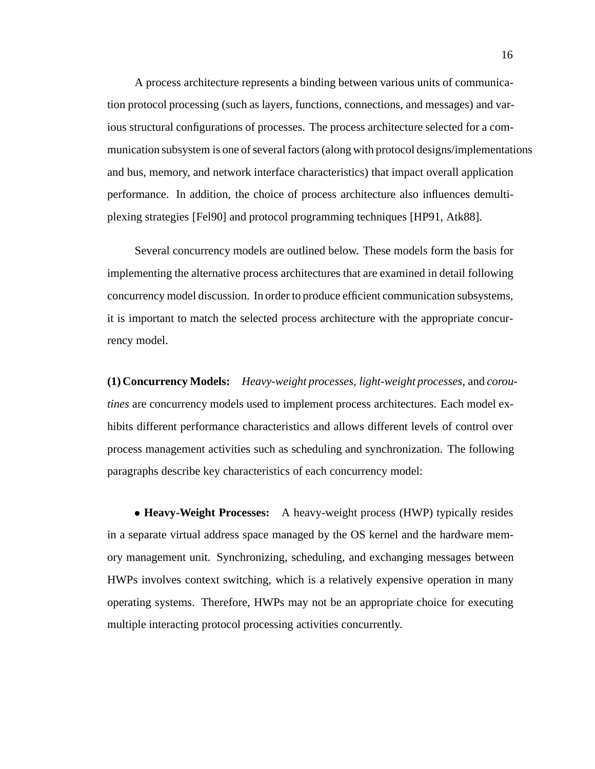A process architecture represents a binding between various units of communication protocol processing (such as layers, functions, connections, and messages) and various structural configurations of processes. The process architecture selected for a communication subsystem is one of several factors (along with protocol designs/implementations and bus, memory, and network interface characteristics) that impact overall application performance. In addition, the choice of process architecture also influences demultiplexing strategies [Fel90] and protocol programming techniques [HP91, Atk88].

Several concurrency models are outlined below. These models form the basis for implementing the alternative process architectures that are examined in detail following concurrency model discussion. In order to produce efficient communication subsystems, it is important to match the selected process architecture with the appropriate concurrency model.

**(1) Concurrency Models:** *Heavy-weight processes*, *light-weight processes*, and *coroutines* are concurrency models used to implement process architectures. Each model exhibits different performance characteristics and allows different levels of control over process management activities such as scheduling and synchronization. The following paragraphs describe key characteristics of each concurrency model:

- **Heavy-Weight Processes:** A heavy-weight process (HWP) typically resides in a separate virtual address space managed by the OS kernel and the hardware memory management unit. Synchronizing, scheduling, and exchanging messages between HWPs involves context switching, which is a relatively expensive operation in many operating systems. Therefore, HWPs may not be an appropriate choice for executing multiple interacting protocol processing activities concurrently.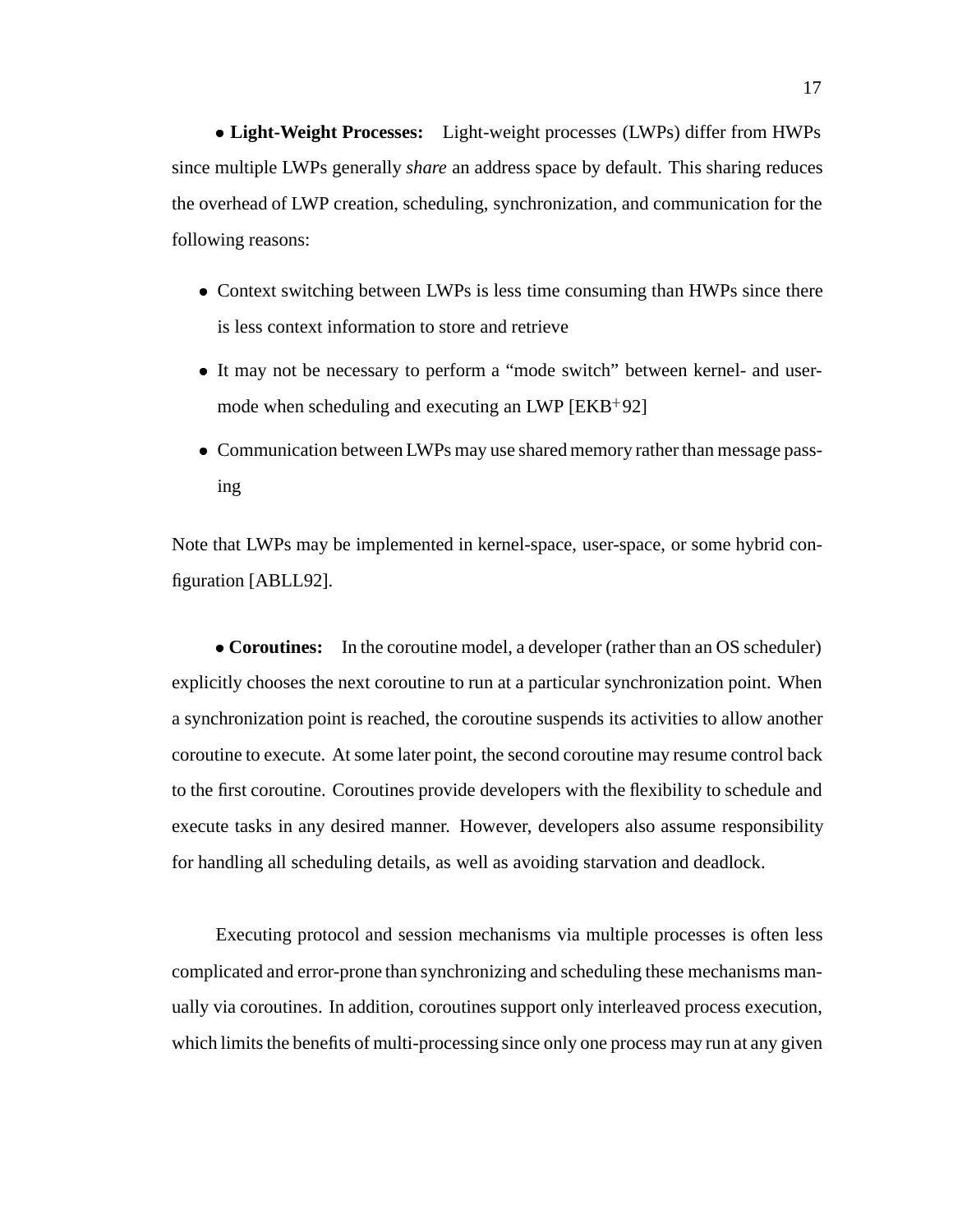- **Light-Weight Processes:** Light-weight processes (LWPs) differ from HWPs since multiple LWPs generally *share* an address space by default. This sharing reduces the overhead of LWP creation, scheduling, synchronization, and communication for the following reasons:

  - Context switching between LWPs is less time consuming than HWPs since there is less context information to store and retrieve
  - It may not be necessary to perform a "mode switch" between kernel- and user-mode when scheduling and executing an LWP [EKB+92]
  - Communication between LWPs may use shared memory rather than message passing

Note that LWPs may be implemented in kernel-space, user-space, or some hybrid configuration [ABLL92].

- **Coroutines:** In the coroutine model, a developer (rather than an OS scheduler) explicitly chooses the next coroutine to run at a particular synchronization point. When a synchronization point is reached, the coroutine suspends its activities to allow another coroutine to execute. At some later point, the second coroutine may resume control back to the first coroutine. Coroutines provide developers with the flexibility to schedule and execute tasks in any desired manner. However, developers also assume responsibility for handling all scheduling details, as well as avoiding starvation and deadlock.

Executing protocol and session mechanisms via multiple processes is often less complicated and error-prone than synchronizing and scheduling these mechanisms manually via coroutines. In addition, coroutines support only interleaved process execution, which limits the benefits of multi-processing since only one process may run at any given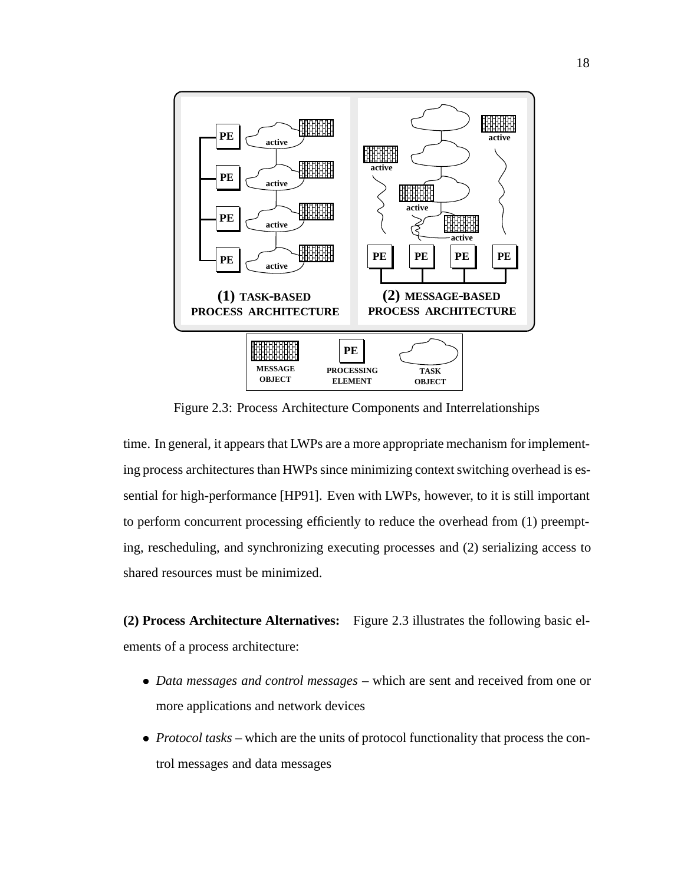Figure 2.3: Process Architecture Components and Interrelationships

time. In general, it appears that LWPs are a more appropriate mechanism for implementing process architectures than HWPs since minimizing context switching overhead is essential for high-performance [HP91]. Even with LWPs, however, to it is still important to perform concurrent processing efficiently to reduce the overhead from (1) preempting, rescheduling, and synchronizing executing processes and (2) serializing access to shared resources must be minimized.

**(2) Process Architecture Alternatives:** Figure 2.3 illustrates the following basic elements of a process architecture:

- *Data messages and control messages* – which are sent and received from one or more applications and network devices
- *Protocol tasks* – which are the units of protocol functionality that process the control messages and data messages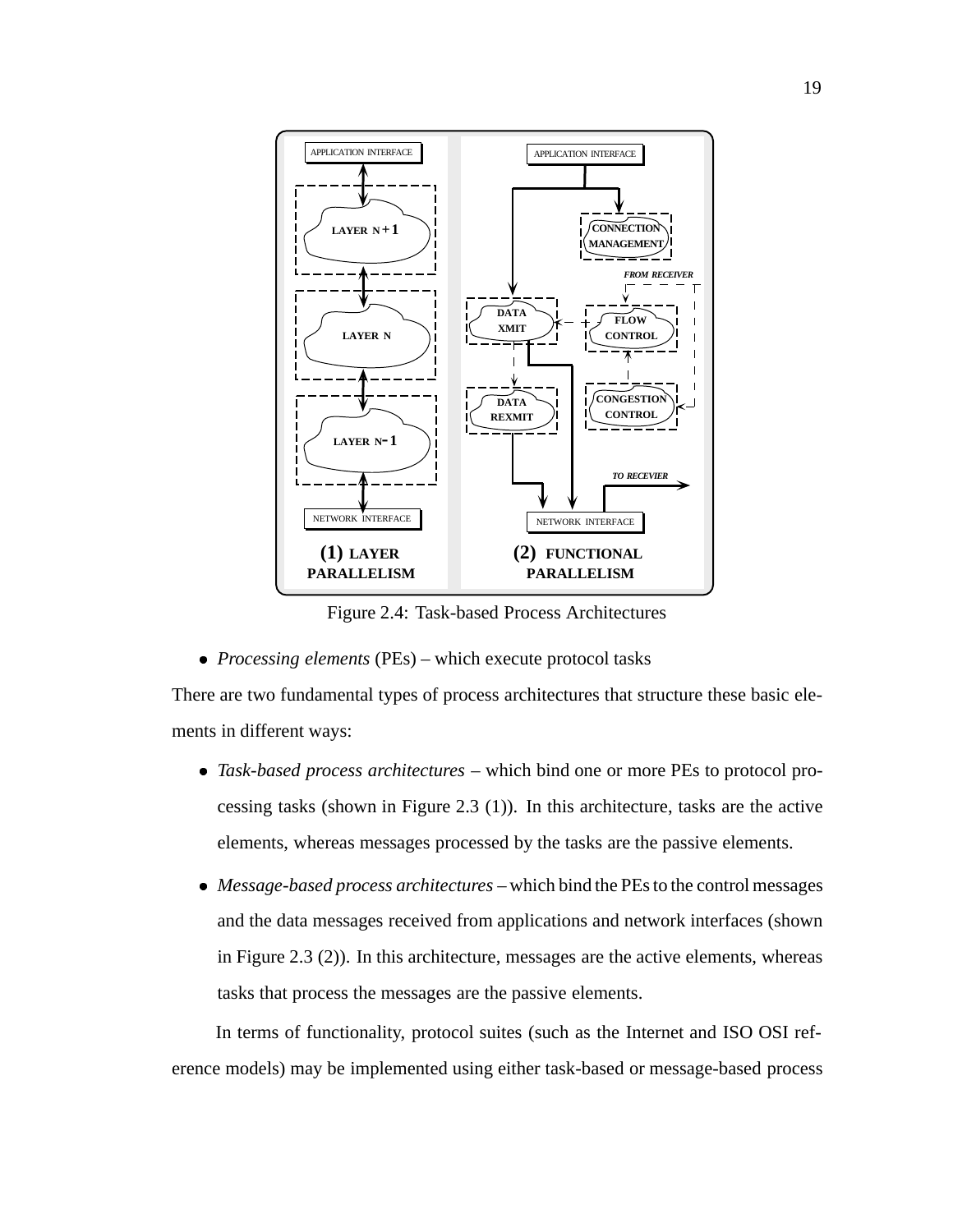Figure 2.4: Task-based Process Architectures

- *Processing elements* (PEs) – which execute protocol tasks

There are two fundamental types of process architectures that structure these basic elements in different ways:

- *Task-based process architectures* – which bind one or more PEs to protocol processing tasks (shown in Figure 2.3 (1)). In this architecture, tasks are the active elements, whereas messages processed by the tasks are the passive elements.
- *Message-based process architectures* – which bind the PEs to the control messages and the data messages received from applications and network interfaces (shown in Figure 2.3 (2)). In this architecture, messages are the active elements, whereas tasks that process the messages are the passive elements.

In terms of functionality, protocol suites (such as the Internet and ISO OSI reference models) may be implemented using either task-based or message-based process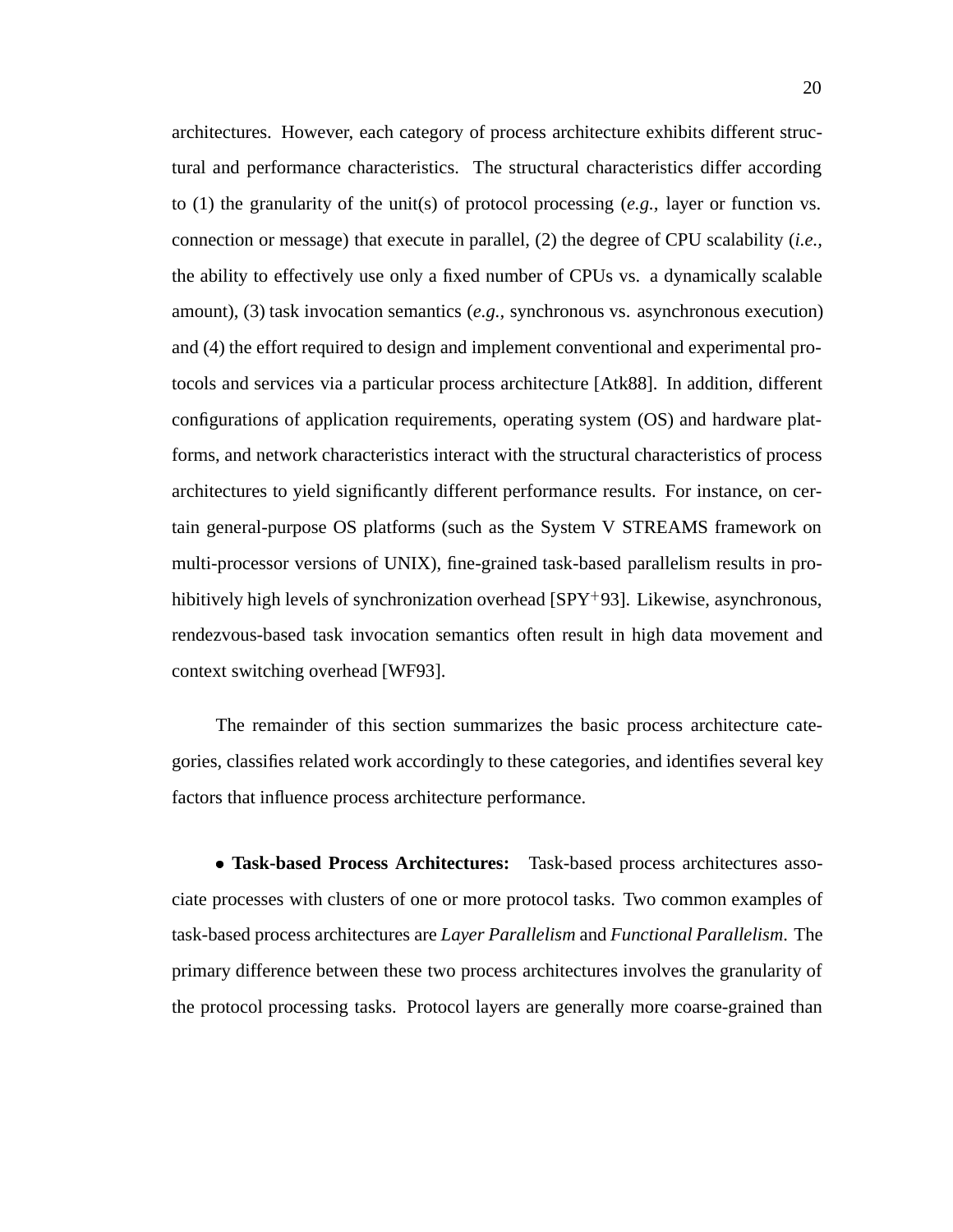architectures. However, each category of process architecture exhibits different structural and performance characteristics. The structural characteristics differ according to (1) the granularity of the unit(s) of protocol processing (*e.g.,* layer or function vs. connection or message) that execute in parallel, (2) the degree of CPU scalability (*i.e.,* the ability to effectively use only a fixed number of CPUs vs. a dynamically scalable amount), (3) task invocation semantics (*e.g.,* synchronous vs. asynchronous execution) and (4) the effort required to design and implement conventional and experimental protocols and services via a particular process architecture [Atk88]. In addition, different configurations of application requirements, operating system (OS) and hardware platforms, and network characteristics interact with the structural characteristics of process architectures to yield significantly different performance results. For instance, on certain general-purpose OS platforms (such as the System V STREAMS framework on multi-processor versions of UNIX), fine-grained task-based parallelism results in prohibitively high levels of synchronization overhead [SPY$^+$93]. Likewise, asynchronous, rendezvous-based task invocation semantics often result in high data movement and context switching overhead [WF93].

The remainder of this section summarizes the basic process architecture categories, classifies related work accordingly to these categories, and identifies several key factors that influence process architecture performance.

- **Task-based Process Architectures:** Task-based process architectures associate processes with clusters of one or more protocol tasks. Two common examples of task-based process architectures are *Layer Parallelism* and *Functional Parallelism*. The primary difference between these two process architectures involves the granularity of the protocol processing tasks. Protocol layers are generally more coarse-grained than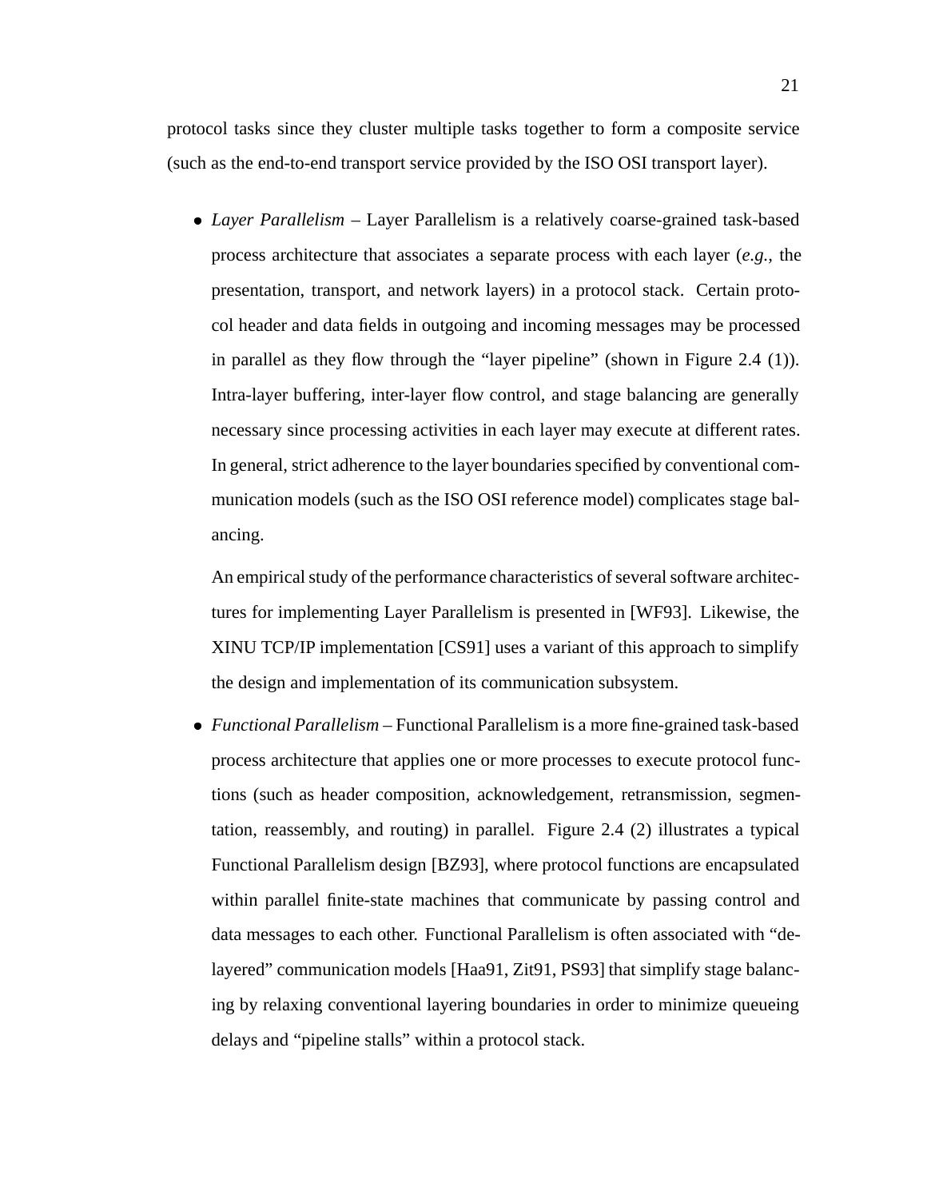protocol tasks since they cluster multiple tasks together to form a composite service (such as the end-to-end transport service provided by the ISO OSI transport layer).

- *Layer Parallelism* – Layer Parallelism is a relatively coarse-grained task-based process architecture that associates a separate process with each layer (*e.g.*, the presentation, transport, and network layers) in a protocol stack. Certain protocol header and data fields in outgoing and incoming messages may be processed in parallel as they flow through the "layer pipeline" (shown in Figure 2.4 (1)). Intra-layer buffering, inter-layer flow control, and stage balancing are generally necessary since processing activities in each layer may execute at different rates. In general, strict adherence to the layer boundaries specified by conventional communication models (such as the ISO OSI reference model) complicates stage balancing.

  An empirical study of the performance characteristics of several software architectures for implementing Layer Parallelism is presented in [WF93]. Likewise, the XINU TCP/IP implementation [CS91] uses a variant of this approach to simplify the design and implementation of its communication subsystem.

- *Functional Parallelism* – Functional Parallelism is a more fine-grained task-based process architecture that applies one or more processes to execute protocol functions (such as header composition, acknowledgement, retransmission, segmentation, reassembly, and routing) in parallel. Figure 2.4 (2) illustrates a typical Functional Parallelism design [BZ93], where protocol functions are encapsulated within parallel finite-state machines that communicate by passing control and data messages to each other. Functional Parallelism is often associated with "de-layered" communication models [Haa91, Zit91, PS93] that simplify stage balancing by relaxing conventional layering boundaries in order to minimize queueing delays and "pipeline stalls" within a protocol stack.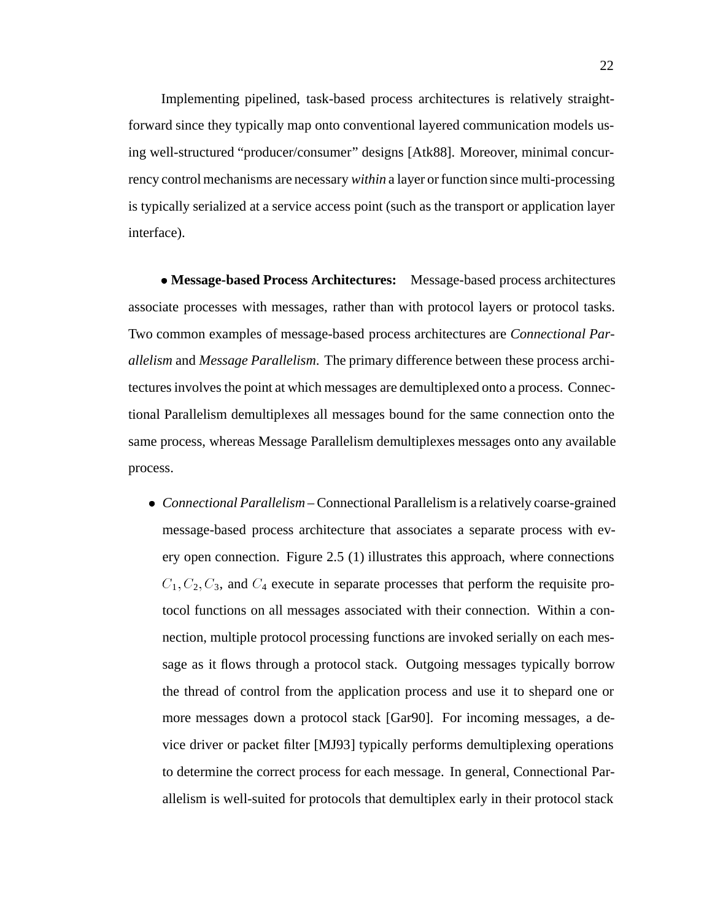Implementing pipelined, task-based process architectures is relatively straightforward since they typically map onto conventional layered communication models using well-structured "producer/consumer" designs [Atk88]. Moreover, minimal concurrency control mechanisms are necessary *within* a layer or function since multi-processing is typically serialized at a service access point (such as the transport or application layer interface).

- **Message-based Process Architectures:** Message-based process architectures associate processes with messages, rather than with protocol layers or protocol tasks. Two common examples of message-based process architectures are *Connectional Parallelism* and *Message Parallelism*. The primary difference between these process architectures involves the point at which messages are demultiplexed onto a process. Connectional Parallelism demultiplexes all messages bound for the same connection onto the same process, whereas Message Parallelism demultiplexes messages onto any available process.

  - *Connectional Parallelism* – Connectional Parallelism is a relatively coarse-grained message-based process architecture that associates a separate process with every open connection. Figure 2.5 (1) illustrates this approach, where connections $C_1, C_2, C_3$, and $C_4$ execute in separate processes that perform the requisite protocol functions on all messages associated with their connection. Within a connection, multiple protocol processing functions are invoked serially on each message as it flows through a protocol stack. Outgoing messages typically borrow the thread of control from the application process and use it to shepard one or more messages down a protocol stack [Gar90]. For incoming messages, a device driver or packet filter [MJ93] typically performs demultiplexing operations to determine the correct process for each message. In general, Connectional Parallelism is well-suited for protocols that demultiplex early in their protocol stack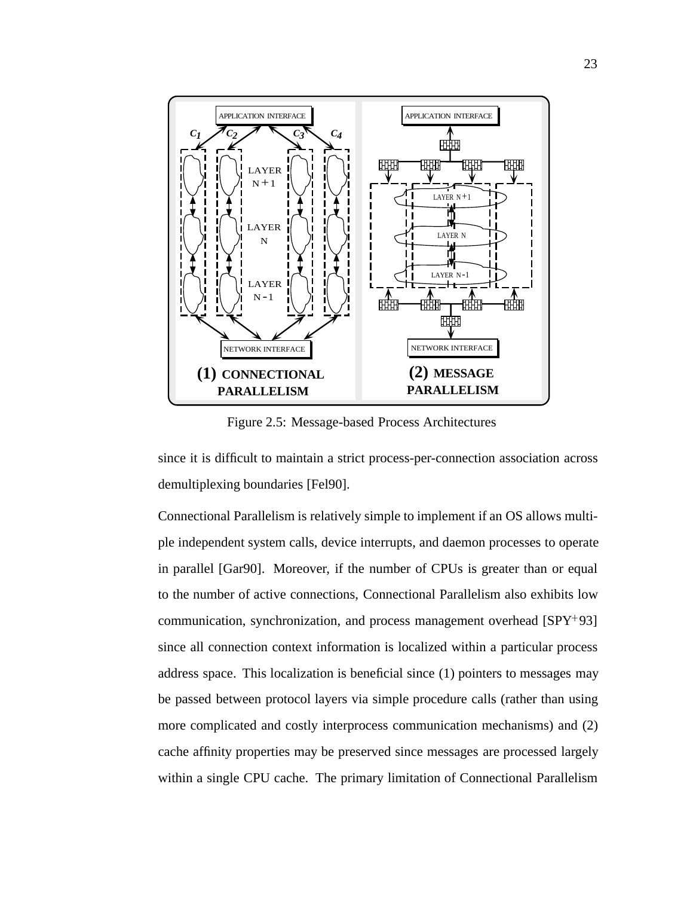Figure 2.5: Message-based Process Architectures

since it is difficult to maintain a strict process-per-connection association across demultiplexing boundaries [Fel90].

Connectional Parallelism is relatively simple to implement if an OS allows multiple independent system calls, device interrupts, and daemon processes to operate in parallel [Gar90]. Moreover, if the number of CPUs is greater than or equal to the number of active connections, Connectional Parallelism also exhibits low communication, synchronization, and process management overhead [SPY+93] since all connection context information is localized within a particular process address space. This localization is beneficial since (1) pointers to messages may be passed between protocol layers via simple procedure calls (rather than using more complicated and costly interprocess communication mechanisms) and (2) cache affinity properties may be preserved since messages are processed largely within a single CPU cache. The primary limitation of Connectional Parallelism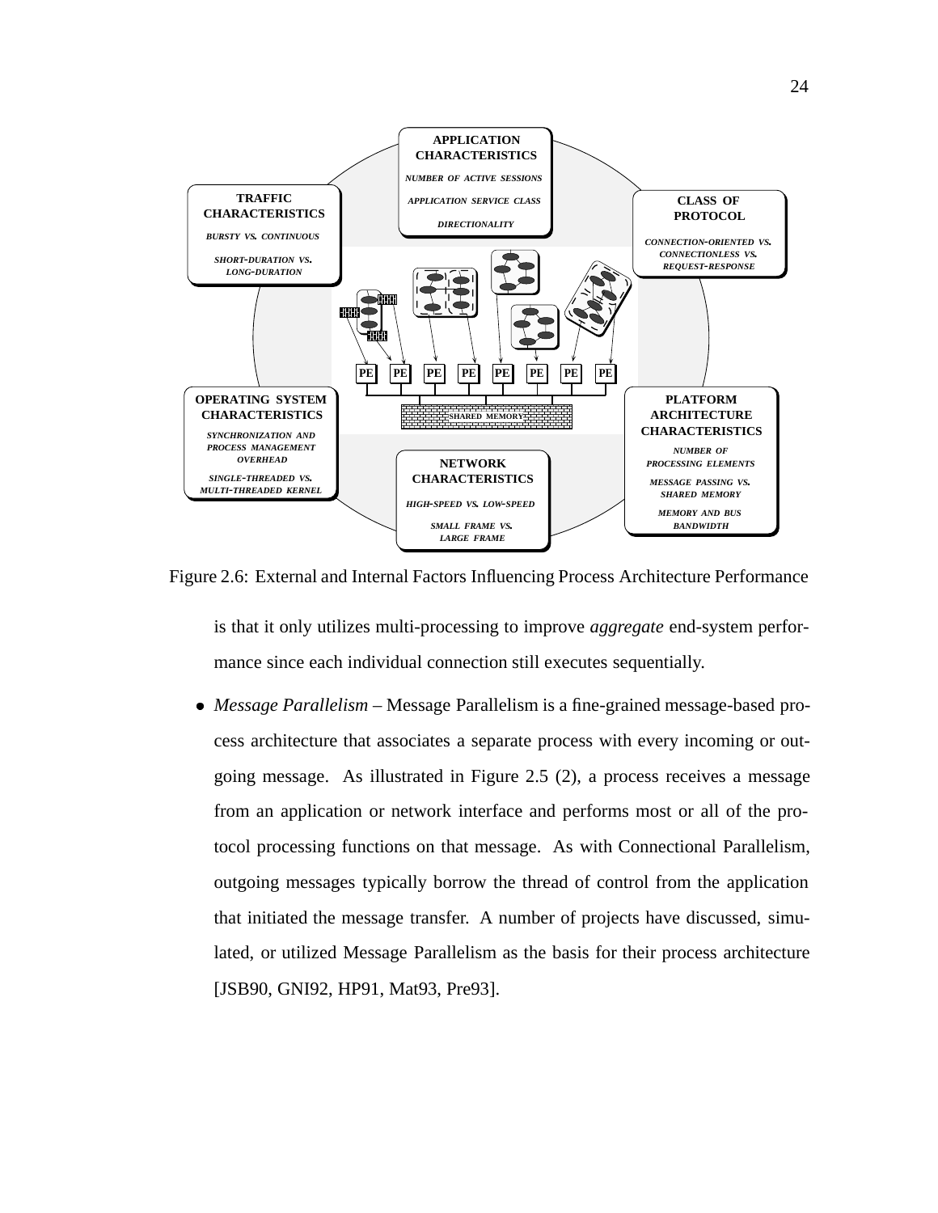Figure 2.6: External and Internal Factors Influencing Process Architecture Performance

is that it only utilizes multi-processing to improve *aggregate* end-system performance since each individual connection still executes sequentially.

- *Message Parallelism* – Message Parallelism is a fine-grained message-based process architecture that associates a separate process with every incoming or outgoing message. As illustrated in Figure 2.5 (2), a process receives a message from an application or network interface and performs most or all of the protocol processing functions on that message. As with Connectional Parallelism, outgoing messages typically borrow the thread of control from the application that initiated the message transfer. A number of projects have discussed, simulated, or utilized Message Parallelism as the basis for their process architecture [JSB90, GNI92, HP91, Mat93, Pre93].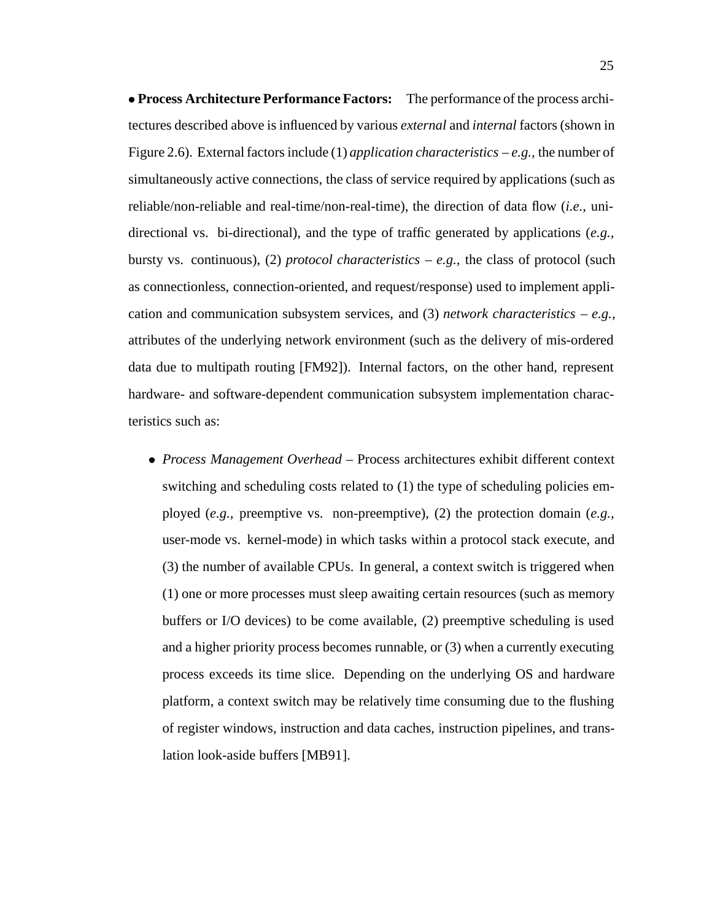• **Process Architecture Performance Factors:** The performance of the process architectures described above is influenced by various *external* and *internal* factors (shown in Figure 2.6). External factors include (1) *application characteristics* – *e.g.,* the number of simultaneously active connections, the class of service required by applications (such as reliable/non-reliable and real-time/non-real-time), the direction of data flow (*i.e.,* uni-directional vs. bi-directional), and the type of traffic generated by applications (*e.g.,* bursty vs. continuous), (2) *protocol characteristics* – *e.g.,* the class of protocol (such as connectionless, connection-oriented, and request/response) used to implement application and communication subsystem services, and (3) *network characteristics* – *e.g.,* attributes of the underlying network environment (such as the delivery of mis-ordered data due to multipath routing [FM92]). Internal factors, on the other hand, represent hardware- and software-dependent communication subsystem implementation characteristics such as:

- *Process Management Overhead* – Process architectures exhibit different context switching and scheduling costs related to (1) the type of scheduling policies employed (*e.g.,* preemptive vs. non-preemptive), (2) the protection domain (*e.g.,* user-mode vs. kernel-mode) in which tasks within a protocol stack execute, and (3) the number of available CPUs. In general, a context switch is triggered when (1) one or more processes must sleep awaiting certain resources (such as memory buffers or I/O devices) to be come available, (2) preemptive scheduling is used and a higher priority process becomes runnable, or (3) when a currently executing process exceeds its time slice. Depending on the underlying OS and hardware platform, a context switch may be relatively time consuming due to the flushing of register windows, instruction and data caches, instruction pipelines, and translation look-aside buffers [MB91].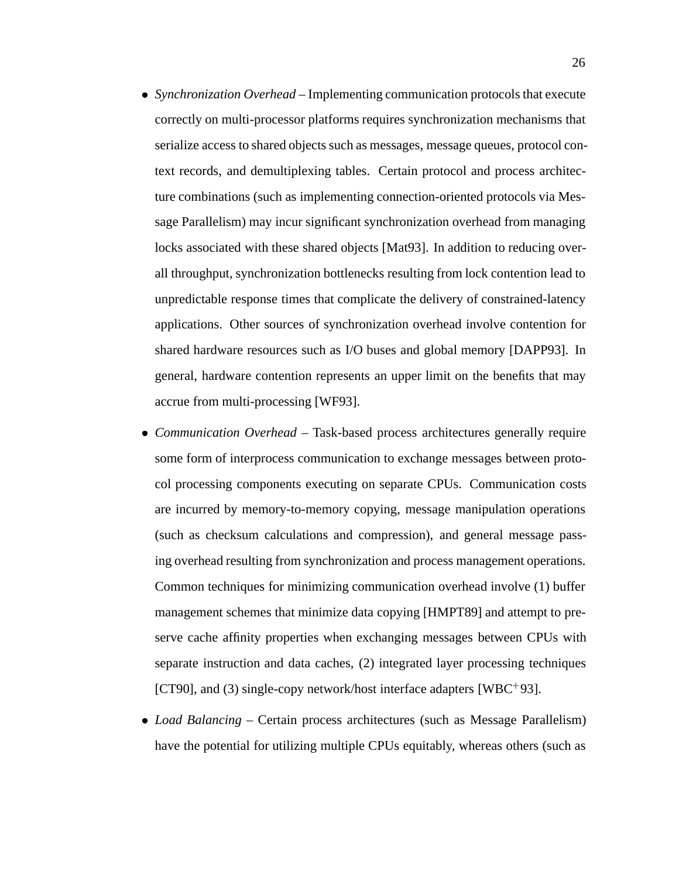- *Synchronization Overhead* – Implementing communication protocols that execute correctly on multi-processor platforms requires synchronization mechanisms that serialize access to shared objects such as messages, message queues, protocol context records, and demultiplexing tables. Certain protocol and process architecture combinations (such as implementing connection-oriented protocols via Message Parallelism) may incur significant synchronization overhead from managing locks associated with these shared objects [Mat93]. In addition to reducing overall throughput, synchronization bottlenecks resulting from lock contention lead to unpredictable response times that complicate the delivery of constrained-latency applications. Other sources of synchronization overhead involve contention for shared hardware resources such as I/O buses and global memory [DAPP93]. In general, hardware contention represents an upper limit on the benefits that may accrue from multi-processing [WF93].

- *Communication Overhead* – Task-based process architectures generally require some form of interprocess communication to exchange messages between protocol processing components executing on separate CPUs. Communication costs are incurred by memory-to-memory copying, message manipulation operations (such as checksum calculations and compression), and general message passing overhead resulting from synchronization and process management operations. Common techniques for minimizing communication overhead involve (1) buffer management schemes that minimize data copying [HMPT89] and attempt to preserve cache affinity properties when exchanging messages between CPUs with separate instruction and data caches, (2) integrated layer processing techniques [CT90], and (3) single-copy network/host interface adapters [WBC$^+$93].

- *Load Balancing* – Certain process architectures (such as Message Parallelism) have the potential for utilizing multiple CPUs equitably, whereas others (such as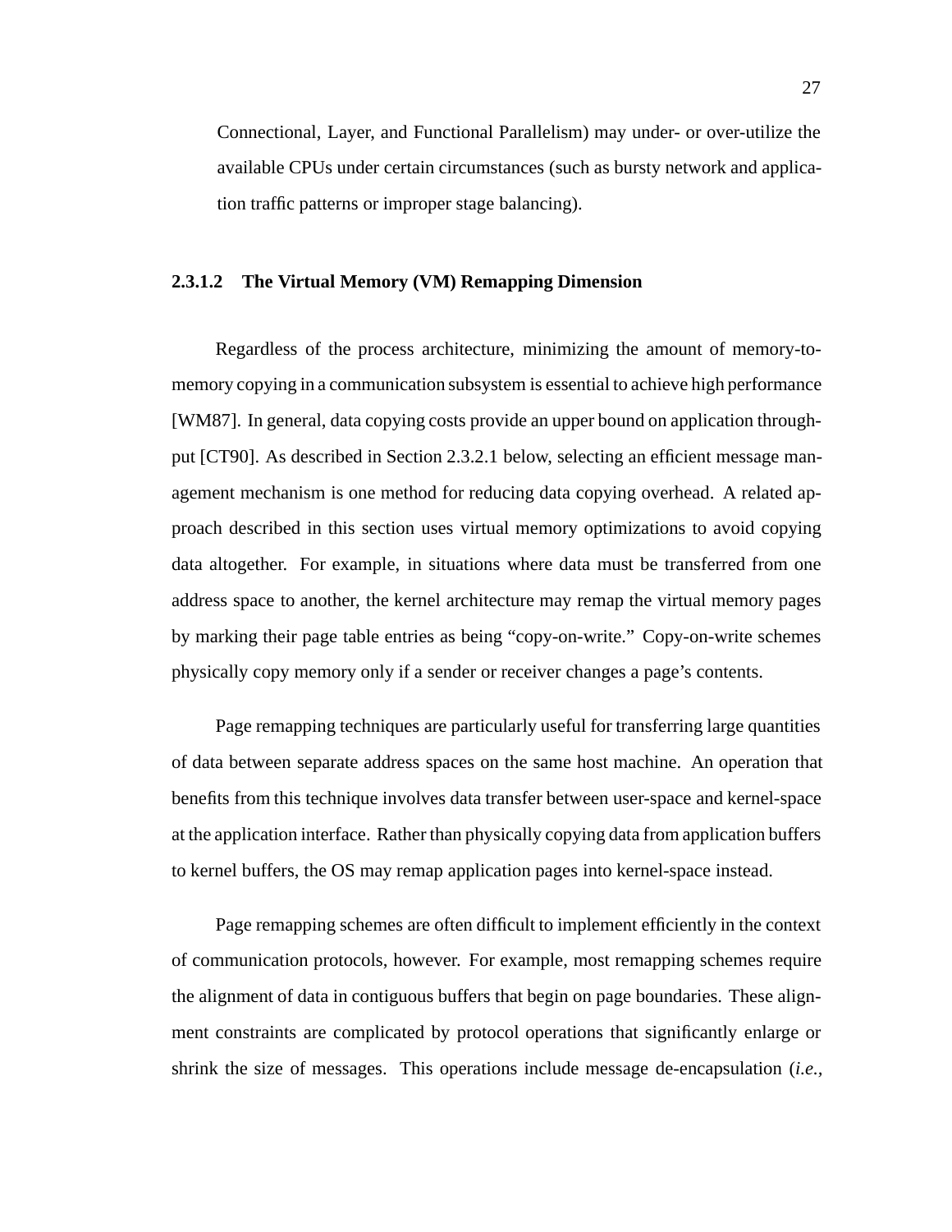Connectional, Layer, and Functional Parallelism) may under- or over-utilize the available CPUs under certain circumstances (such as bursty network and application traffic patterns or improper stage balancing).

#### 2.3.1.2 The Virtual Memory (VM) Remapping Dimension

Regardless of the process architecture, minimizing the amount of memory-to-memory copying in a communication subsystem is essential to achieve high performance [WM87]. In general, data copying costs provide an upper bound on application throughput [CT90]. As described in Section 2.3.2.1 below, selecting an efficient message management mechanism is one method for reducing data copying overhead. A related approach described in this section uses virtual memory optimizations to avoid copying data altogether. For example, in situations where data must be transferred from one address space to another, the kernel architecture may remap the virtual memory pages by marking their page table entries as being "copy-on-write." Copy-on-write schemes physically copy memory only if a sender or receiver changes a page's contents.

Page remapping techniques are particularly useful for transferring large quantities of data between separate address spaces on the same host machine. An operation that benefits from this technique involves data transfer between user-space and kernel-space at the application interface. Rather than physically copying data from application buffers to kernel buffers, the OS may remap application pages into kernel-space instead.

Page remapping schemes are often difficult to implement efficiently in the context of communication protocols, however. For example, most remapping schemes require the alignment of data in contiguous buffers that begin on page boundaries. These alignment constraints are complicated by protocol operations that significantly enlarge or shrink the size of messages. This operations include message de-encapsulation (*i.e.*,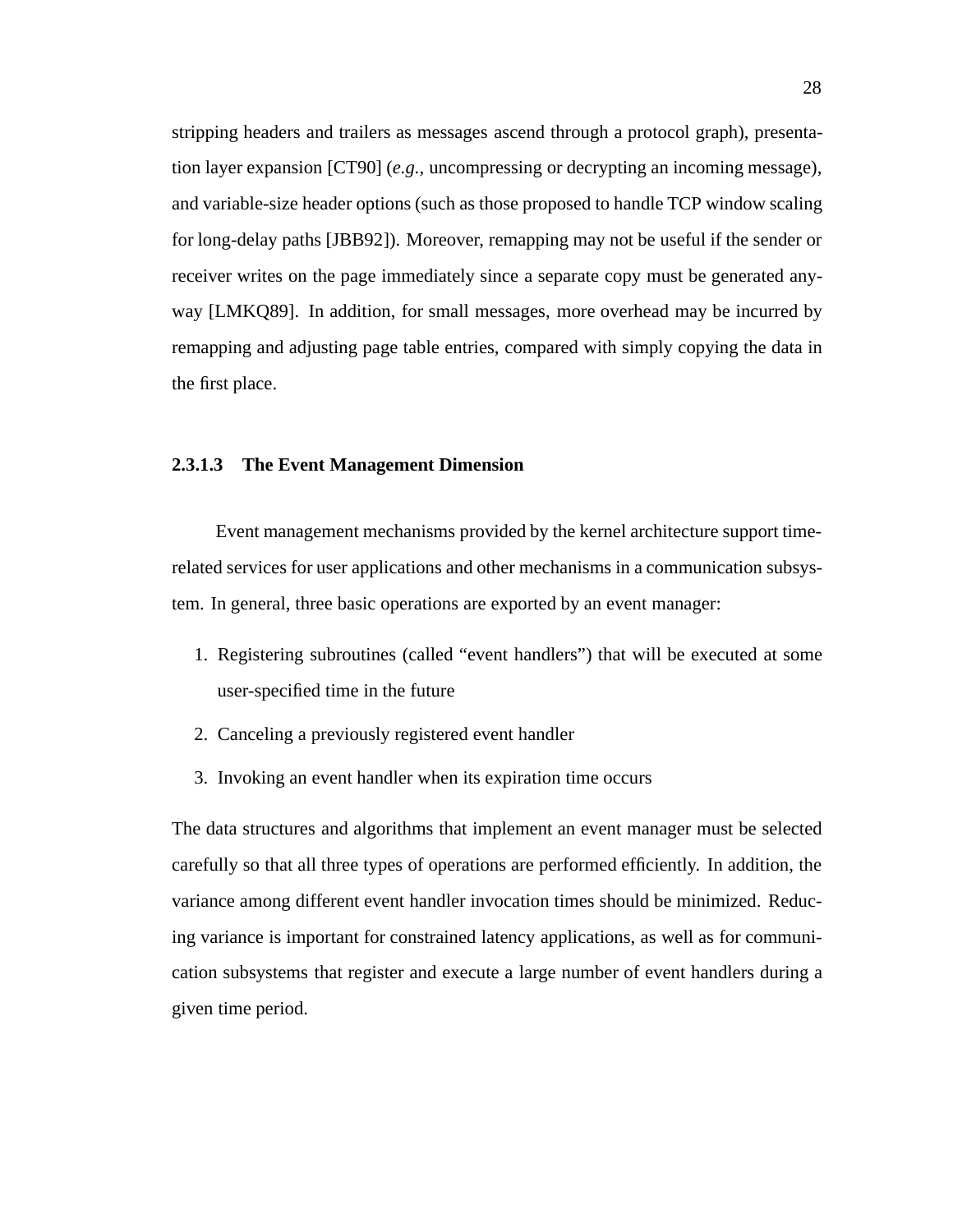stripping headers and trailers as messages ascend through a protocol graph), presentation layer expansion [CT90] (*e.g.*, uncompressing or decrypting an incoming message), and variable-size header options (such as those proposed to handle TCP window scaling for long-delay paths [JBB92]). Moreover, remapping may not be useful if the sender or receiver writes on the page immediately since a separate copy must be generated anyway [LMKQ89]. In addition, for small messages, more overhead may be incurred by remapping and adjusting page table entries, compared with simply copying the data in the first place.

#### 2.3.1.3 The Event Management Dimension

Event management mechanisms provided by the kernel architecture support time-related services for user applications and other mechanisms in a communication subsystem. In general, three basic operations are exported by an event manager:

1. Registering subroutines (called "event handlers") that will be executed at some user-specified time in the future
2. Canceling a previously registered event handler
3. Invoking an event handler when its expiration time occurs

The data structures and algorithms that implement an event manager must be selected carefully so that all three types of operations are performed efficiently. In addition, the variance among different event handler invocation times should be minimized. Reducing variance is important for constrained latency applications, as well as for communication subsystems that register and execute a large number of event handlers during a given time period.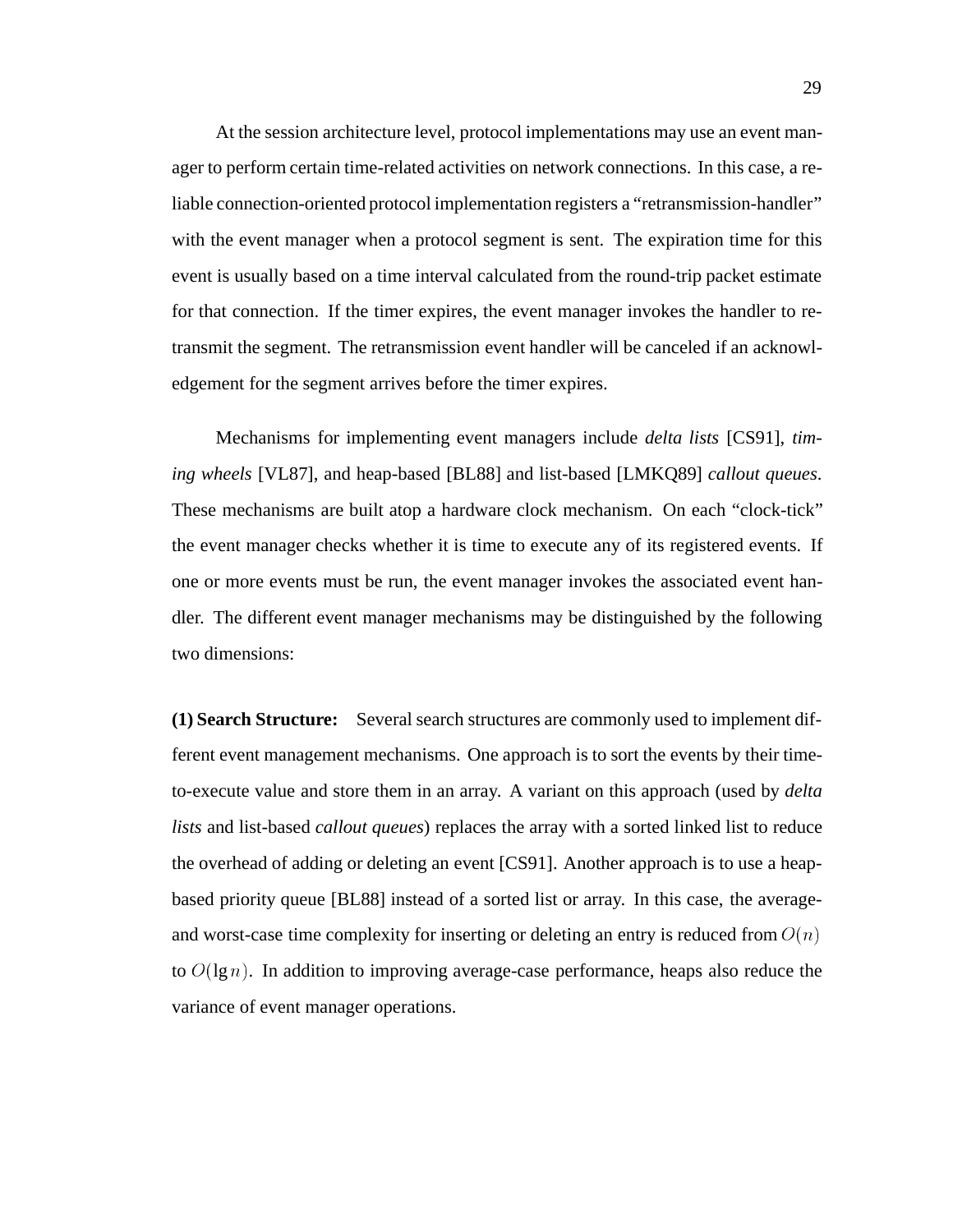At the session architecture level, protocol implementations may use an event manager to perform certain time-related activities on network connections. In this case, a reliable connection-oriented protocol implementation registers a "retransmission-handler" with the event manager when a protocol segment is sent. The expiration time for this event is usually based on a time interval calculated from the round-trip packet estimate for that connection. If the timer expires, the event manager invokes the handler to retransmit the segment. The retransmission event handler will be canceled if an acknowledgement for the segment arrives before the timer expires.

Mechanisms for implementing event managers include *delta lists* [CS91], *timing wheels* [VL87], and heap-based [BL88] and list-based [LMKQ89] *callout queues*. These mechanisms are built atop a hardware clock mechanism. On each "clock-tick" the event manager checks whether it is time to execute any of its registered events. If one or more events must be run, the event manager invokes the associated event handler. The different event manager mechanisms may be distinguished by the following two dimensions:

**(1) Search Structure:** Several search structures are commonly used to implement different event management mechanisms. One approach is to sort the events by their time-to-execute value and store them in an array. A variant on this approach (used by *delta lists* and list-based *callout queues*) replaces the array with a sorted linked list to reduce the overhead of adding or deleting an event [CS91]. Another approach is to use a heap-based priority queue [BL88] instead of a sorted list or array. In this case, the average- and worst-case time complexity for inserting or deleting an entry is reduced from $O(n)$ to $O(\lg n)$. In addition to improving average-case performance, heaps also reduce the variance of event manager operations.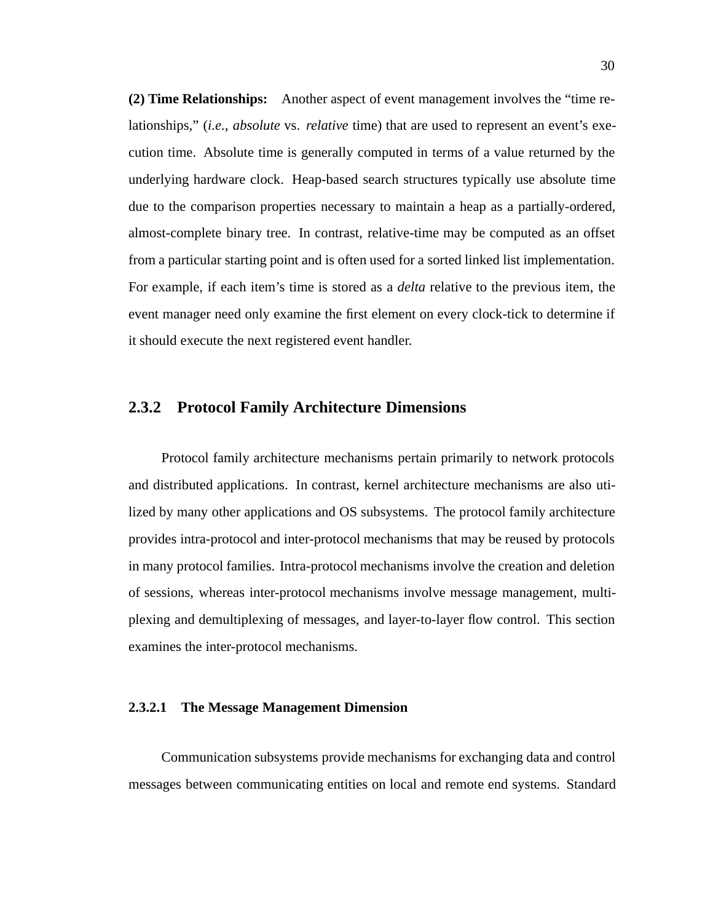**(2) Time Relationships:** Another aspect of event management involves the "time relationships," (*i.e., absolute* vs. *relative* time) that are used to represent an event's execution time. Absolute time is generally computed in terms of a value returned by the underlying hardware clock. Heap-based search structures typically use absolute time due to the comparison properties necessary to maintain a heap as a partially-ordered, almost-complete binary tree. In contrast, relative-time may be computed as an offset from a particular starting point and is often used for a sorted linked list implementation. For example, if each item's time is stored as a *delta* relative to the previous item, the event manager need only examine the first element on every clock-tick to determine if it should execute the next registered event handler.

### 2.3.2 Protocol Family Architecture Dimensions

Protocol family architecture mechanisms pertain primarily to network protocols and distributed applications. In contrast, kernel architecture mechanisms are also utilized by many other applications and OS subsystems. The protocol family architecture provides intra-protocol and inter-protocol mechanisms that may be reused by protocols in many protocol families. Intra-protocol mechanisms involve the creation and deletion of sessions, whereas inter-protocol mechanisms involve message management, multiplexing and demultiplexing of messages, and layer-to-layer flow control. This section examines the inter-protocol mechanisms.

#### 2.3.2.1 The Message Management Dimension

Communication subsystems provide mechanisms for exchanging data and control messages between communicating entities on local and remote end systems. Standard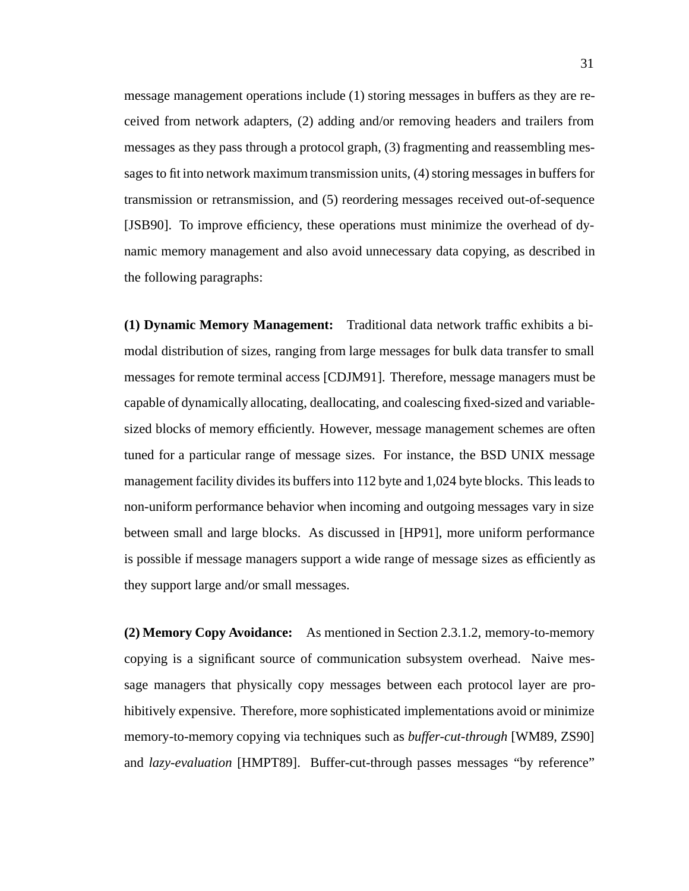message management operations include (1) storing messages in buffers as they are received from network adapters, (2) adding and/or removing headers and trailers from messages as they pass through a protocol graph, (3) fragmenting and reassembling messages to fit into network maximum transmission units, (4) storing messages in buffers for transmission or retransmission, and (5) reordering messages received out-of-sequence [JSB90]. To improve efficiency, these operations must minimize the overhead of dynamic memory management and also avoid unnecessary data copying, as described in the following paragraphs:

**(1) Dynamic Memory Management:** Traditional data network traffic exhibits a bimodal distribution of sizes, ranging from large messages for bulk data transfer to small messages for remote terminal access [CDJM91]. Therefore, message managers must be capable of dynamically allocating, deallocating, and coalescing fixed-sized and variable-sized blocks of memory efficiently. However, message management schemes are often tuned for a particular range of message sizes. For instance, the BSD UNIX message management facility divides its buffers into 112 byte and 1,024 byte blocks. This leads to non-uniform performance behavior when incoming and outgoing messages vary in size between small and large blocks. As discussed in [HP91], more uniform performance is possible if message managers support a wide range of message sizes as efficiently as they support large and/or small messages.

**(2) Memory Copy Avoidance:** As mentioned in Section 2.3.1.2, memory-to-memory copying is a significant source of communication subsystem overhead. Naive message managers that physically copy messages between each protocol layer are prohibitively expensive. Therefore, more sophisticated implementations avoid or minimize memory-to-memory copying via techniques such as *buffer-cut-through* [WM89, ZS90] and *lazy-evaluation* [HMPT89]. Buffer-cut-through passes messages "by reference"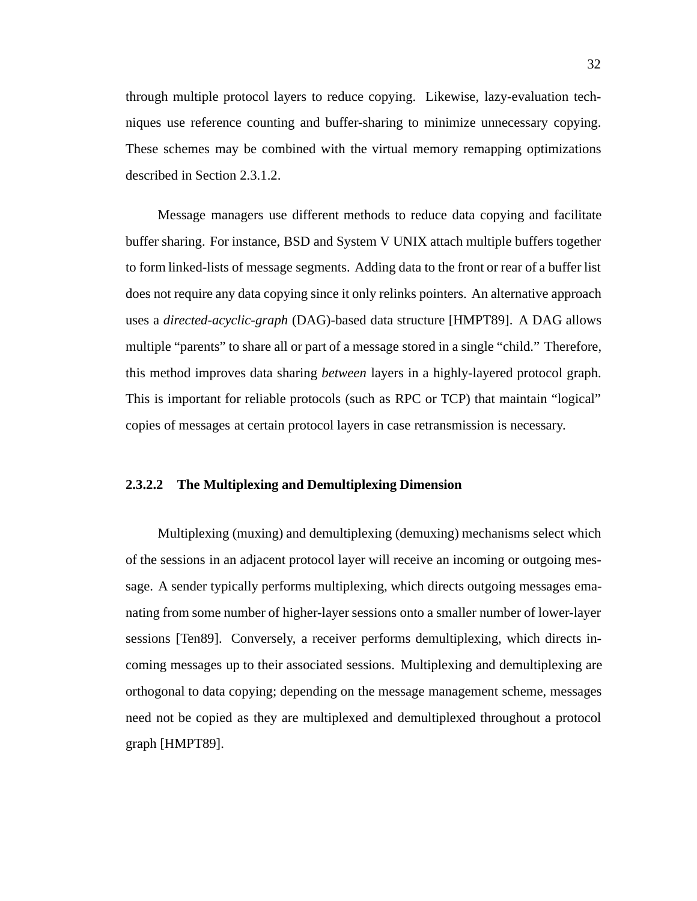through multiple protocol layers to reduce copying. Likewise, lazy-evaluation techniques use reference counting and buffer-sharing to minimize unnecessary copying. These schemes may be combined with the virtual memory remapping optimizations described in Section 2.3.1.2.

Message managers use different methods to reduce data copying and facilitate buffer sharing. For instance, BSD and System V UNIX attach multiple buffers together to form linked-lists of message segments. Adding data to the front or rear of a buffer list does not require any data copying since it only relinks pointers. An alternative approach uses a *directed-acyclic-graph* (DAG)-based data structure [HMPT89]. A DAG allows multiple "parents" to share all or part of a message stored in a single "child." Therefore, this method improves data sharing *between* layers in a highly-layered protocol graph. This is important for reliable protocols (such as RPC or TCP) that maintain "logical" copies of messages at certain protocol layers in case retransmission is necessary.

#### 2.3.2.2 The Multiplexing and Demultiplexing Dimension

Multiplexing (muxing) and demultiplexing (demuxing) mechanisms select which of the sessions in an adjacent protocol layer will receive an incoming or outgoing message. A sender typically performs multiplexing, which directs outgoing messages emanating from some number of higher-layer sessions onto a smaller number of lower-layer sessions [Ten89]. Conversely, a receiver performs demultiplexing, which directs incoming messages up to their associated sessions. Multiplexing and demultiplexing are orthogonal to data copying; depending on the message management scheme, messages need not be copied as they are multiplexed and demultiplexed throughout a protocol graph [HMPT89].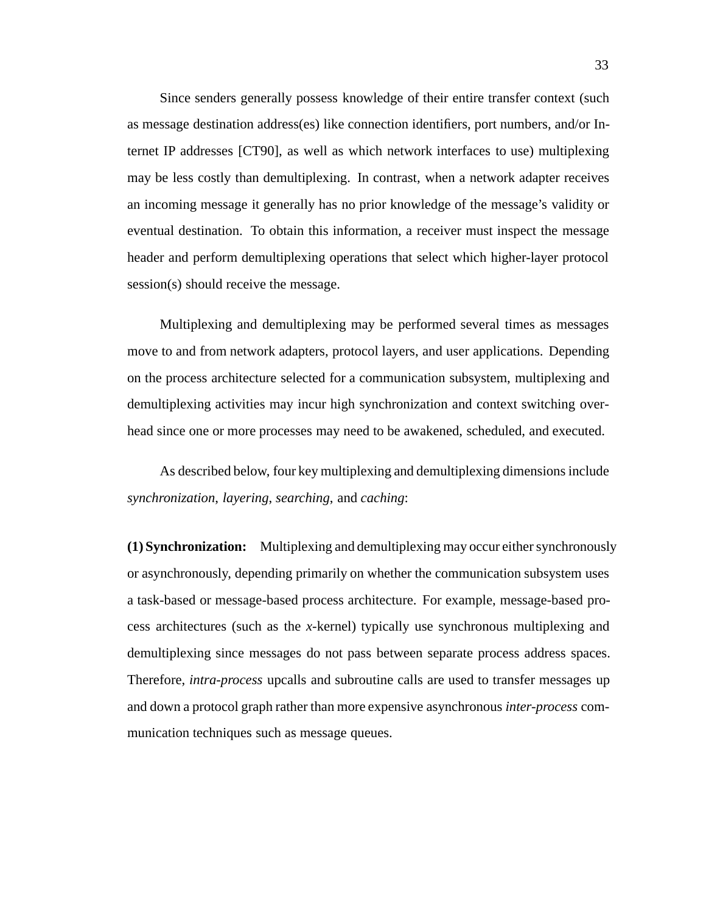Since senders generally possess knowledge of their entire transfer context (such as message destination address(es) like connection identifiers, port numbers, and/or Internet IP addresses [CT90], as well as which network interfaces to use) multiplexing may be less costly than demultiplexing. In contrast, when a network adapter receives an incoming message it generally has no prior knowledge of the message's validity or eventual destination. To obtain this information, a receiver must inspect the message header and perform demultiplexing operations that select which higher-layer protocol session(s) should receive the message.

Multiplexing and demultiplexing may be performed several times as messages move to and from network adapters, protocol layers, and user applications. Depending on the process architecture selected for a communication subsystem, multiplexing and demultiplexing activities may incur high synchronization and context switching overhead since one or more processes may need to be awakened, scheduled, and executed.

As described below, four key multiplexing and demultiplexing dimensions include *synchronization*, *layering*, *searching*, and *caching*:

**(1) Synchronization:** Multiplexing and demultiplexing may occur either synchronously or asynchronously, depending primarily on whether the communication subsystem uses a task-based or message-based process architecture. For example, message-based process architectures (such as the *x*-kernel) typically use synchronous multiplexing and demultiplexing since messages do not pass between separate process address spaces. Therefore, *intra-process* upcalls and subroutine calls are used to transfer messages up and down a protocol graph rather than more expensive asynchronous *inter-process* communication techniques such as message queues.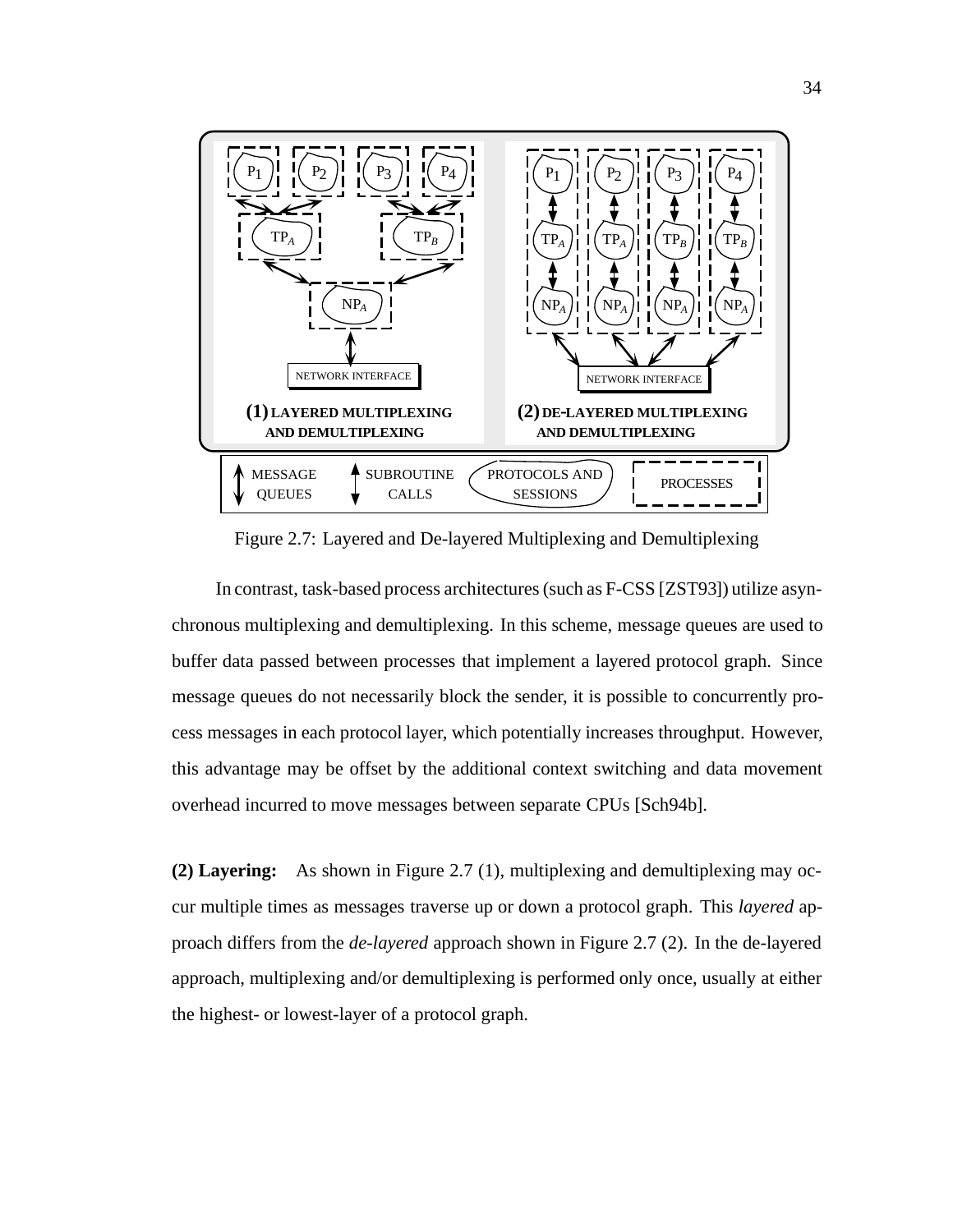Figure 2.7: Layered and De-layered Multiplexing and Demultiplexing

In contrast, task-based process architectures (such as F-CSS [ZST93]) utilize asynchronous multiplexing and demultiplexing. In this scheme, message queues are used to buffer data passed between processes that implement a layered protocol graph. Since message queues do not necessarily block the sender, it is possible to concurrently process messages in each protocol layer, which potentially increases throughput. However, this advantage may be offset by the additional context switching and data movement overhead incurred to move messages between separate CPUs [Sch94b].

**(2) Layering:** As shown in Figure 2.7 (1), multiplexing and demultiplexing may occur multiple times as messages traverse up or down a protocol graph. This *layered* approach differs from the *de-layered* approach shown in Figure 2.7 (2). In the de-layered approach, multiplexing and/or demultiplexing is performed only once, usually at either the highest- or lowest-layer of a protocol graph.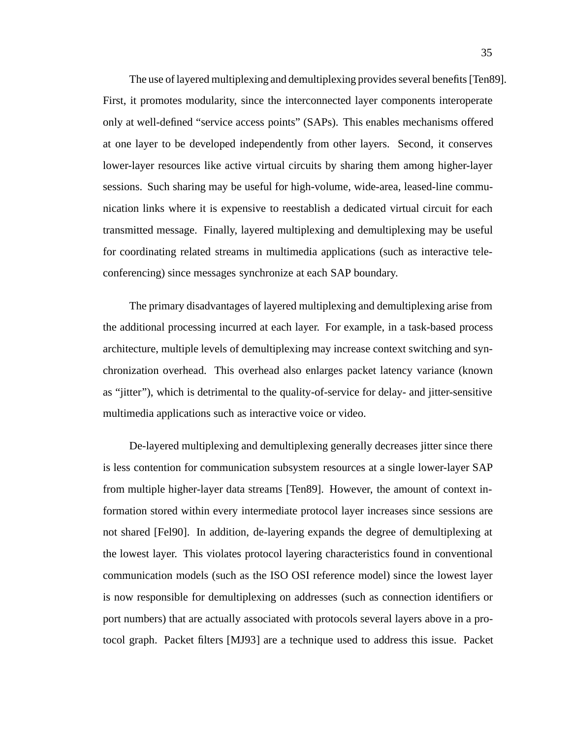The use of layered multiplexing and demultiplexing provides several benefits [Ten89]. First, it promotes modularity, since the interconnected layer components interoperate only at well-defined “service access points” (SAPs). This enables mechanisms offered at one layer to be developed independently from other layers. Second, it conserves lower-layer resources like active virtual circuits by sharing them among higher-layer sessions. Such sharing may be useful for high-volume, wide-area, leased-line communication links where it is expensive to reestablish a dedicated virtual circuit for each transmitted message. Finally, layered multiplexing and demultiplexing may be useful for coordinating related streams in multimedia applications (such as interactive teleconferencing) since messages synchronize at each SAP boundary.

The primary disadvantages of layered multiplexing and demultiplexing arise from the additional processing incurred at each layer. For example, in a task-based process architecture, multiple levels of demultiplexing may increase context switching and synchronization overhead. This overhead also enlarges packet latency variance (known as “jitter”), which is detrimental to the quality-of-service for delay- and jitter-sensitive multimedia applications such as interactive voice or video.

De-layered multiplexing and demultiplexing generally decreases jitter since there is less contention for communication subsystem resources at a single lower-layer SAP from multiple higher-layer data streams [Ten89]. However, the amount of context information stored within every intermediate protocol layer increases since sessions are not shared [Fel90]. In addition, de-layering expands the degree of demultiplexing at the lowest layer. This violates protocol layering characteristics found in conventional communication models (such as the ISO OSI reference model) since the lowest layer is now responsible for demultiplexing on addresses (such as connection identifiers or port numbers) that are actually associated with protocols several layers above in a protocol graph. Packet filters [MJ93] are a technique used to address this issue. Packet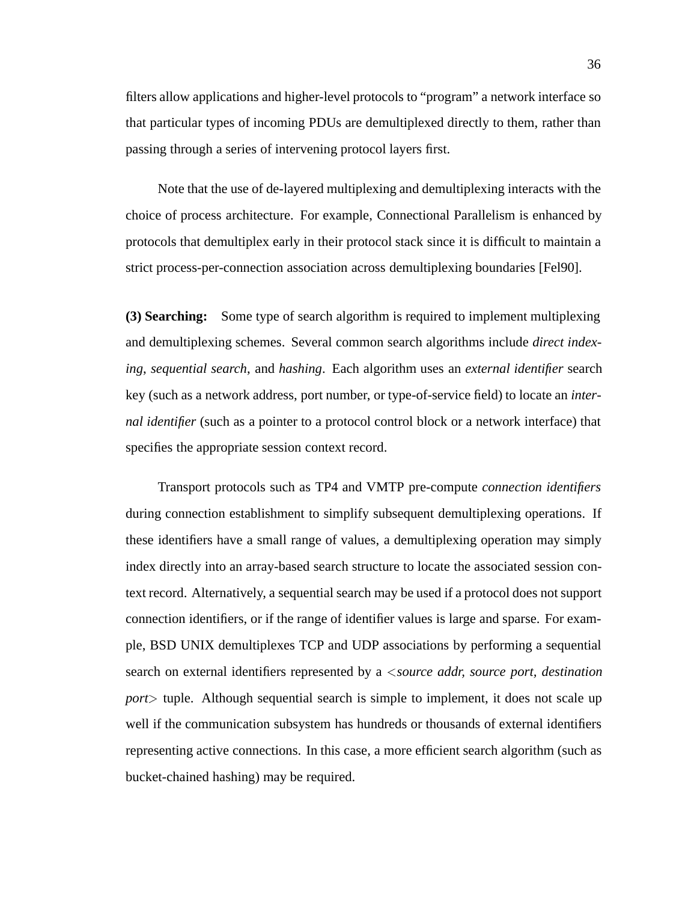filters allow applications and higher-level protocols to "program" a network interface so that particular types of incoming PDUs are demultiplexed directly to them, rather than passing through a series of intervening protocol layers first.

Note that the use of de-layered multiplexing and demultiplexing interacts with the choice of process architecture. For example, Connectional Parallelism is enhanced by protocols that demultiplex early in their protocol stack since it is difficult to maintain a strict process-per-connection association across demultiplexing boundaries [Fel90].

**(3) Searching:** Some type of search algorithm is required to implement multiplexing and demultiplexing schemes. Several common search algorithms include *direct indexing*, *sequential search*, and *hashing*. Each algorithm uses an *external identifier* search key (such as a network address, port number, or type-of-service field) to locate an *internal identifier* (such as a pointer to a protocol control block or a network interface) that specifies the appropriate session context record.

Transport protocols such as TP4 and VMTP pre-compute *connection identifiers* during connection establishment to simplify subsequent demultiplexing operations. If these identifiers have a small range of values, a demultiplexing operation may simply index directly into an array-based search structure to locate the associated session context record. Alternatively, a sequential search may be used if a protocol does not support connection identifiers, or if the range of identifier values is large and sparse. For example, BSD UNIX demultiplexes TCP and UDP associations by performing a sequential search on external identifiers represented by a <*source addr, source port, destination port*> tuple. Although sequential search is simple to implement, it does not scale up well if the communication subsystem has hundreds or thousands of external identifiers representing active connections. In this case, a more efficient search algorithm (such as bucket-chained hashing) may be required.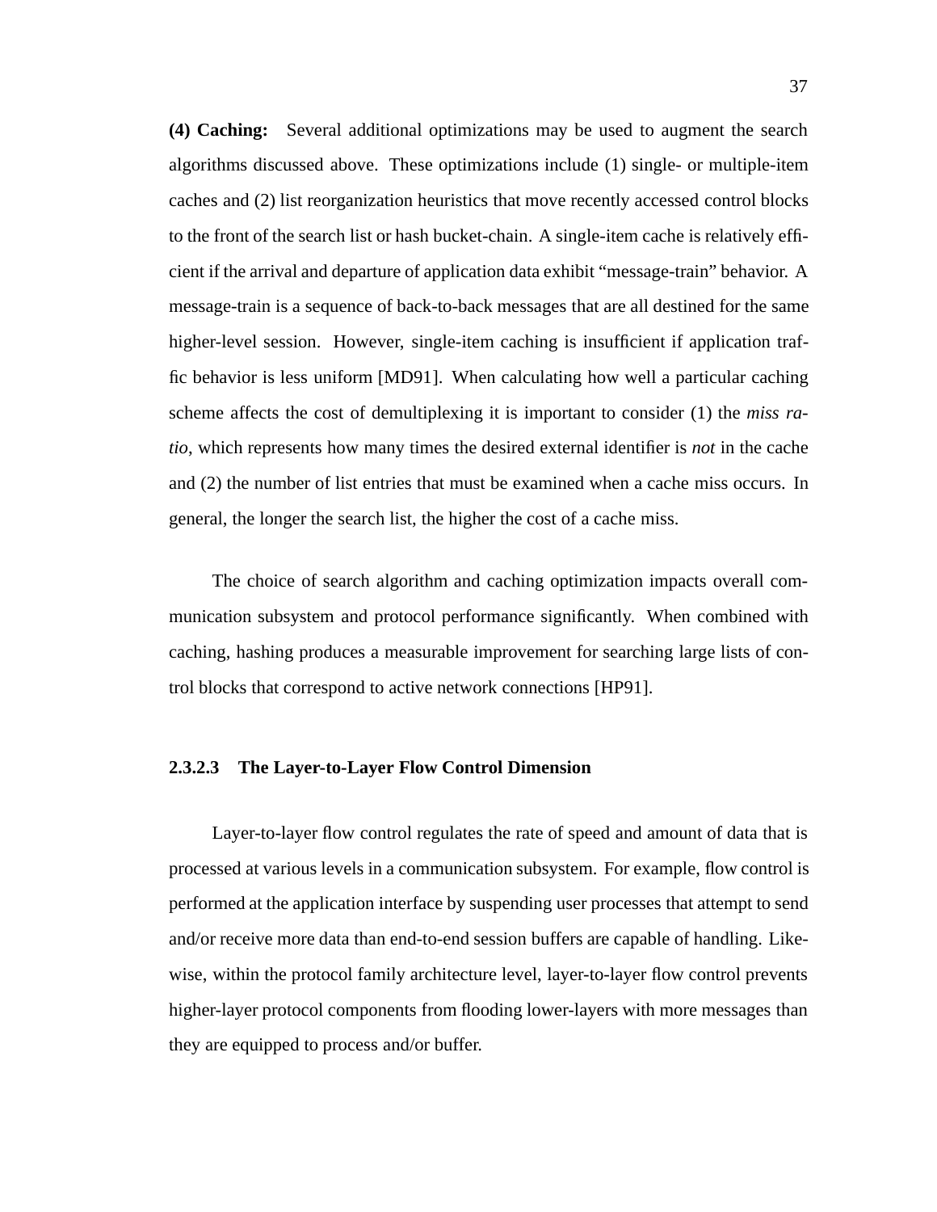**(4) Caching:** Several additional optimizations may be used to augment the search algorithms discussed above. These optimizations include (1) single- or multiple-item caches and (2) list reorganization heuristics that move recently accessed control blocks to the front of the search list or hash bucket-chain. A single-item cache is relatively efficient if the arrival and departure of application data exhibit "message-train" behavior. A message-train is a sequence of back-to-back messages that are all destined for the same higher-level session. However, single-item caching is insufficient if application traffic behavior is less uniform [MD91]. When calculating how well a particular caching scheme affects the cost of demultiplexing it is important to consider (1) the *miss ratio*, which represents how many times the desired external identifier is *not* in the cache and (2) the number of list entries that must be examined when a cache miss occurs. In general, the longer the search list, the higher the cost of a cache miss.

The choice of search algorithm and caching optimization impacts overall communication subsystem and protocol performance significantly. When combined with caching, hashing produces a measurable improvement for searching large lists of control blocks that correspond to active network connections [HP91].

#### 2.3.2.3 The Layer-to-Layer Flow Control Dimension

Layer-to-layer flow control regulates the rate of speed and amount of data that is processed at various levels in a communication subsystem. For example, flow control is performed at the application interface by suspending user processes that attempt to send and/or receive more data than end-to-end session buffers are capable of handling. Likewise, within the protocol family architecture level, layer-to-layer flow control prevents higher-layer protocol components from flooding lower-layers with more messages than they are equipped to process and/or buffer.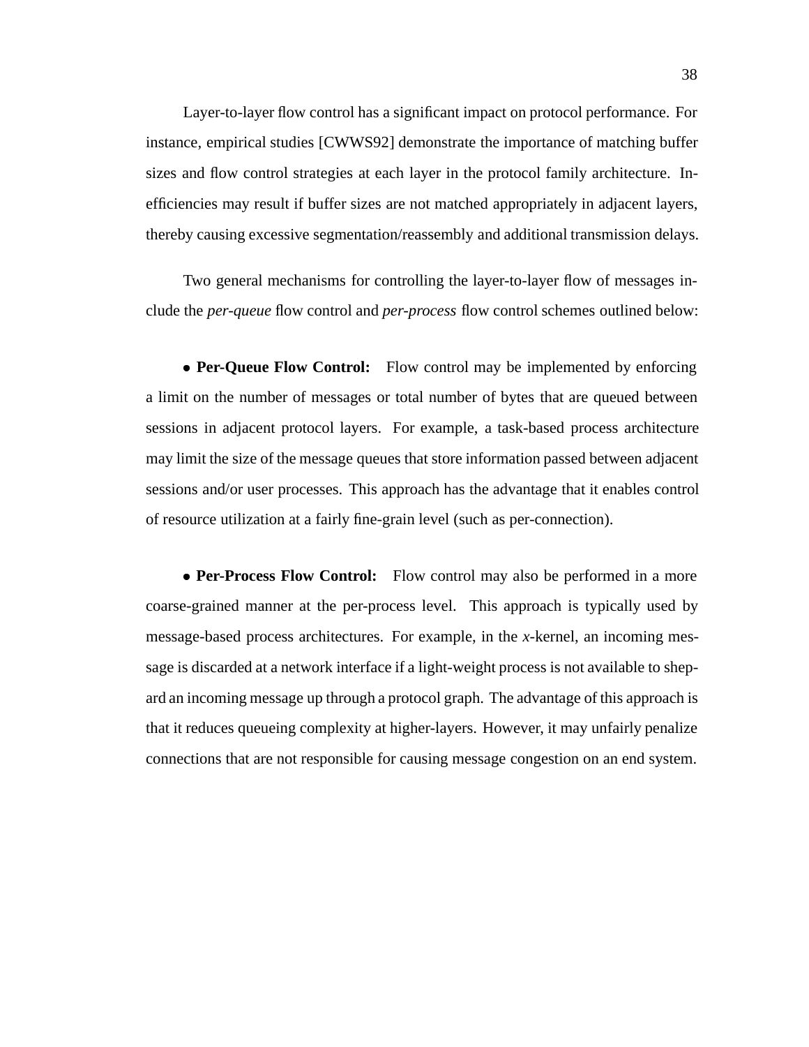Layer-to-layer flow control has a significant impact on protocol performance. For instance, empirical studies [CWWS92] demonstrate the importance of matching buffer sizes and flow control strategies at each layer in the protocol family architecture. Inefficiencies may result if buffer sizes are not matched appropriately in adjacent layers, thereby causing excessive segmentation/reassembly and additional transmission delays.

Two general mechanisms for controlling the layer-to-layer flow of messages include the *per-queue* flow control and *per-process* flow control schemes outlined below:

- **Per-Queue Flow Control:** Flow control may be implemented by enforcing a limit on the number of messages or total number of bytes that are queued between sessions in adjacent protocol layers. For example, a task-based process architecture may limit the size of the message queues that store information passed between adjacent sessions and/or user processes. This approach has the advantage that it enables control of resource utilization at a fairly fine-grain level (such as per-connection).

- **Per-Process Flow Control:** Flow control may also be performed in a more coarse-grained manner at the per-process level. This approach is typically used by message-based process architectures. For example, in the *x*-kernel, an incoming message is discarded at a network interface if a light-weight process is not available to shepard an incoming message up through a protocol graph. The advantage of this approach is that it reduces queueing complexity at higher-layers. However, it may unfairly penalize connections that are not responsible for causing message congestion on an end system.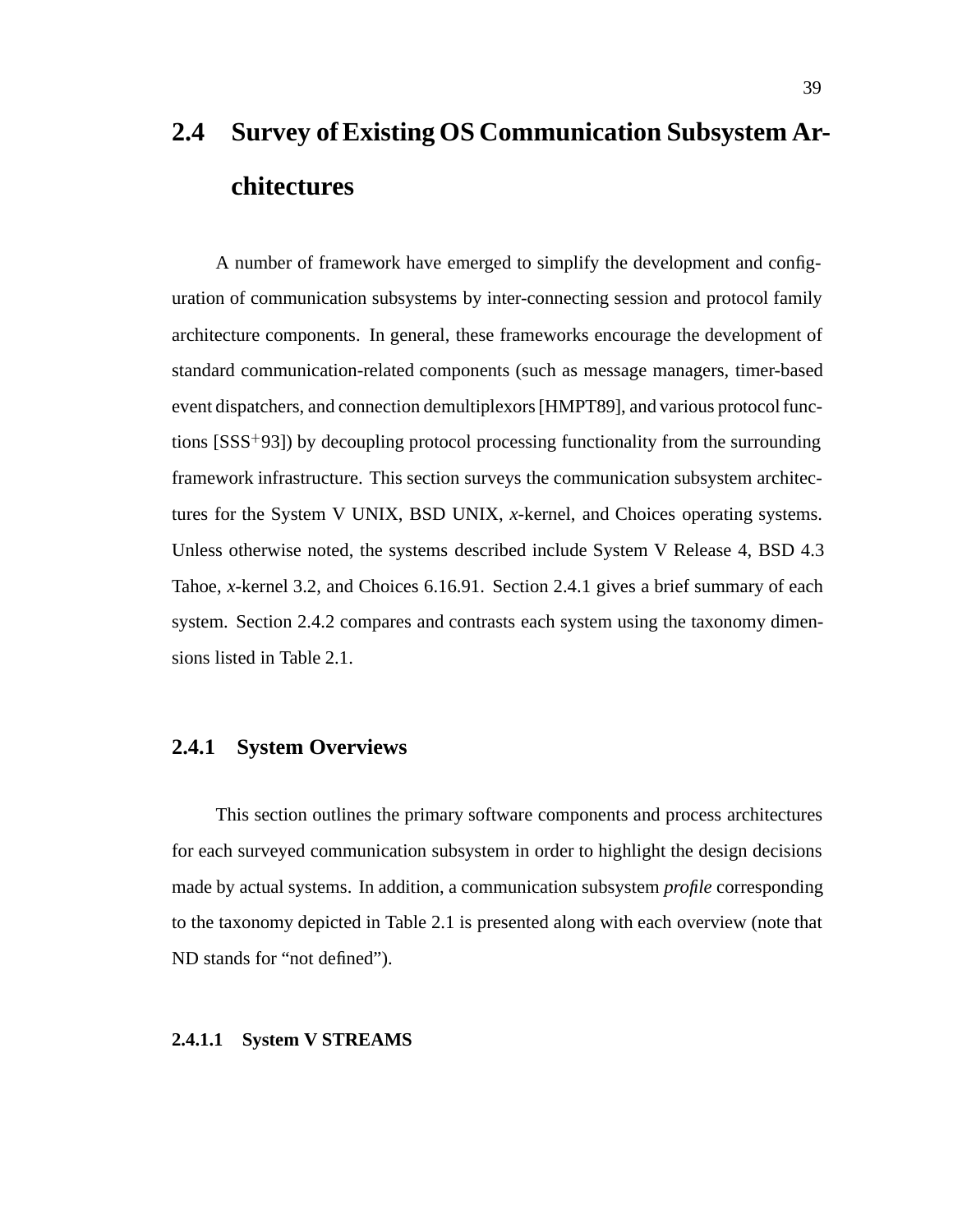## 2.4 Survey of Existing OS Communication Subsystem Architectures

A number of framework have emerged to simplify the development and configuration of communication subsystems by inter-connecting session and protocol family architecture components. In general, these frameworks encourage the development of standard communication-related components (such as message managers, timer-based event dispatchers, and connection demultiplexors [HMPT89], and various protocol functions [SSS+93]) by decoupling protocol processing functionality from the surrounding framework infrastructure. This section surveys the communication subsystem architectures for the System V UNIX, BSD UNIX, *x*-kernel, and Choices operating systems. Unless otherwise noted, the systems described include System V Release 4, BSD 4.3 Tahoe, *x*-kernel 3.2, and Choices 6.16.91. Section 2.4.1 gives a brief summary of each system. Section 2.4.2 compares and contrasts each system using the taxonomy dimensions listed in Table 2.1.

### 2.4.1 System Overviews

This section outlines the primary software components and process architectures for each surveyed communication subsystem in order to highlight the design decisions made by actual systems. In addition, a communication subsystem *profile* corresponding to the taxonomy depicted in Table 2.1 is presented along with each overview (note that ND stands for "not defined").

#### 2.4.1.1 System V STREAMS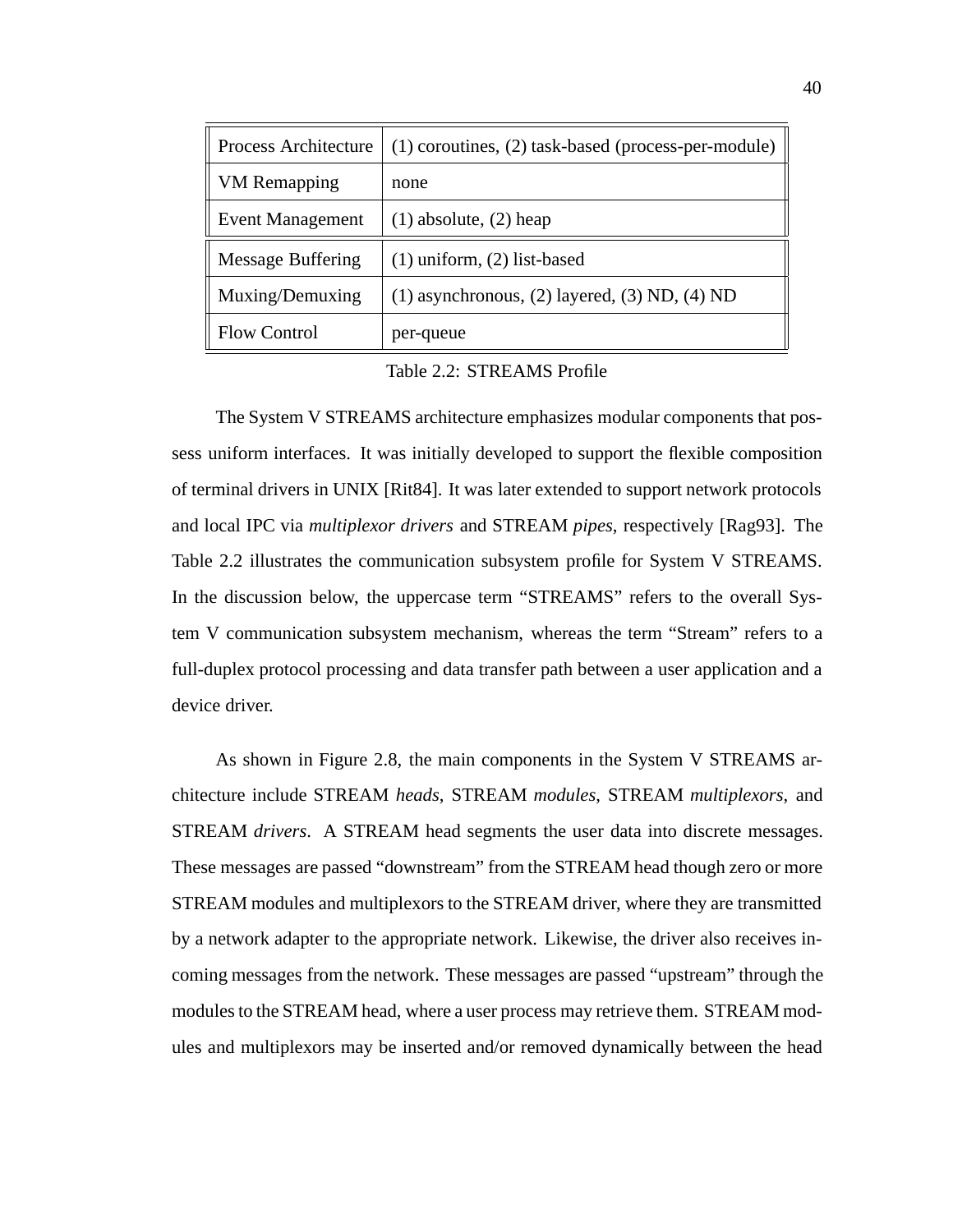| Process Architecture | (1) coroutines, (2) task-based (process-per-module) |
| --- | --- |
| VM Remapping | none |
| Event Management | (1) absolute, (2) heap |
| Message Buffering | (1) uniform, (2) list-based |
| Muxing/Demuxing | (1) asynchronous, (2) layered, (3) ND, (4) ND |
| Flow Control | per-queue |

Table 2.2: STREAMS Profile

The System V STREAMS architecture emphasizes modular components that possess uniform interfaces. It was initially developed to support the flexible composition of terminal drivers in UNIX [Rit84]. It was later extended to support network protocols and local IPC via *multiplexor drivers* and STREAM *pipes*, respectively [Rag93]. The Table 2.2 illustrates the communication subsystem profile for System V STREAMS. In the discussion below, the uppercase term “STREAMS” refers to the overall System V communication subsystem mechanism, whereas the term “Stream” refers to a full-duplex protocol processing and data transfer path between a user application and a device driver.

As shown in Figure 2.8, the main components in the System V STREAMS architecture include STREAM *heads*, STREAM *modules*, STREAM *multiplexors*, and STREAM *drivers*. A STREAM head segments the user data into discrete messages. These messages are passed “downstream” from the STREAM head though zero or more STREAM modules and multiplexors to the STREAM driver, where they are transmitted by a network adapter to the appropriate network. Likewise, the driver also receives incoming messages from the network. These messages are passed “upstream” through the modules to the STREAM head, where a user process may retrieve them. STREAM modules and multiplexors may be inserted and/or removed dynamically between the head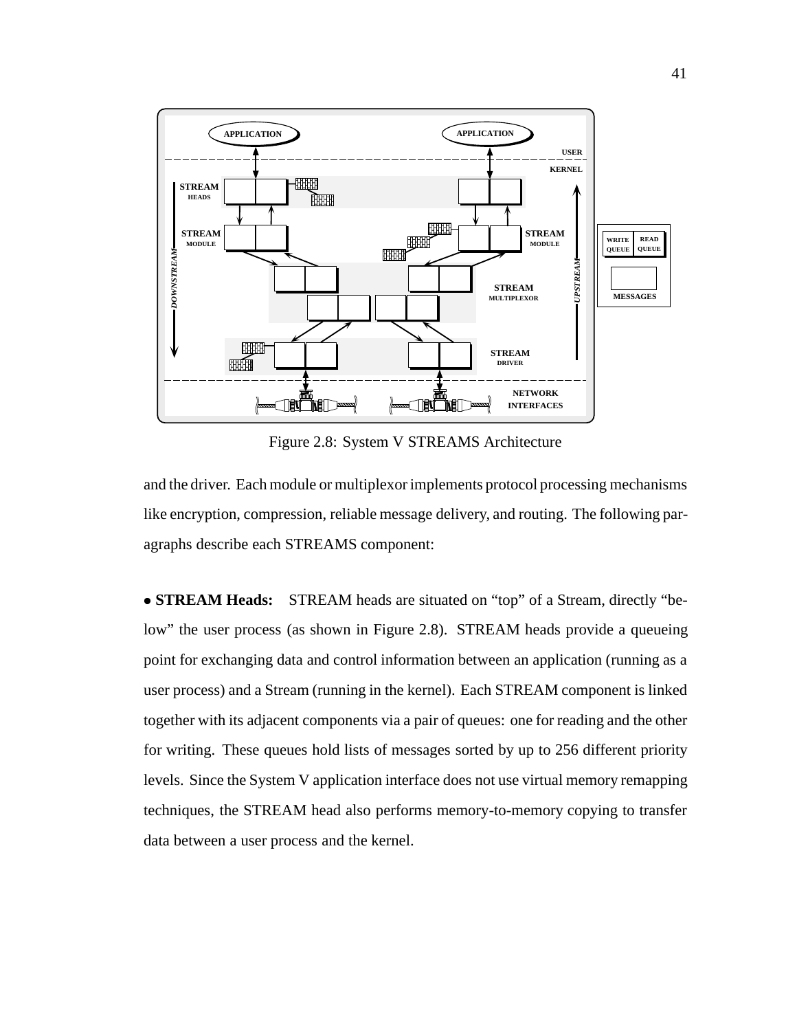Figure 2.8: System V STREAMS Architecture

and the driver. Each module or multiplexor implements protocol processing mechanisms like encryption, compression, reliable message delivery, and routing. The following paragraphs describe each STREAMS component:

• **STREAM Heads:** STREAM heads are situated on "top" of a Stream, directly "below" the user process (as shown in Figure 2.8). STREAM heads provide a queueing point for exchanging data and control information between an application (running as a user process) and a Stream (running in the kernel). Each STREAM component is linked together with its adjacent components via a pair of queues: one for reading and the other for writing. These queues hold lists of messages sorted by up to 256 different priority levels. Since the System V application interface does not use virtual memory remapping techniques, the STREAM head also performs memory-to-memory copying to transfer data between a user process and the kernel.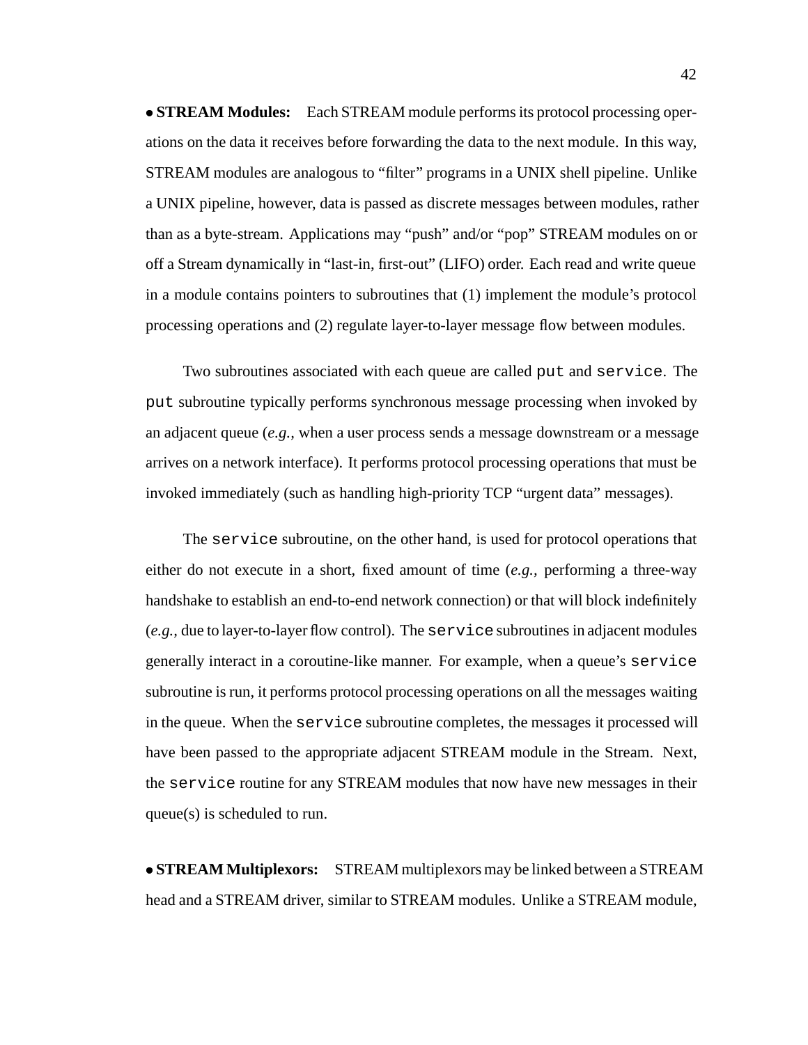• **STREAM Modules:** Each STREAM module performs its protocol processing operations on the data it receives before forwarding the data to the next module. In this way, STREAM modules are analogous to "filter" programs in a UNIX shell pipeline. Unlike a UNIX pipeline, however, data is passed as discrete messages between modules, rather than as a byte-stream. Applications may "push" and/or "pop" STREAM modules on or off a Stream dynamically in "last-in, first-out" (LIFO) order. Each read and write queue in a module contains pointers to subroutines that (1) implement the module's protocol processing operations and (2) regulate layer-to-layer message flow between modules.

Two subroutines associated with each queue are called `put` and `service`. The `put` subroutine typically performs synchronous message processing when invoked by an adjacent queue (*e.g.,* when a user process sends a message downstream or a message arrives on a network interface). It performs protocol processing operations that must be invoked immediately (such as handling high-priority TCP "urgent data" messages).

The `service` subroutine, on the other hand, is used for protocol operations that either do not execute in a short, fixed amount of time (*e.g.,* performing a three-way handshake to establish an end-to-end network connection) or that will block indefinitely (*e.g.,* due to layer-to-layer flow control). The `service` subroutines in adjacent modules generally interact in a coroutine-like manner. For example, when a queue's `service` subroutine is run, it performs protocol processing operations on all the messages waiting in the queue. When the `service` subroutine completes, the messages it processed will have been passed to the appropriate adjacent STREAM module in the Stream. Next, the `service` routine for any STREAM modules that now have new messages in their queue(s) is scheduled to run.

• **STREAM Multiplexors:** STREAM multiplexors may be linked between a STREAM head and a STREAM driver, similar to STREAM modules. Unlike a STREAM module,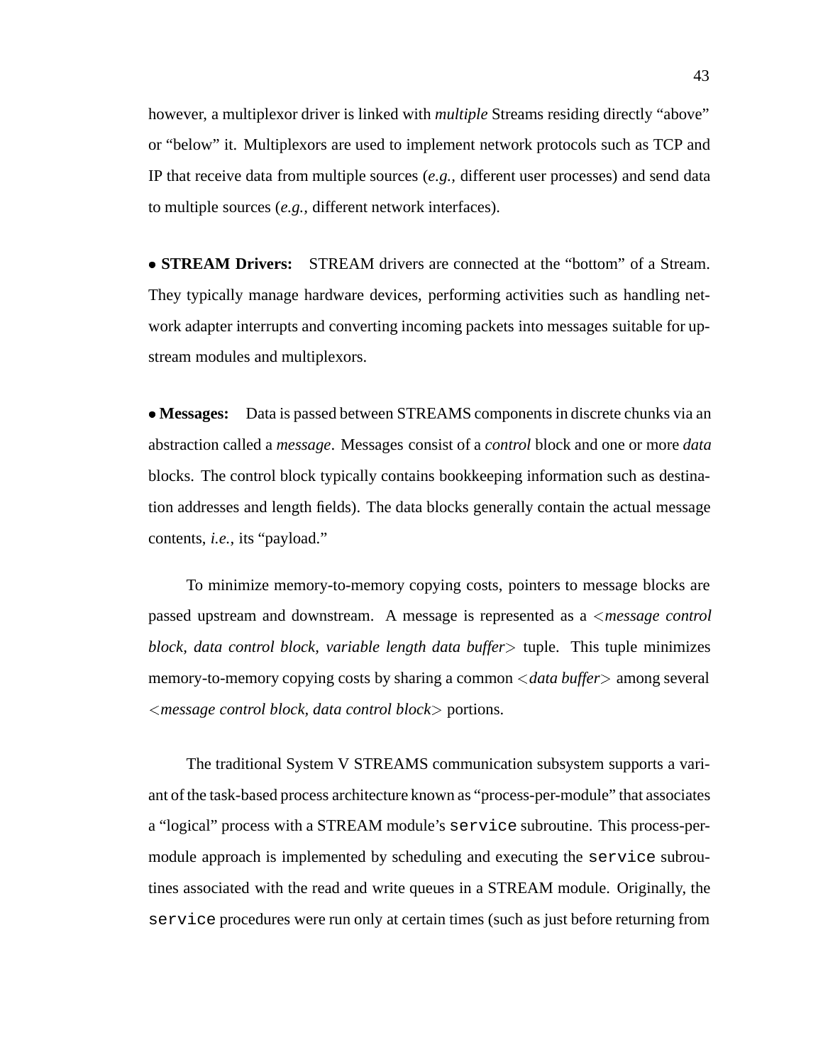however, a multiplexor driver is linked with *multiple* Streams residing directly "above" or "below" it. Multiplexors are used to implement network protocols such as TCP and IP that receive data from multiple sources (*e.g.,* different user processes) and send data to multiple sources (*e.g.,* different network interfaces).

• **STREAM Drivers:** STREAM drivers are connected at the "bottom" of a Stream. They typically manage hardware devices, performing activities such as handling network adapter interrupts and converting incoming packets into messages suitable for upstream modules and multiplexors.

• **Messages:** Data is passed between STREAMS components in discrete chunks via an abstraction called a *message*. Messages consist of a *control* block and one or more *data* blocks. The control block typically contains bookkeeping information such as destination addresses and length fields). The data blocks generally contain the actual message contents, *i.e.,* its "payload."

To minimize memory-to-memory copying costs, pointers to message blocks are passed upstream and downstream. A message is represented as a <*message control block, data control block, variable length data buffer*> tuple. This tuple minimizes memory-to-memory copying costs by sharing a common <*data buffer*> among several <*message control block, data control block*> portions.

The traditional System V STREAMS communication subsystem supports a variant of the task-based process architecture known as "process-per-module" that associates a "logical" process with a STREAM module's `service` subroutine. This process-per-module approach is implemented by scheduling and executing the `service` subroutines associated with the read and write queues in a STREAM module. Originally, the `service` procedures were run only at certain times (such as just before returning from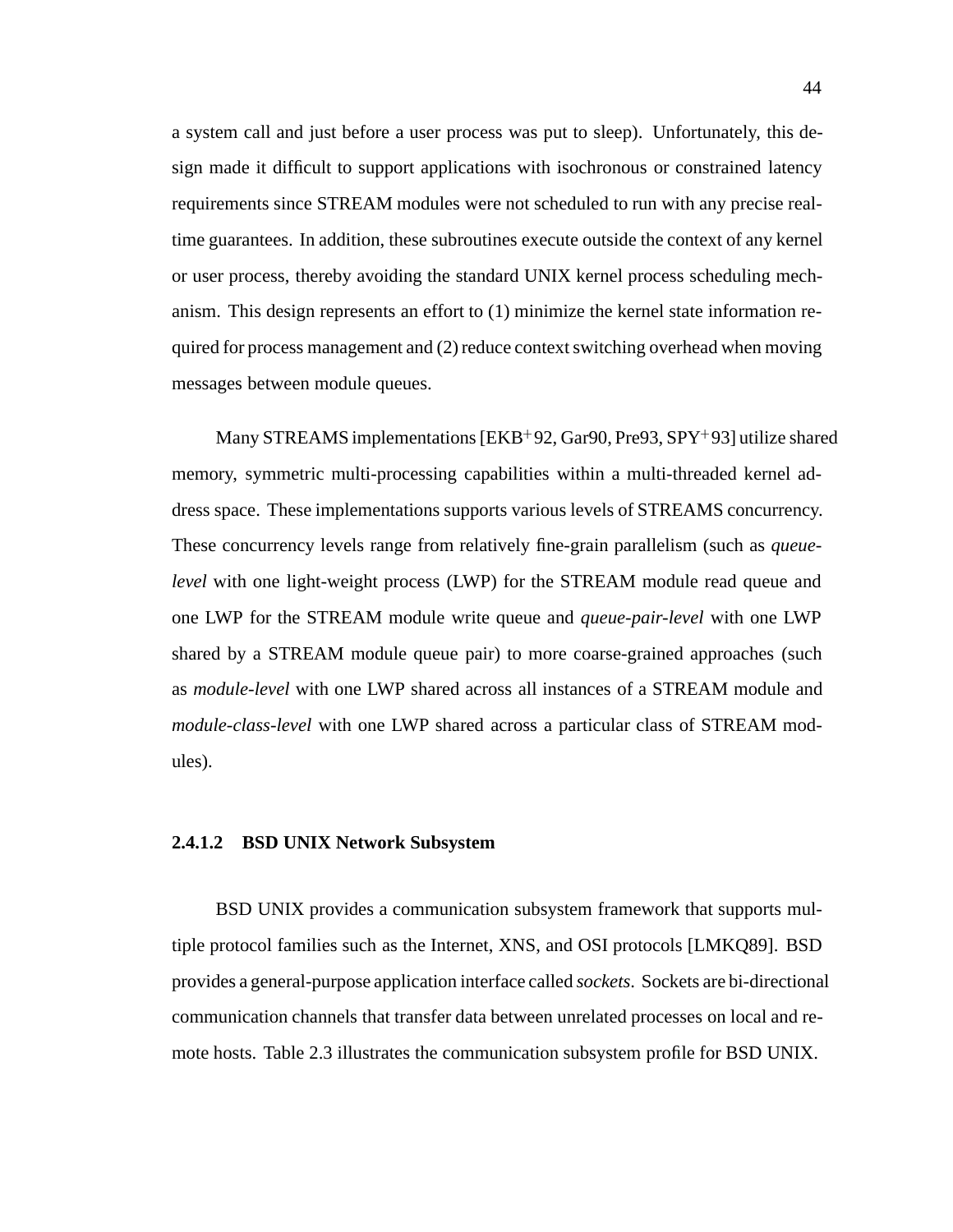a system call and just before a user process was put to sleep). Unfortunately, this design made it difficult to support applications with isochronous or constrained latency requirements since STREAM modules were not scheduled to run with any precise real-time guarantees. In addition, these subroutines execute outside the context of any kernel or user process, thereby avoiding the standard UNIX kernel process scheduling mechanism. This design represents an effort to (1) minimize the kernel state information required for process management and (2) reduce context switching overhead when moving messages between module queues.

Many STREAMS implementations [EKB+92, Gar90, Pre93, SPY+93] utilize shared memory, symmetric multi-processing capabilities within a multi-threaded kernel address space. These implementations supports various levels of STREAMS concurrency. These concurrency levels range from relatively fine-grain parallelism (such as *queue-level* with one light-weight process (LWP) for the STREAM module read queue and one LWP for the STREAM module write queue and *queue-pair-level* with one LWP shared by a STREAM module queue pair) to more coarse-grained approaches (such as *module-level* with one LWP shared across all instances of a STREAM module and *module-class-level* with one LWP shared across a particular class of STREAM modules).

#### 2.4.1.2 BSD UNIX Network Subsystem

BSD UNIX provides a communication subsystem framework that supports multiple protocol families such as the Internet, XNS, and OSI protocols [LMKQ89]. BSD provides a general-purpose application interface called *sockets*. Sockets are bi-directional communication channels that transfer data between unrelated processes on local and remote hosts. Table 2.3 illustrates the communication subsystem profile for BSD UNIX.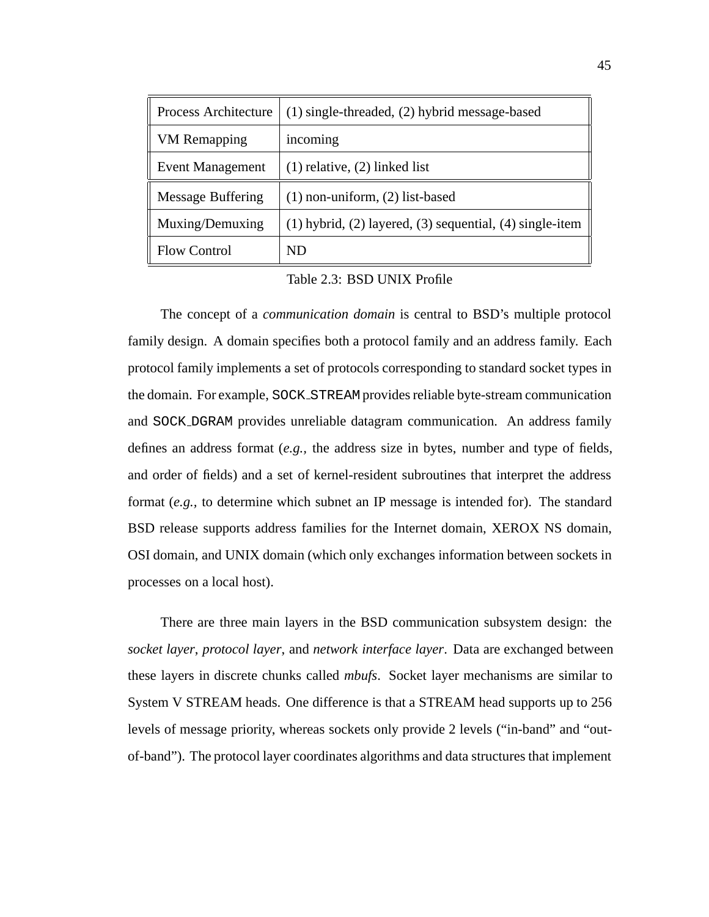| Process Architecture | (1) single-threaded, (2) hybrid message-based |
|---|---|
| VM Remapping | incoming |
| Event Management | (1) relative, (2) linked list |
| Message Buffering | (1) non-uniform, (2) list-based |
| Muxing/Demuxing | (1) hybrid, (2) layered, (3) sequential, (4) single-item |
| Flow Control | ND |

Table 2.3: BSD UNIX Profile

The concept of a *communication domain* is central to BSD's multiple protocol family design. A domain specifies both a protocol family and an address family. Each protocol family implements a set of protocols corresponding to standard socket types in the domain. For example, `SOCK_STREAM` provides reliable byte-stream communication and `SOCK_DGRAM` provides unreliable datagram communication. An address family defines an address format (*e.g.,* the address size in bytes, number and type of fields, and order of fields) and a set of kernel-resident subroutines that interpret the address format (*e.g.,* to determine which subnet an IP message is intended for). The standard BSD release supports address families for the Internet domain, XEROX NS domain, OSI domain, and UNIX domain (which only exchanges information between sockets in processes on a local host).

There are three main layers in the BSD communication subsystem design: the *socket layer*, *protocol layer*, and *network interface layer*. Data are exchanged between these layers in discrete chunks called *mbufs*. Socket layer mechanisms are similar to System V STREAM heads. One difference is that a STREAM head supports up to 256 levels of message priority, whereas sockets only provide 2 levels ("in-band" and "out-of-band"). The protocol layer coordinates algorithms and data structures that implement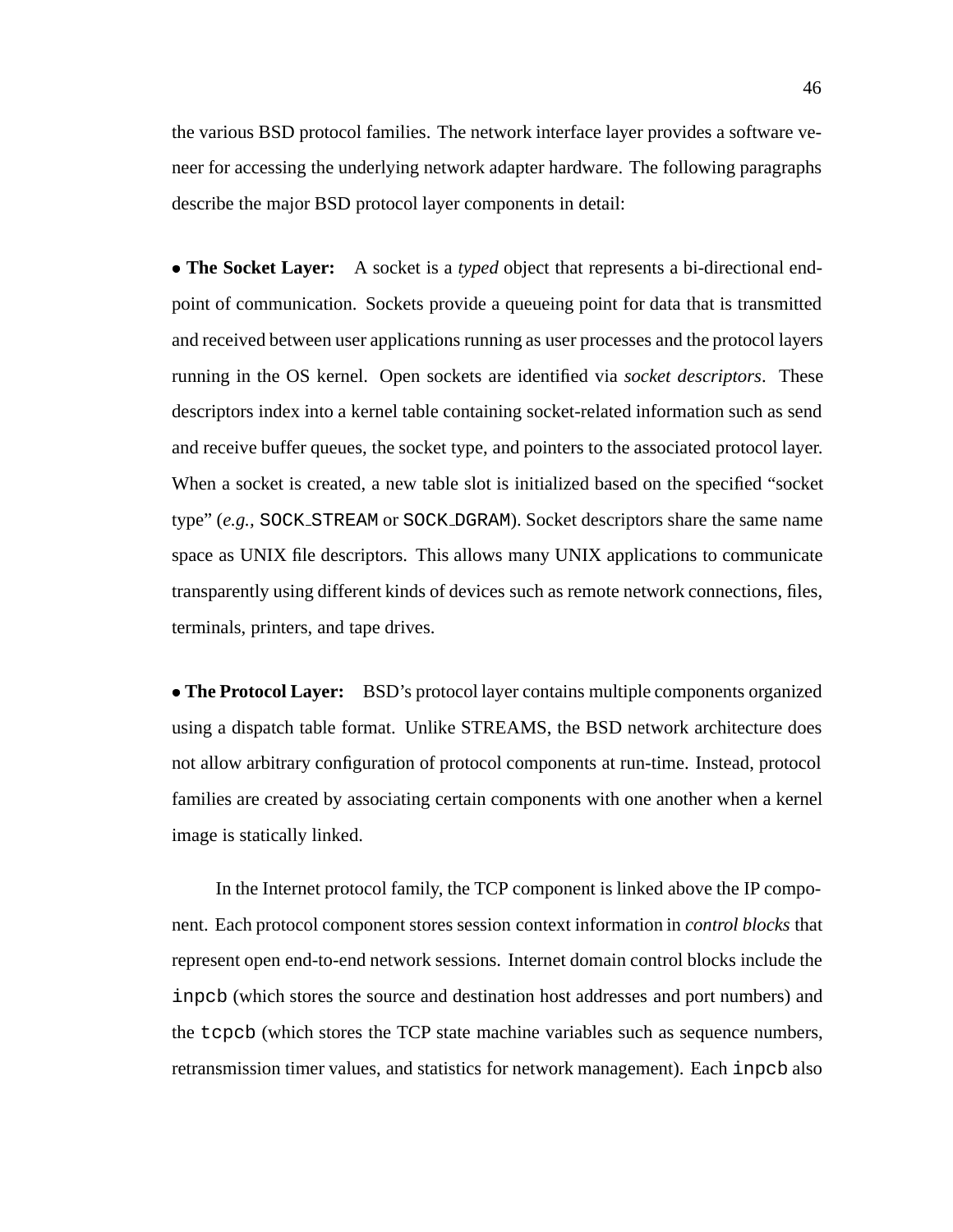the various BSD protocol families. The network interface layer provides a software veneer for accessing the underlying network adapter hardware. The following paragraphs describe the major BSD protocol layer components in detail:

- **The Socket Layer:** A socket is a *typed* object that represents a bi-directional endpoint of communication. Sockets provide a queueing point for data that is transmitted and received between user applications running as user processes and the protocol layers running in the OS kernel. Open sockets are identified via *socket descriptors*. These descriptors index into a kernel table containing socket-related information such as send and receive buffer queues, the socket type, and pointers to the associated protocol layer. When a socket is created, a new table slot is initialized based on the specified "socket type" (*e.g.,* `SOCK_STREAM` or `SOCK_DGRAM`). Socket descriptors share the same name space as UNIX file descriptors. This allows many UNIX applications to communicate transparently using different kinds of devices such as remote network connections, files, terminals, printers, and tape drives.

- **The Protocol Layer:** BSD's protocol layer contains multiple components organized using a dispatch table format. Unlike STREAMS, the BSD network architecture does not allow arbitrary configuration of protocol components at run-time. Instead, protocol families are created by associating certain components with one another when a kernel image is statically linked.

  In the Internet protocol family, the TCP component is linked above the IP component. Each protocol component stores session context information in *control blocks* that represent open end-to-end network sessions. Internet domain control blocks include the `inpcb` (which stores the source and destination host addresses and port numbers) and the `tcpcb` (which stores the TCP state machine variables such as sequence numbers, retransmission timer values, and statistics for network management). Each `inpcb` also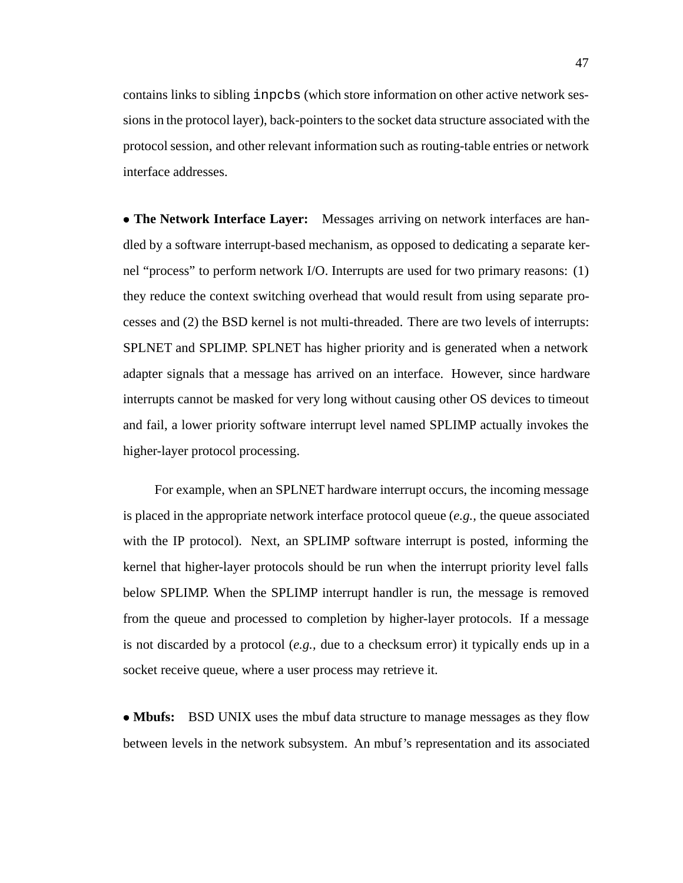contains links to sibling `inpcbs` (which store information on other active network sessions in the protocol layer), back-pointers to the socket data structure associated with the protocol session, and other relevant information such as routing-table entries or network interface addresses.

- **The Network Interface Layer:** Messages arriving on network interfaces are handled by a software interrupt-based mechanism, as opposed to dedicating a separate kernel "process" to perform network I/O. Interrupts are used for two primary reasons: (1) they reduce the context switching overhead that would result from using separate processes and (2) the BSD kernel is not multi-threaded. There are two levels of interrupts: SPLNET and SPLIMP. SPLNET has higher priority and is generated when a network adapter signals that a message has arrived on an interface. However, since hardware interrupts cannot be masked for very long without causing other OS devices to timeout and fail, a lower priority software interrupt level named SPLIMP actually invokes the higher-layer protocol processing.

For example, when an SPLNET hardware interrupt occurs, the incoming message is placed in the appropriate network interface protocol queue (*e.g.,* the queue associated with the IP protocol). Next, an SPLIMP software interrupt is posted, informing the kernel that higher-layer protocols should be run when the interrupt priority level falls below SPLIMP. When the SPLIMP interrupt handler is run, the message is removed from the queue and processed to completion by higher-layer protocols. If a message is not discarded by a protocol (*e.g.,* due to a checksum error) it typically ends up in a socket receive queue, where a user process may retrieve it.

- **Mbufs:** BSD UNIX uses the mbuf data structure to manage messages as they flow between levels in the network subsystem. An mbuf's representation and its associated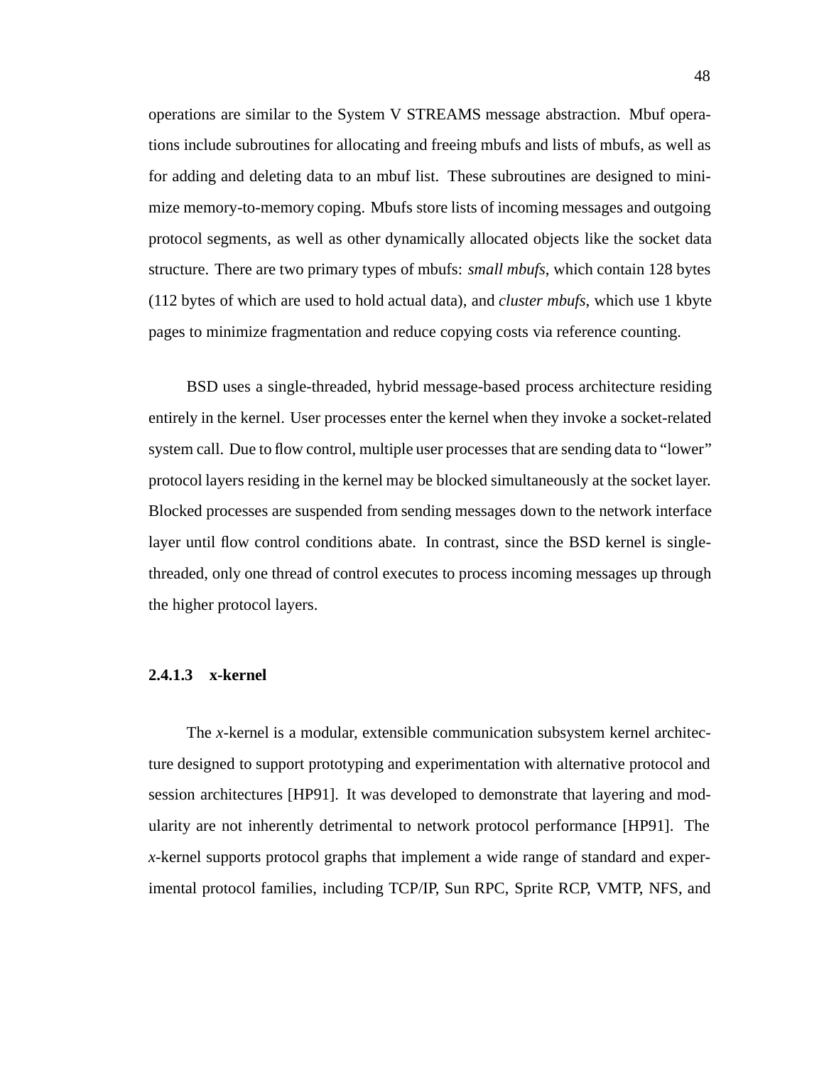operations are similar to the System V STREAMS message abstraction. Mbuf operations include subroutines for allocating and freeing mbufs and lists of mbufs, as well as for adding and deleting data to an mbuf list. These subroutines are designed to minimize memory-to-memory coping. Mbufs store lists of incoming messages and outgoing protocol segments, as well as other dynamically allocated objects like the socket data structure. There are two primary types of mbufs: *small mbufs*, which contain 128 bytes (112 bytes of which are used to hold actual data), and *cluster mbufs*, which use 1 kbyte pages to minimize fragmentation and reduce copying costs via reference counting.

BSD uses a single-threaded, hybrid message-based process architecture residing entirely in the kernel. User processes enter the kernel when they invoke a socket-related system call. Due to flow control, multiple user processes that are sending data to "lower" protocol layers residing in the kernel may be blocked simultaneously at the socket layer. Blocked processes are suspended from sending messages down to the network interface layer until flow control conditions abate. In contrast, since the BSD kernel is single-threaded, only one thread of control executes to process incoming messages up through the higher protocol layers.

#### 2.4.1.3 x-kernel

The *x*-kernel is a modular, extensible communication subsystem kernel architecture designed to support prototyping and experimentation with alternative protocol and session architectures [HP91]. It was developed to demonstrate that layering and modularity are not inherently detrimental to network protocol performance [HP91]. The *x*-kernel supports protocol graphs that implement a wide range of standard and experimental protocol families, including TCP/IP, Sun RPC, Sprite RCP, VMTP, NFS, and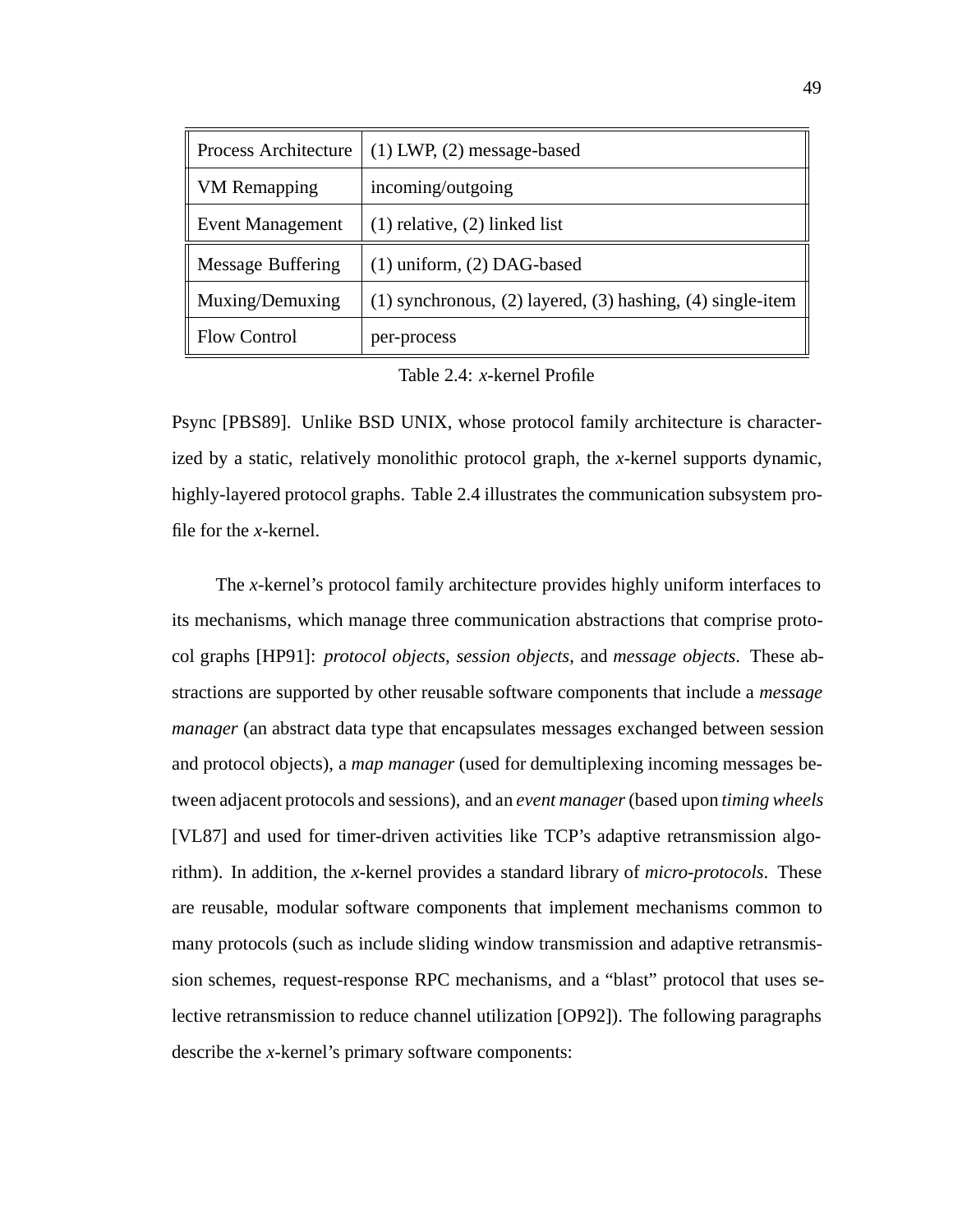| Process Architecture | (1) LWP, (2) message-based |
| --- | --- |
| VM Remapping | incoming/outgoing |
| Event Management | (1) relative, (2) linked list |
| Message Buffering | (1) uniform, (2) DAG-based |
| Muxing/Demuxing | (1) synchronous, (2) layered, (3) hashing, (4) single-item |
| Flow Control | per-process |

Table 2.4: *x*-kernel Profile

Psync [PBS89]. Unlike BSD UNIX, whose protocol family architecture is characterized by a static, relatively monolithic protocol graph, the *x*-kernel supports dynamic, highly-layered protocol graphs. Table 2.4 illustrates the communication subsystem profile for the *x*-kernel.

The *x*-kernel's protocol family architecture provides highly uniform interfaces to its mechanisms, which manage three communication abstractions that comprise protocol graphs [HP91]: *protocol objects*, *session objects*, and *message objects*. These abstractions are supported by other reusable software components that include a *message manager* (an abstract data type that encapsulates messages exchanged between session and protocol objects), a *map manager* (used for demultiplexing incoming messages between adjacent protocols and sessions), and an *event manager* (based upon *timing wheels* [VL87] and used for timer-driven activities like TCP's adaptive retransmission algorithm). In addition, the *x*-kernel provides a standard library of *micro-protocols*. These are reusable, modular software components that implement mechanisms common to many protocols (such as include sliding window transmission and adaptive retransmission schemes, request-response RPC mechanisms, and a "blast" protocol that uses selective retransmission to reduce channel utilization [OP92]). The following paragraphs describe the *x*-kernel's primary software components: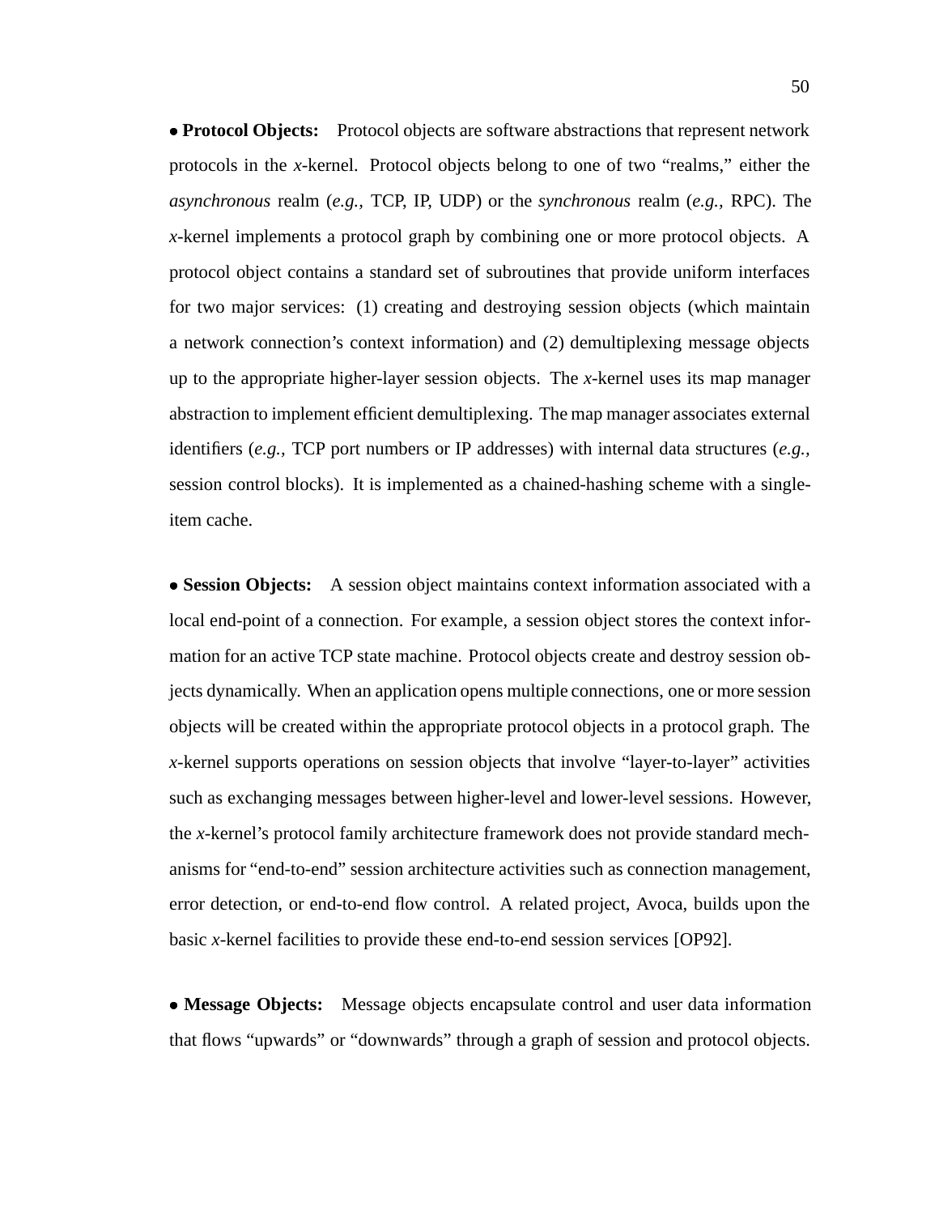- **Protocol Objects:** Protocol objects are software abstractions that represent network protocols in the *x*-kernel. Protocol objects belong to one of two "realms," either the *asynchronous* realm (*e.g.,* TCP, IP, UDP) or the *synchronous* realm (*e.g.,* RPC). The *x*-kernel implements a protocol graph by combining one or more protocol objects. A protocol object contains a standard set of subroutines that provide uniform interfaces for two major services: (1) creating and destroying session objects (which maintain a network connection's context information) and (2) demultiplexing message objects up to the appropriate higher-layer session objects. The *x*-kernel uses its map manager abstraction to implement efficient demultiplexing. The map manager associates external identifiers (*e.g.,* TCP port numbers or IP addresses) with internal data structures (*e.g.,* session control blocks). It is implemented as a chained-hashing scheme with a single-item cache.

- **Session Objects:** A session object maintains context information associated with a local end-point of a connection. For example, a session object stores the context information for an active TCP state machine. Protocol objects create and destroy session objects dynamically. When an application opens multiple connections, one or more session objects will be created within the appropriate protocol objects in a protocol graph. The *x*-kernel supports operations on session objects that involve "layer-to-layer" activities such as exchanging messages between higher-level and lower-level sessions. However, the *x*-kernel's protocol family architecture framework does not provide standard mechanisms for "end-to-end" session architecture activities such as connection management, error detection, or end-to-end flow control. A related project, Avoca, builds upon the basic *x*-kernel facilities to provide these end-to-end session services [OP92].

- **Message Objects:** Message objects encapsulate control and user data information that flows "upwards" or "downwards" through a graph of session and protocol objects.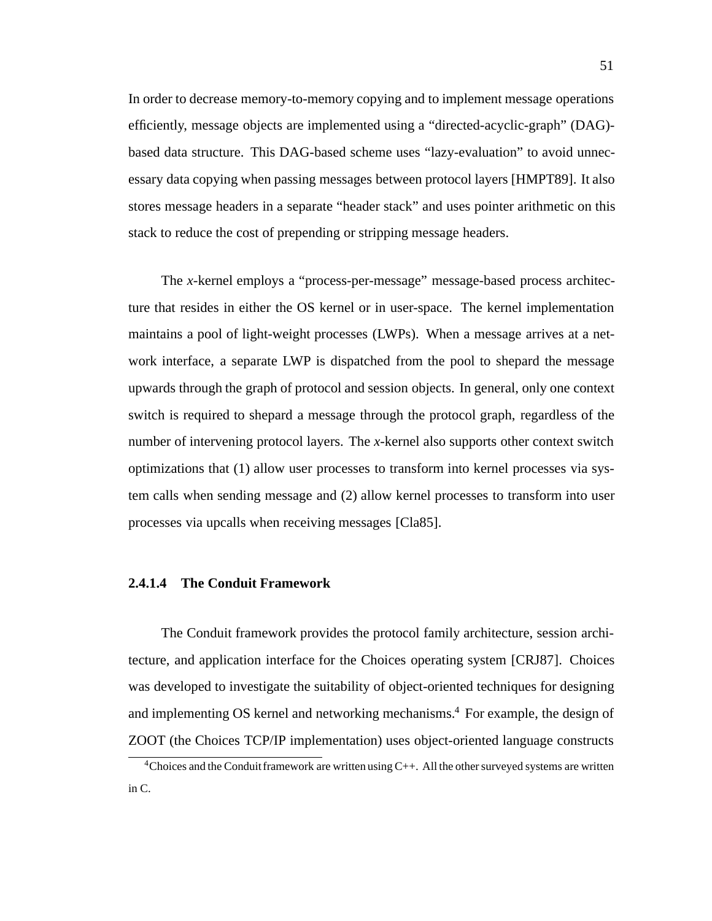In order to decrease memory-to-memory copying and to implement message operations efficiently, message objects are implemented using a "directed-acyclic-graph" (DAG)-based data structure. This DAG-based scheme uses "lazy-evaluation" to avoid unnecessary data copying when passing messages between protocol layers [HMPT89]. It also stores message headers in a separate "header stack" and uses pointer arithmetic on this stack to reduce the cost of prepending or stripping message headers.

The *x*-kernel employs a "process-per-message" message-based process architecture that resides in either the OS kernel or in user-space. The kernel implementation maintains a pool of light-weight processes (LWPs). When a message arrives at a network interface, a separate LWP is dispatched from the pool to shepard the message upwards through the graph of protocol and session objects. In general, only one context switch is required to shepard a message through the protocol graph, regardless of the number of intervening protocol layers. The *x*-kernel also supports other context switch optimizations that (1) allow user processes to transform into kernel processes via system calls when sending message and (2) allow kernel processes to transform into user processes via upcalls when receiving messages [Cla85].

#### 2.4.1.4 The Conduit Framework

The Conduit framework provides the protocol family architecture, session architecture, and application interface for the Choices operating system [CRJ87]. Choices was developed to investigate the suitability of object-oriented techniques for designing and implementing OS kernel and networking mechanisms.[4] For example, the design of ZOOT (the Choices TCP/IP implementation) uses object-oriented language constructs

[4] Choices and the Conduit framework are written using C++. All the other surveyed systems are written in C.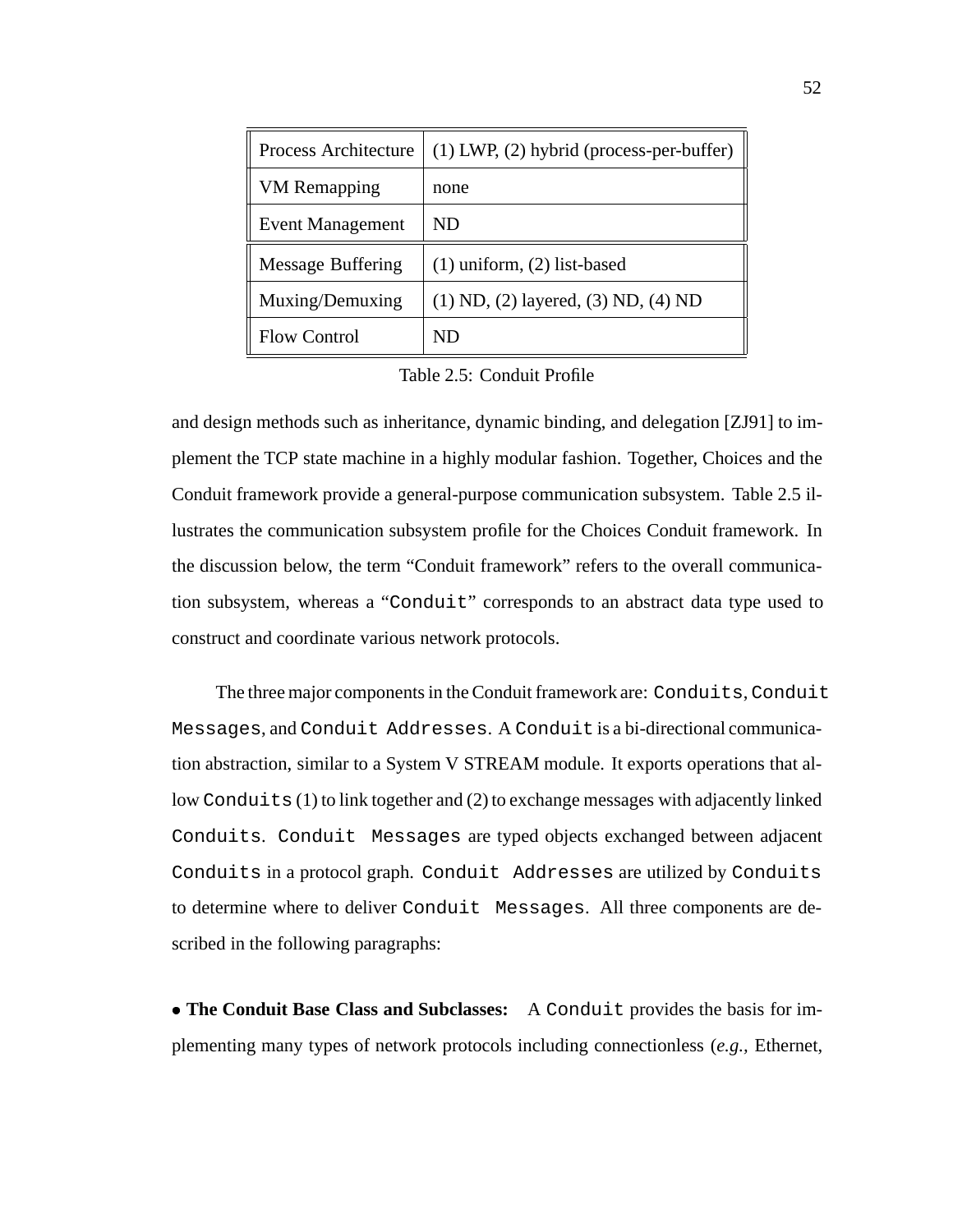| Process Architecture | (1) LWP, (2) hybrid (process-per-buffer) |
|---|---|
| VM Remapping | none |
| Event Management | ND |
| Message Buffering | (1) uniform, (2) list-based |
| Muxing/Demuxing | (1) ND, (2) layered, (3) ND, (4) ND |
| Flow Control | ND |

Table 2.5: Conduit Profile

and design methods such as inheritance, dynamic binding, and delegation [ZJ91] to implement the TCP state machine in a highly modular fashion. Together, Choices and the Conduit framework provide a general-purpose communication subsystem. Table 2.5 illustrates the communication subsystem profile for the Choices Conduit framework. In the discussion below, the term "Conduit framework" refers to the overall communication subsystem, whereas a "`Conduit`" corresponds to an abstract data type used to construct and coordinate various network protocols.

The three major components in the Conduit framework are: `Conduits`, `Conduit Messages`, and `Conduit Addresses`. A `Conduit` is a bi-directional communication abstraction, similar to a System V STREAM module. It exports operations that allow `Conduits` (1) to link together and (2) to exchange messages with adjacently linked `Conduits`. `Conduit Messages` are typed objects exchanged between adjacent `Conduits` in a protocol graph. `Conduit Addresses` are utilized by `Conduits` to determine where to deliver `Conduit Messages`. All three components are described in the following paragraphs:

- **The Conduit Base Class and Subclasses:** A `Conduit` provides the basis for implementing many types of network protocols including connectionless (*e.g.,* Ethernet,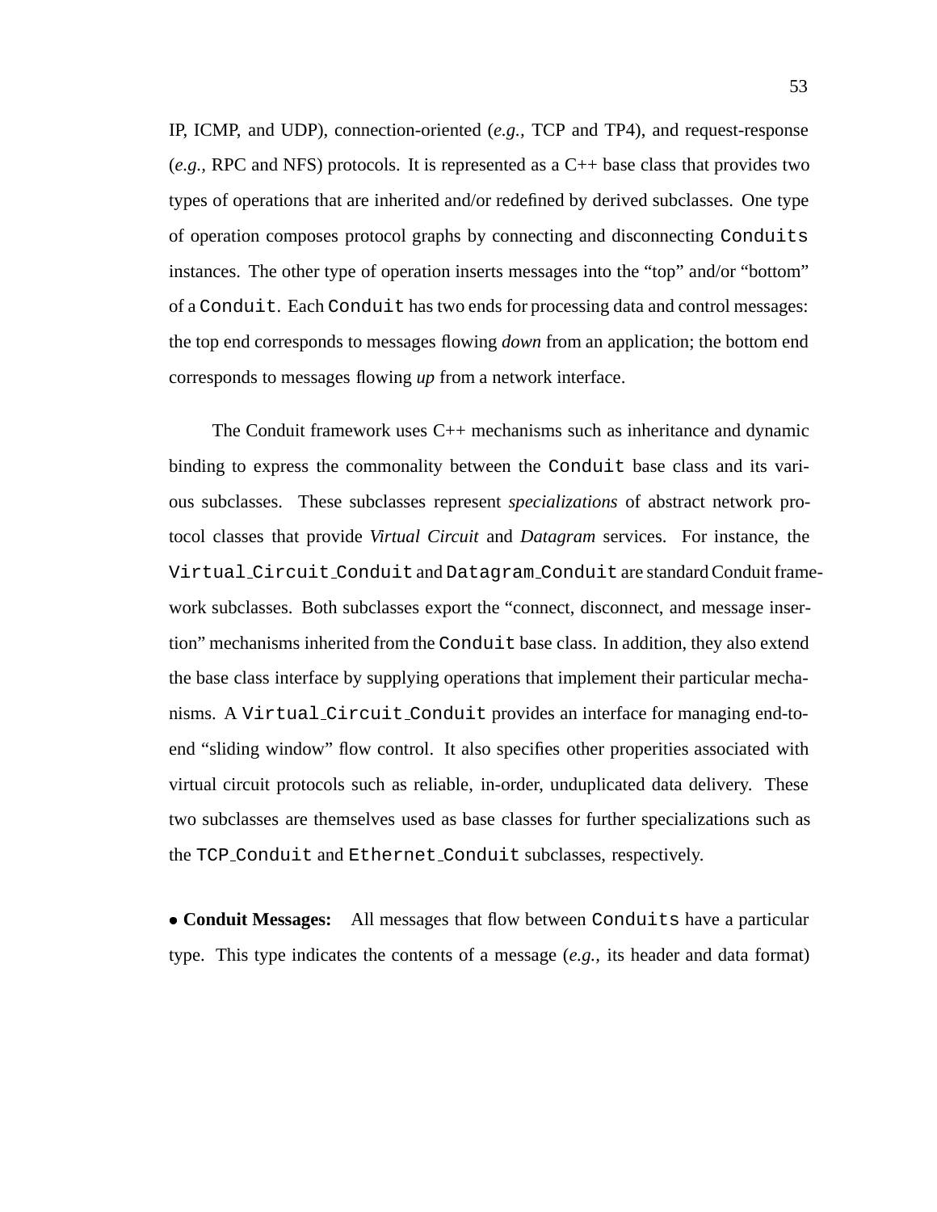IP, ICMP, and UDP), connection-oriented (*e.g.,* TCP and TP4), and request-response (*e.g.,* RPC and NFS) protocols. It is represented as a C++ base class that provides two types of operations that are inherited and/or redefined by derived subclasses. One type of operation composes protocol graphs by connecting and disconnecting `Conduits` instances. The other type of operation inserts messages into the "top" and/or "bottom" of a `Conduit`. Each `Conduit` has two ends for processing data and control messages: the top end corresponds to messages flowing *down* from an application; the bottom end corresponds to messages flowing *up* from a network interface.

The Conduit framework uses C++ mechanisms such as inheritance and dynamic binding to express the commonality between the `Conduit` base class and its various subclasses. These subclasses represent *specializations* of abstract network protocol classes that provide *Virtual Circuit* and *Datagram* services. For instance, the `Virtual_Circuit_Conduit` and `Datagram_Conduit` are standard Conduit framework subclasses. Both subclasses export the "connect, disconnect, and message insertion" mechanisms inherited from the `Conduit` base class. In addition, they also extend the base class interface by supplying operations that implement their particular mechanisms. A `Virtual_Circuit_Conduit` provides an interface for managing end-to-end "sliding window" flow control. It also specifies other properities associated with virtual circuit protocols such as reliable, in-order, unduplicated data delivery. These two subclasses are themselves used as base classes for further specializations such as the `TCP_Conduit` and `Ethernet_Conduit` subclasses, respectively.

- **Conduit Messages:** All messages that flow between `Conduits` have a particular type. This type indicates the contents of a message (*e.g.,* its header and data format)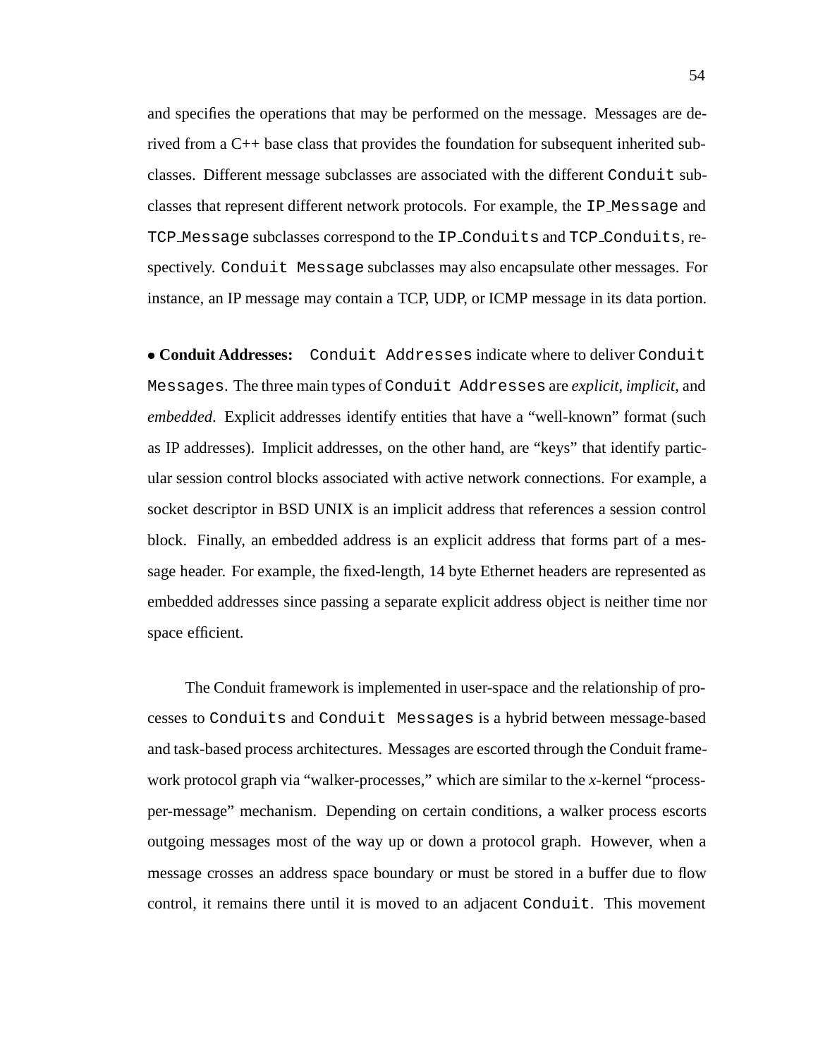and specifies the operations that may be performed on the message. Messages are derived from a C++ base class that provides the foundation for subsequent inherited subclasses. Different message subclasses are associated with the different `Conduit` subclasses that represent different network protocols. For example, the `IP_Message` and `TCP_Message` subclasses correspond to the `IP_Conduits` and `TCP_Conduits`, respectively. `Conduit Message` subclasses may also encapsulate other messages. For instance, an IP message may contain a TCP, UDP, or ICMP message in its data portion.

- **Conduit Addresses:** `Conduit Addresses` indicate where to deliver `Conduit Messages`. The three main types of `Conduit Addresses` are *explicit*, *implicit*, and *embedded*. Explicit addresses identify entities that have a "well-known" format (such as IP addresses). Implicit addresses, on the other hand, are "keys" that identify particular session control blocks associated with active network connections. For example, a socket descriptor in BSD UNIX is an implicit address that references a session control block. Finally, an embedded address is an explicit address that forms part of a message header. For example, the fixed-length, 14 byte Ethernet headers are represented as embedded addresses since passing a separate explicit address object is neither time nor space efficient.

The Conduit framework is implemented in user-space and the relationship of processes to `Conduits` and `Conduit Messages` is a hybrid between message-based and task-based process architectures. Messages are escorted through the Conduit framework protocol graph via "walker-processes," which are similar to the *x*-kernel "process-per-message" mechanism. Depending on certain conditions, a walker process escorts outgoing messages most of the way up or down a protocol graph. However, when a message crosses an address space boundary or must be stored in a buffer due to flow control, it remains there until it is moved to an adjacent `Conduit`. This movement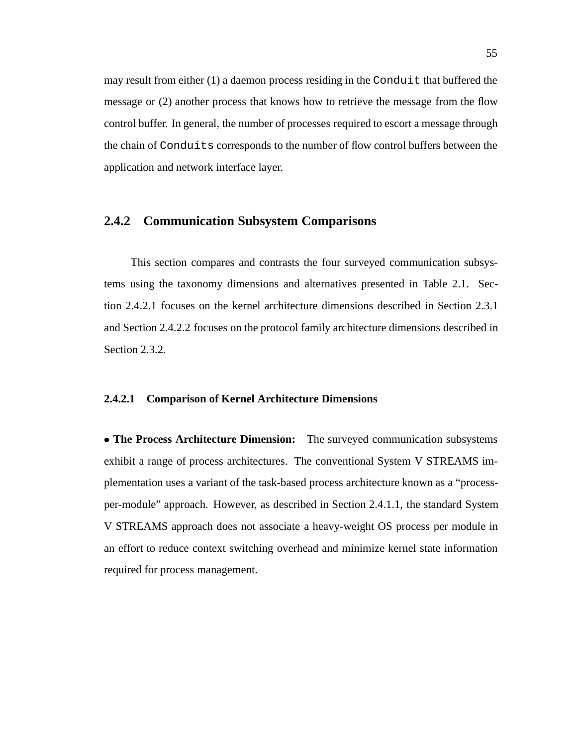may result from either (1) a daemon process residing in the `Conduit` that buffered the message or (2) another process that knows how to retrieve the message from the flow control buffer. In general, the number of processes required to escort a message through the chain of `Conduits` corresponds to the number of flow control buffers between the application and network interface layer.

### 2.4.2 Communication Subsystem Comparisons

This section compares and contrasts the four surveyed communication subsystems using the taxonomy dimensions and alternatives presented in Table 2.1. Section 2.4.2.1 focuses on the kernel architecture dimensions described in Section 2.3.1 and Section 2.4.2.2 focuses on the protocol family architecture dimensions described in Section 2.3.2.

#### 2.4.2.1 Comparison of Kernel Architecture Dimensions

- **The Process Architecture Dimension:** The surveyed communication subsystems exhibit a range of process architectures. The conventional System V STREAMS implementation uses a variant of the task-based process architecture known as a "process-per-module" approach. However, as described in Section 2.4.1.1, the standard System V STREAMS approach does not associate a heavy-weight OS process per module in an effort to reduce context switching overhead and minimize kernel state information required for process management.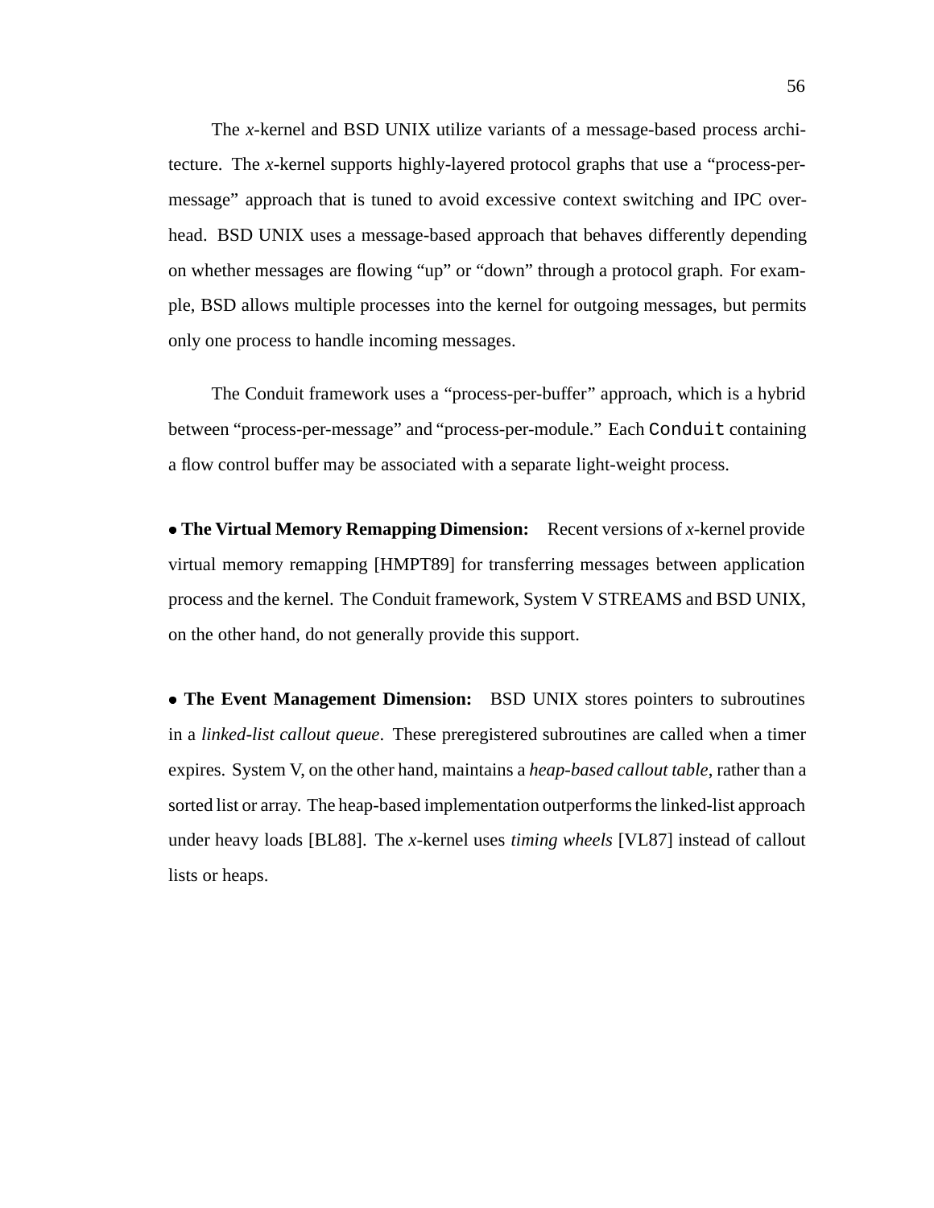The *x*-kernel and BSD UNIX utilize variants of a message-based process architecture. The *x*-kernel supports highly-layered protocol graphs that use a “process-per-message” approach that is tuned to avoid excessive context switching and IPC overhead. BSD UNIX uses a message-based approach that behaves differently depending on whether messages are flowing “up” or “down” through a protocol graph. For example, BSD allows multiple processes into the kernel for outgoing messages, but permits only one process to handle incoming messages.

The Conduit framework uses a “process-per-buffer” approach, which is a hybrid between “process-per-message” and “process-per-module.” Each `Conduit` containing a flow control buffer may be associated with a separate light-weight process.

- **The Virtual Memory Remapping Dimension:** Recent versions of *x*-kernel provide virtual memory remapping [HMPT89] for transferring messages between application process and the kernel. The Conduit framework, System V STREAMS and BSD UNIX, on the other hand, do not generally provide this support.

- **The Event Management Dimension:** BSD UNIX stores pointers to subroutines in a *linked-list callout queue*. These preregistered subroutines are called when a timer expires. System V, on the other hand, maintains a *heap-based callout table*, rather than a sorted list or array. The heap-based implementation outperforms the linked-list approach under heavy loads [BL88]. The *x*-kernel uses *timing wheels* [VL87] instead of callout lists or heaps.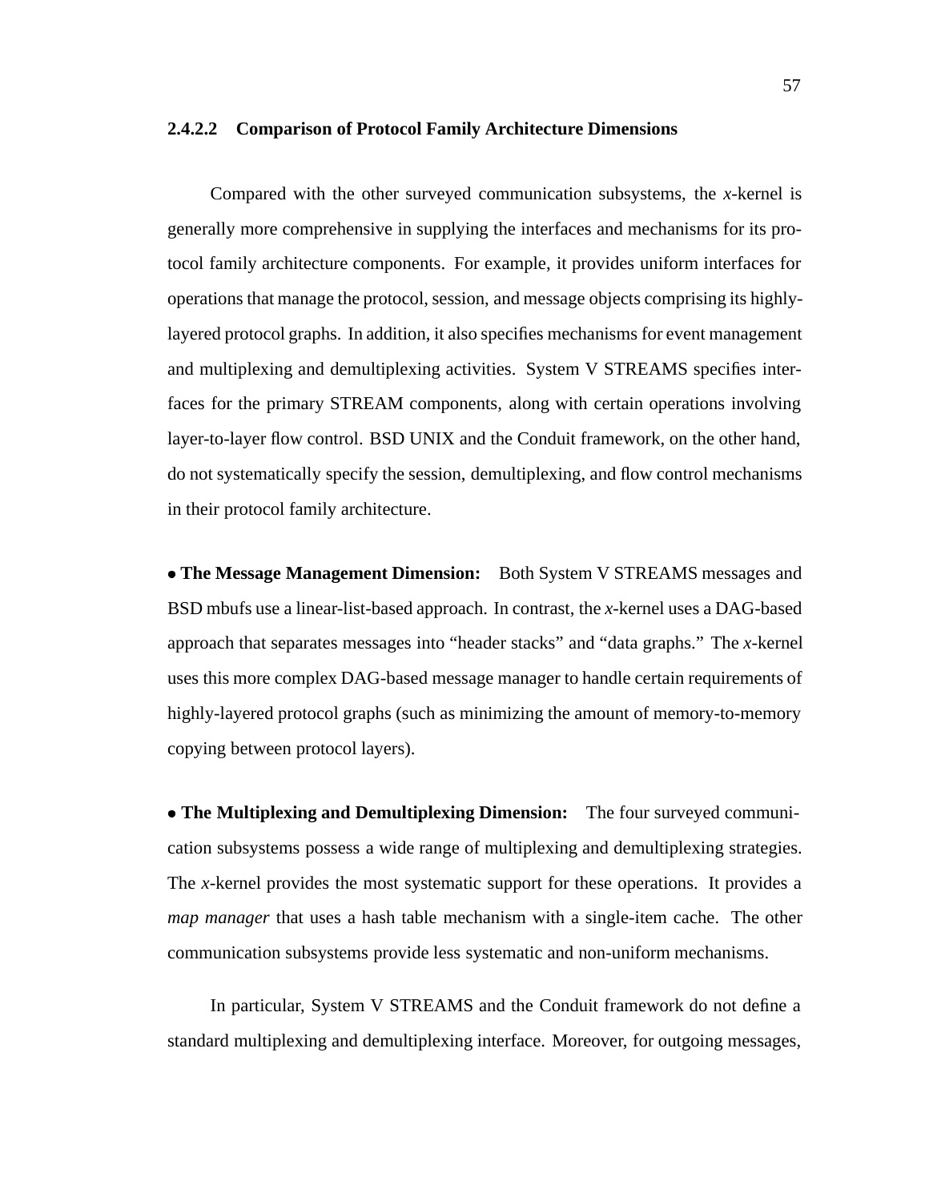#### 2.4.2.2 Comparison of Protocol Family Architecture Dimensions

Compared with the other surveyed communication subsystems, the *x*-kernel is generally more comprehensive in supplying the interfaces and mechanisms for its protocol family architecture components. For example, it provides uniform interfaces for operations that manage the protocol, session, and message objects comprising its highly-layered protocol graphs. In addition, it also specifies mechanisms for event management and multiplexing and demultiplexing activities. System V STREAMS specifies interfaces for the primary STREAM components, along with certain operations involving layer-to-layer flow control. BSD UNIX and the Conduit framework, on the other hand, do not systematically specify the session, demultiplexing, and flow control mechanisms in their protocol family architecture.

- **The Message Management Dimension:** Both System V STREAMS messages and BSD mbufs use a linear-list-based approach. In contrast, the *x*-kernel uses a DAG-based approach that separates messages into "header stacks" and "data graphs." The *x*-kernel uses this more complex DAG-based message manager to handle certain requirements of highly-layered protocol graphs (such as minimizing the amount of memory-to-memory copying between protocol layers).

- **The Multiplexing and Demultiplexing Dimension:** The four surveyed communication subsystems possess a wide range of multiplexing and demultiplexing strategies. The *x*-kernel provides the most systematic support for these operations. It provides a *map manager* that uses a hash table mechanism with a single-item cache. The other communication subsystems provide less systematic and non-uniform mechanisms.

In particular, System V STREAMS and the Conduit framework do not define a standard multiplexing and demultiplexing interface. Moreover, for outgoing messages,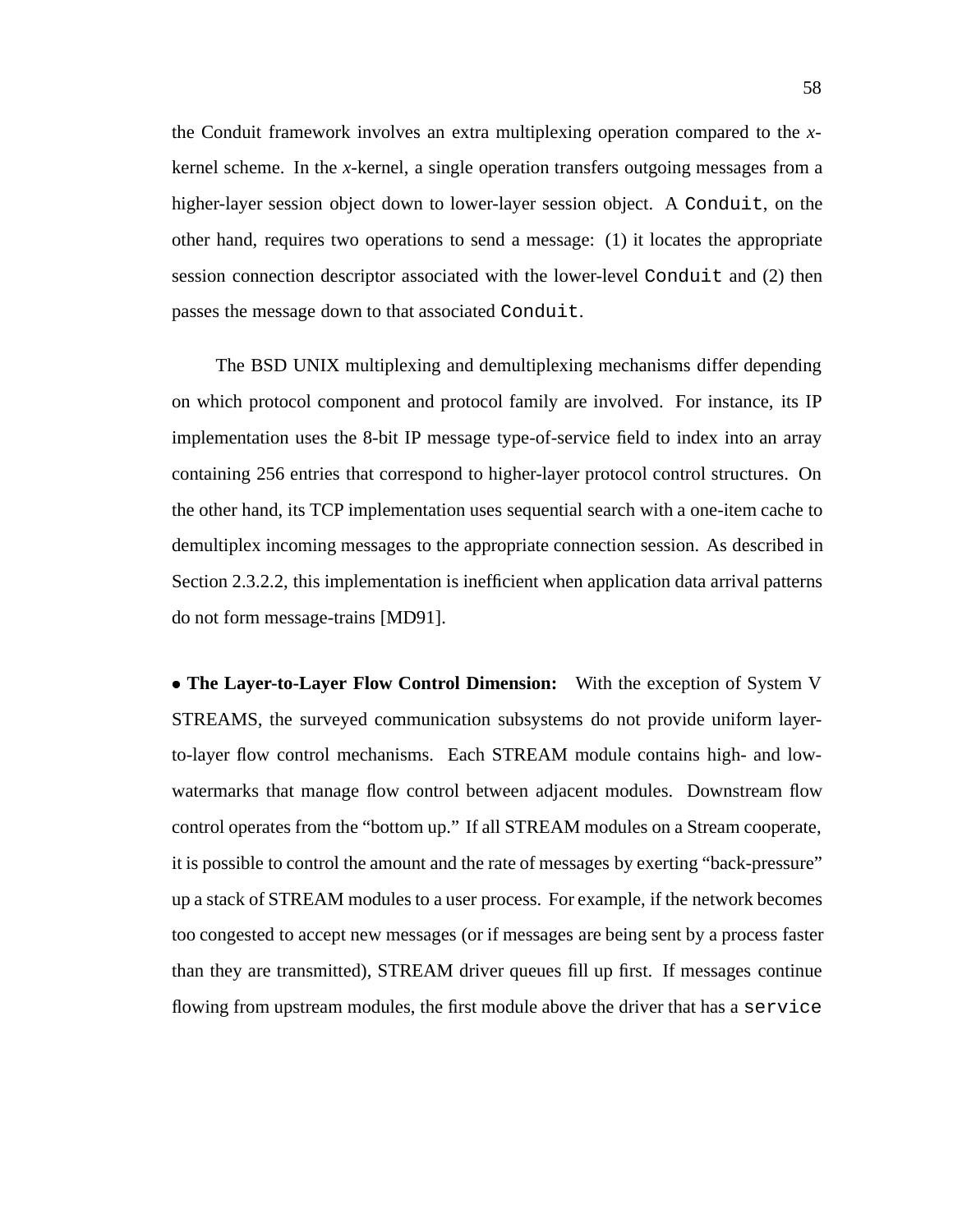the Conduit framework involves an extra multiplexing operation compared to the *x*-kernel scheme. In the *x*-kernel, a single operation transfers outgoing messages from a higher-layer session object down to lower-layer session object. A `Conduit`, on the other hand, requires two operations to send a message: (1) it locates the appropriate session connection descriptor associated with the lower-level `Conduit` and (2) then passes the message down to that associated `Conduit`.

The BSD UNIX multiplexing and demultiplexing mechanisms differ depending on which protocol component and protocol family are involved. For instance, its IP implementation uses the 8-bit IP message type-of-service field to index into an array containing 256 entries that correspond to higher-layer protocol control structures. On the other hand, its TCP implementation uses sequential search with a one-item cache to demultiplex incoming messages to the appropriate connection session. As described in Section 2.3.2.2, this implementation is inefficient when application data arrival patterns do not form message-trains [MD91].

- **The Layer-to-Layer Flow Control Dimension:** With the exception of System V STREAMS, the surveyed communication subsystems do not provide uniform layer-to-layer flow control mechanisms. Each STREAM module contains high- and low-watermarks that manage flow control between adjacent modules. Downstream flow control operates from the "bottom up." If all STREAM modules on a Stream cooperate, it is possible to control the amount and the rate of messages by exerting "back-pressure" up a stack of STREAM modules to a user process. For example, if the network becomes too congested to accept new messages (or if messages are being sent by a process faster than they are transmitted), STREAM driver queues fill up first. If messages continue flowing from upstream modules, the first module above the driver that has a `service`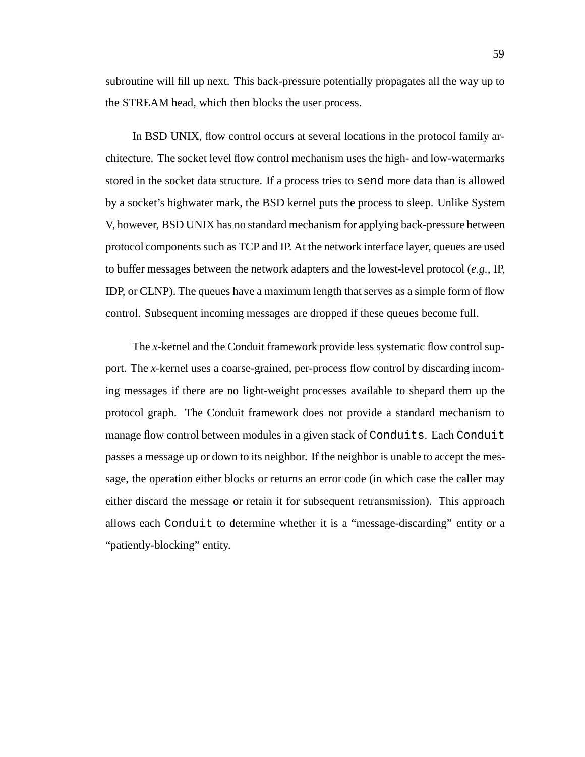subroutine will fill up next. This back-pressure potentially propagates all the way up to the STREAM head, which then blocks the user process.

In BSD UNIX, flow control occurs at several locations in the protocol family architecture. The socket level flow control mechanism uses the high- and low-watermarks stored in the socket data structure. If a process tries to `send` more data than is allowed by a socket's highwater mark, the BSD kernel puts the process to sleep. Unlike System V, however, BSD UNIX has no standard mechanism for applying back-pressure between protocol components such as TCP and IP. At the network interface layer, queues are used to buffer messages between the network adapters and the lowest-level protocol (*e.g.,* IP, IDP, or CLNP). The queues have a maximum length that serves as a simple form of flow control. Subsequent incoming messages are dropped if these queues become full.

The *x*-kernel and the Conduit framework provide less systematic flow control support. The *x*-kernel uses a coarse-grained, per-process flow control by discarding incoming messages if there are no light-weight processes available to shepard them up the protocol graph. The Conduit framework does not provide a standard mechanism to manage flow control between modules in a given stack of `Conduits`. Each `Conduit` passes a message up or down to its neighbor. If the neighbor is unable to accept the message, the operation either blocks or returns an error code (in which case the caller may either discard the message or retain it for subsequent retransmission). This approach allows each `Conduit` to determine whether it is a "message-discarding" entity or a "patiently-blocking" entity.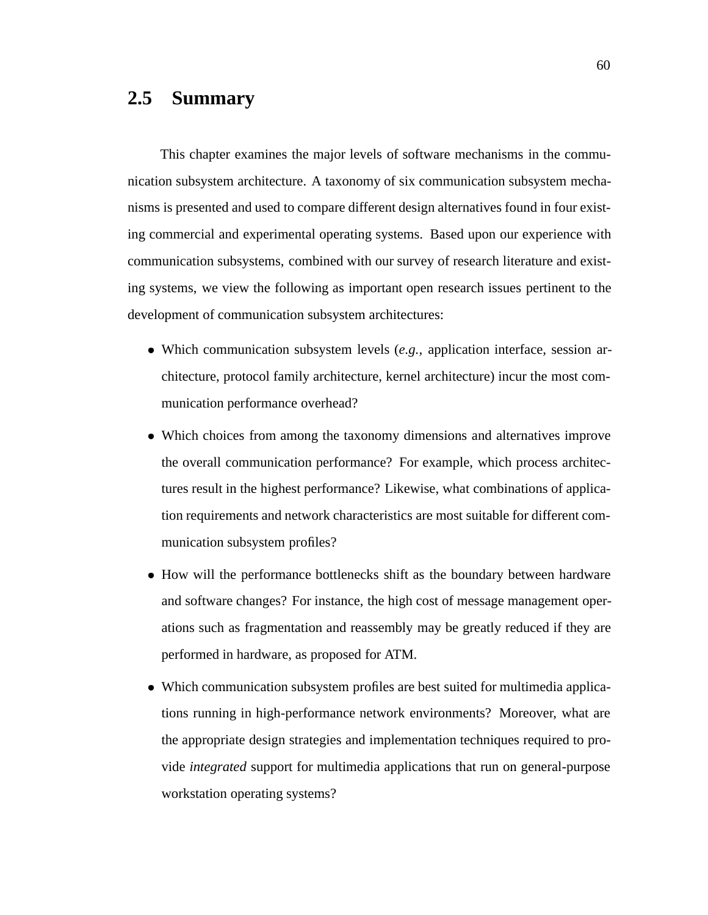## 2.5 Summary

This chapter examines the major levels of software mechanisms in the communication subsystem architecture. A taxonomy of six communication subsystem mechanisms is presented and used to compare different design alternatives found in four existing commercial and experimental operating systems. Based upon our experience with communication subsystems, combined with our survey of research literature and existing systems, we view the following as important open research issues pertinent to the development of communication subsystem architectures:

- Which communication subsystem levels (*e.g.,* application interface, session architecture, protocol family architecture, kernel architecture) incur the most communication performance overhead?
- Which choices from among the taxonomy dimensions and alternatives improve the overall communication performance? For example, which process architectures result in the highest performance? Likewise, what combinations of application requirements and network characteristics are most suitable for different communication subsystem profiles?
- How will the performance bottlenecks shift as the boundary between hardware and software changes? For instance, the high cost of message management operations such as fragmentation and reassembly may be greatly reduced if they are performed in hardware, as proposed for ATM.
- Which communication subsystem profiles are best suited for multimedia applications running in high-performance network environments? Moreover, what are the appropriate design strategies and implementation techniques required to provide *integrated* support for multimedia applications that run on general-purpose workstation operating systems?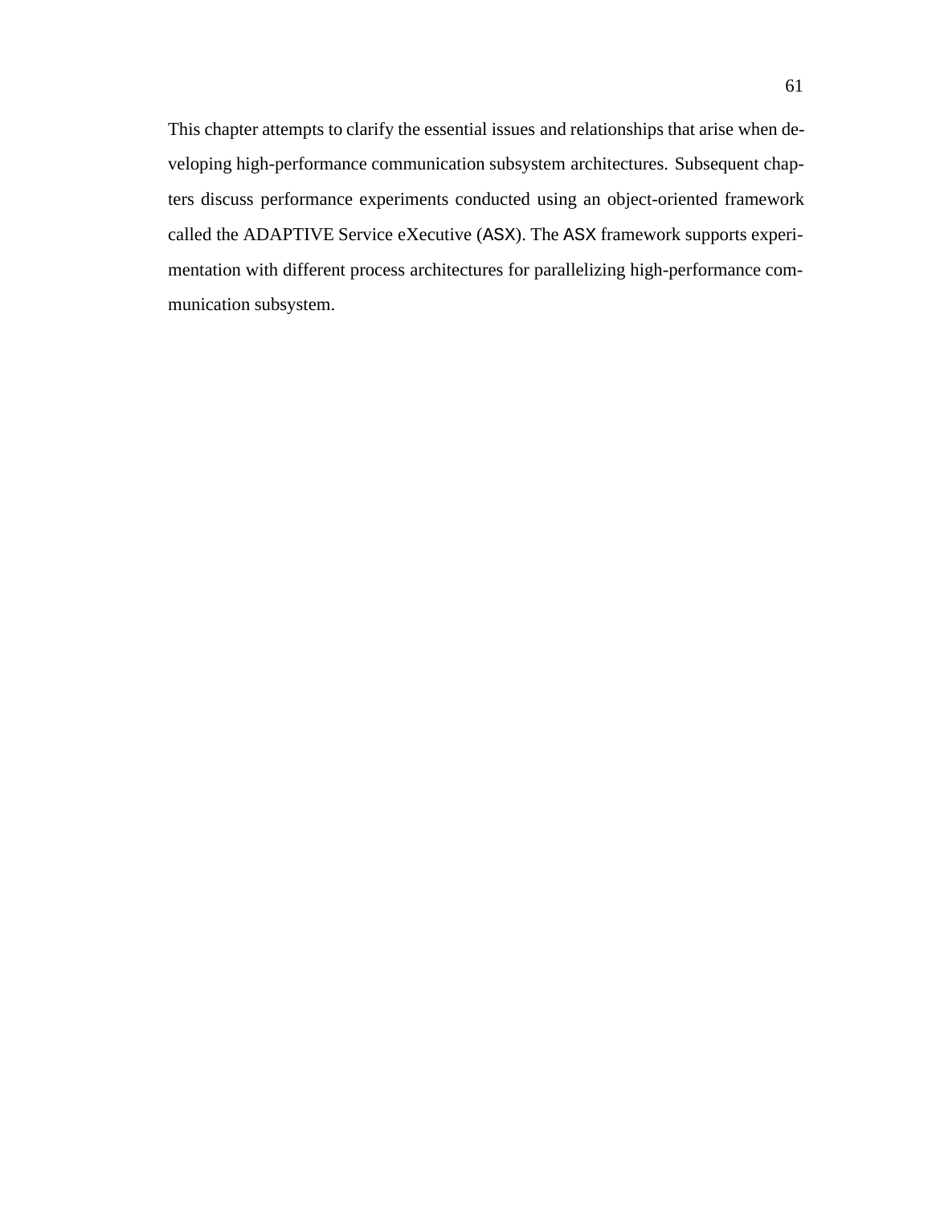This chapter attempts to clarify the essential issues and relationships that arise when developing high-performance communication subsystem architectures. Subsequent chapters discuss performance experiments conducted using an object-oriented framework called the ADAPTIVE Service eXecutive (ASX). The ASX framework supports experimentation with different process architectures for parallelizing high-performance communication subsystem.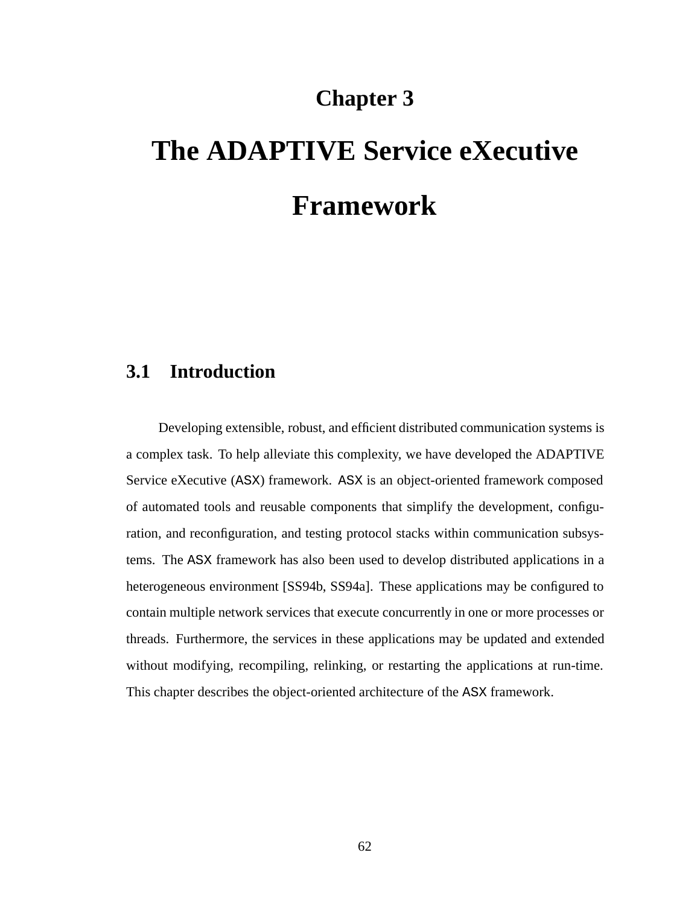# Chapter 3

# The ADAPTIVE Service eXecutive Framework

## 3.1 Introduction

Developing extensible, robust, and efficient distributed communication systems is a complex task. To help alleviate this complexity, we have developed the ADAPTIVE Service eXecutive (ASX) framework. ASX is an object-oriented framework composed of automated tools and reusable components that simplify the development, configuration, and reconfiguration, and testing protocol stacks within communication subsystems. The ASX framework has also been used to develop distributed applications in a heterogeneous environment [SS94b, SS94a]. These applications may be configured to contain multiple network services that execute concurrently in one or more processes or threads. Furthermore, the services in these applications may be updated and extended without modifying, recompiling, relinking, or restarting the applications at run-time. This chapter describes the object-oriented architecture of the ASX framework.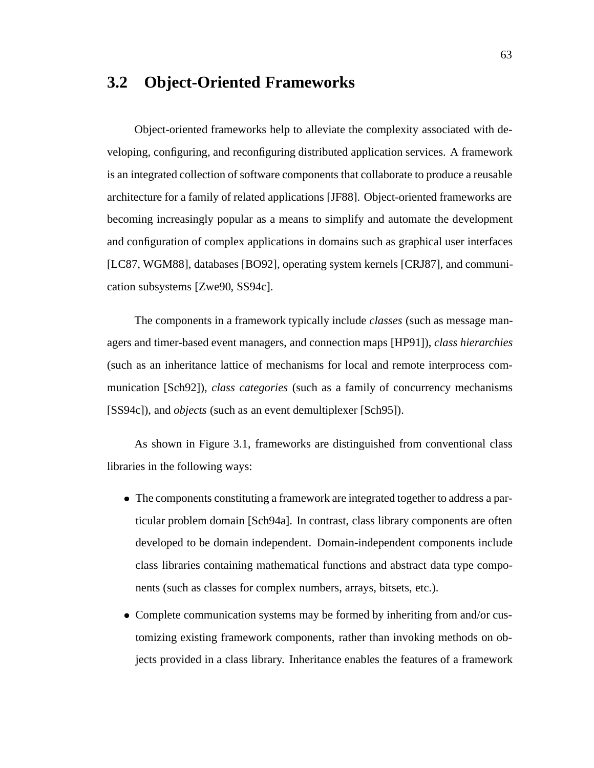## 3.2 Object-Oriented Frameworks

Object-oriented frameworks help to alleviate the complexity associated with developing, configuring, and reconfiguring distributed application services. A framework is an integrated collection of software components that collaborate to produce a reusable architecture for a family of related applications [JF88]. Object-oriented frameworks are becoming increasingly popular as a means to simplify and automate the development and configuration of complex applications in domains such as graphical user interfaces [LC87, WGM88], databases [BO92], operating system kernels [CRJ87], and communication subsystems [Zwe90, SS94c].

The components in a framework typically include *classes* (such as message managers and timer-based event managers, and connection maps [HP91]), *class hierarchies* (such as an inheritance lattice of mechanisms for local and remote interprocess communication [Sch92]), *class categories* (such as a family of concurrency mechanisms [SS94c]), and *objects* (such as an event demultiplexer [Sch95]).

As shown in Figure 3.1, frameworks are distinguished from conventional class libraries in the following ways:

- The components constituting a framework are integrated together to address a particular problem domain [Sch94a]. In contrast, class library components are often developed to be domain independent. Domain-independent components include class libraries containing mathematical functions and abstract data type components (such as classes for complex numbers, arrays, bitsets, etc.).
- Complete communication systems may be formed by inheriting from and/or customizing existing framework components, rather than invoking methods on objects provided in a class library. Inheritance enables the features of a framework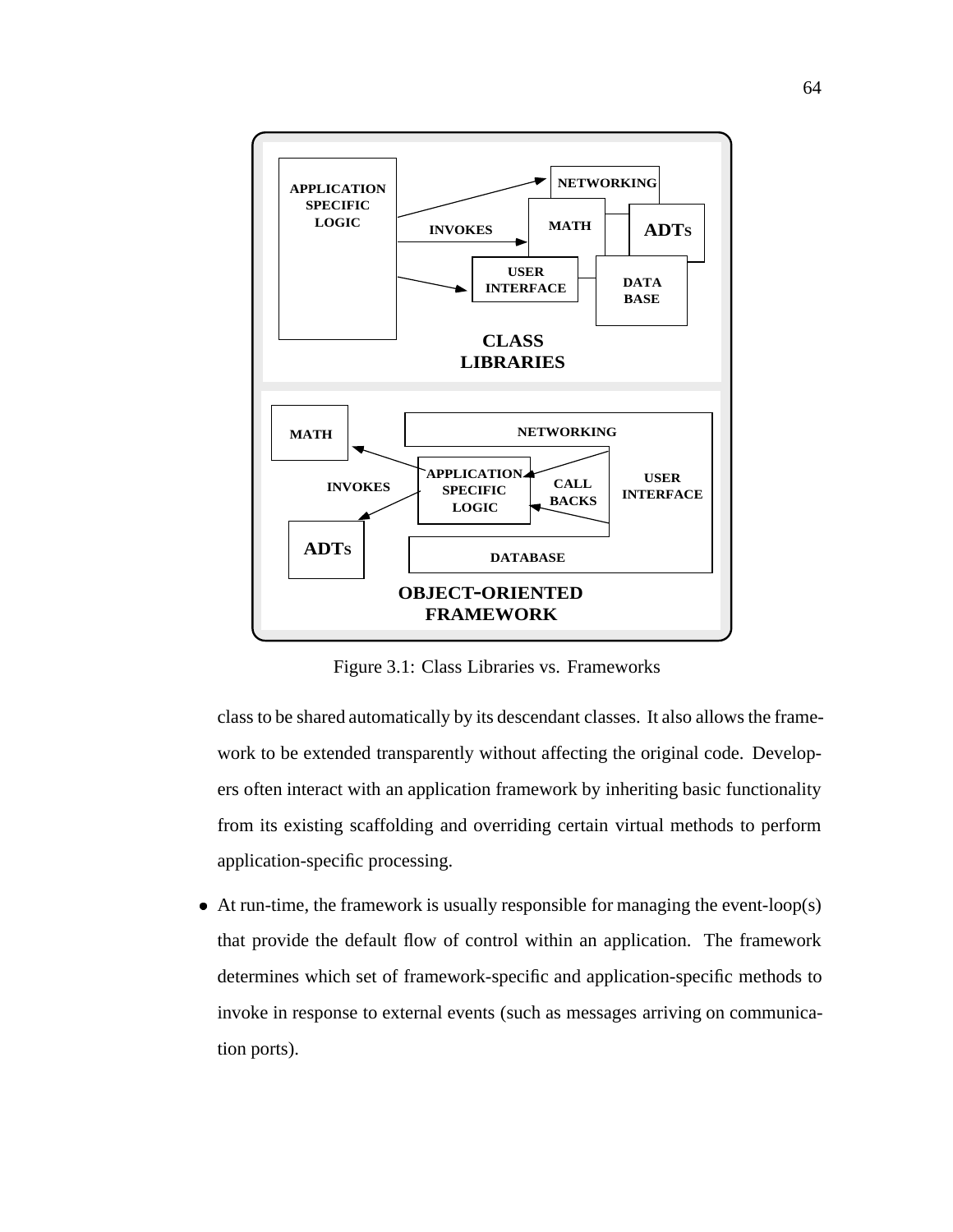Figure 3.1: Class Libraries vs. Frameworks

class to be shared automatically by its descendant classes. It also allows the framework to be extended transparently without affecting the original code. Developers often interact with an application framework by inheriting basic functionality from its existing scaffolding and overriding certain virtual methods to perform application-specific processing.

- At run-time, the framework is usually responsible for managing the event-loop(s) that provide the default flow of control within an application. The framework determines which set of framework-specific and application-specific methods to invoke in response to external events (such as messages arriving on communication ports).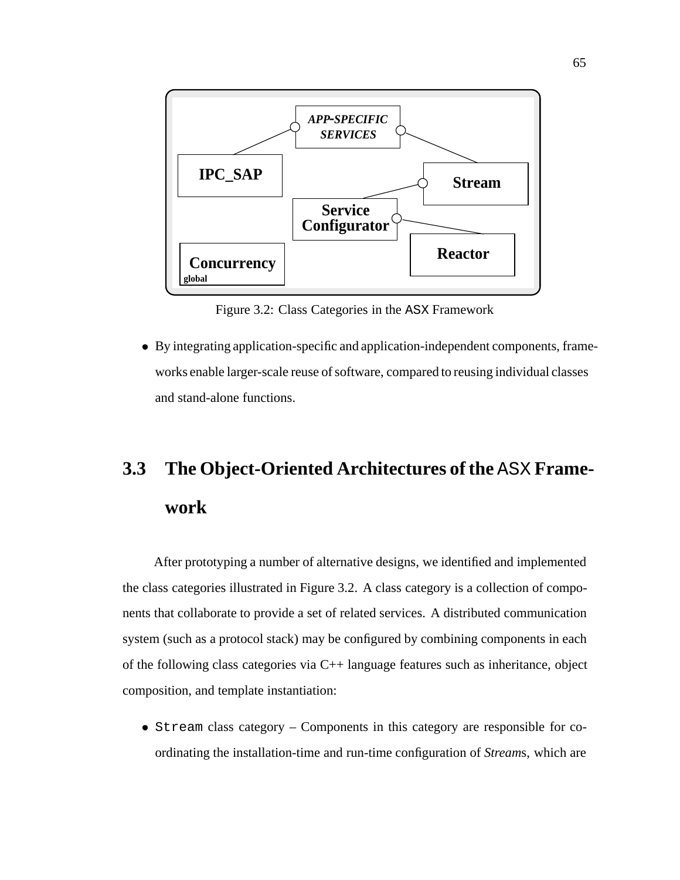Figure 3.2: Class Categories in the ASX Framework

- By integrating application-specific and application-independent components, frameworks enable larger-scale reuse of software, compared to reusing individual classes and stand-alone functions.

## 3.3 The Object-Oriented Architectures of the ASX Framework

After prototyping a number of alternative designs, we identified and implemented the class categories illustrated in Figure 3.2. A class category is a collection of components that collaborate to provide a set of related services. A distributed communication system (such as a protocol stack) may be configured by combining components in each of the following class categories via C++ language features such as inheritance, object composition, and template instantiation:

- `Stream` class category – Components in this category are responsible for coordinating the installation-time and run-time configuration of *Stream*s, which are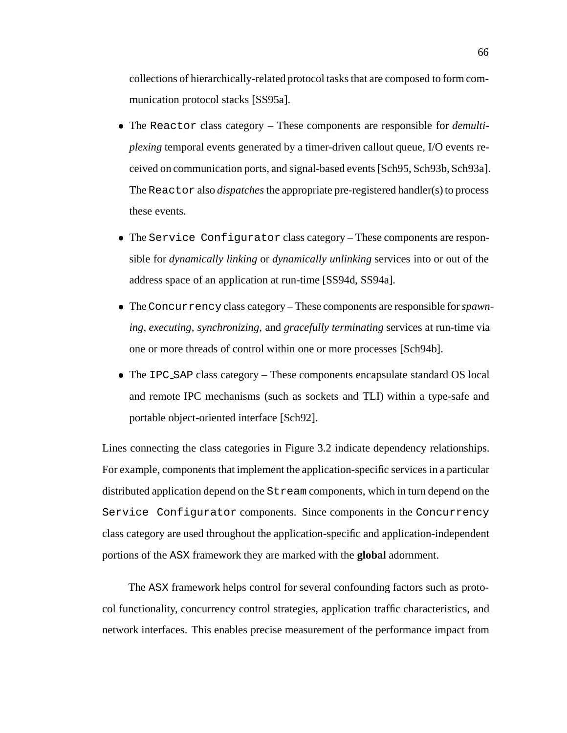collections of hierarchically-related protocol tasks that are composed to form communication protocol stacks [SS95a].

- The `Reactor` class category – These components are responsible for *demultiplexing* temporal events generated by a timer-driven callout queue, I/O events received on communication ports, and signal-based events [Sch95, Sch93b, Sch93a]. The `Reactor` also *dispatches* the appropriate pre-registered handler(s) to process these events.
- The `Service Configurator` class category – These components are responsible for *dynamically linking* or *dynamically unlinking* services into or out of the address space of an application at run-time [SS94d, SS94a].
- The `Concurrency` class category – These components are responsible for *spawning*, *executing*, *synchronizing*, and *gracefully terminating* services at run-time via one or more threads of control within one or more processes [Sch94b].
- The `IPC_SAP` class category – These components encapsulate standard OS local and remote IPC mechanisms (such as sockets and TLI) within a type-safe and portable object-oriented interface [Sch92].

Lines connecting the class categories in Figure 3.2 indicate dependency relationships. For example, components that implement the application-specific services in a particular distributed application depend on the `Stream` components, which in turn depend on the `Service Configurator` components. Since components in the `Concurrency` class category are used throughout the application-specific and application-independent portions of the ASX framework they are marked with the **global** adornment.

The ASX framework helps control for several confounding factors such as protocol functionality, concurrency control strategies, application traffic characteristics, and network interfaces. This enables precise measurement of the performance impact from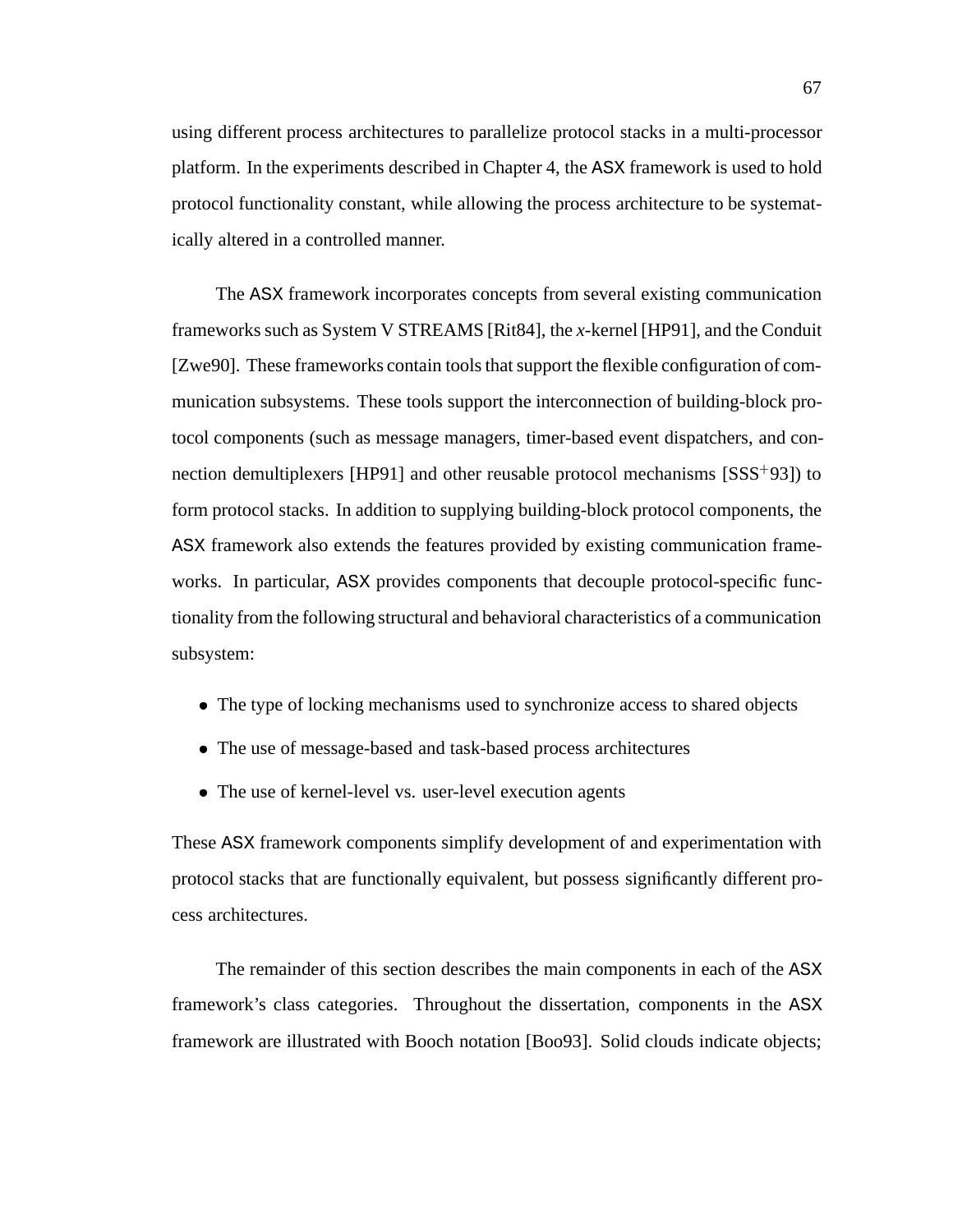using different process architectures to parallelize protocol stacks in a multi-processor platform. In the experiments described in Chapter 4, the ASX framework is used to hold protocol functionality constant, while allowing the process architecture to be systematically altered in a controlled manner.

The ASX framework incorporates concepts from several existing communication frameworks such as System V STREAMS [Rit84], the *x*-kernel [HP91], and the Conduit [Zwe90]. These frameworks contain tools that support the flexible configuration of communication subsystems. These tools support the interconnection of building-block protocol components (such as message managers, timer-based event dispatchers, and connection demultiplexers [HP91] and other reusable protocol mechanisms [SSS+93]) to form protocol stacks. In addition to supplying building-block protocol components, the ASX framework also extends the features provided by existing communication frameworks. In particular, ASX provides components that decouple protocol-specific functionality from the following structural and behavioral characteristics of a communication subsystem:

- The type of locking mechanisms used to synchronize access to shared objects
- The use of message-based and task-based process architectures
- The use of kernel-level vs. user-level execution agents

These ASX framework components simplify development of and experimentation with protocol stacks that are functionally equivalent, but possess significantly different process architectures.

The remainder of this section describes the main components in each of the ASX framework's class categories. Throughout the dissertation, components in the ASX framework are illustrated with Booch notation [Boo93]. Solid clouds indicate objects;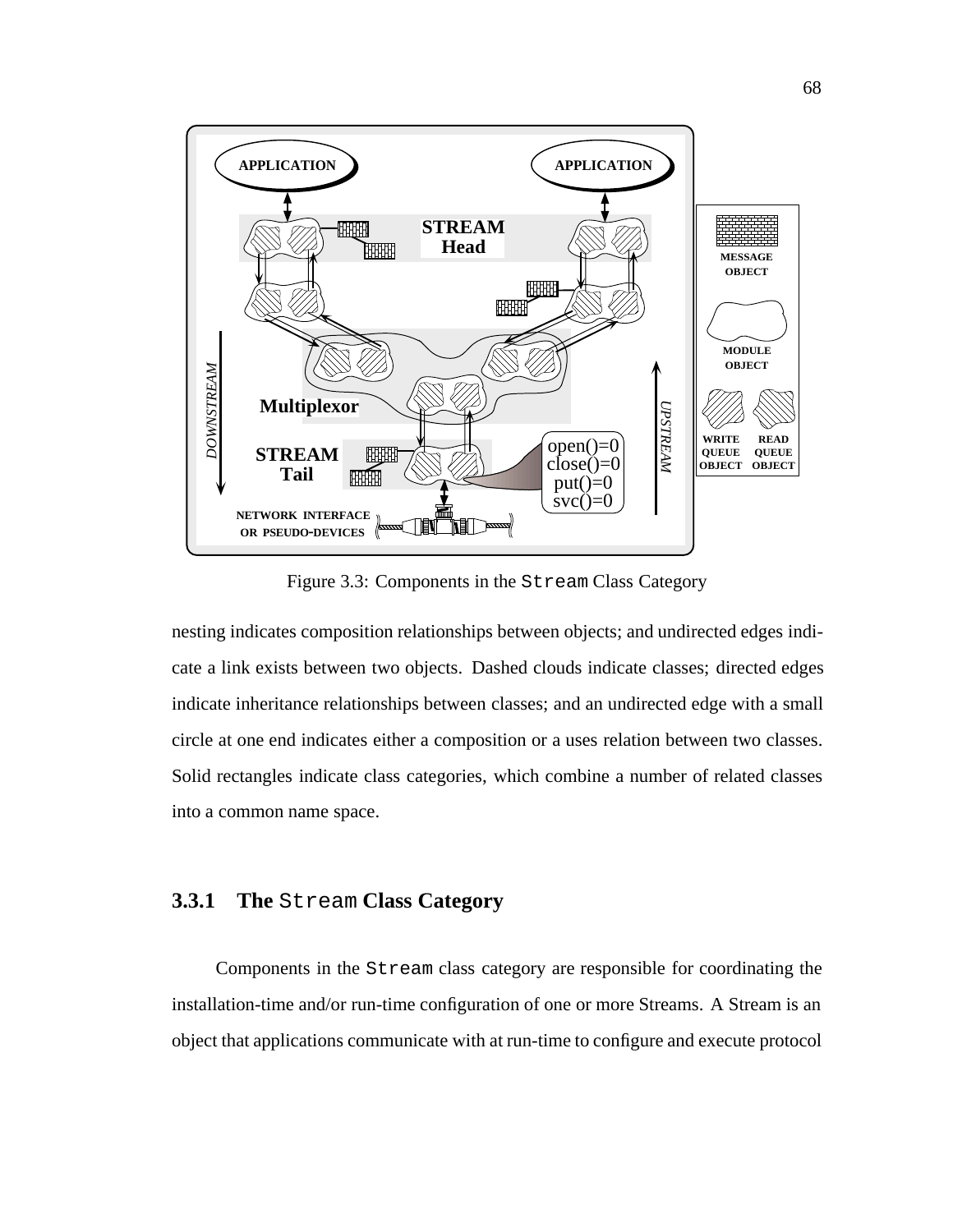Figure 3.3: Components in the `Stream` Class Category

nesting indicates composition relationships between objects; and undirected edges indicate a link exists between two objects. Dashed clouds indicate classes; directed edges indicate inheritance relationships between classes; and an undirected edge with a small circle at one end indicates either a composition or a uses relation between two classes. Solid rectangles indicate class categories, which combine a number of related classes into a common name space.

### 3.3.1 The `Stream` Class Category

Components in the `Stream` class category are responsible for coordinating the installation-time and/or run-time configuration of one or more Streams. A Stream is an object that applications communicate with at run-time to configure and execute protocol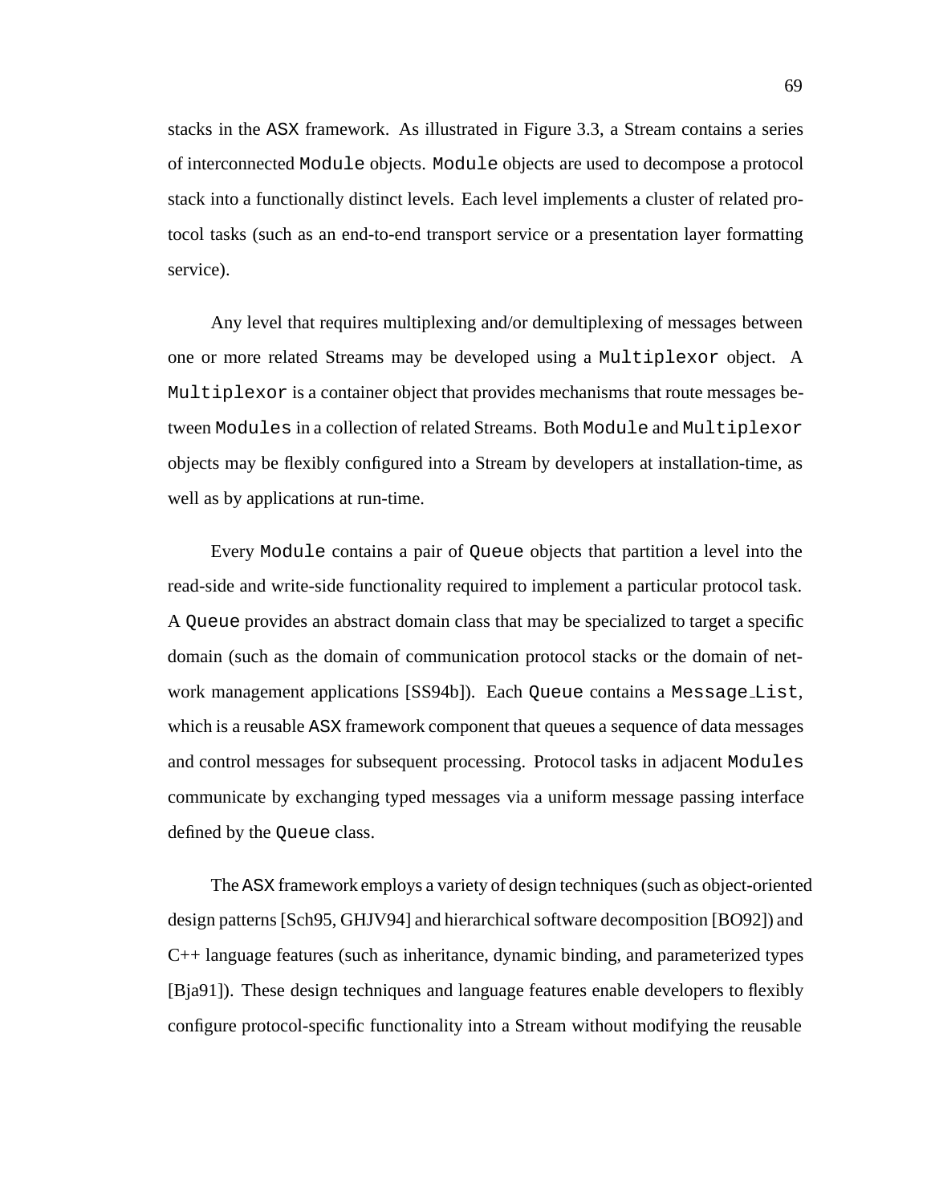stacks in the ASX framework. As illustrated in Figure 3.3, a Stream contains a series of interconnected `Module` objects. `Module` objects are used to decompose a protocol stack into a functionally distinct levels. Each level implements a cluster of related protocol tasks (such as an end-to-end transport service or a presentation layer formatting service).

Any level that requires multiplexing and/or demultiplexing of messages between one or more related Streams may be developed using a `Multiplexor` object. A `Multiplexor` is a container object that provides mechanisms that route messages between `Modules` in a collection of related Streams. Both `Module` and `Multiplexor` objects may be flexibly configured into a Stream by developers at installation-time, as well as by applications at run-time.

Every `Module` contains a pair of `Queue` objects that partition a level into the read-side and write-side functionality required to implement a particular protocol task. A `Queue` provides an abstract domain class that may be specialized to target a specific domain (such as the domain of communication protocol stacks or the domain of network management applications [SS94b]). Each `Queue` contains a `Message_List`, which is a reusable ASX framework component that queues a sequence of data messages and control messages for subsequent processing. Protocol tasks in adjacent `Modules` communicate by exchanging typed messages via a uniform message passing interface defined by the `Queue` class.

The ASX framework employs a variety of design techniques (such as object-oriented design patterns [Sch95, GHJV94] and hierarchical software decomposition [BO92]) and C++ language features (such as inheritance, dynamic binding, and parameterized types [Bja91]). These design techniques and language features enable developers to flexibly configure protocol-specific functionality into a Stream without modifying the reusable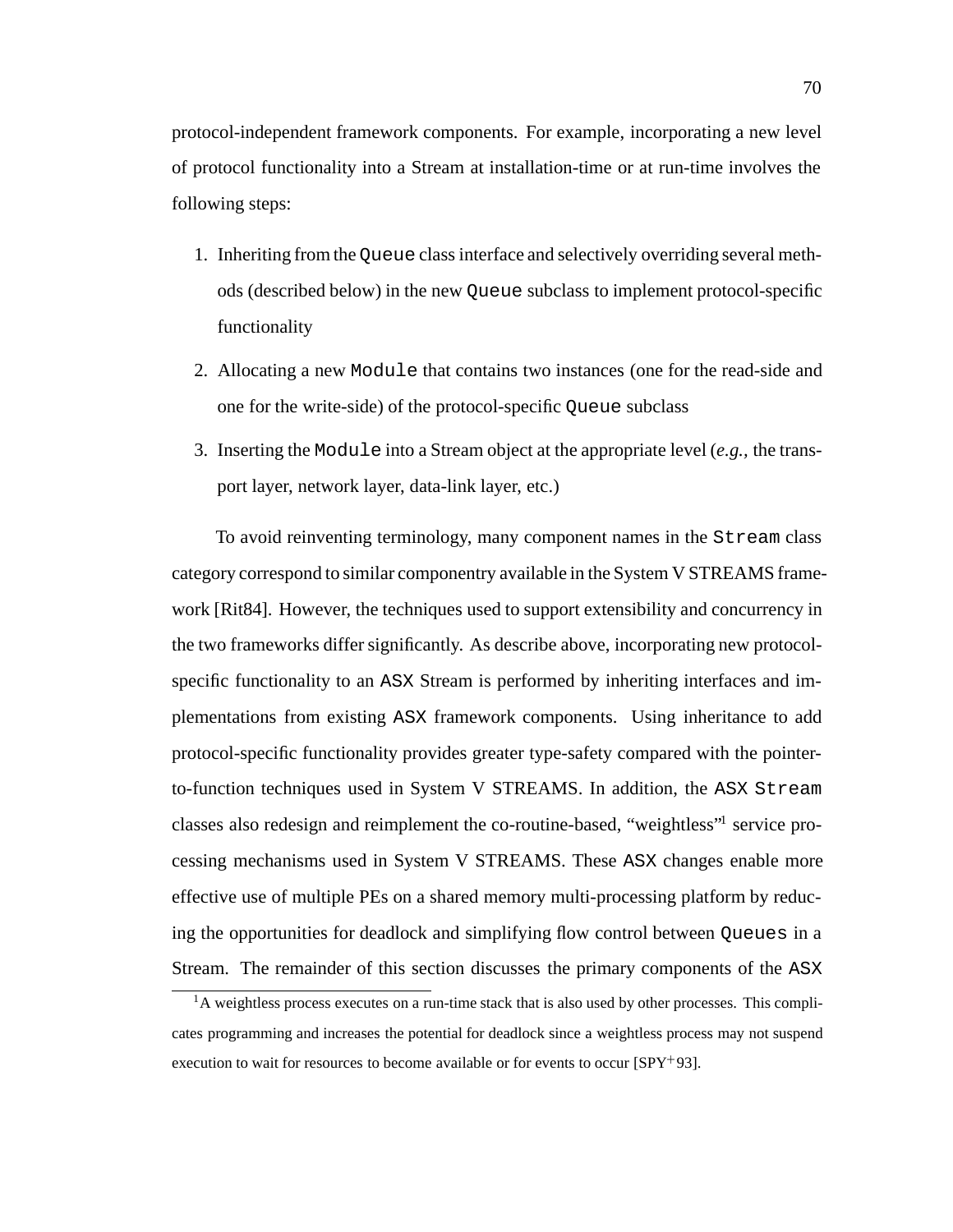protocol-independent framework components. For example, incorporating a new level of protocol functionality into a Stream at installation-time or at run-time involves the following steps:

1. Inheriting from the `Queue` class interface and selectively overriding several methods (described below) in the new `Queue` subclass to implement protocol-specific functionality
2. Allocating a new `Module` that contains two instances (one for the read-side and one for the write-side) of the protocol-specific `Queue` subclass
3. Inserting the `Module` into a Stream object at the appropriate level (*e.g.,* the transport layer, network layer, data-link layer, etc.)

To avoid reinventing terminology, many component names in the `Stream` class category correspond to similar componentry available in the System V STREAMS framework [Rit84]. However, the techniques used to support extensibility and concurrency in the two frameworks differ significantly. As describe above, incorporating new protocol-specific functionality to an `ASX` Stream is performed by inheriting interfaces and implementations from existing `ASX` framework components. Using inheritance to add protocol-specific functionality provides greater type-safety compared with the pointer-to-function techniques used in System V STREAMS. In addition, the `ASX` `Stream` classes also redesign and reimplement the co-routine-based, "weightless"[1] service processing mechanisms used in System V STREAMS. These `ASX` changes enable more effective use of multiple PEs on a shared memory multi-processing platform by reducing the opportunities for deadlock and simplifying flow control between `Queues` in a Stream. The remainder of this section discusses the primary components of the `ASX`

[1] A weightless process executes on a run-time stack that is also used by other processes. This complicates programming and increases the potential for deadlock since a weightless process may not suspend execution to wait for resources to become available or for events to occur [SPY+93].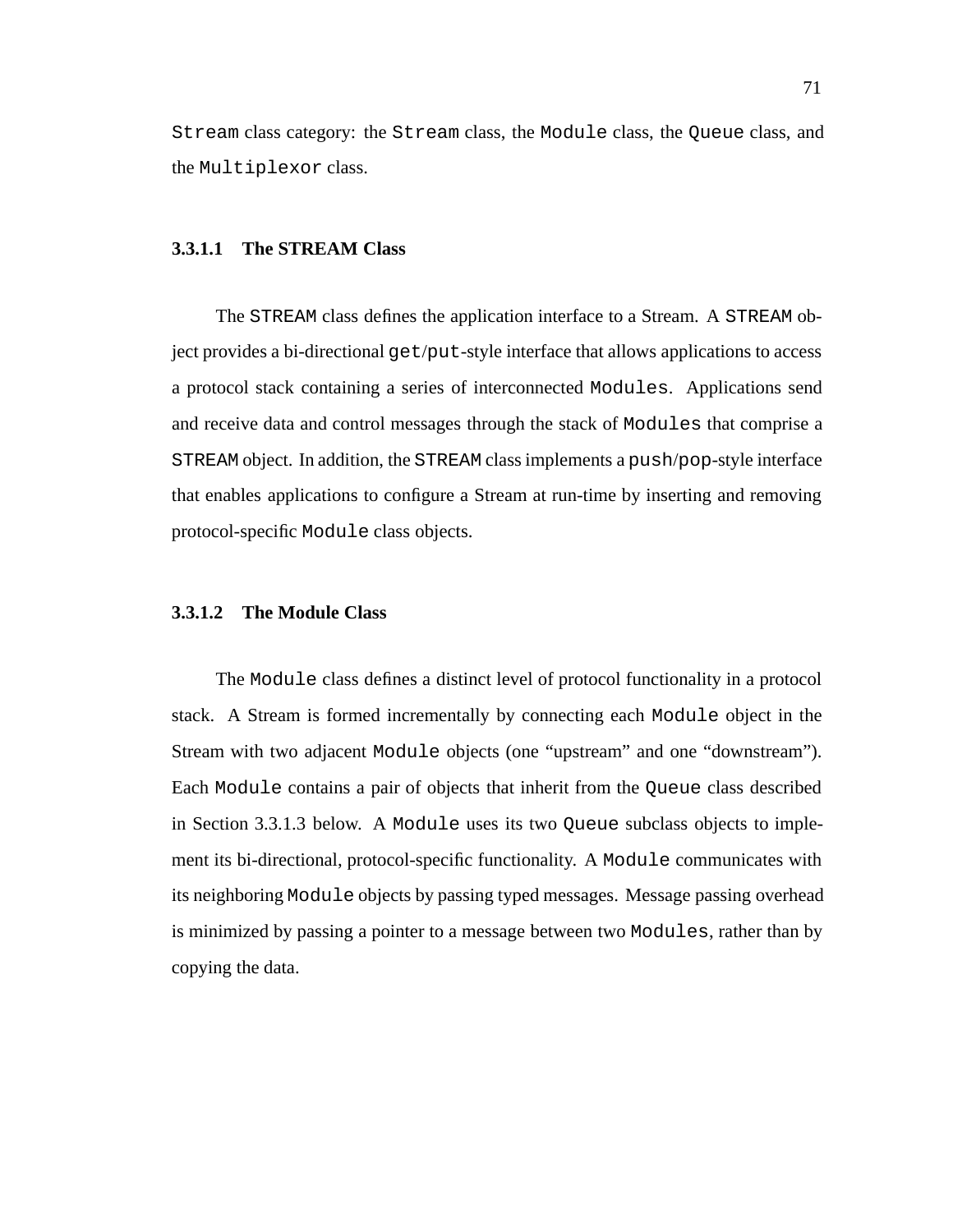`Stream` class category: the `Stream` class, the `Module` class, the `Queue` class, and the `Multiplexor` class.

#### 3.3.1.1 The STREAM Class

The `STREAM` class defines the application interface to a Stream. A `STREAM` object provides a bi-directional `get`/`put`-style interface that allows applications to access a protocol stack containing a series of interconnected `Modules`. Applications send and receive data and control messages through the stack of `Modules` that comprise a `STREAM` object. In addition, the `STREAM` class implements a `push`/`pop`-style interface that enables applications to configure a Stream at run-time by inserting and removing protocol-specific `Module` class objects.

#### 3.3.1.2 The Module Class

The `Module` class defines a distinct level of protocol functionality in a protocol stack. A Stream is formed incrementally by connecting each `Module` object in the Stream with two adjacent `Module` objects (one "upstream" and one "downstream"). Each `Module` contains a pair of objects that inherit from the `Queue` class described in Section 3.3.1.3 below. A `Module` uses its two `Queue` subclass objects to implement its bi-directional, protocol-specific functionality. A `Module` communicates with its neighboring `Module` objects by passing typed messages. Message passing overhead is minimized by passing a pointer to a message between two `Modules`, rather than by copying the data.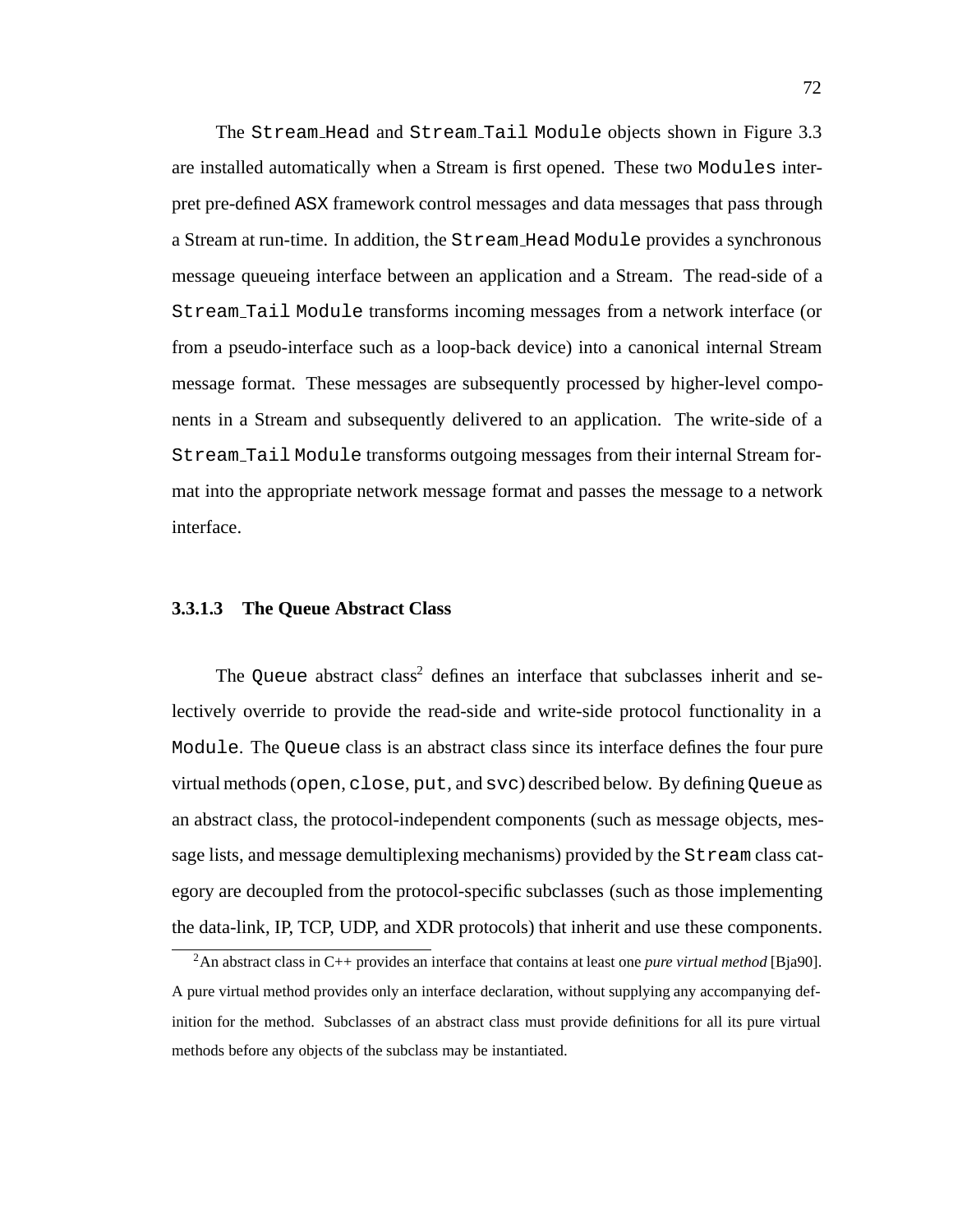The `Stream_Head` and `Stream_Tail Module` objects shown in Figure 3.3 are installed automatically when a Stream is first opened. These two `Modules` interpret pre-defined ASX framework control messages and data messages that pass through a Stream at run-time. In addition, the `Stream_Head Module` provides a synchronous message queueing interface between an application and a Stream. The read-side of a `Stream_Tail Module` transforms incoming messages from a network interface (or from a pseudo-interface such as a loop-back device) into a canonical internal Stream message format. These messages are subsequently processed by higher-level components in a Stream and subsequently delivered to an application. The write-side of a `Stream_Tail Module` transforms outgoing messages from their internal Stream format into the appropriate network message format and passes the message to a network interface.

#### 3.3.1.3 The Queue Abstract Class

The `Queue` abstract class[2] defines an interface that subclasses inherit and selectively override to provide the read-side and write-side protocol functionality in a `Module`. The `Queue` class is an abstract class since its interface defines the four pure virtual methods (`open`, `close`, `put`, and `svc`) described below. By defining `Queue` as an abstract class, the protocol-independent components (such as message objects, message lists, and message demultiplexing mechanisms) provided by the `Stream` class category are decoupled from the protocol-specific subclasses (such as those implementing the data-link, IP, TCP, UDP, and XDR protocols) that inherit and use these components.

[2] An abstract class in C++ provides an interface that contains at least one *pure virtual method* [Bja90]. A pure virtual method provides only an interface declaration, without supplying any accompanying definition for the method. Subclasses of an abstract class must provide definitions for all its pure virtual methods before any objects of the subclass may be instantiated.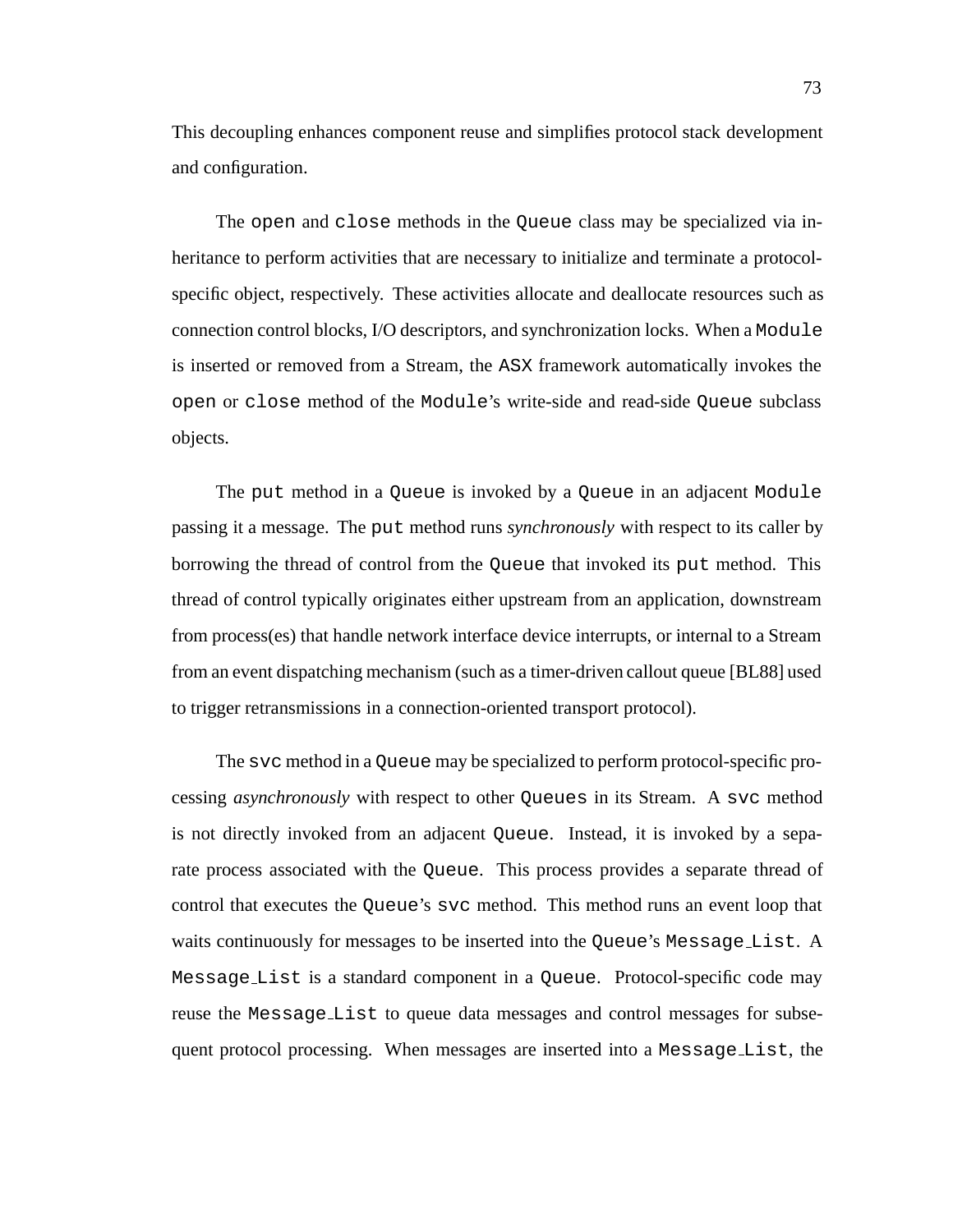This decoupling enhances component reuse and simplifies protocol stack development and configuration.

The `open` and `close` methods in the `Queue` class may be specialized via inheritance to perform activities that are necessary to initialize and terminate a protocol-specific object, respectively. These activities allocate and deallocate resources such as connection control blocks, I/O descriptors, and synchronization locks. When a `Module` is inserted or removed from a Stream, the `ASX` framework automatically invokes the `open` or `close` method of the `Module`'s write-side and read-side `Queue` subclass objects.

The `put` method in a `Queue` is invoked by a `Queue` in an adjacent `Module` passing it a message. The `put` method runs *synchronously* with respect to its caller by borrowing the thread of control from the `Queue` that invoked its `put` method. This thread of control typically originates either upstream from an application, downstream from process(es) that handle network interface device interrupts, or internal to a Stream from an event dispatching mechanism (such as a timer-driven callout queue [BL88] used to trigger retransmissions in a connection-oriented transport protocol).

The `svc` method in a `Queue` may be specialized to perform protocol-specific processing *asynchronously* with respect to other `Queues` in its Stream. A `svc` method is not directly invoked from an adjacent `Queue`. Instead, it is invoked by a separate process associated with the `Queue`. This process provides a separate thread of control that executes the `Queue`'s `svc` method. This method runs an event loop that waits continuously for messages to be inserted into the `Queue`'s `Message_List`. A `Message_List` is a standard component in a `Queue`. Protocol-specific code may reuse the `Message_List` to queue data messages and control messages for subsequent protocol processing. When messages are inserted into a `Message_List`, the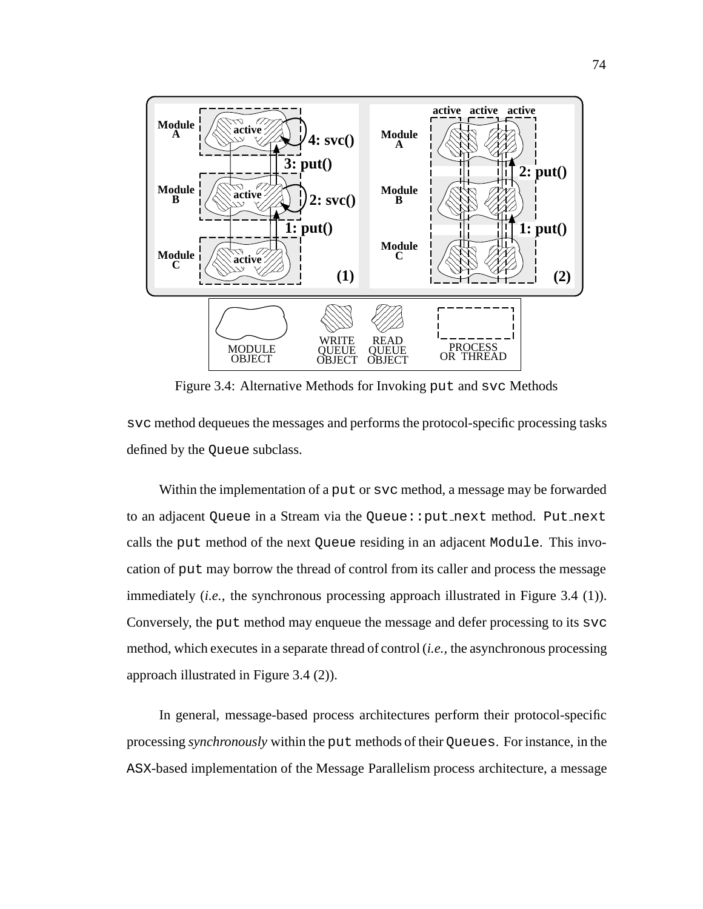Figure 3.4: Alternative Methods for Invoking `put` and `svc` Methods

`svc` method dequeues the messages and performs the protocol-specific processing tasks defined by the `Queue` subclass.

Within the implementation of a `put` or `svc` method, a message may be forwarded to an adjacent `Queue` in a Stream via the `Queue::put_next` method. `Put_next` calls the `put` method of the next `Queue` residing in an adjacent `Module`. This invocation of `put` may borrow the thread of control from its caller and process the message immediately (*i.e.*, the synchronous processing approach illustrated in Figure 3.4 (1)). Conversely, the `put` method may enqueue the message and defer processing to its `svc` method, which executes in a separate thread of control (*i.e.*, the asynchronous processing approach illustrated in Figure 3.4 (2)).

In general, message-based process architectures perform their protocol-specific processing *synchronously* within the `put` methods of their `Queues`. For instance, in the ASX-based implementation of the Message Parallelism process architecture, a message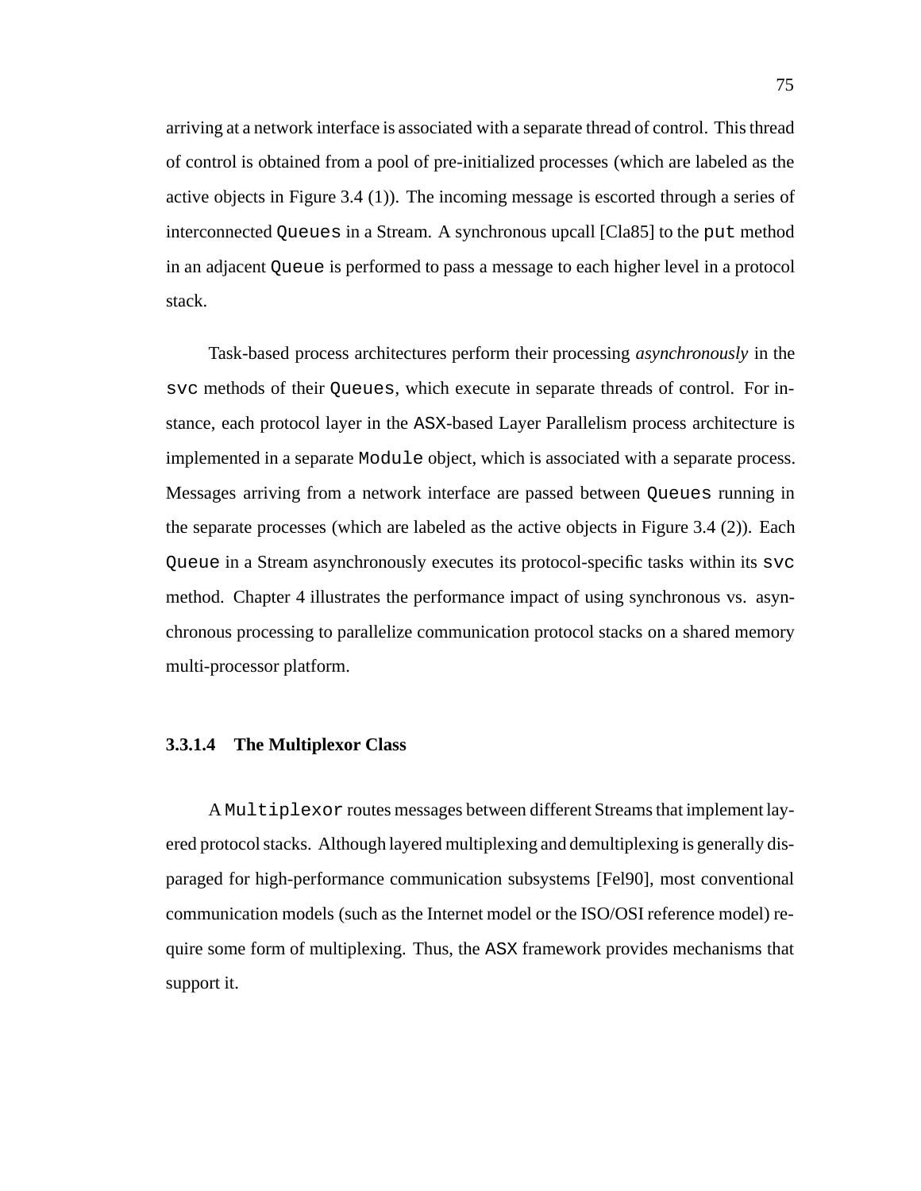arriving at a network interface is associated with a separate thread of control. This thread of control is obtained from a pool of pre-initialized processes (which are labeled as the active objects in Figure 3.4 (1)). The incoming message is escorted through a series of interconnected `Queues` in a Stream. A synchronous upcall [Cla85] to the `put` method in an adjacent `Queue` is performed to pass a message to each higher level in a protocol stack.

Task-based process architectures perform their processing *asynchronously* in the `svc` methods of their `Queues`, which execute in separate threads of control. For instance, each protocol layer in the ASX-based Layer Parallelism process architecture is implemented in a separate `Module` object, which is associated with a separate process. Messages arriving from a network interface are passed between `Queues` running in the separate processes (which are labeled as the active objects in Figure 3.4 (2)). Each `Queue` in a Stream asynchronously executes its protocol-specific tasks within its `svc` method. Chapter 4 illustrates the performance impact of using synchronous vs. asynchronous processing to parallelize communication protocol stacks on a shared memory multi-processor platform.

#### 3.3.1.4 The Multiplexor Class

A `Multiplexor` routes messages between different Streams that implement layered protocol stacks. Although layered multiplexing and demultiplexing is generally disparaged for high-performance communication subsystems [Fel90], most conventional communication models (such as the Internet model or the ISO/OSI reference model) require some form of multiplexing. Thus, the ASX framework provides mechanisms that support it.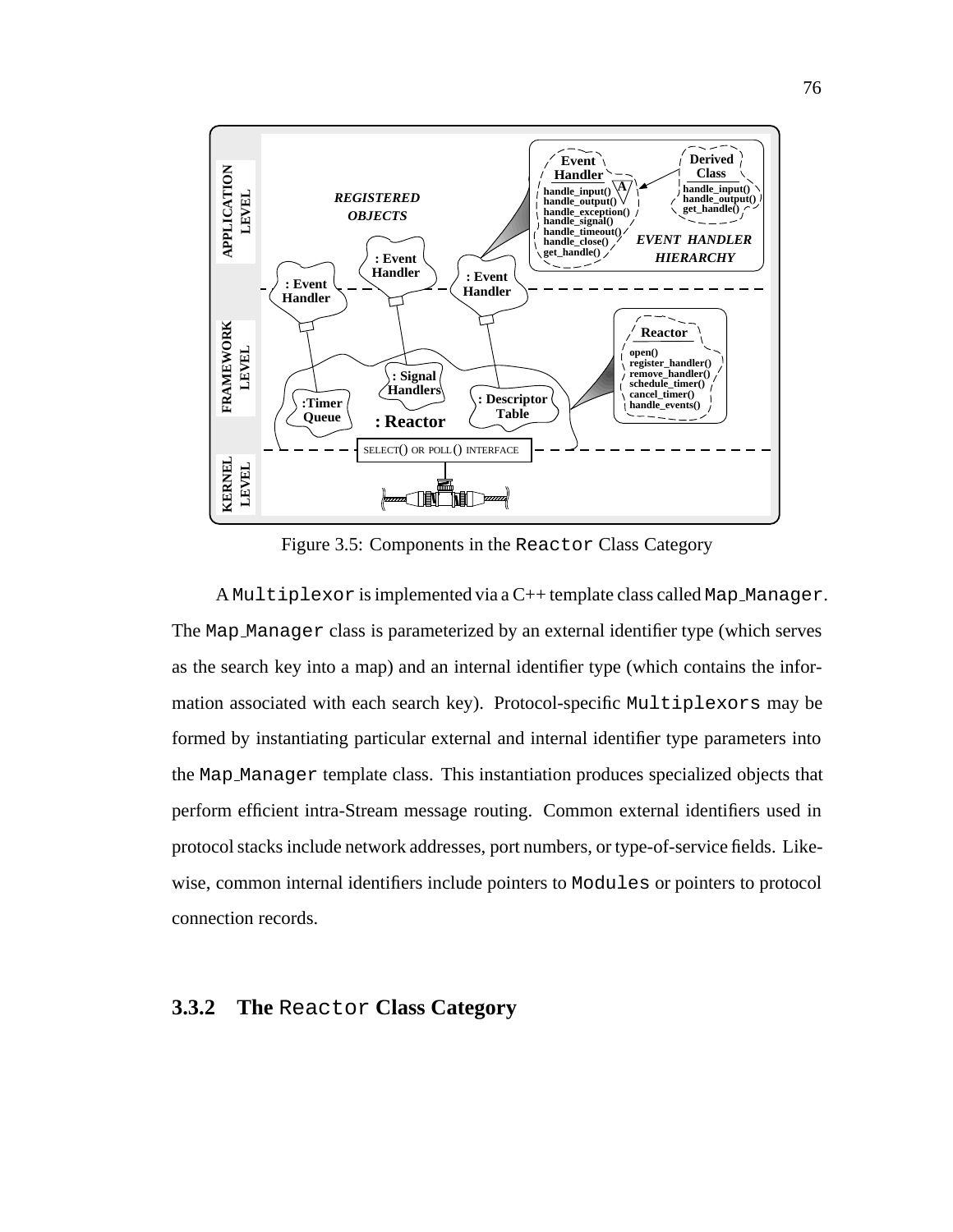Figure 3.5: Components in the Reactor Class Category

A Multiplexor is implemented via a C++ template class called Map_Manager. The Map_Manager class is parameterized by an external identifier type (which serves as the search key into a map) and an internal identifier type (which contains the information associated with each search key). Protocol-specific Multiplexors may be formed by instantiating particular external and internal identifier type parameters into the Map_Manager template class. This instantiation produces specialized objects that perform efficient intra-Stream message routing. Common external identifiers used in protocol stacks include network addresses, port numbers, or type-of-service fields. Likewise, common internal identifiers include pointers to Modules or pointers to protocol connection records.

### 3.3.2 The Reactor Class Category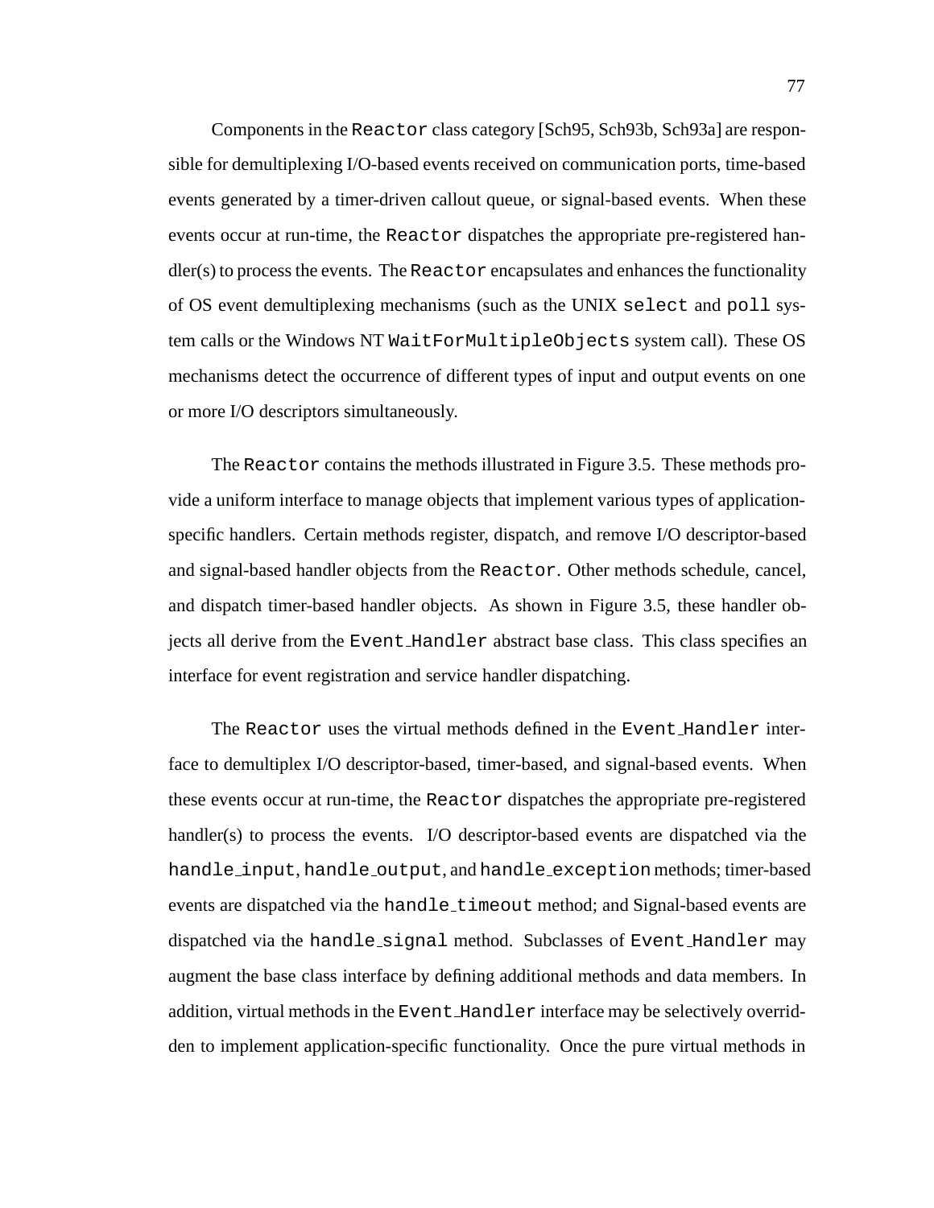Components in the `Reactor` class category [Sch95, Sch93b, Sch93a] are responsible for demultiplexing I/O-based events received on communication ports, time-based events generated by a timer-driven callout queue, or signal-based events. When these events occur at run-time, the `Reactor` dispatches the appropriate pre-registered handler(s) to process the events. The `Reactor` encapsulates and enhances the functionality of OS event demultiplexing mechanisms (such as the UNIX `select` and `poll` system calls or the Windows NT `WaitForMultipleObjects` system call). These OS mechanisms detect the occurrence of different types of input and output events on one or more I/O descriptors simultaneously.

The `Reactor` contains the methods illustrated in Figure 3.5. These methods provide a uniform interface to manage objects that implement various types of application-specific handlers. Certain methods register, dispatch, and remove I/O descriptor-based and signal-based handler objects from the `Reactor`. Other methods schedule, cancel, and dispatch timer-based handler objects. As shown in Figure 3.5, these handler objects all derive from the `Event_Handler` abstract base class. This class specifies an interface for event registration and service handler dispatching.

The `Reactor` uses the virtual methods defined in the `Event_Handler` interface to demultiplex I/O descriptor-based, timer-based, and signal-based events. When these events occur at run-time, the `Reactor` dispatches the appropriate pre-registered handler(s) to process the events. I/O descriptor-based events are dispatched via the `handle_input`, `handle_output`, and `handle_exception` methods; timer-based events are dispatched via the `handle_timeout` method; and Signal-based events are dispatched via the `handle_signal` method. Subclasses of `Event_Handler` may augment the base class interface by defining additional methods and data members. In addition, virtual methods in the `Event_Handler` interface may be selectively overridden to implement application-specific functionality. Once the pure virtual methods in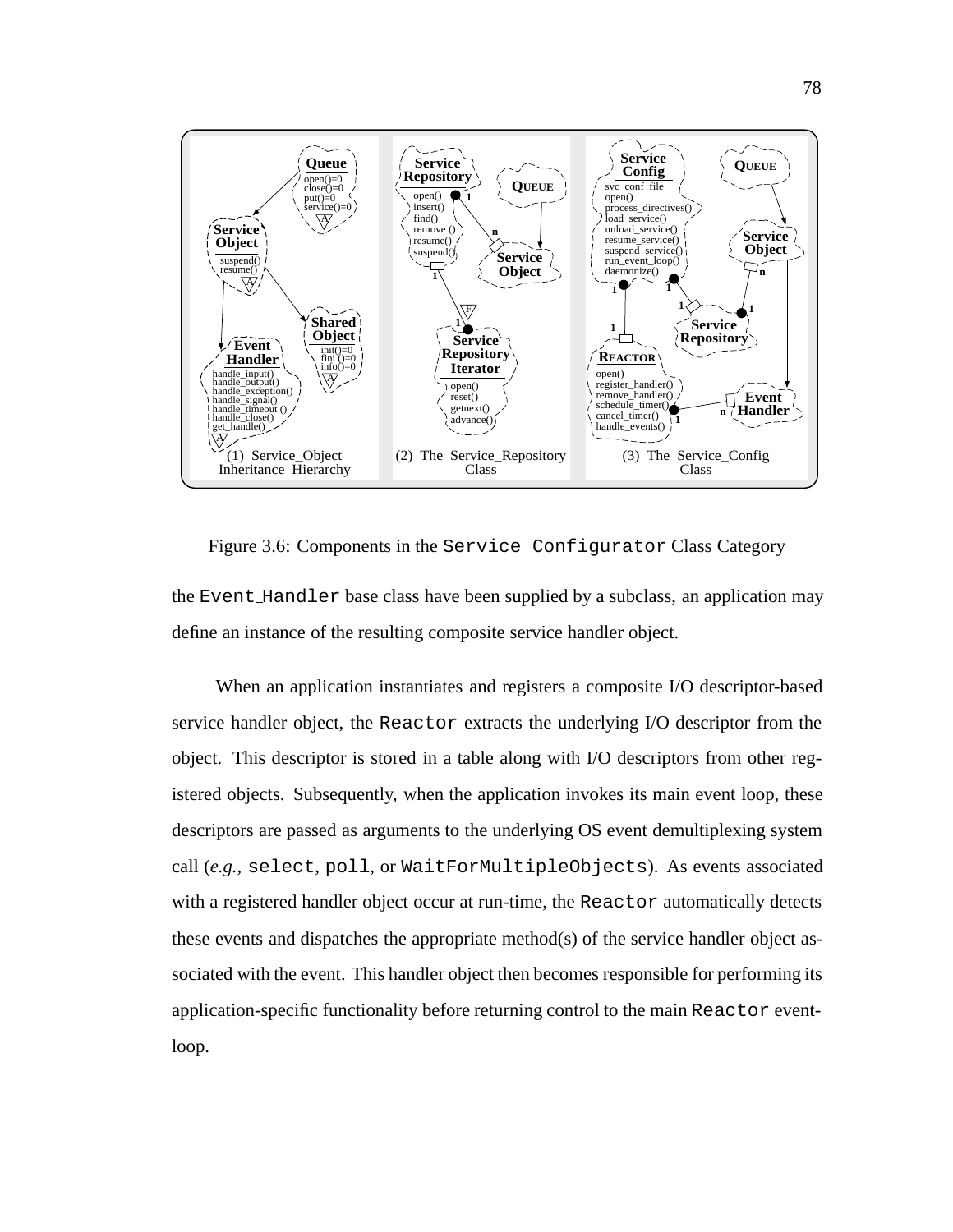Figure 3.6: Components in the `Service Configurator` Class Category

the `Event_Handler` base class have been supplied by a subclass, an application may define an instance of the resulting composite service handler object.

When an application instantiates and registers a composite I/O descriptor-based service handler object, the `Reactor` extracts the underlying I/O descriptor from the object. This descriptor is stored in a table along with I/O descriptors from other registered objects. Subsequently, when the application invokes its main event loop, these descriptors are passed as arguments to the underlying OS event demultiplexing system call (*e.g.,* `select`, `poll`, or `WaitForMultipleObjects`). As events associated with a registered handler object occur at run-time, the `Reactor` automatically detects these events and dispatches the appropriate method(s) of the service handler object associated with the event. This handler object then becomes responsible for performing its application-specific functionality before returning control to the main `Reactor` event-loop.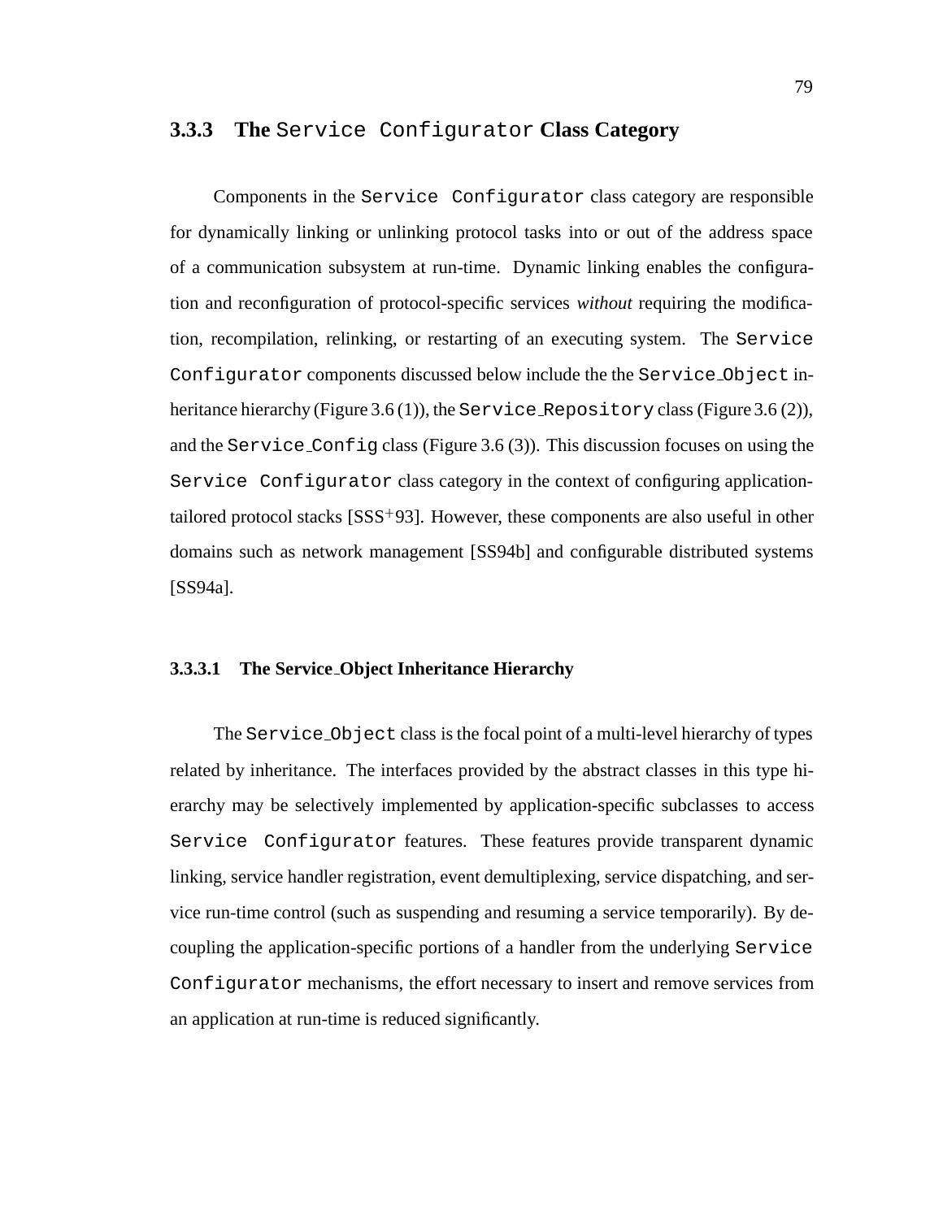### 3.3.3 The `Service Configurator` Class Category

Components in the `Service Configurator` class category are responsible for dynamically linking or unlinking protocol tasks into or out of the address space of a communication subsystem at run-time. Dynamic linking enables the configuration and reconfiguration of protocol-specific services *without* requiring the modification, recompilation, relinking, or restarting of an executing system. The `Service Configurator` components discussed below include the the `Service_Object` inheritance hierarchy (Figure 3.6 (1)), the `Service_Repository` class (Figure 3.6 (2)), and the `Service_Config` class (Figure 3.6 (3)). This discussion focuses on using the `Service Configurator` class category in the context of configuring application-tailored protocol stacks [SSS$^+$93]. However, these components are also useful in other domains such as network management [SS94b] and configurable distributed systems [SS94a].

#### 3.3.3.1 The Service_Object Inheritance Hierarchy

The `Service_Object` class is the focal point of a multi-level hierarchy of types related by inheritance. The interfaces provided by the abstract classes in this type hierarchy may be selectively implemented by application-specific subclasses to access `Service Configurator` features. These features provide transparent dynamic linking, service handler registration, event demultiplexing, service dispatching, and service run-time control (such as suspending and resuming a service temporarily). By decoupling the application-specific portions of a handler from the underlying `Service Configurator` mechanisms, the effort necessary to insert and remove services from an application at run-time is reduced significantly.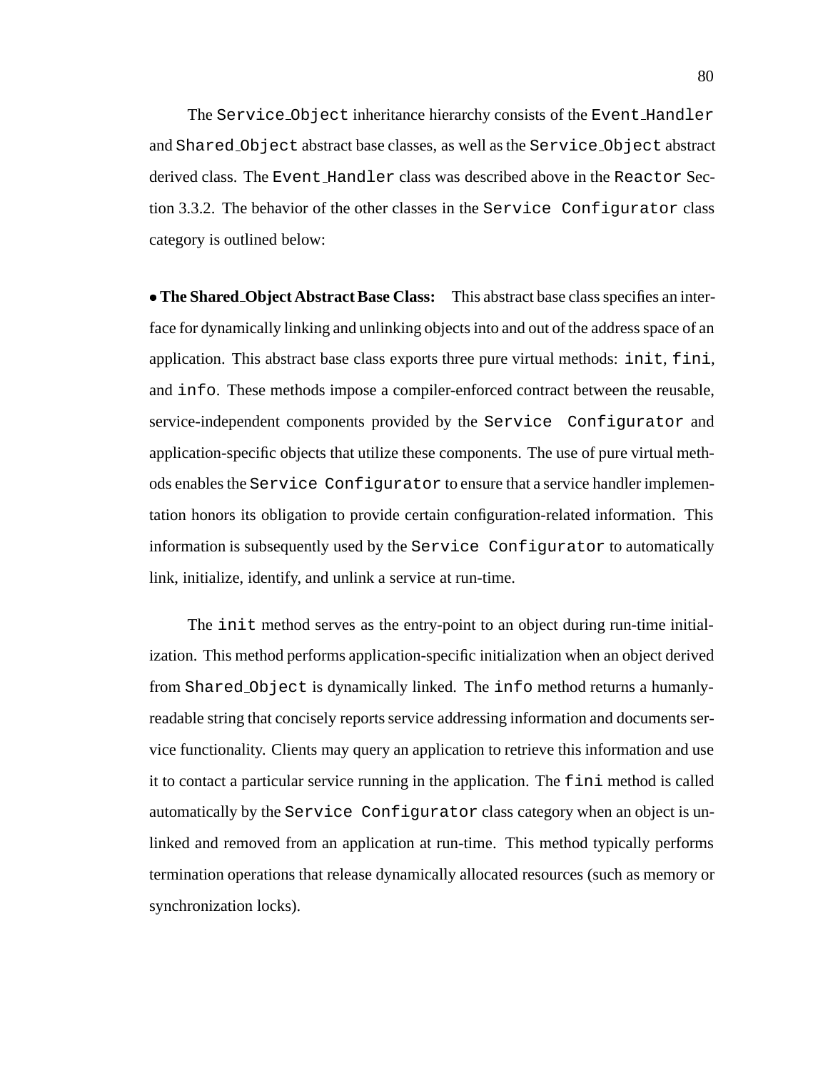The `Service_Object` inheritance hierarchy consists of the `Event_Handler` and `Shared_Object` abstract base classes, as well as the `Service_Object` abstract derived class. The `Event_Handler` class was described above in the `Reactor` Section 3.3.2. The behavior of the other classes in the `Service Configurator` class category is outlined below:

• **The Shared_Object Abstract Base Class:** This abstract base class specifies an interface for dynamically linking and unlinking objects into and out of the address space of an application. This abstract base class exports three pure virtual methods: `init`, `fini`, and `info`. These methods impose a compiler-enforced contract between the reusable, service-independent components provided by the `Service Configurator` and application-specific objects that utilize these components. The use of pure virtual methods enables the `Service Configurator` to ensure that a service handler implementation honors its obligation to provide certain configuration-related information. This information is subsequently used by the `Service Configurator` to automatically link, initialize, identify, and unlink a service at run-time.

The `init` method serves as the entry-point to an object during run-time initialization. This method performs application-specific initialization when an object derived from `Shared_Object` is dynamically linked. The `info` method returns a humanly-readable string that concisely reports service addressing information and documents service functionality. Clients may query an application to retrieve this information and use it to contact a particular service running in the application. The `fini` method is called automatically by the `Service Configurator` class category when an object is unlinked and removed from an application at run-time. This method typically performs termination operations that release dynamically allocated resources (such as memory or synchronization locks).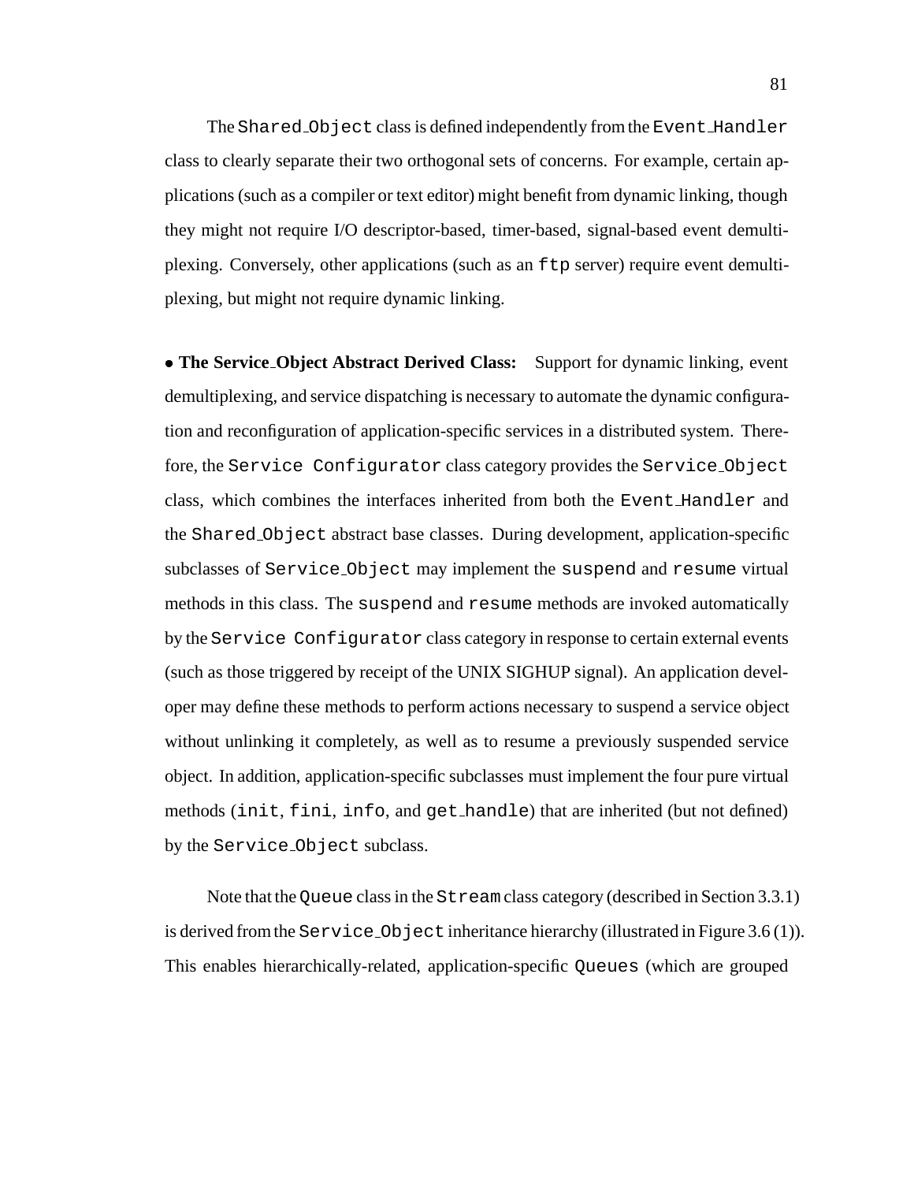The Shared_Object class is defined independently from the Event_Handler class to clearly separate their two orthogonal sets of concerns. For example, certain applications (such as a compiler or text editor) might benefit from dynamic linking, though they might not require I/O descriptor-based, timer-based, signal-based event demultiplexing. Conversely, other applications (such as an ftp server) require event demultiplexing, but might not require dynamic linking.

• **The Service_Object Abstract Derived Class:** Support for dynamic linking, event demultiplexing, and service dispatching is necessary to automate the dynamic configuration and reconfiguration of application-specific services in a distributed system. Therefore, the Service Configurator class category provides the Service_Object class, which combines the interfaces inherited from both the Event_Handler and the Shared_Object abstract base classes. During development, application-specific subclasses of Service_Object may implement the suspend and resume virtual methods in this class. The suspend and resume methods are invoked automatically by the Service Configurator class category in response to certain external events (such as those triggered by receipt of the UNIX SIGHUP signal). An application developer may define these methods to perform actions necessary to suspend a service object without unlinking it completely, as well as to resume a previously suspended service object. In addition, application-specific subclasses must implement the four pure virtual methods (init, fini, info, and get_handle) that are inherited (but not defined) by the Service_Object subclass.

Note that the Queue class in the Stream class category (described in Section 3.3.1) is derived from the Service_Object inheritance hierarchy (illustrated in Figure 3.6 (1)). This enables hierarchically-related, application-specific Queues (which are grouped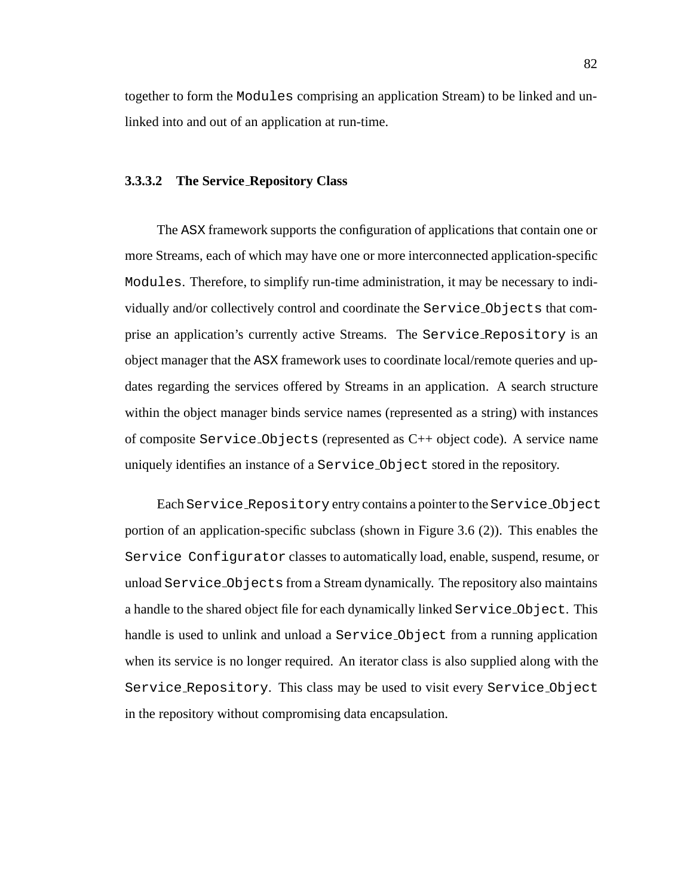together to form the Modules comprising an application Stream) to be linked and unlinked into and out of an application at run-time.

#### 3.3.3.2 The Service_Repository Class

The ASX framework supports the configuration of applications that contain one or more Streams, each of which may have one or more interconnected application-specific Modules. Therefore, to simplify run-time administration, it may be necessary to individually and/or collectively control and coordinate the Service_Objects that comprise an application's currently active Streams. The Service_Repository is an object manager that the ASX framework uses to coordinate local/remote queries and updates regarding the services offered by Streams in an application. A search structure within the object manager binds service names (represented as a string) with instances of composite Service_Objects (represented as C++ object code). A service name uniquely identifies an instance of a Service_Object stored in the repository.

Each Service_Repository entry contains a pointer to the Service_Object portion of an application-specific subclass (shown in Figure 3.6 (2)). This enables the Service Configurator classes to automatically load, enable, suspend, resume, or unload Service_Objects from a Stream dynamically. The repository also maintains a handle to the shared object file for each dynamically linked Service_Object. This handle is used to unlink and unload a Service_Object from a running application when its service is no longer required. An iterator class is also supplied along with the Service_Repository. This class may be used to visit every Service_Object in the repository without compromising data encapsulation.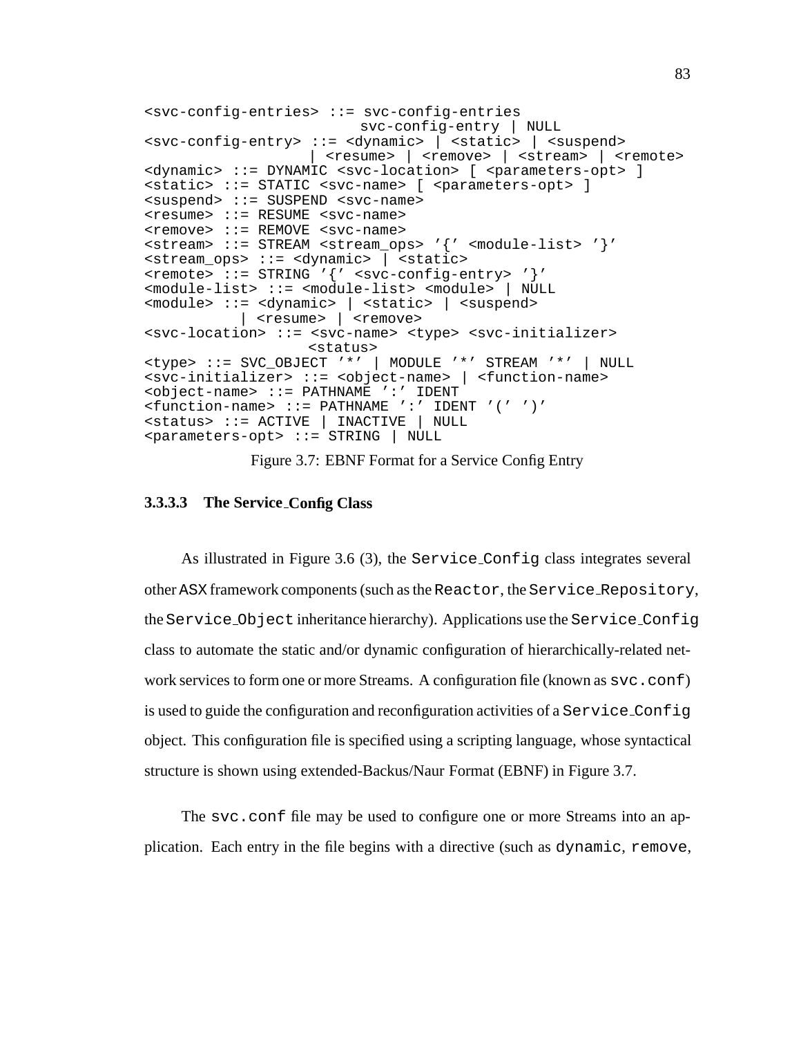```
<svc-config-entries> ::= svc-config-entries
                         svc-config-entry | NULL
<svc-config-entry> ::= <dynamic> | <static> | <suspend>
                   | <resume> | <remove> | <stream> | <remote>
<dynamic> ::= DYNAMIC <svc-location> [ <parameters-opt> ]
<static> ::= STATIC <svc-name> [ <parameters-opt> ]
<suspend> ::= SUSPEND <svc-name>
<resume> ::= RESUME <svc-name>
<remove> ::= REMOVE <svc-name>
<stream> ::= STREAM <stream_ops> '{' <module-list> '}'
<stream_ops> ::= <dynamic> | <static>
<remote> ::= STRING '{' <svc-config-entry> '}'
<module-list> ::= <module-list> <module> | NULL
<module> ::= <dynamic> | <static> | <suspend>
          | <resume> | <remove>
<svc-location> ::= <svc-name> <type> <svc-initializer>
                 <status>
<type> ::= SVC_OBJECT '*' | MODULE '*' STREAM '*' | NULL
<svc-initializer> ::= <object-name> | <function-name>
<object-name> ::= PATHNAME ':' IDENT
<function-name> ::= PATHNAME ':' IDENT '(' ')'
<status> ::= ACTIVE | INACTIVE | NULL
<parameters-opt> ::= STRING | NULL
```

Figure 3.7: EBNF Format for a Service Config Entry

#### 3.3.3.3 The Service_Config Class

As illustrated in Figure 3.6 (3), the `Service_Config` class integrates several other ASX framework components (such as the `Reactor`, the `Service_Repository`, the `Service_Object` inheritance hierarchy). Applications use the `Service_Config` class to automate the static and/or dynamic configuration of hierarchically-related network services to form one or more Streams. A configuration file (known as `svc.conf`) is used to guide the configuration and reconfiguration activities of a `Service_Config` object. This configuration file is specified using a scripting language, whose syntactical structure is shown using extended-Backus/Naur Format (EBNF) in Figure 3.7.

The `svc.conf` file may be used to configure one or more Streams into an application. Each entry in the file begins with a directive (such as `dynamic`, `remove`,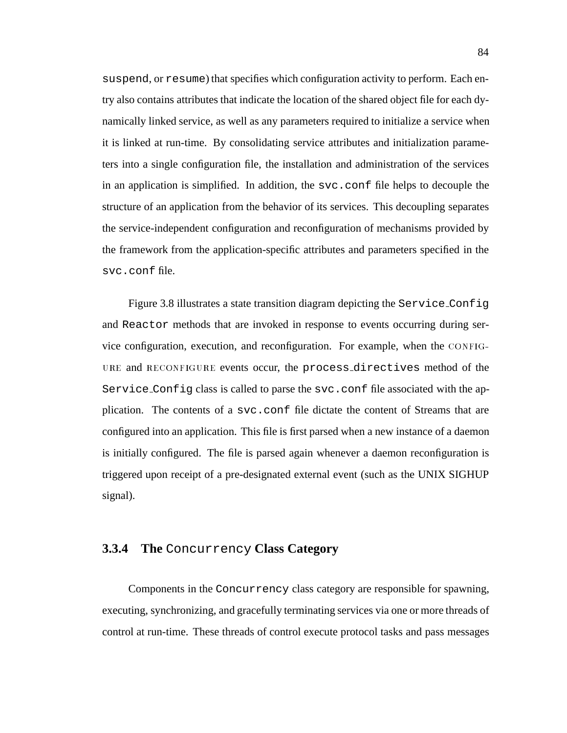suspend, or resume) that specifies which configuration activity to perform. Each entry also contains attributes that indicate the location of the shared object file for each dynamically linked service, as well as any parameters required to initialize a service when it is linked at run-time. By consolidating service attributes and initialization parameters into a single configuration file, the installation and administration of the services in an application is simplified. In addition, the svc.conf file helps to decouple the structure of an application from the behavior of its services. This decoupling separates the service-independent configuration and reconfiguration of mechanisms provided by the framework from the application-specific attributes and parameters specified in the svc.conf file.

Figure 3.8 illustrates a state transition diagram depicting the Service_Config and Reactor methods that are invoked in response to events occurring during service configuration, execution, and reconfiguration. For example, when the CONFIGURE and RECONFIGURE events occur, the process_directives method of the Service_Config class is called to parse the svc.conf file associated with the application. The contents of a svc.conf file dictate the content of Streams that are configured into an application. This file is first parsed when a new instance of a daemon is initially configured. The file is parsed again whenever a daemon reconfiguration is triggered upon receipt of a pre-designated external event (such as the UNIX SIGHUP signal).

### 3.3.4 The Concurrency Class Category

Components in the Concurrency class category are responsible for spawning, executing, synchronizing, and gracefully terminating services via one or more threads of control at run-time. These threads of control execute protocol tasks and pass messages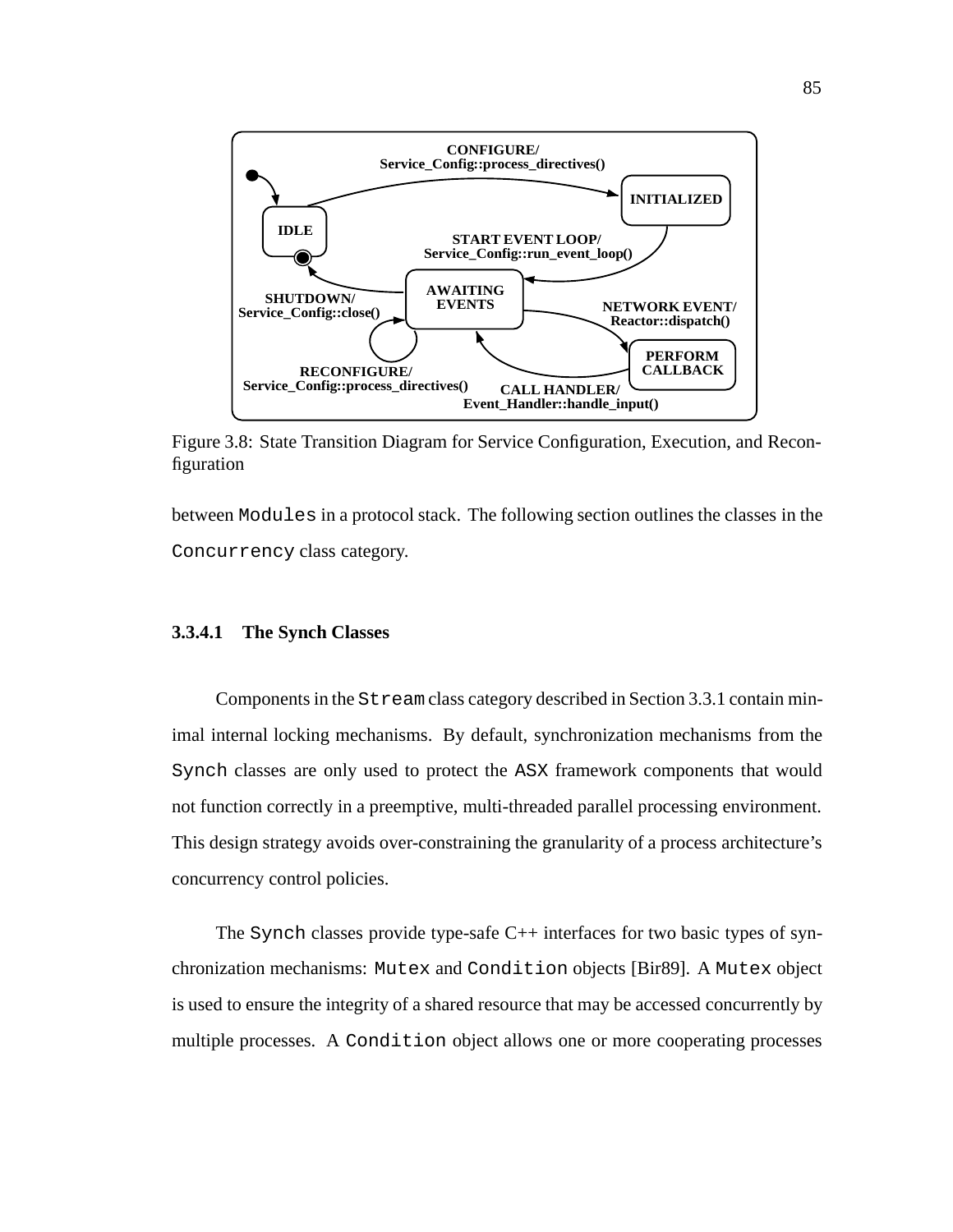Figure 3.8: State Transition Diagram for Service Configuration, Execution, and Reconfiguration

between `Modules` in a protocol stack. The following section outlines the classes in the `Concurrency` class category.

#### 3.3.4.1 The Synch Classes

Components in the `Stream` class category described in Section 3.3.1 contain minimal internal locking mechanisms. By default, synchronization mechanisms from the `Synch` classes are only used to protect the `ASX` framework components that would not function correctly in a preemptive, multi-threaded parallel processing environment. This design strategy avoids over-constraining the granularity of a process architecture's concurrency control policies.

The `Synch` classes provide type-safe C++ interfaces for two basic types of synchronization mechanisms: `Mutex` and `Condition` objects [Bir89]. A `Mutex` object is used to ensure the integrity of a shared resource that may be accessed concurrently by multiple processes. A `Condition` object allows one or more cooperating processes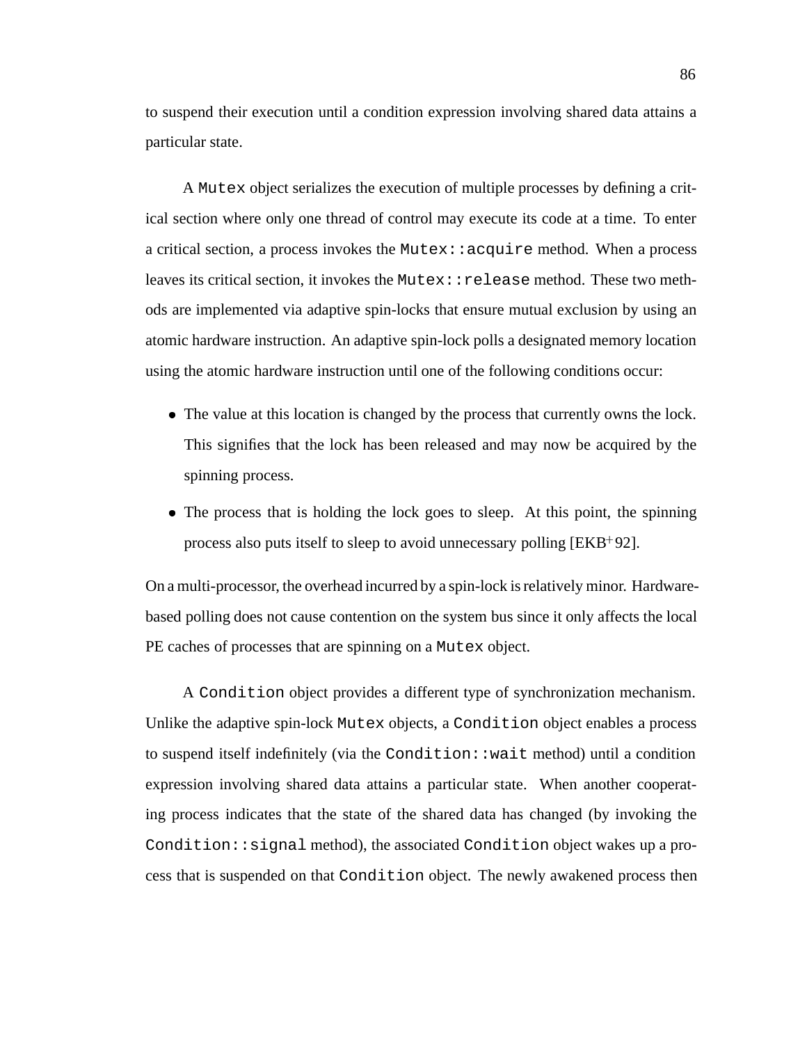to suspend their execution until a condition expression involving shared data attains a particular state.

A `Mutex` object serializes the execution of multiple processes by defining a critical section where only one thread of control may execute its code at a time. To enter a critical section, a process invokes the `Mutex::acquire` method. When a process leaves its critical section, it invokes the `Mutex::release` method. These two methods are implemented via adaptive spin-locks that ensure mutual exclusion by using an atomic hardware instruction. An adaptive spin-lock polls a designated memory location using the atomic hardware instruction until one of the following conditions occur:

- The value at this location is changed by the process that currently owns the lock. This signifies that the lock has been released and may now be acquired by the spinning process.
- The process that is holding the lock goes to sleep. At this point, the spinning process also puts itself to sleep to avoid unnecessary polling [EKB+92].

On a multi-processor, the overhead incurred by a spin-lock is relatively minor. Hardware-based polling does not cause contention on the system bus since it only affects the local PE caches of processes that are spinning on a `Mutex` object.

A `Condition` object provides a different type of synchronization mechanism. Unlike the adaptive spin-lock `Mutex` objects, a `Condition` object enables a process to suspend itself indefinitely (via the `Condition::wait` method) until a condition expression involving shared data attains a particular state. When another cooperating process indicates that the state of the shared data has changed (by invoking the `Condition::signal` method), the associated `Condition` object wakes up a process that is suspended on that `Condition` object. The newly awakened process then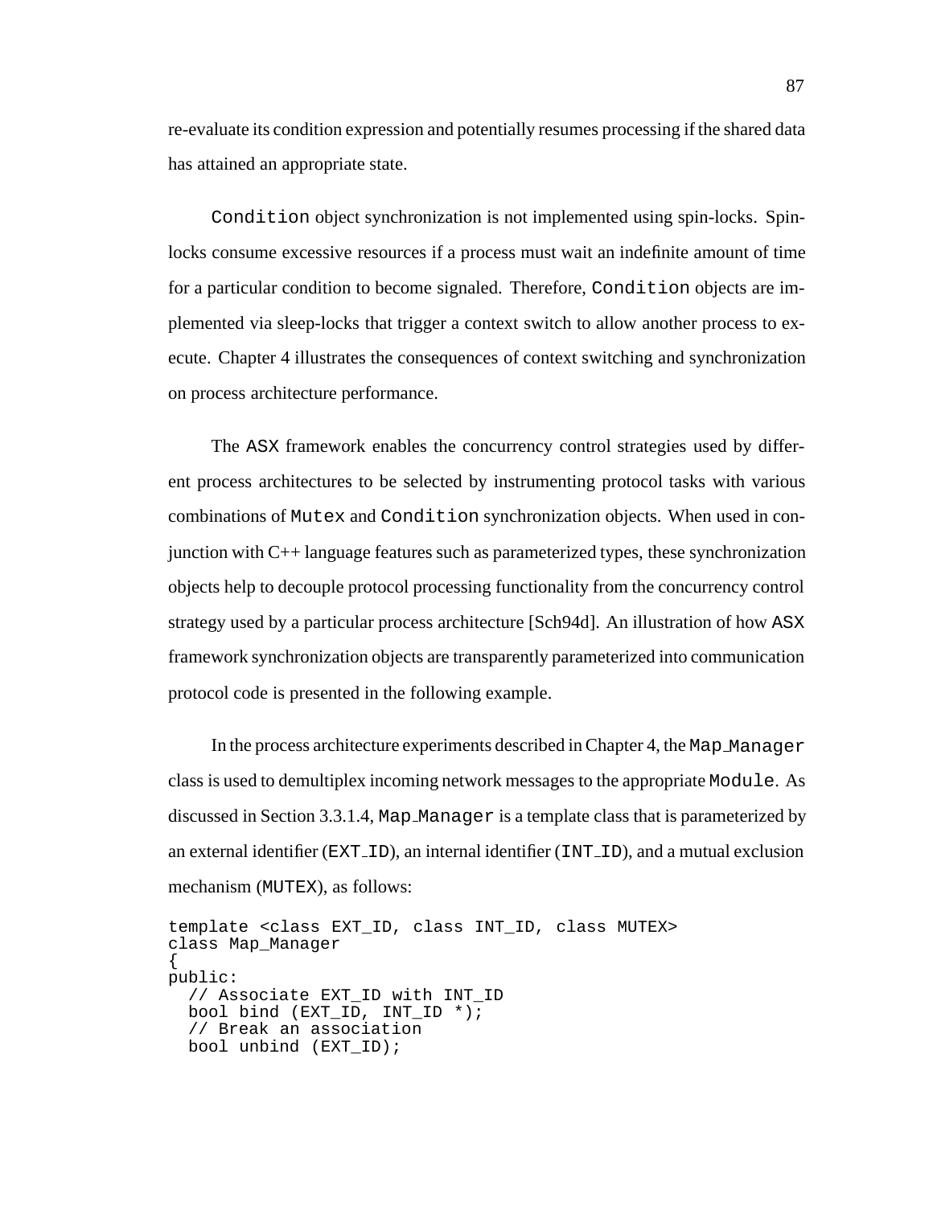re-evaluate its condition expression and potentially resumes processing if the shared data has attained an appropriate state.

`Condition` object synchronization is not implemented using spin-locks. Spin-locks consume excessive resources if a process must wait an indefinite amount of time for a particular condition to become signaled. Therefore, `Condition` objects are implemented via sleep-locks that trigger a context switch to allow another process to execute. Chapter 4 illustrates the consequences of context switching and synchronization on process architecture performance.

The `ASX` framework enables the concurrency control strategies used by different process architectures to be selected by instrumenting protocol tasks with various combinations of `Mutex` and `Condition` synchronization objects. When used in conjunction with C++ language features such as parameterized types, these synchronization objects help to decouple protocol processing functionality from the concurrency control strategy used by a particular process architecture [Sch94d]. An illustration of how `ASX` framework synchronization objects are transparently parameterized into communication protocol code is presented in the following example.

In the process architecture experiments described in Chapter 4, the `Map_Manager` class is used to demultiplex incoming network messages to the appropriate `Module`. As discussed in Section 3.3.1.4, `Map_Manager` is a template class that is parameterized by an external identifier (`EXT_ID`), an internal identifier (`INT_ID`), and a mutual exclusion mechanism (`MUTEX`), as follows:

```
template <class EXT_ID, class INT_ID, class MUTEX>
class Map_Manager
{
public:
  // Associate EXT_ID with INT_ID
  bool bind (EXT_ID, INT_ID *);
  // Break an association
  bool unbind (EXT_ID);
```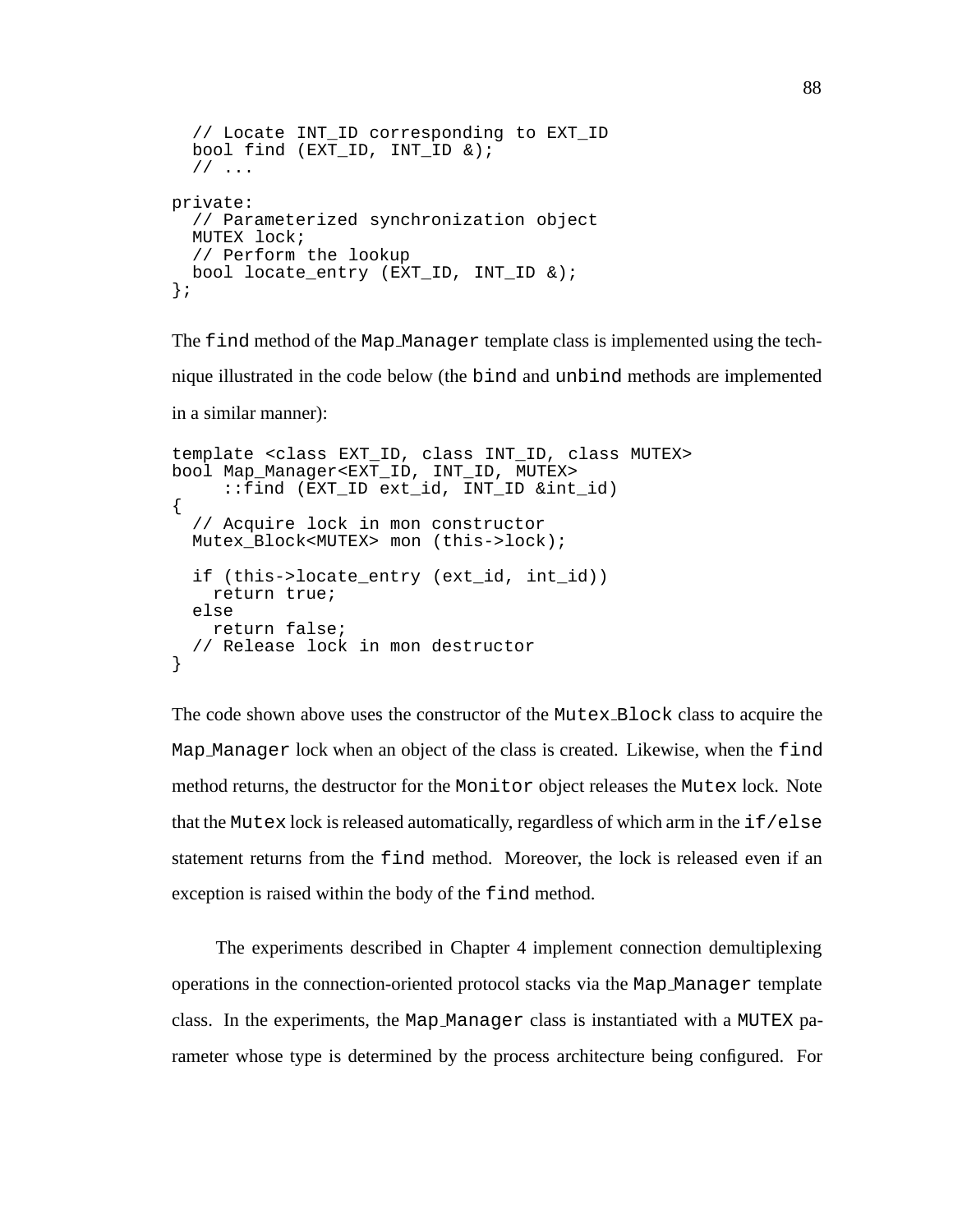```
  // Locate INT_ID corresponding to EXT_ID
  bool find (EXT_ID, INT_ID &);
  // ...

private:
  // Parameterized synchronization object
  MUTEX lock;
  // Perform the lookup
  bool locate_entry (EXT_ID, INT_ID &);
};
```

The find method of the Map_Manager template class is implemented using the technique illustrated in the code below (the bind and unbind methods are implemented in a similar manner):

```
template <class EXT_ID, class INT_ID, class MUTEX>
bool Map_Manager<EXT_ID, INT_ID, MUTEX>
     ::find (EXT_ID ext_id, INT_ID &int_id)
{
  // Acquire lock in mon constructor
  Mutex_Block<MUTEX> mon (this->lock);

  if (this->locate_entry (ext_id, int_id))
    return true;
  else
    return false;
  // Release lock in mon destructor
}
```

The code shown above uses the constructor of the Mutex_Block class to acquire the Map_Manager lock when an object of the class is created. Likewise, when the find method returns, the destructor for the Monitor object releases the Mutex lock. Note that the Mutex lock is released automatically, regardless of which arm in the if/else statement returns from the find method. Moreover, the lock is released even if an exception is raised within the body of the find method.

The experiments described in Chapter 4 implement connection demultiplexing operations in the connection-oriented protocol stacks via the Map_Manager template class. In the experiments, the Map_Manager class is instantiated with a MUTEX parameter whose type is determined by the process architecture being configured. For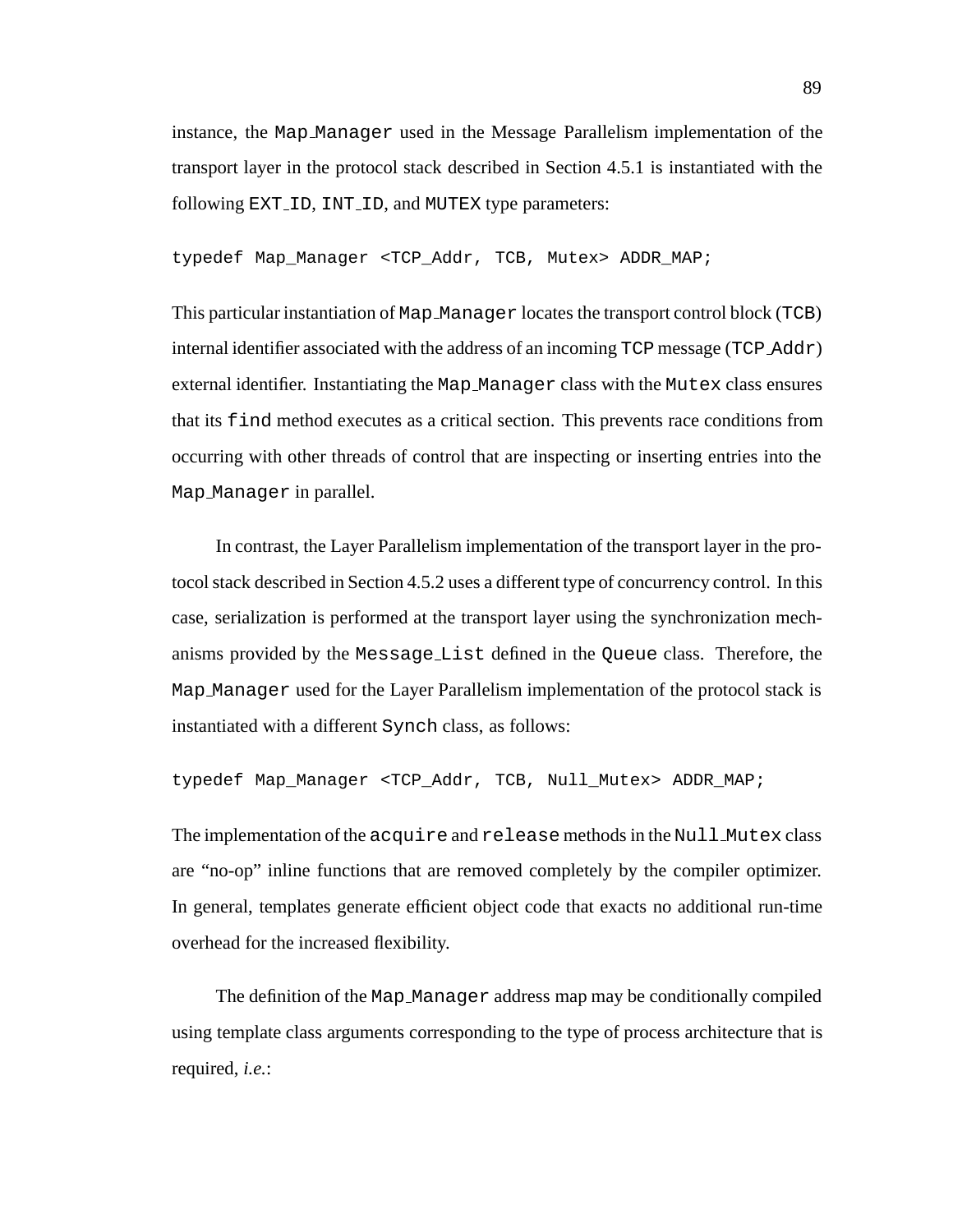instance, the `Map_Manager` used in the Message Parallelism implementation of the transport layer in the protocol stack described in Section 4.5.1 is instantiated with the following `EXT_ID`, `INT_ID`, and `MUTEX` type parameters:

```
typedef Map_Manager <TCP_Addr, TCB, Mutex> ADDR_MAP;
```

This particular instantiation of `Map_Manager` locates the transport control block (`TCB`) internal identifier associated with the address of an incoming `TCP` message (`TCP_Addr`) external identifier. Instantiating the `Map_Manager` class with the `Mutex` class ensures that its `find` method executes as a critical section. This prevents race conditions from occurring with other threads of control that are inspecting or inserting entries into the `Map_Manager` in parallel.

In contrast, the Layer Parallelism implementation of the transport layer in the protocol stack described in Section 4.5.2 uses a different type of concurrency control. In this case, serialization is performed at the transport layer using the synchronization mechanisms provided by the `Message_List` defined in the `Queue` class. Therefore, the `Map_Manager` used for the Layer Parallelism implementation of the protocol stack is instantiated with a different `Synch` class, as follows:

```
typedef Map_Manager <TCP_Addr, TCB, Null_Mutex> ADDR_MAP;
```

The implementation of the `acquire` and `release` methods in the `Null_Mutex` class are "no-op" inline functions that are removed completely by the compiler optimizer. In general, templates generate efficient object code that exacts no additional run-time overhead for the increased flexibility.

The definition of the `Map_Manager` address map may be conditionally compiled using template class arguments corresponding to the type of process architecture that is required, *i.e.*: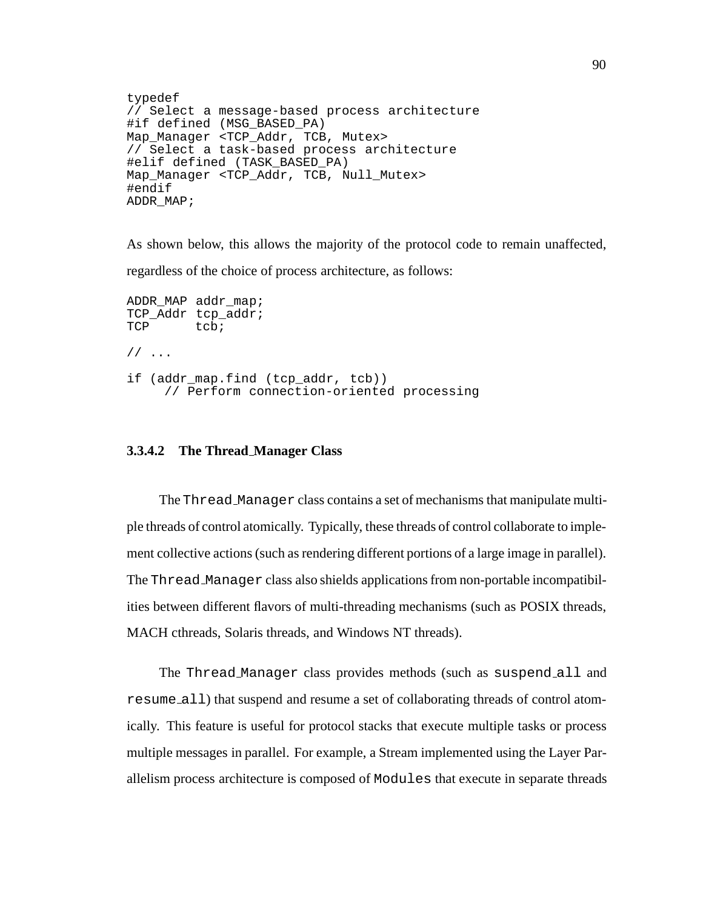```
typedef
// Select a message-based process architecture
#if defined (MSG_BASED_PA)
Map_Manager <TCP_Addr, TCB, Mutex>
// Select a task-based process architecture
#elif defined (TASK_BASED_PA)
Map_Manager <TCP_Addr, TCB, Null_Mutex>
#endif
ADDR_MAP;
```

As shown below, this allows the majority of the protocol code to remain unaffected, regardless of the choice of process architecture, as follows:

```
ADDR_MAP addr_map;
TCP_Addr tcp_addr;
TCP      tcb;

// ...

if (addr_map.find (tcp_addr, tcb))
     // Perform connection-oriented processing
```

#### 3.3.4.2 The Thread_Manager Class

The `Thread_Manager` class contains a set of mechanisms that manipulate multiple threads of control atomically. Typically, these threads of control collaborate to implement collective actions (such as rendering different portions of a large image in parallel). The `Thread_Manager` class also shields applications from non-portable incompatibilities between different flavors of multi-threading mechanisms (such as POSIX threads, MACH cthreads, Solaris threads, and Windows NT threads).

The `Thread_Manager` class provides methods (such as `suspend_all` and `resume_all`) that suspend and resume a set of collaborating threads of control atomically. This feature is useful for protocol stacks that execute multiple tasks or process multiple messages in parallel. For example, a Stream implemented using the Layer Parallelism process architecture is composed of `Modules` that execute in separate threads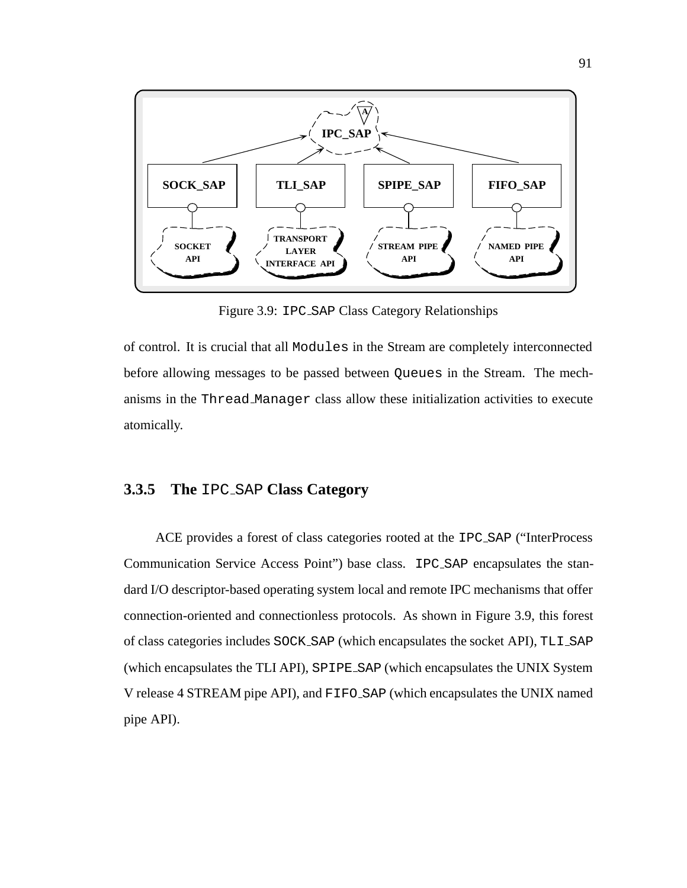Figure 3.9: IPC_SAP Class Category Relationships

of control. It is crucial that all Modules in the Stream are completely interconnected before allowing messages to be passed between Queues in the Stream. The mechanisms in the Thread_Manager class allow these initialization activities to execute atomically.

### 3.3.5 The IPC_SAP Class Category

ACE provides a forest of class categories rooted at the IPC_SAP ("InterProcess Communication Service Access Point") base class. IPC_SAP encapsulates the standard I/O descriptor-based operating system local and remote IPC mechanisms that offer connection-oriented and connectionless protocols. As shown in Figure 3.9, this forest of class categories includes SOCK_SAP (which encapsulates the socket API), TLI_SAP (which encapsulates the TLI API), SPIPE_SAP (which encapsulates the UNIX System V release 4 STREAM pipe API), and FIFO_SAP (which encapsulates the UNIX named pipe API).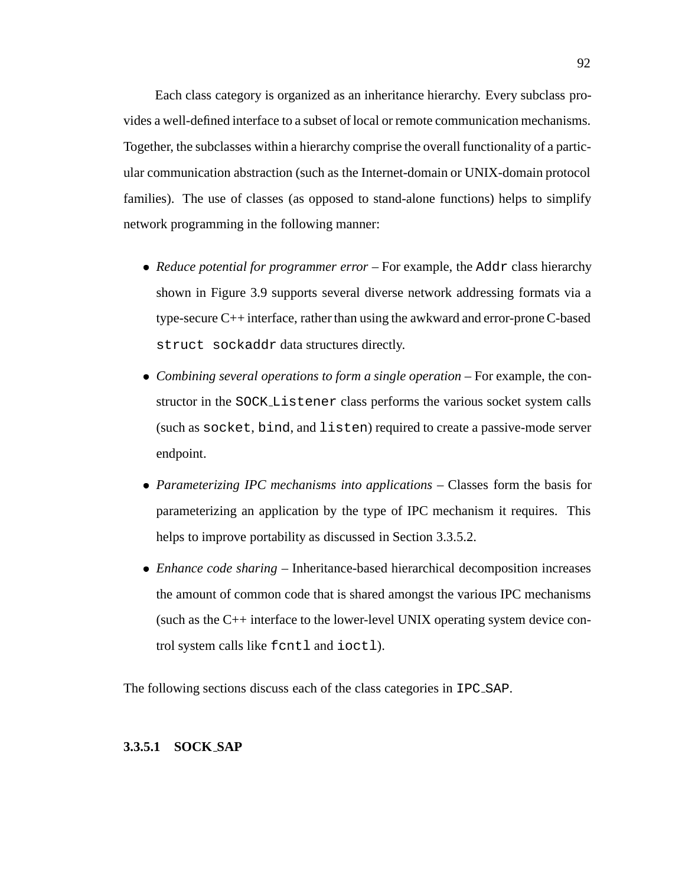Each class category is organized as an inheritance hierarchy. Every subclass provides a well-defined interface to a subset of local or remote communication mechanisms. Together, the subclasses within a hierarchy comprise the overall functionality of a particular communication abstraction (such as the Internet-domain or UNIX-domain protocol families). The use of classes (as opposed to stand-alone functions) helps to simplify network programming in the following manner:

- *Reduce potential for programmer error* – For example, the `Addr` class hierarchy shown in Figure 3.9 supports several diverse network addressing formats via a type-secure C++ interface, rather than using the awkward and error-prone C-based `struct sockaddr` data structures directly.

- *Combining several operations to form a single operation* – For example, the constructor in the `SOCK_Listener` class performs the various socket system calls (such as `socket`, `bind`, and `listen`) required to create a passive-mode server endpoint.

- *Parameterizing IPC mechanisms into applications* – Classes form the basis for parameterizing an application by the type of IPC mechanism it requires. This helps to improve portability as discussed in Section 3.3.5.2.

- *Enhance code sharing* – Inheritance-based hierarchical decomposition increases the amount of common code that is shared amongst the various IPC mechanisms (such as the C++ interface to the lower-level UNIX operating system device control system calls like `fcntl` and `ioctl`).

The following sections discuss each of the class categories in `IPC_SAP`.

#### 3.3.5.1 SOCK_SAP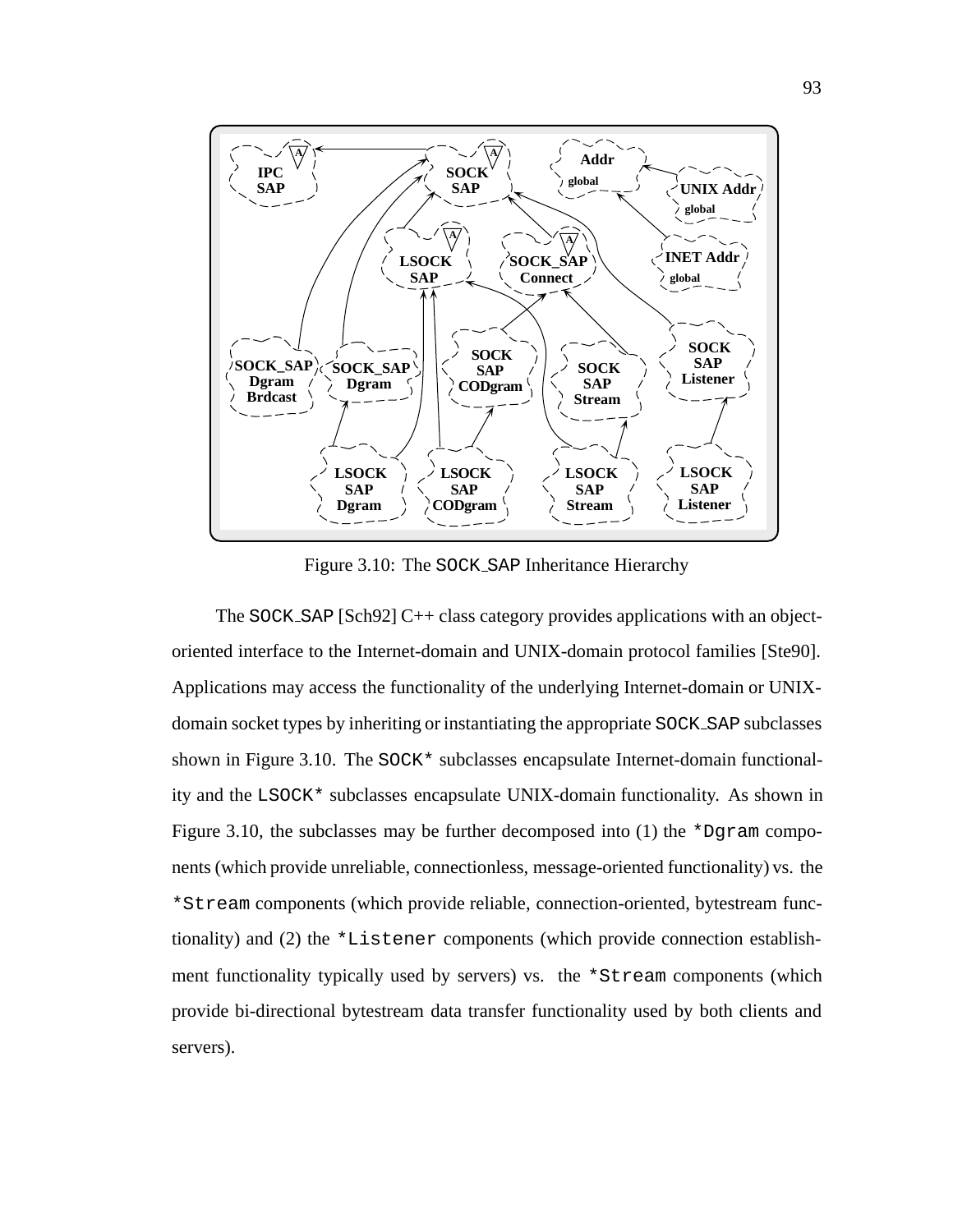Figure 3.10: The SOCK_SAP Inheritance Hierarchy

The SOCK_SAP [Sch92] C++ class category provides applications with an object-oriented interface to the Internet-domain and UNIX-domain protocol families [Ste90]. Applications may access the functionality of the underlying Internet-domain or UNIX-domain socket types by inheriting or instantiating the appropriate SOCK_SAP subclasses shown in Figure 3.10. The SOCK* subclasses encapsulate Internet-domain functionality and the LSOCK* subclasses encapsulate UNIX-domain functionality. As shown in Figure 3.10, the subclasses may be further decomposed into (1) the *Dgram components (which provide unreliable, connectionless, message-oriented functionality) vs. the *Stream components (which provide reliable, connection-oriented, bytestream functionality) and (2) the *Listener components (which provide connection establishment functionality typically used by servers) vs. the *Stream components (which provide bi-directional bytestream data transfer functionality used by both clients and servers).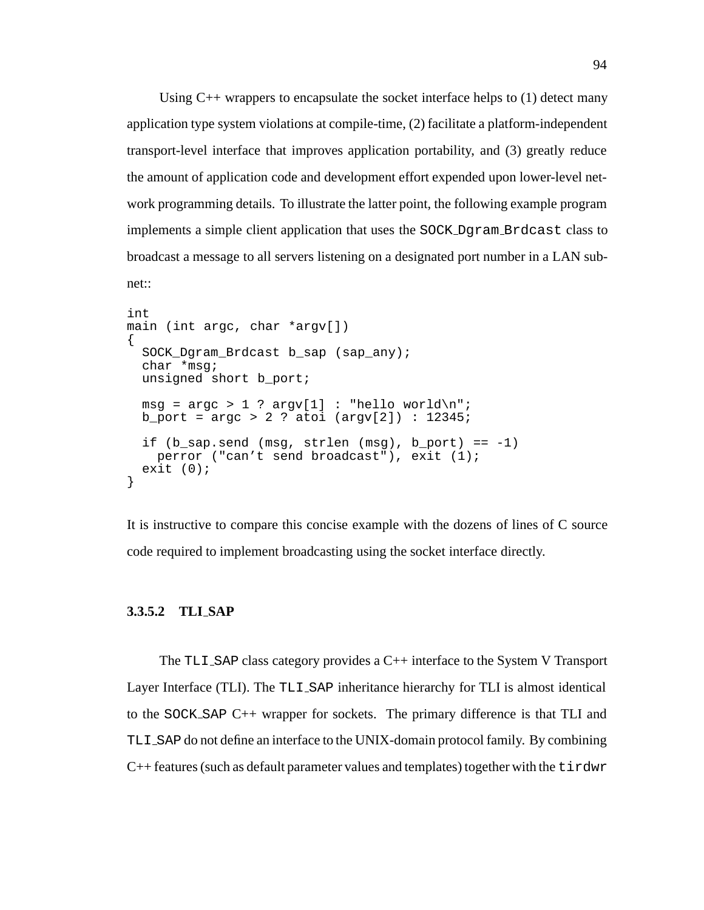Using C++ wrappers to encapsulate the socket interface helps to (1) detect many application type system violations at compile-time, (2) facilitate a platform-independent transport-level interface that improves application portability, and (3) greatly reduce the amount of application code and development effort expended upon lower-level network programming details. To illustrate the latter point, the following example program implements a simple client application that uses the `SOCK_Dgram_Brdcast` class to broadcast a message to all servers listening on a designated port number in a LAN subnet::

```
int
main (int argc, char *argv[])
{
  SOCK_Dgram_Brdcast b_sap (sap_any);
  char *msg;
  unsigned short b_port;

  msg = argc > 1 ? argv[1] : "hello world\n";
  b_port = argc > 2 ? atoi (argv[2]) : 12345;

  if (b_sap.send (msg, strlen (msg), b_port) == -1)
    perror ("can't send broadcast"), exit (1);
  exit (0);
}
```

It is instructive to compare this concise example with the dozens of lines of C source code required to implement broadcasting using the socket interface directly.

#### 3.3.5.2 TLI_SAP

The `TLI_SAP` class category provides a C++ interface to the System V Transport Layer Interface (TLI). The `TLI_SAP` inheritance hierarchy for TLI is almost identical to the `SOCK_SAP` C++ wrapper for sockets. The primary difference is that TLI and `TLI_SAP` do not define an interface to the UNIX-domain protocol family. By combining C++ features (such as default parameter values and templates) together with the `tirdwr`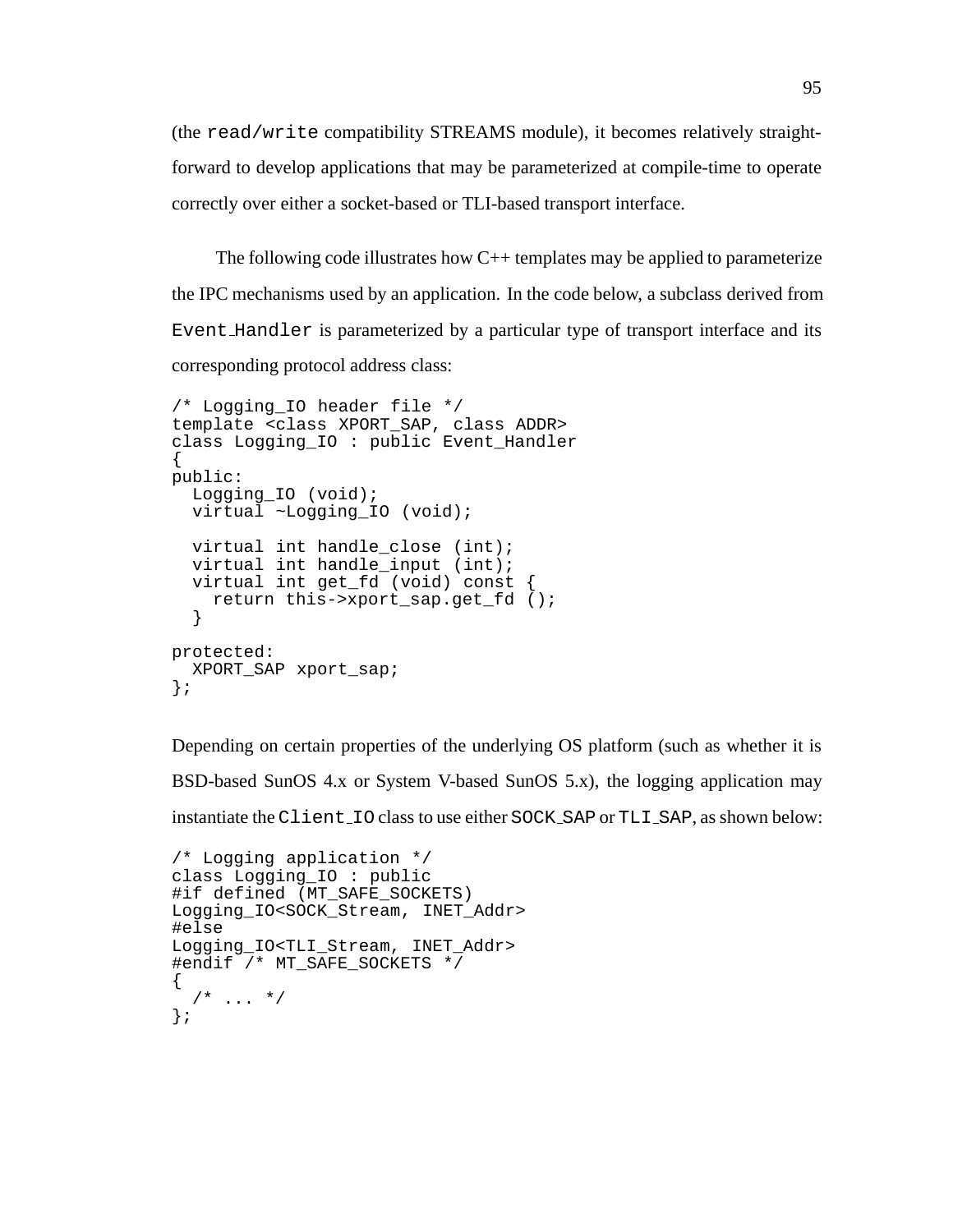(the `read/write` compatibility STREAMS module), it becomes relatively straightforward to develop applications that may be parameterized at compile-time to operate correctly over either a socket-based or TLI-based transport interface.

The following code illustrates how C++ templates may be applied to parameterize the IPC mechanisms used by an application. In the code below, a subclass derived from `Event_Handler` is parameterized by a particular type of transport interface and its corresponding protocol address class:

```
/* Logging_IO header file */
template <class XPORT_SAP, class ADDR>
class Logging_IO : public Event_Handler
{
public:
  Logging_IO (void);
  virtual ~Logging_IO (void);

  virtual int handle_close (int);
  virtual int handle_input (int);
  virtual int get_fd (void) const {
    return this->xport_sap.get_fd ();
  }

protected:
  XPORT_SAP xport_sap;
};
```

Depending on certain properties of the underlying OS platform (such as whether it is BSD-based SunOS 4.x or System V-based SunOS 5.x), the logging application may instantiate the `Client_IO` class to use either `SOCK_SAP` or `TLI_SAP`, as shown below:

```
/* Logging application */
class Logging_IO : public
#if defined (MT_SAFE_SOCKETS)
Logging_IO<SOCK_Stream, INET_Addr>
#else
Logging_IO<TLI_Stream, INET_Addr>
#endif /* MT_SAFE_SOCKETS */
{
  /* ... */
};
```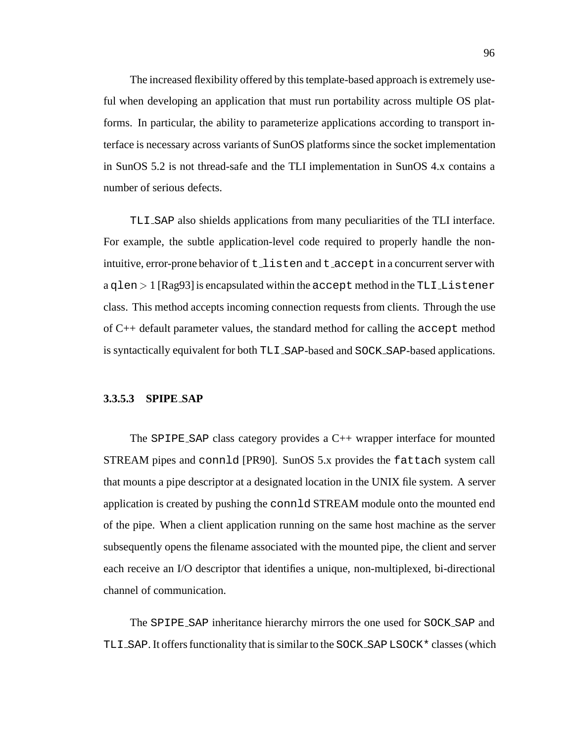The increased flexibility offered by this template-based approach is extremely useful when developing an application that must run portability across multiple OS platforms. In particular, the ability to parameterize applications according to transport interface is necessary across variants of SunOS platforms since the socket implementation in SunOS 5.2 is not thread-safe and the TLI implementation in SunOS 4.x contains a number of serious defects.

TLI_SAP also shields applications from many peculiarities of the TLI interface. For example, the subtle application-level code required to properly handle the non-intuitive, error-prone behavior of t_listen and t_accept in a concurrent server with a qlen $> 1$ [Rag93] is encapsulated within the accept method in the TLI_Listener class. This method accepts incoming connection requests from clients. Through the use of C++ default parameter values, the standard method for calling the accept method is syntactically equivalent for both TLI_SAP-based and SOCK_SAP-based applications.

#### 3.3.5.3 SPIPE_SAP

The SPIPE_SAP class category provides a C++ wrapper interface for mounted STREAM pipes and connld [PR90]. SunOS 5.x provides the fattach system call that mounts a pipe descriptor at a designated location in the UNIX file system. A server application is created by pushing the connld STREAM module onto the mounted end of the pipe. When a client application running on the same host machine as the server subsequently opens the filename associated with the mounted pipe, the client and server each receive an I/O descriptor that identifies a unique, non-multiplexed, bi-directional channel of communication.

The SPIPE_SAP inheritance hierarchy mirrors the one used for SOCK_SAP and TLI_SAP. It offers functionality that is similar to the SOCK_SAP LSOCK* classes (which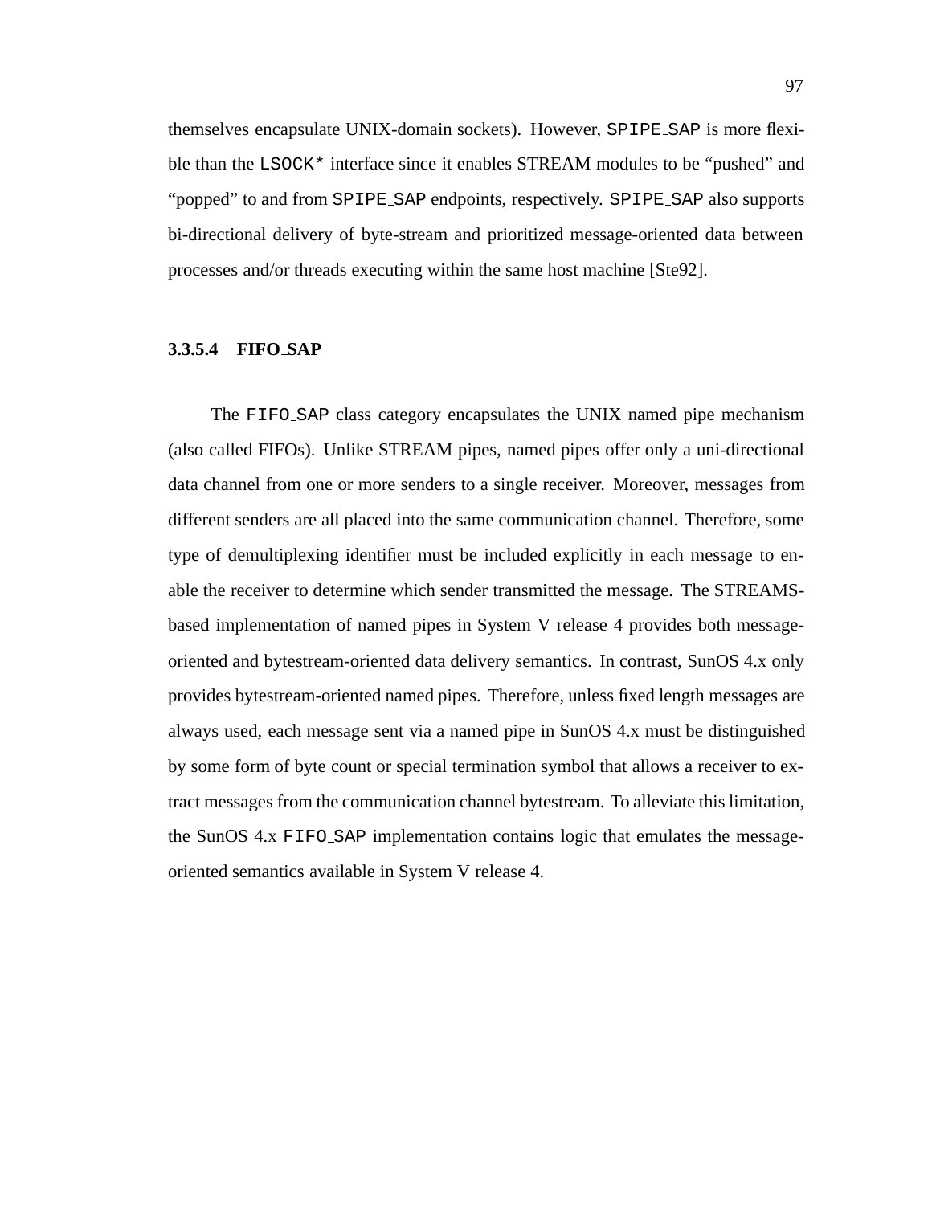themselves encapsulate UNIX-domain sockets). However, SPIPE_SAP is more flexible than the LSOCK* interface since it enables STREAM modules to be "pushed" and "popped" to and from SPIPE_SAP endpoints, respectively. SPIPE_SAP also supports bi-directional delivery of byte-stream and prioritized message-oriented data between processes and/or threads executing within the same host machine [Ste92].

#### 3.3.5.4 FIFO_SAP

The FIFO_SAP class category encapsulates the UNIX named pipe mechanism (also called FIFOs). Unlike STREAM pipes, named pipes offer only a uni-directional data channel from one or more senders to a single receiver. Moreover, messages from different senders are all placed into the same communication channel. Therefore, some type of demultiplexing identifier must be included explicitly in each message to enable the receiver to determine which sender transmitted the message. The STREAMS-based implementation of named pipes in System V release 4 provides both message-oriented and bytestream-oriented data delivery semantics. In contrast, SunOS 4.x only provides bytestream-oriented named pipes. Therefore, unless fixed length messages are always used, each message sent via a named pipe in SunOS 4.x must be distinguished by some form of byte count or special termination symbol that allows a receiver to extract messages from the communication channel bytestream. To alleviate this limitation, the SunOS 4.x FIFO_SAP implementation contains logic that emulates the message-oriented semantics available in System V release 4.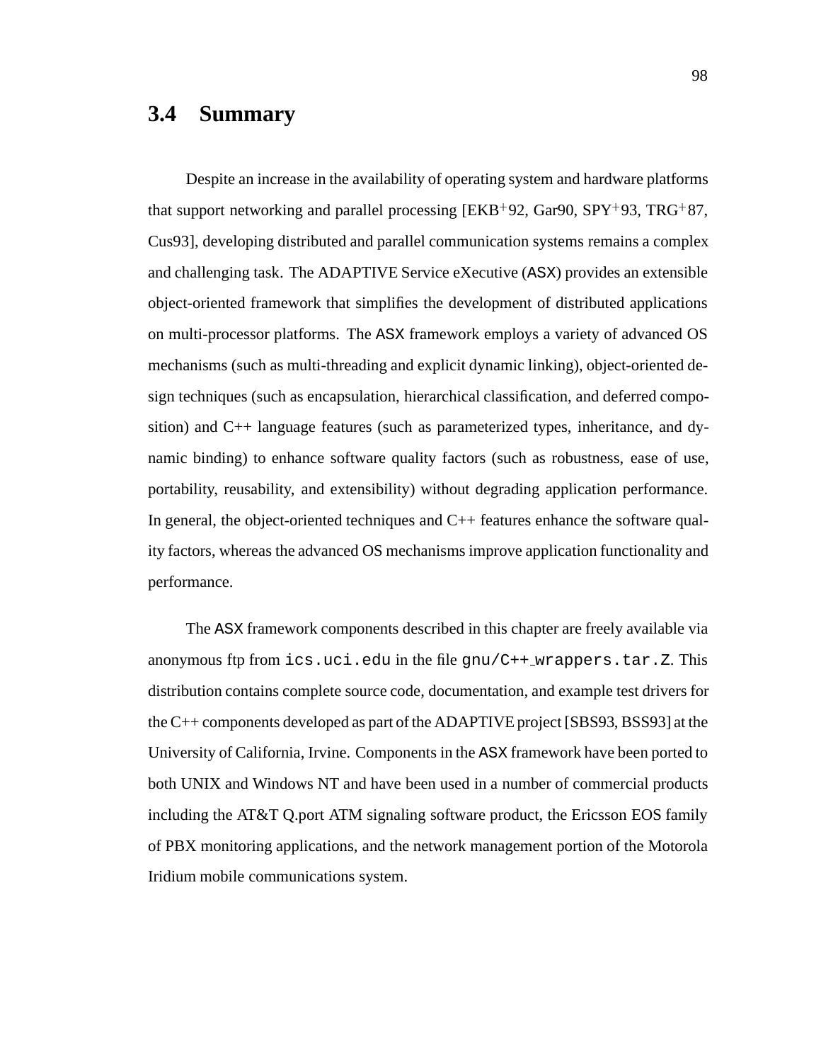## 3.4 Summary

Despite an increase in the availability of operating system and hardware platforms that support networking and parallel processing [EKB+92, Gar90, SPY+93, TRG+87, Cus93], developing distributed and parallel communication systems remains a complex and challenging task. The ADAPTIVE Service eXecutive (ASX) provides an extensible object-oriented framework that simplifies the development of distributed applications on multi-processor platforms. The ASX framework employs a variety of advanced OS mechanisms (such as multi-threading and explicit dynamic linking), object-oriented design techniques (such as encapsulation, hierarchical classification, and deferred composition) and C++ language features (such as parameterized types, inheritance, and dynamic binding) to enhance software quality factors (such as robustness, ease of use, portability, reusability, and extensibility) without degrading application performance. In general, the object-oriented techniques and C++ features enhance the software quality factors, whereas the advanced OS mechanisms improve application functionality and performance.

The ASX framework components described in this chapter are freely available via anonymous ftp from `ics.uci.edu` in the file `gnu/C++_wrappers.tar.Z`. This distribution contains complete source code, documentation, and example test drivers for the C++ components developed as part of the ADAPTIVE project [SBS93, BSS93] at the University of California, Irvine. Components in the ASX framework have been ported to both UNIX and Windows NT and have been used in a number of commercial products including the AT&T Q.port ATM signaling software product, the Ericsson EOS family of PBX monitoring applications, and the network management portion of the Motorola Iridium mobile communications system.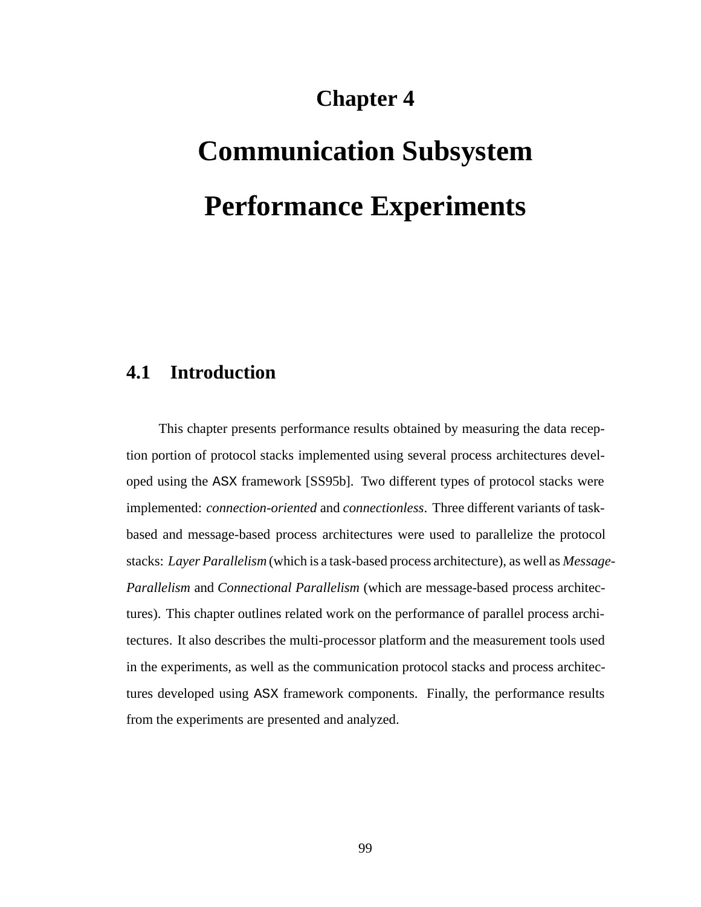# Chapter 4

# Communication Subsystem Performance Experiments

## 4.1 Introduction

This chapter presents performance results obtained by measuring the data reception portion of protocol stacks implemented using several process architectures developed using the ASX framework [SS95b]. Two different types of protocol stacks were implemented: *connection-oriented* and *connectionless*. Three different variants of task-based and message-based process architectures were used to parallelize the protocol stacks: *Layer Parallelism* (which is a task-based process architecture), as well as *Message-Parallelism* and *Connectional Parallelism* (which are message-based process architectures). This chapter outlines related work on the performance of parallel process architectures. It also describes the multi-processor platform and the measurement tools used in the experiments, as well as the communication protocol stacks and process architectures developed using ASX framework components. Finally, the performance results from the experiments are presented and analyzed.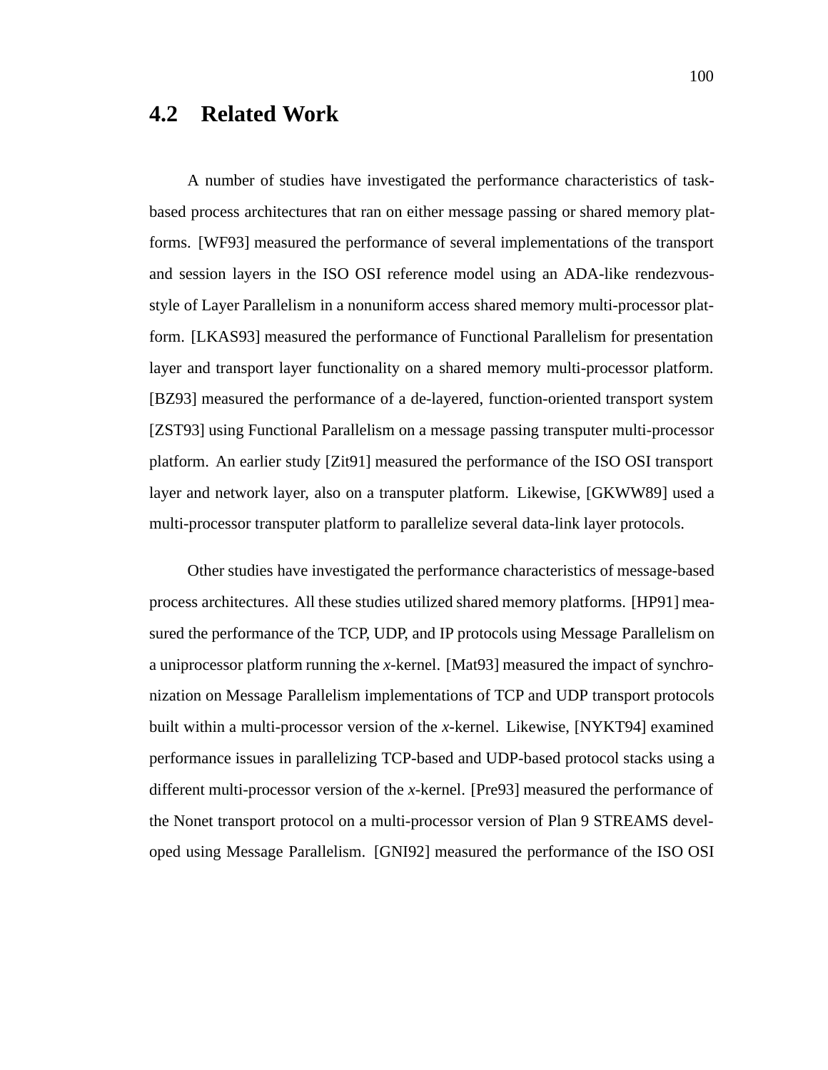## 4.2 Related Work

A number of studies have investigated the performance characteristics of task-based process architectures that ran on either message passing or shared memory platforms. [WF93] measured the performance of several implementations of the transport and session layers in the ISO OSI reference model using an ADA-like rendezvous-style of Layer Parallelism in a nonuniform access shared memory multi-processor platform. [LKAS93] measured the performance of Functional Parallelism for presentation layer and transport layer functionality on a shared memory multi-processor platform. [BZ93] measured the performance of a de-layered, function-oriented transport system [ZST93] using Functional Parallelism on a message passing transputer multi-processor platform. An earlier study [Zit91] measured the performance of the ISO OSI transport layer and network layer, also on a transputer platform. Likewise, [GKWW89] used a multi-processor transputer platform to parallelize several data-link layer protocols.

Other studies have investigated the performance characteristics of message-based process architectures. All these studies utilized shared memory platforms. [HP91] measured the performance of the TCP, UDP, and IP protocols using Message Parallelism on a uniprocessor platform running the *x*-kernel. [Mat93] measured the impact of synchronization on Message Parallelism implementations of TCP and UDP transport protocols built within a multi-processor version of the *x*-kernel. Likewise, [NYKT94] examined performance issues in parallelizing TCP-based and UDP-based protocol stacks using a different multi-processor version of the *x*-kernel. [Pre93] measured the performance of the Nonet transport protocol on a multi-processor version of Plan 9 STREAMS developed using Message Parallelism. [GNI92] measured the performance of the ISO OSI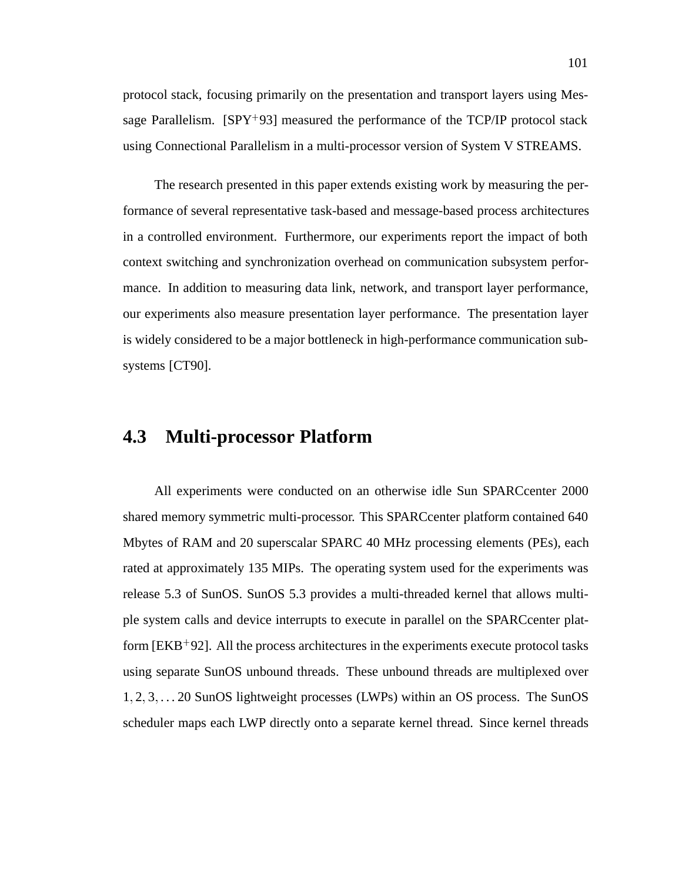protocol stack, focusing primarily on the presentation and transport layers using Message Parallelism. [SPY+93] measured the performance of the TCP/IP protocol stack using Connectional Parallelism in a multi-processor version of System V STREAMS.

The research presented in this paper extends existing work by measuring the performance of several representative task-based and message-based process architectures in a controlled environment. Furthermore, our experiments report the impact of both context switching and synchronization overhead on communication subsystem performance. In addition to measuring data link, network, and transport layer performance, our experiments also measure presentation layer performance. The presentation layer is widely considered to be a major bottleneck in high-performance communication subsystems [CT90].

## 4.3 Multi-processor Platform

All experiments were conducted on an otherwise idle Sun SPARCcenter 2000 shared memory symmetric multi-processor. This SPARCcenter platform contained 640 Mbytes of RAM and 20 superscalar SPARC 40 MHz processing elements (PEs), each rated at approximately 135 MIPs. The operating system used for the experiments was release 5.3 of SunOS. SunOS 5.3 provides a multi-threaded kernel that allows multiple system calls and device interrupts to execute in parallel on the SPARCcenter platform [EKB+92]. All the process architectures in the experiments execute protocol tasks using separate SunOS unbound threads. These unbound threads are multiplexed over $1, 2, 3, \ldots 20$ SunOS lightweight processes (LWPs) within an OS process. The SunOS scheduler maps each LWP directly onto a separate kernel thread. Since kernel threads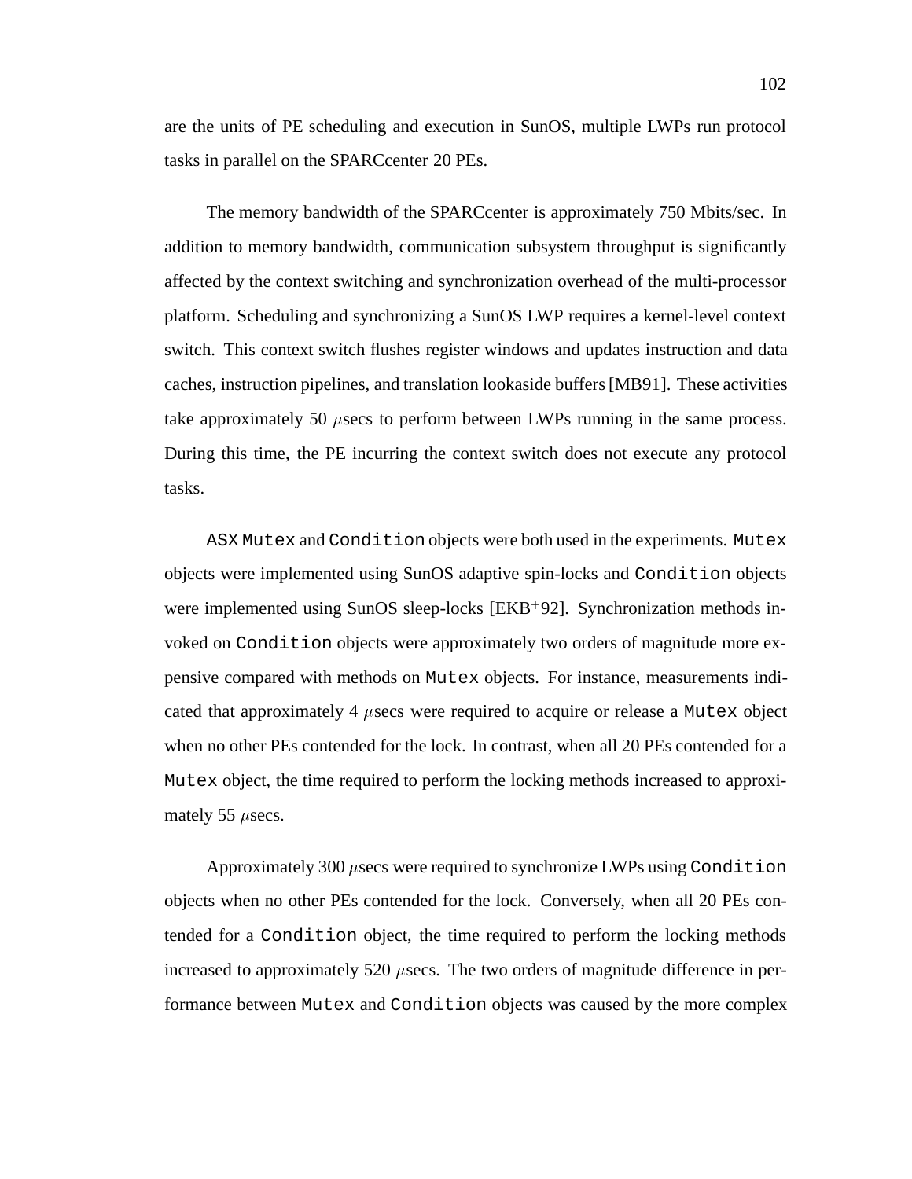are the units of PE scheduling and execution in SunOS, multiple LWPs run protocol tasks in parallel on the SPARCcenter 20 PEs.

The memory bandwidth of the SPARCcenter is approximately 750 Mbits/sec. In addition to memory bandwidth, communication subsystem throughput is significantly affected by the context switching and synchronization overhead of the multi-processor platform. Scheduling and synchronizing a SunOS LWP requires a kernel-level context switch. This context switch flushes register windows and updates instruction and data caches, instruction pipelines, and translation lookaside buffers [MB91]. These activities take approximately 50 $\mu$secs to perform between LWPs running in the same process. During this time, the PE incurring the context switch does not execute any protocol tasks.

ASX `Mutex` and `Condition` objects were both used in the experiments. `Mutex` objects were implemented using SunOS adaptive spin-locks and `Condition` objects were implemented using SunOS sleep-locks [EKB+92]. Synchronization methods invoked on `Condition` objects were approximately two orders of magnitude more expensive compared with methods on `Mutex` objects. For instance, measurements indicated that approximately 4 $\mu$secs were required to acquire or release a `Mutex` object when no other PEs contended for the lock. In contrast, when all 20 PEs contended for a `Mutex` object, the time required to perform the locking methods increased to approximately 55 $\mu$secs.

Approximately 300 $\mu$secs were required to synchronize LWPs using `Condition` objects when no other PEs contended for the lock. Conversely, when all 20 PEs contended for a `Condition` object, the time required to perform the locking methods increased to approximately 520 $\mu$secs. The two orders of magnitude difference in performance between `Mutex` and `Condition` objects was caused by the more complex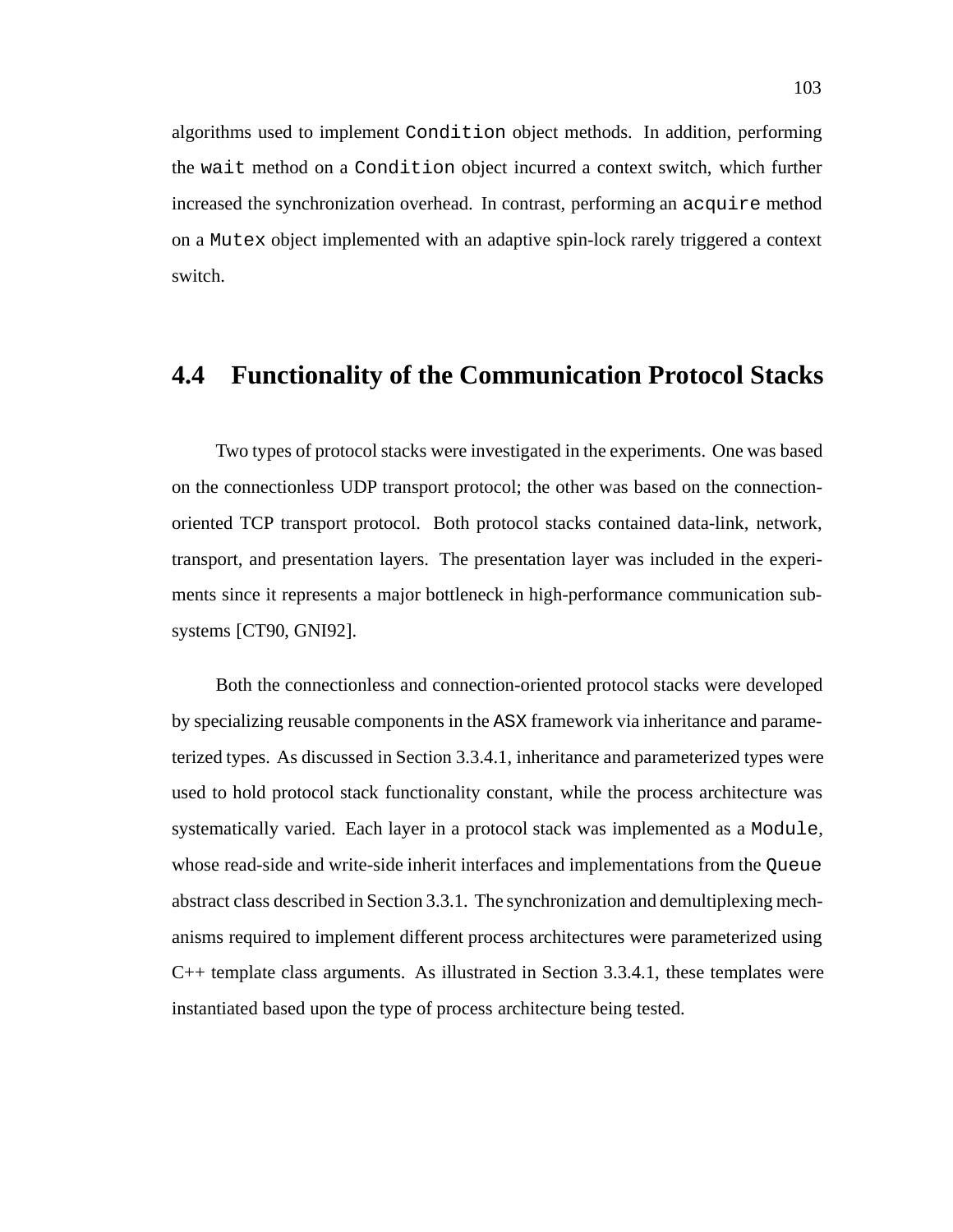algorithms used to implement `Condition` object methods. In addition, performing the `wait` method on a `Condition` object incurred a context switch, which further increased the synchronization overhead. In contrast, performing an `acquire` method on a `Mutex` object implemented with an adaptive spin-lock rarely triggered a context switch.

## 4.4 Functionality of the Communication Protocol Stacks

Two types of protocol stacks were investigated in the experiments. One was based on the connectionless UDP transport protocol; the other was based on the connection-oriented TCP transport protocol. Both protocol stacks contained data-link, network, transport, and presentation layers. The presentation layer was included in the experiments since it represents a major bottleneck in high-performance communication subsystems [CT90, GNI92].

Both the connectionless and connection-oriented protocol stacks were developed by specializing reusable components in the ASX framework via inheritance and parameterized types. As discussed in Section 3.3.4.1, inheritance and parameterized types were used to hold protocol stack functionality constant, while the process architecture was systematically varied. Each layer in a protocol stack was implemented as a `Module`, whose read-side and write-side inherit interfaces and implementations from the `Queue` abstract class described in Section 3.3.1. The synchronization and demultiplexing mechanisms required to implement different process architectures were parameterized using C++ template class arguments. As illustrated in Section 3.3.4.1, these templates were instantiated based upon the type of process architecture being tested.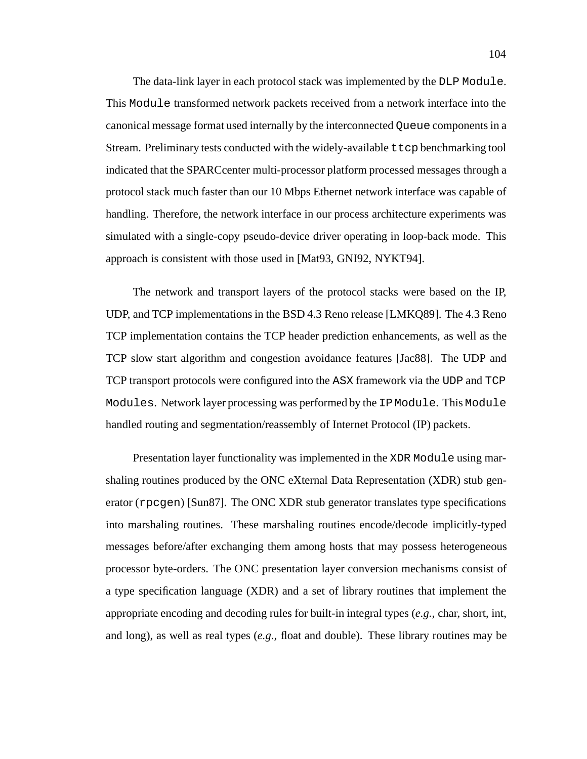The data-link layer in each protocol stack was implemented by the `DLP Module`. This `Module` transformed network packets received from a network interface into the canonical message format used internally by the interconnected `Queue` components in a Stream. Preliminary tests conducted with the widely-available `ttcp` benchmarking tool indicated that the SPARCcenter multi-processor platform processed messages through a protocol stack much faster than our 10 Mbps Ethernet network interface was capable of handling. Therefore, the network interface in our process architecture experiments was simulated with a single-copy pseudo-device driver operating in loop-back mode. This approach is consistent with those used in [Mat93, GNI92, NYKT94].

The network and transport layers of the protocol stacks were based on the IP, UDP, and TCP implementations in the BSD 4.3 Reno release [LMKQ89]. The 4.3 Reno TCP implementation contains the TCP header prediction enhancements, as well as the TCP slow start algorithm and congestion avoidance features [Jac88]. The UDP and TCP transport protocols were configured into the `ASX` framework via the `UDP` and `TCP Modules`. Network layer processing was performed by the `IP Module`. This `Module` handled routing and segmentation/reassembly of Internet Protocol (IP) packets.

Presentation layer functionality was implemented in the `XDR Module` using marshaling routines produced by the ONC eXternal Data Representation (XDR) stub generator (`rpcgen`) [Sun87]. The ONC XDR stub generator translates type specifications into marshaling routines. These marshaling routines encode/decode implicitly-typed messages before/after exchanging them among hosts that may possess heterogeneous processor byte-orders. The ONC presentation layer conversion mechanisms consist of a type specification language (XDR) and a set of library routines that implement the appropriate encoding and decoding rules for built-in integral types (*e.g.,* char, short, int, and long), as well as real types (*e.g.,* float and double). These library routines may be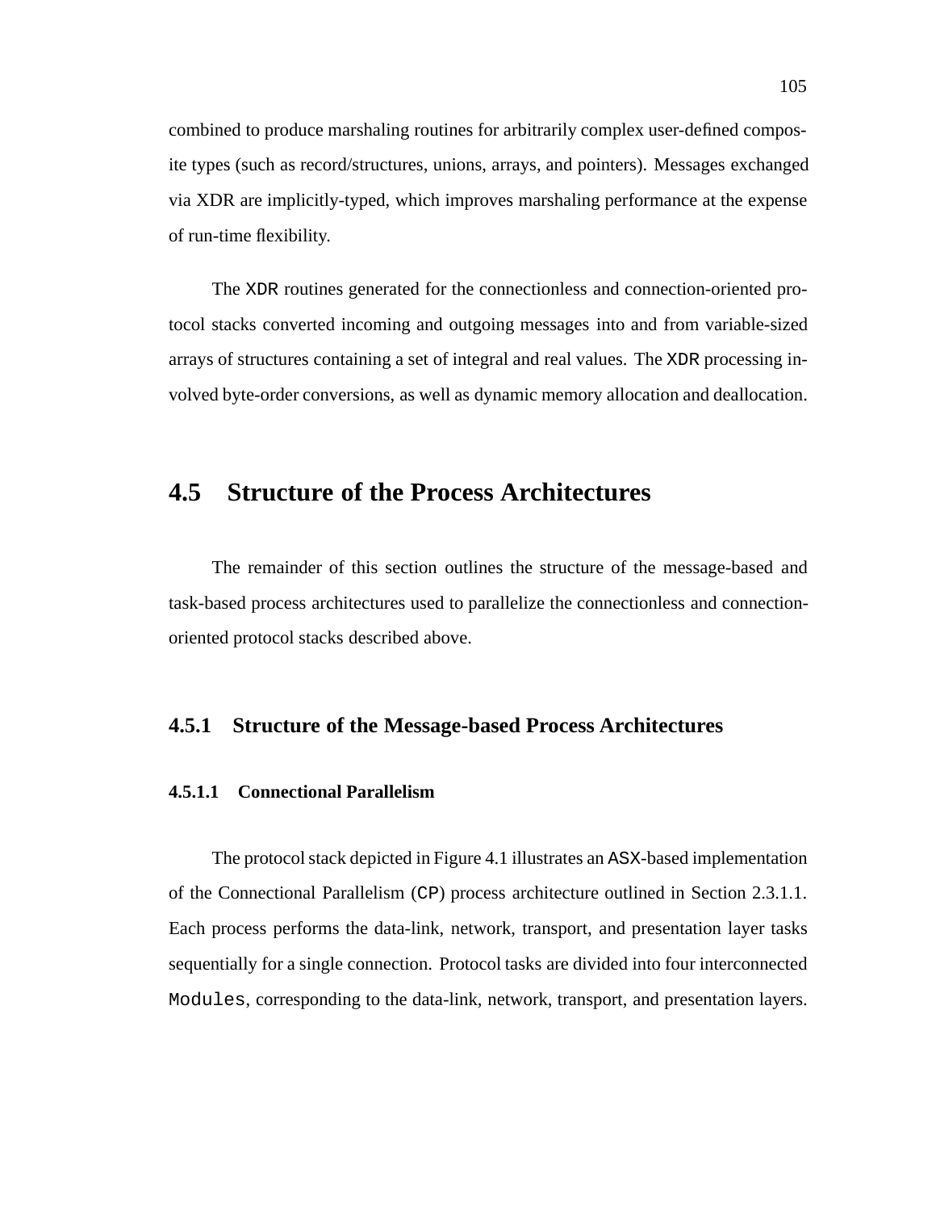combined to produce marshaling routines for arbitrarily complex user-defined composite types (such as record/structures, unions, arrays, and pointers). Messages exchanged via XDR are implicitly-typed, which improves marshaling performance at the expense of run-time flexibility.

The XDR routines generated for the connectionless and connection-oriented protocol stacks converted incoming and outgoing messages into and from variable-sized arrays of structures containing a set of integral and real values. The XDR processing involved byte-order conversions, as well as dynamic memory allocation and deallocation.

## 4.5 Structure of the Process Architectures

The remainder of this section outlines the structure of the message-based and task-based process architectures used to parallelize the connectionless and connection-oriented protocol stacks described above.

### 4.5.1 Structure of the Message-based Process Architectures

#### 4.5.1.1 Connectional Parallelism

The protocol stack depicted in Figure 4.1 illustrates an ASX-based implementation of the Connectional Parallelism (CP) process architecture outlined in Section 2.3.1.1. Each process performs the data-link, network, transport, and presentation layer tasks sequentially for a single connection. Protocol tasks are divided into four interconnected `Modules`, corresponding to the data-link, network, transport, and presentation layers.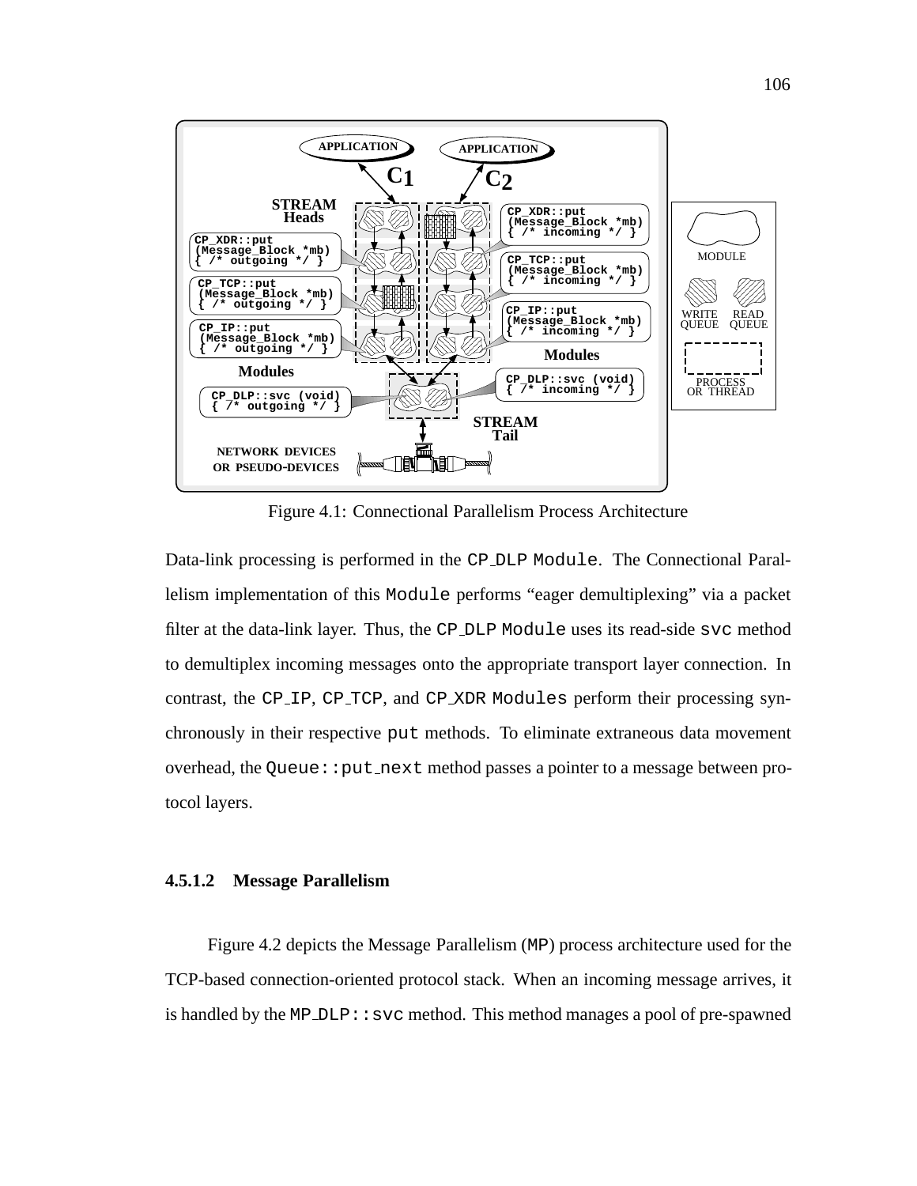Figure 4.1: Connectional Parallelism Process Architecture

Data-link processing is performed in the `CP_DLP` `Module`. The Connectional Parallelism implementation of this `Module` performs "eager demultiplexing" via a packet filter at the data-link layer. Thus, the `CP_DLP` `Module` uses its read-side `svc` method to demultiplex incoming messages onto the appropriate transport layer connection. In contrast, the `CP_IP`, `CP_TCP`, and `CP_XDR` `Modules` perform their processing synchronously in their respective `put` methods. To eliminate extraneous data movement overhead, the `Queue::put_next` method passes a pointer to a message between protocol layers.

#### 4.5.1.2 Message Parallelism

Figure 4.2 depicts the Message Parallelism (`MP`) process architecture used for the TCP-based connection-oriented protocol stack. When an incoming message arrives, it is handled by the `MP_DLP::svc` method. This method manages a pool of pre-spawned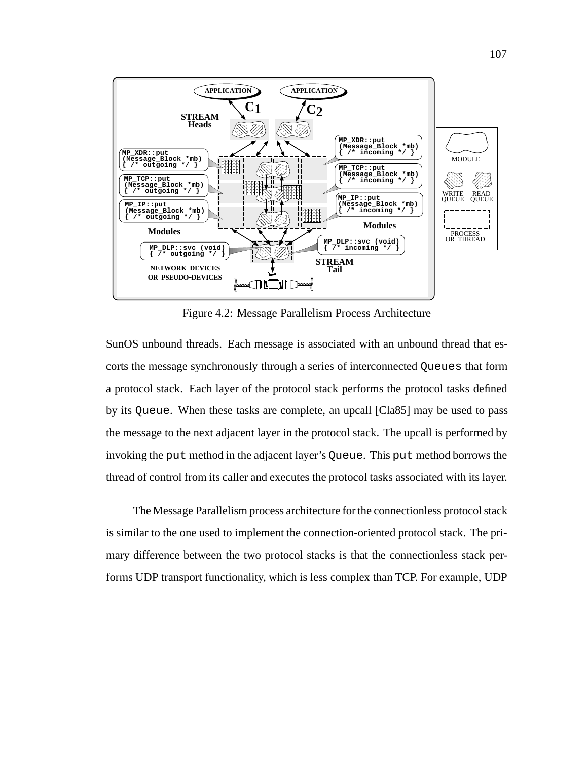Figure 4.2: Message Parallelism Process Architecture

SunOS unbound threads. Each message is associated with an unbound thread that escorts the message synchronously through a series of interconnected Queues that form a protocol stack. Each layer of the protocol stack performs the protocol tasks defined by its Queue. When these tasks are complete, an upcall [Cla85] may be used to pass the message to the next adjacent layer in the protocol stack. The upcall is performed by invoking the put method in the adjacent layer's Queue. This put method borrows the thread of control from its caller and executes the protocol tasks associated with its layer.

The Message Parallelism process architecture for the connectionless protocol stack is similar to the one used to implement the connection-oriented protocol stack. The primary difference between the two protocol stacks is that the connectionless stack performs UDP transport functionality, which is less complex than TCP. For example, UDP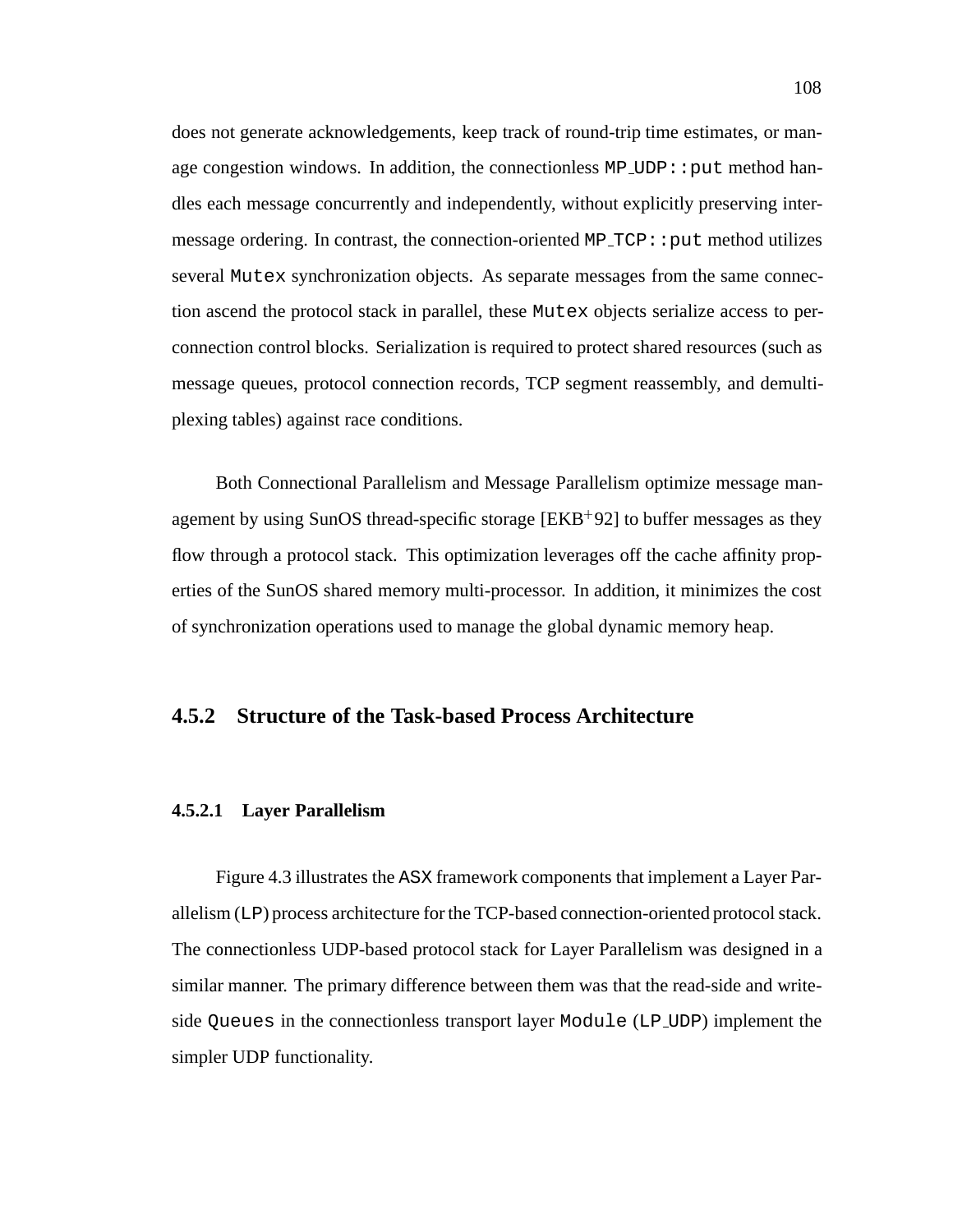does not generate acknowledgements, keep track of round-trip time estimates, or manage congestion windows. In addition, the connectionless `MP_UDP::put` method handles each message concurrently and independently, without explicitly preserving inter-message ordering. In contrast, the connection-oriented `MP_TCP::put` method utilizes several `Mutex` synchronization objects. As separate messages from the same connection ascend the protocol stack in parallel, these `Mutex` objects serialize access to per-connection control blocks. Serialization is required to protect shared resources (such as message queues, protocol connection records, TCP segment reassembly, and demultiplexing tables) against race conditions.

Both Connectional Parallelism and Message Parallelism optimize message management by using SunOS thread-specific storage [EKB+92] to buffer messages as they flow through a protocol stack. This optimization leverages off the cache affinity properties of the SunOS shared memory multi-processor. In addition, it minimizes the cost of synchronization operations used to manage the global dynamic memory heap.

## 4.5.2 Structure of the Task-based Process Architecture

### 4.5.2.1 Layer Parallelism

Figure 4.3 illustrates the ASX framework components that implement a Layer Parallelism (LP) process architecture for the TCP-based connection-oriented protocol stack. The connectionless UDP-based protocol stack for Layer Parallelism was designed in a similar manner. The primary difference between them was that the read-side and write-side `Queues` in the connectionless transport layer `Module` (`LP_UDP`) implement the simpler UDP functionality.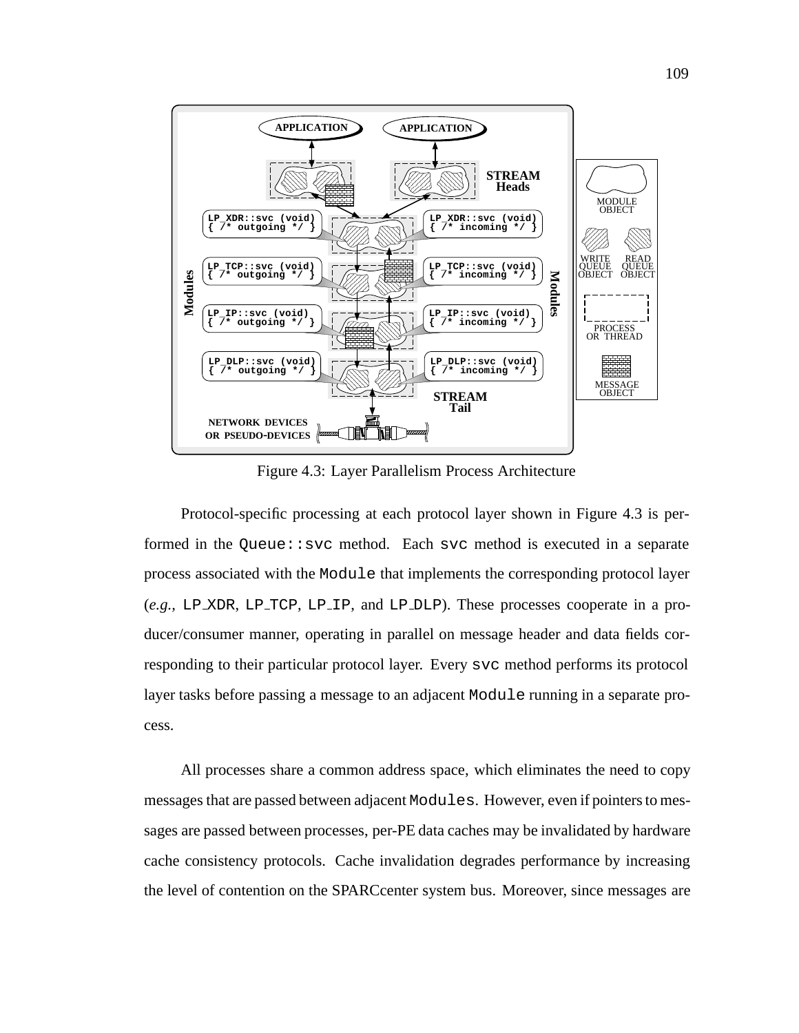Figure 4.3: Layer Parallelism Process Architecture

Protocol-specific processing at each protocol layer shown in Figure 4.3 is performed in the `Queue::svc` method. Each `svc` method is executed in a separate process associated with the `Module` that implements the corresponding protocol layer (*e.g.,* `LP_XDR`, `LP_TCP`, `LP_IP`, and `LP_DLP`). These processes cooperate in a producer/consumer manner, operating in parallel on message header and data fields corresponding to their particular protocol layer. Every `svc` method performs its protocol layer tasks before passing a message to an adjacent `Module` running in a separate process.

All processes share a common address space, which eliminates the need to copy messages that are passed between adjacent `Modules`. However, even if pointers to messages are passed between processes, per-PE data caches may be invalidated by hardware cache consistency protocols. Cache invalidation degrades performance by increasing the level of contention on the SPARCcenter system bus. Moreover, since messages are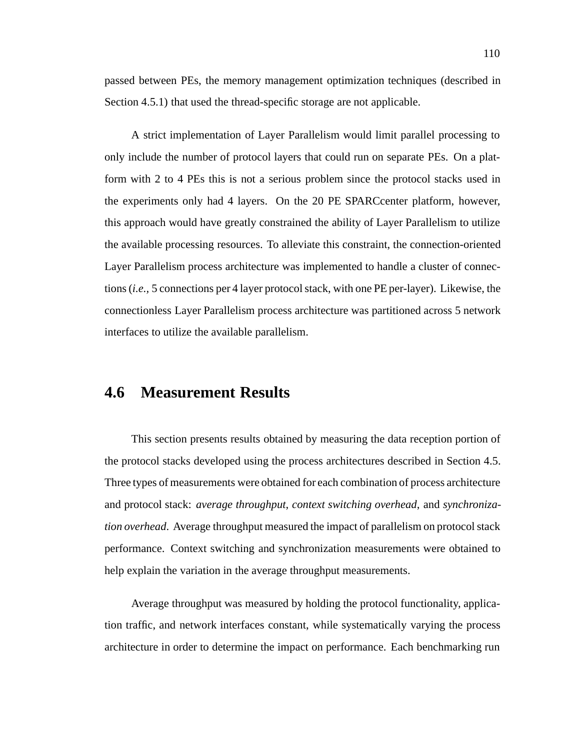passed between PEs, the memory management optimization techniques (described in Section 4.5.1) that used the thread-specific storage are not applicable.

A strict implementation of Layer Parallelism would limit parallel processing to only include the number of protocol layers that could run on separate PEs. On a platform with 2 to 4 PEs this is not a serious problem since the protocol stacks used in the experiments only had 4 layers. On the 20 PE SPARCcenter platform, however, this approach would have greatly constrained the ability of Layer Parallelism to utilize the available processing resources. To alleviate this constraint, the connection-oriented Layer Parallelism process architecture was implemented to handle a cluster of connections (*i.e.,* 5 connections per 4 layer protocol stack, with one PE per-layer). Likewise, the connectionless Layer Parallelism process architecture was partitioned across 5 network interfaces to utilize the available parallelism.

## 4.6 Measurement Results

This section presents results obtained by measuring the data reception portion of the protocol stacks developed using the process architectures described in Section 4.5. Three types of measurements were obtained for each combination of process architecture and protocol stack: *average throughput, context switching overhead*, and *synchronization overhead*. Average throughput measured the impact of parallelism on protocol stack performance. Context switching and synchronization measurements were obtained to help explain the variation in the average throughput measurements.

Average throughput was measured by holding the protocol functionality, application traffic, and network interfaces constant, while systematically varying the process architecture in order to determine the impact on performance. Each benchmarking run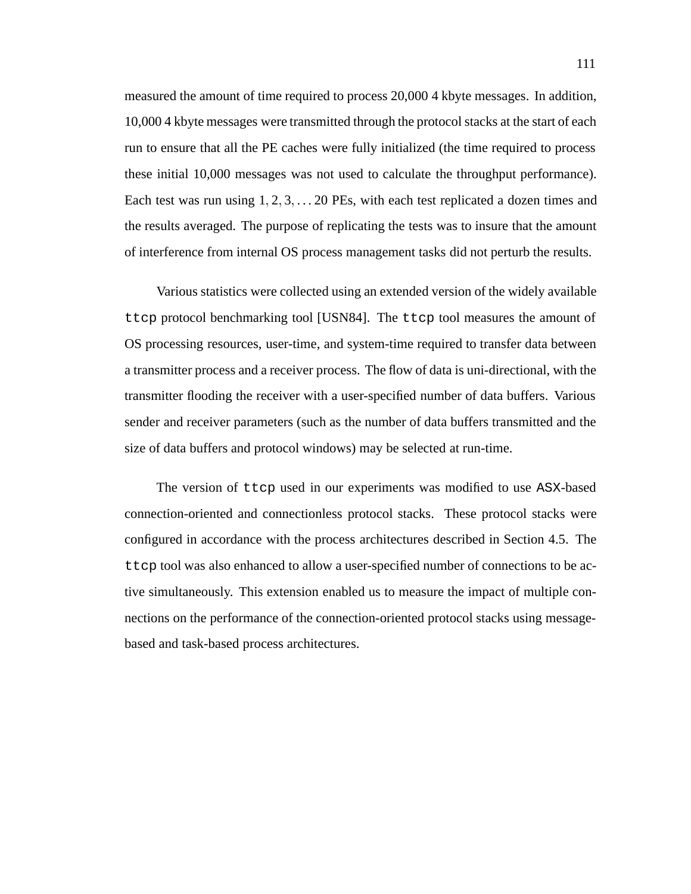measured the amount of time required to process 20,000 4 kbyte messages. In addition, 10,000 4 kbyte messages were transmitted through the protocol stacks at the start of each run to ensure that all the PE caches were fully initialized (the time required to process these initial 10,000 messages was not used to calculate the throughput performance). Each test was run using $1, 2, 3, \ldots 20$ PEs, with each test replicated a dozen times and the results averaged. The purpose of replicating the tests was to insure that the amount of interference from internal OS process management tasks did not perturb the results.

Various statistics were collected using an extended version of the widely available `ttcp` protocol benchmarking tool [USN84]. The `ttcp` tool measures the amount of OS processing resources, user-time, and system-time required to transfer data between a transmitter process and a receiver process. The flow of data is uni-directional, with the transmitter flooding the receiver with a user-specified number of data buffers. Various sender and receiver parameters (such as the number of data buffers transmitted and the size of data buffers and protocol windows) may be selected at run-time.

The version of `ttcp` used in our experiments was modified to use ASX-based connection-oriented and connectionless protocol stacks. These protocol stacks were configured in accordance with the process architectures described in Section 4.5. The `ttcp` tool was also enhanced to allow a user-specified number of connections to be active simultaneously. This extension enabled us to measure the impact of multiple connections on the performance of the connection-oriented protocol stacks using message-based and task-based process architectures.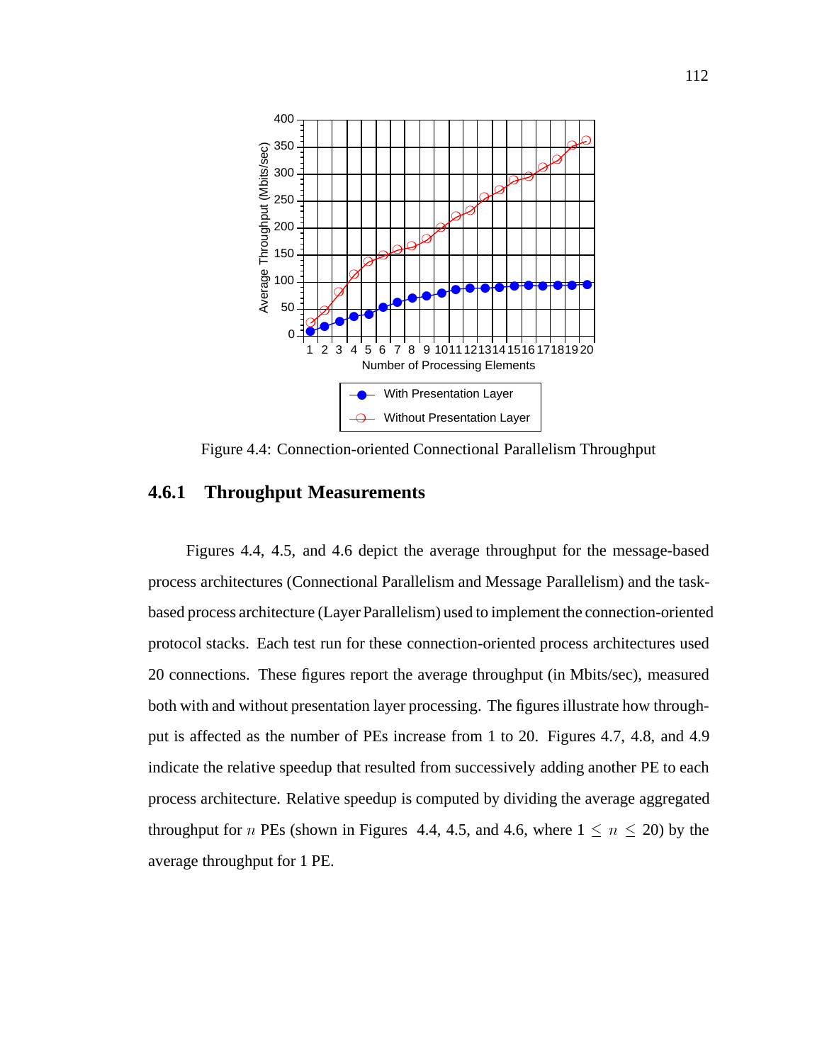Figure 4.4: Connection-oriented Connectional Parallelism Throughput

### 4.6.1 Throughput Measurements

Figures 4.4, 4.5, and 4.6 depict the average throughput for the message-based process architectures (Connectional Parallelism and Message Parallelism) and the task-based process architecture (Layer Parallelism) used to implement the connection-oriented protocol stacks. Each test run for these connection-oriented process architectures used 20 connections. These figures report the average throughput (in Mbits/sec), measured both with and without presentation layer processing. The figures illustrate how throughput is affected as the number of PEs increase from 1 to 20. Figures 4.7, 4.8, and 4.9 indicate the relative speedup that resulted from successively adding another PE to each process architecture. Relative speedup is computed by dividing the average aggregated throughput for $n$ PEs (shown in Figures 4.4, 4.5, and 4.6, where $1 \leq n \leq 20$) by the average throughput for 1 PE.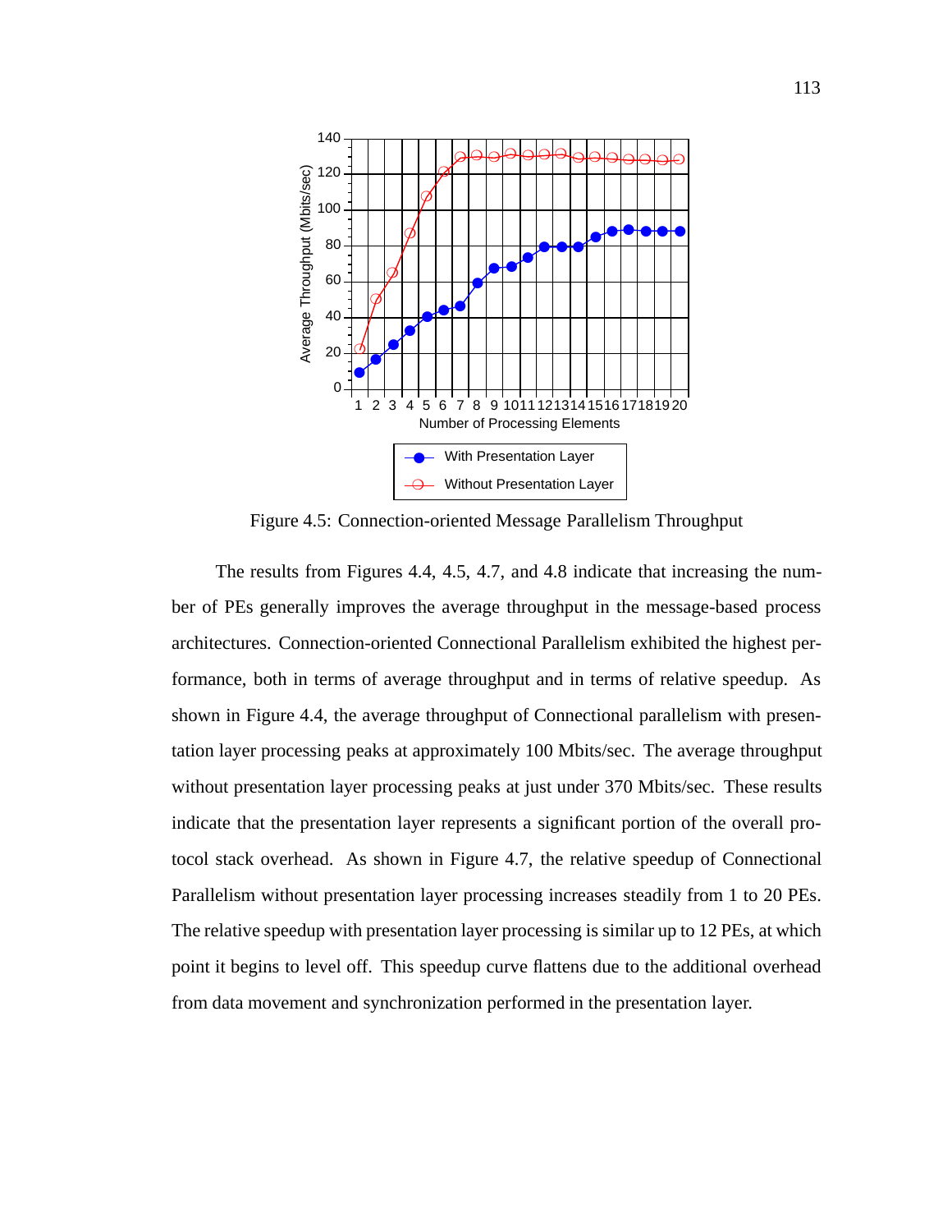Figure 4.5: Connection-oriented Message Parallelism Throughput

The results from Figures 4.4, 4.5, 4.7, and 4.8 indicate that increasing the number of PEs generally improves the average throughput in the message-based process architectures. Connection-oriented Connectional Parallelism exhibited the highest performance, both in terms of average throughput and in terms of relative speedup. As shown in Figure 4.4, the average throughput of Connectional parallelism with presentation layer processing peaks at approximately 100 Mbits/sec. The average throughput without presentation layer processing peaks at just under 370 Mbits/sec. These results indicate that the presentation layer represents a significant portion of the overall protocol stack overhead. As shown in Figure 4.7, the relative speedup of Connectional Parallelism without presentation layer processing increases steadily from 1 to 20 PEs. The relative speedup with presentation layer processing is similar up to 12 PEs, at which point it begins to level off. This speedup curve flattens due to the additional overhead from data movement and synchronization performed in the presentation layer.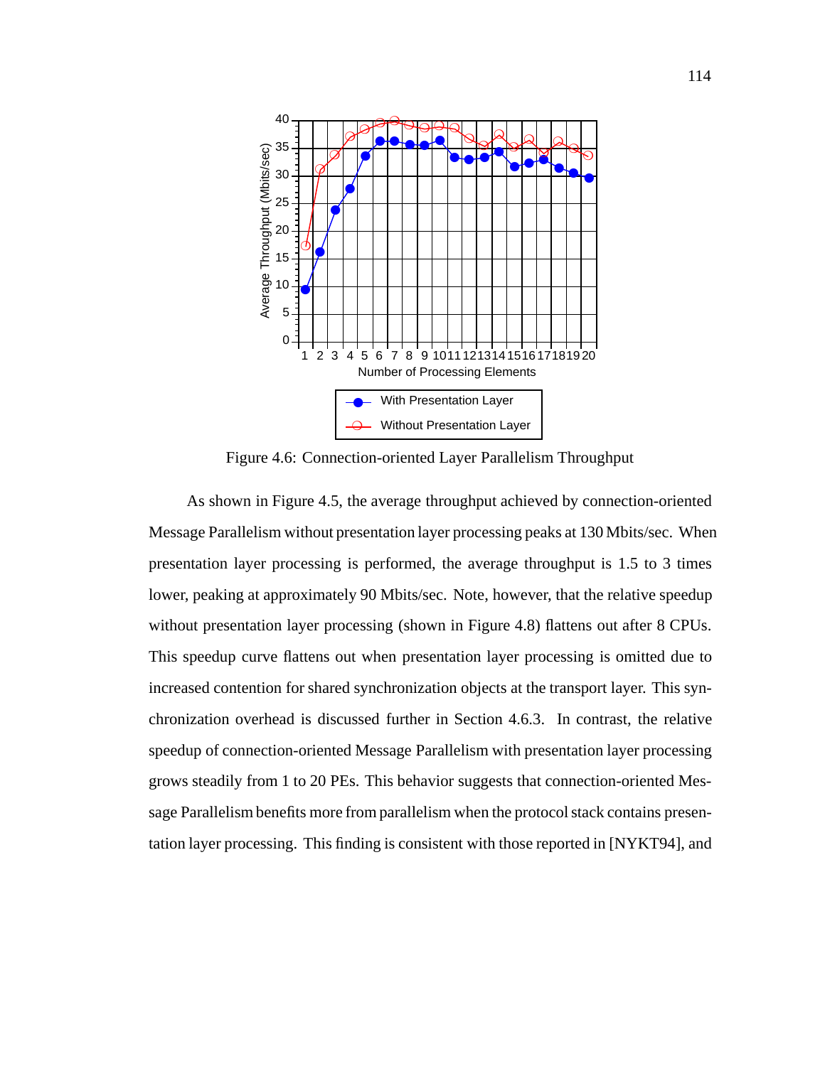Figure 4.6: Connection-oriented Layer Parallelism Throughput

As shown in Figure 4.5, the average throughput achieved by connection-oriented Message Parallelism without presentation layer processing peaks at 130 Mbits/sec. When presentation layer processing is performed, the average throughput is 1.5 to 3 times lower, peaking at approximately 90 Mbits/sec. Note, however, that the relative speedup without presentation layer processing (shown in Figure 4.8) flattens out after 8 CPUs. This speedup curve flattens out when presentation layer processing is omitted due to increased contention for shared synchronization objects at the transport layer. This synchronization overhead is discussed further in Section 4.6.3. In contrast, the relative speedup of connection-oriented Message Parallelism with presentation layer processing grows steadily from 1 to 20 PEs. This behavior suggests that connection-oriented Message Parallelism benefits more from parallelism when the protocol stack contains presentation layer processing. This finding is consistent with those reported in [NYKT94], and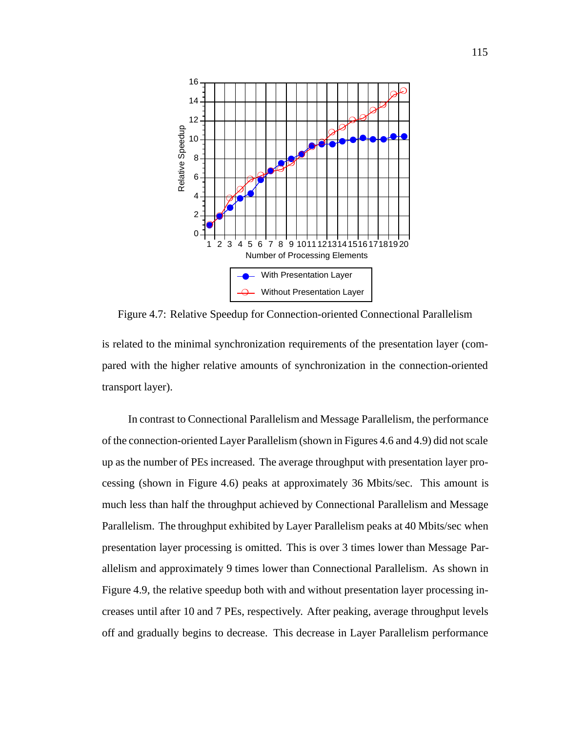Figure 4.7: Relative Speedup for Connection-oriented Connectional Parallelism

is related to the minimal synchronization requirements of the presentation layer (compared with the higher relative amounts of synchronization in the connection-oriented transport layer).

In contrast to Connectional Parallelism and Message Parallelism, the performance of the connection-oriented Layer Parallelism (shown in Figures 4.6 and 4.9) did not scale up as the number of PEs increased. The average throughput with presentation layer processing (shown in Figure 4.6) peaks at approximately 36 Mbits/sec. This amount is much less than half the throughput achieved by Connectional Parallelism and Message Parallelism. The throughput exhibited by Layer Parallelism peaks at 40 Mbits/sec when presentation layer processing is omitted. This is over 3 times lower than Message Parallelism and approximately 9 times lower than Connectional Parallelism. As shown in Figure 4.9, the relative speedup both with and without presentation layer processing increases until after 10 and 7 PEs, respectively. After peaking, average throughput levels off and gradually begins to decrease. This decrease in Layer Parallelism performance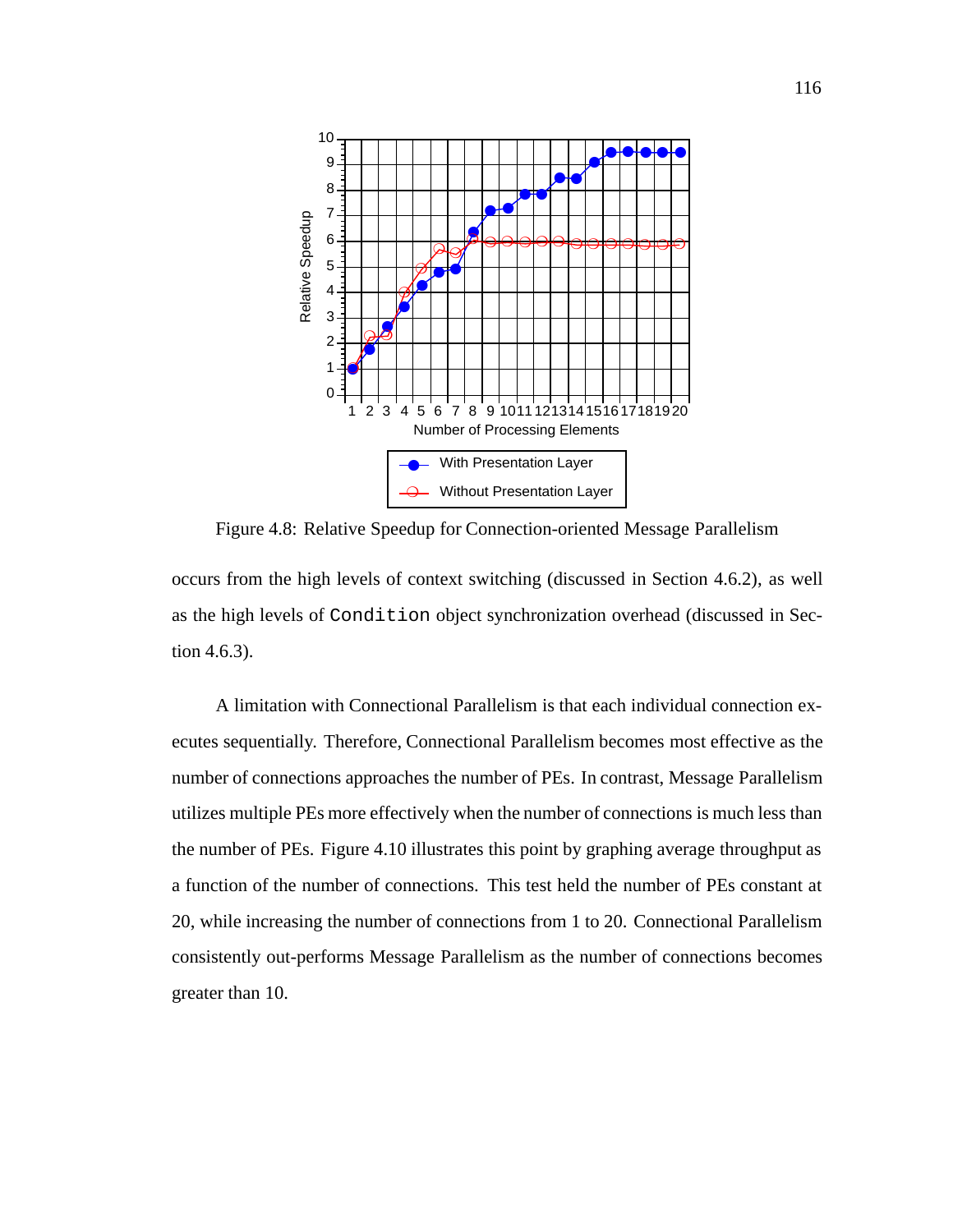Figure 4.8: Relative Speedup for Connection-oriented Message Parallelism

occurs from the high levels of context switching (discussed in Section 4.6.2), as well as the high levels of `Condition` object synchronization overhead (discussed in Section 4.6.3).

A limitation with Connectional Parallelism is that each individual connection executes sequentially. Therefore, Connectional Parallelism becomes most effective as the number of connections approaches the number of PEs. In contrast, Message Parallelism utilizes multiple PEs more effectively when the number of connections is much less than the number of PEs. Figure 4.10 illustrates this point by graphing average throughput as a function of the number of connections. This test held the number of PEs constant at 20, while increasing the number of connections from 1 to 20. Connectional Parallelism consistently out-performs Message Parallelism as the number of connections becomes greater than 10.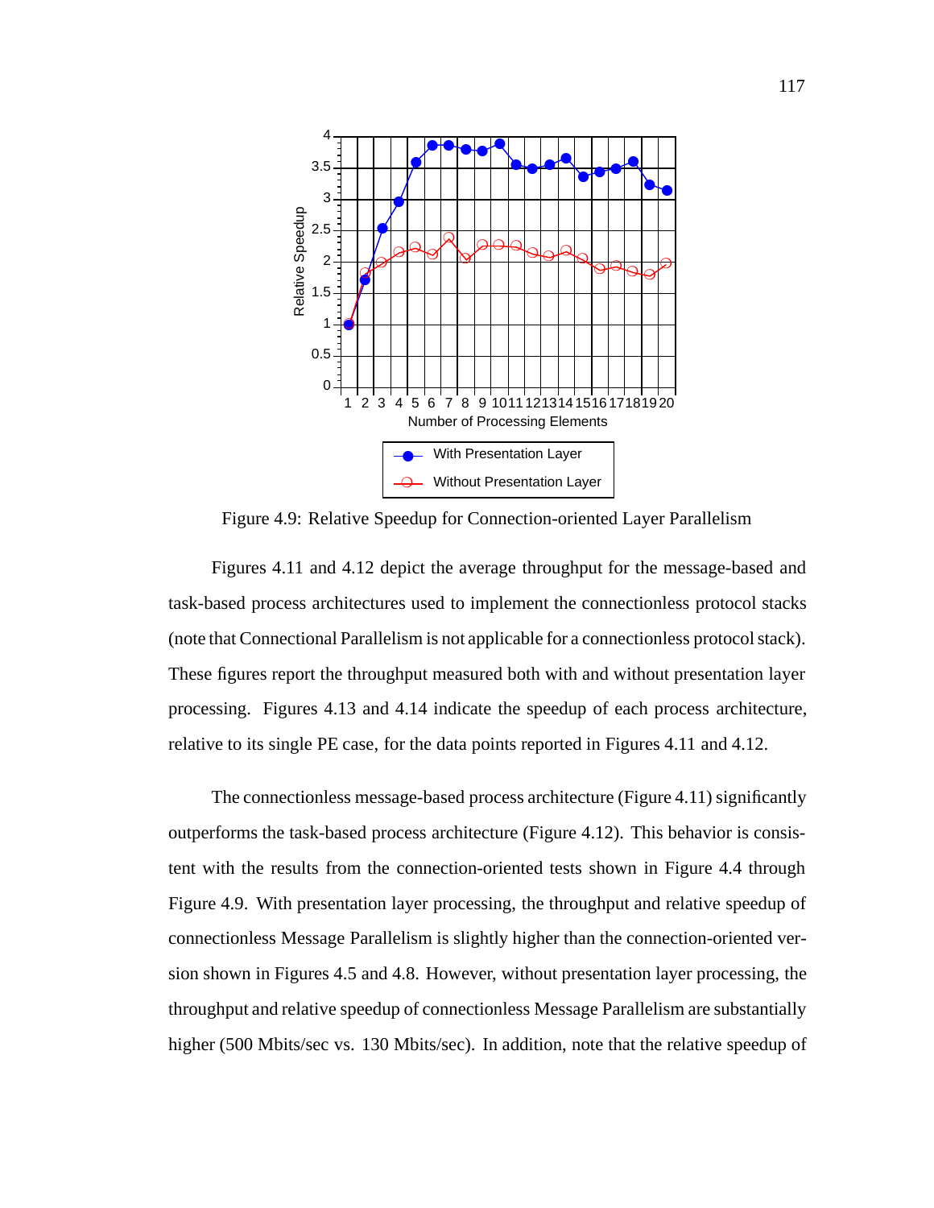Figure 4.9: Relative Speedup for Connection-oriented Layer Parallelism

Figures 4.11 and 4.12 depict the average throughput for the message-based and task-based process architectures used to implement the connectionless protocol stacks (note that Connectional Parallelism is not applicable for a connectionless protocol stack). These figures report the throughput measured both with and without presentation layer processing. Figures 4.13 and 4.14 indicate the speedup of each process architecture, relative to its single PE case, for the data points reported in Figures 4.11 and 4.12.

The connectionless message-based process architecture (Figure 4.11) significantly outperforms the task-based process architecture (Figure 4.12). This behavior is consistent with the results from the connection-oriented tests shown in Figure 4.4 through Figure 4.9. With presentation layer processing, the throughput and relative speedup of connectionless Message Parallelism is slightly higher than the connection-oriented version shown in Figures 4.5 and 4.8. However, without presentation layer processing, the throughput and relative speedup of connectionless Message Parallelism are substantially higher (500 Mbits/sec vs. 130 Mbits/sec). In addition, note that the relative speedup of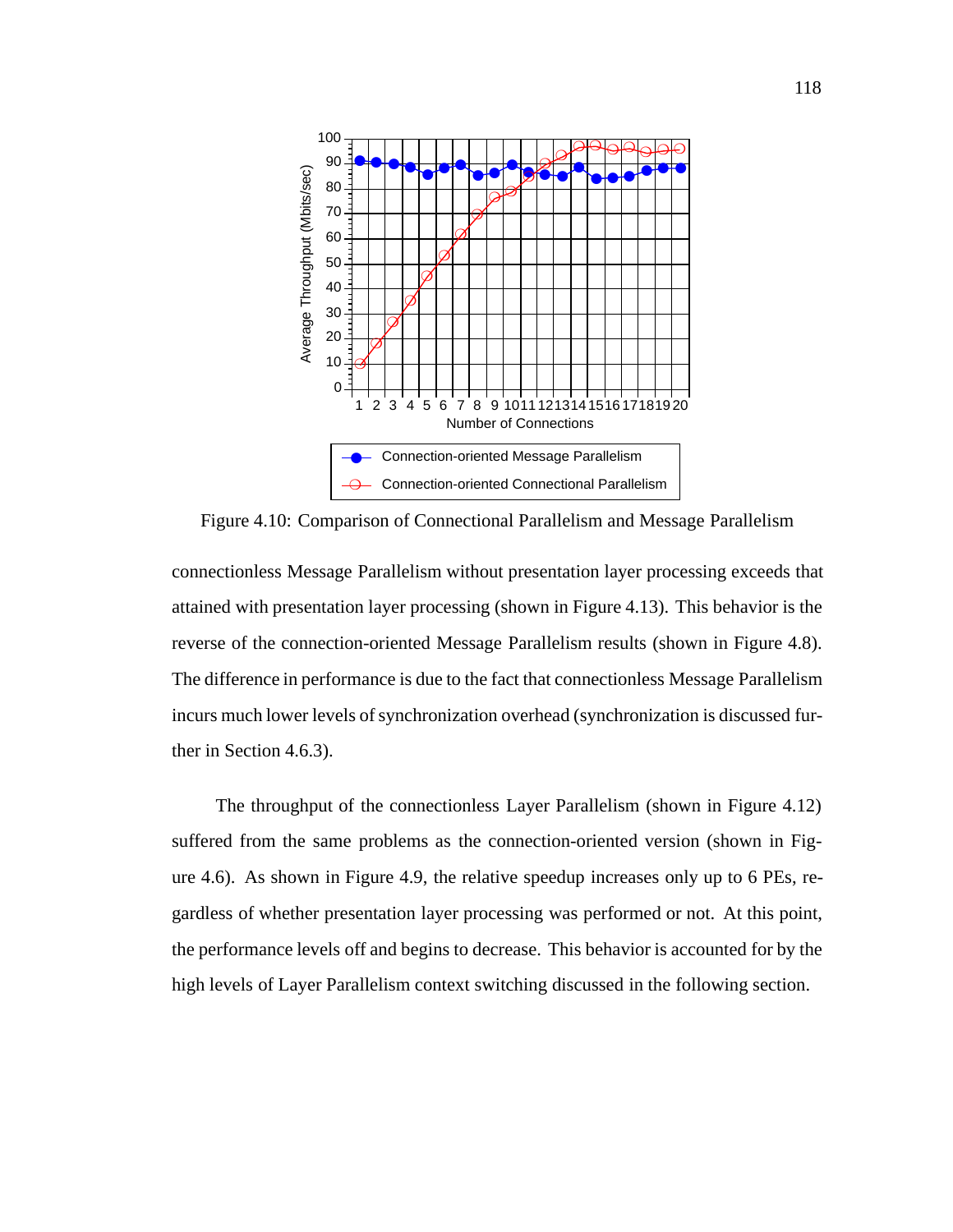Figure 4.10: Comparison of Connectional Parallelism and Message Parallelism

connectionless Message Parallelism without presentation layer processing exceeds that attained with presentation layer processing (shown in Figure 4.13). This behavior is the reverse of the connection-oriented Message Parallelism results (shown in Figure 4.8). The difference in performance is due to the fact that connectionless Message Parallelism incurs much lower levels of synchronization overhead (synchronization is discussed further in Section 4.6.3).

The throughput of the connectionless Layer Parallelism (shown in Figure 4.12) suffered from the same problems as the connection-oriented version (shown in Figure 4.6). As shown in Figure 4.9, the relative speedup increases only up to 6 PEs, regardless of whether presentation layer processing was performed or not. At this point, the performance levels off and begins to decrease. This behavior is accounted for by the high levels of Layer Parallelism context switching discussed in the following section.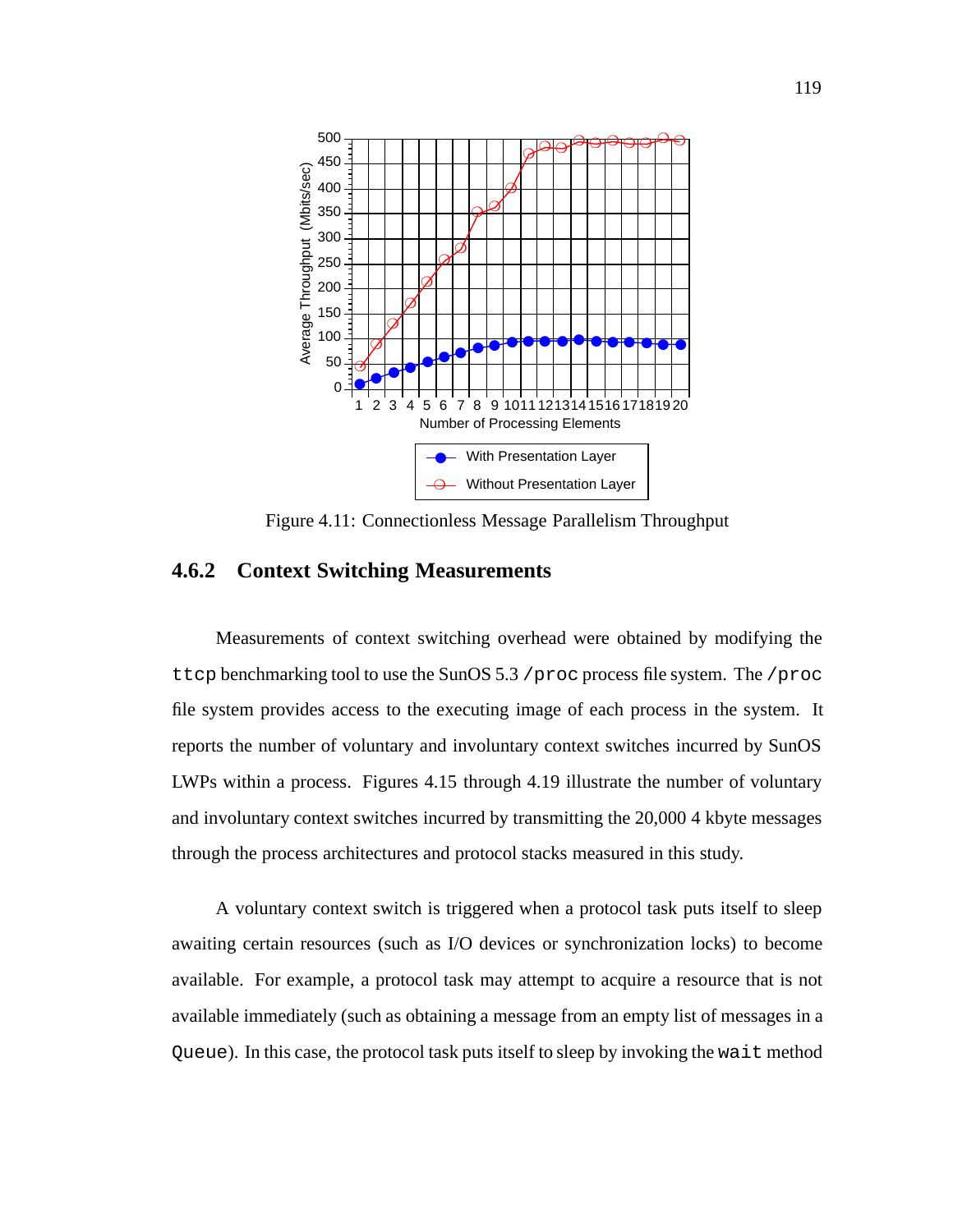Figure 4.11: Connectionless Message Parallelism Throughput

### 4.6.2 Context Switching Measurements

Measurements of context switching overhead were obtained by modifying the `ttcp` benchmarking tool to use the SunOS 5.3 `/proc` process file system. The `/proc` file system provides access to the executing image of each process in the system. It reports the number of voluntary and involuntary context switches incurred by SunOS LWPs within a process. Figures 4.15 through 4.19 illustrate the number of voluntary and involuntary context switches incurred by transmitting the 20,000 4 kbyte messages through the process architectures and protocol stacks measured in this study.

A voluntary context switch is triggered when a protocol task puts itself to sleep awaiting certain resources (such as I/O devices or synchronization locks) to become available. For example, a protocol task may attempt to acquire a resource that is not available immediately (such as obtaining a message from an empty list of messages in a `Queue`). In this case, the protocol task puts itself to sleep by invoking the `wait` method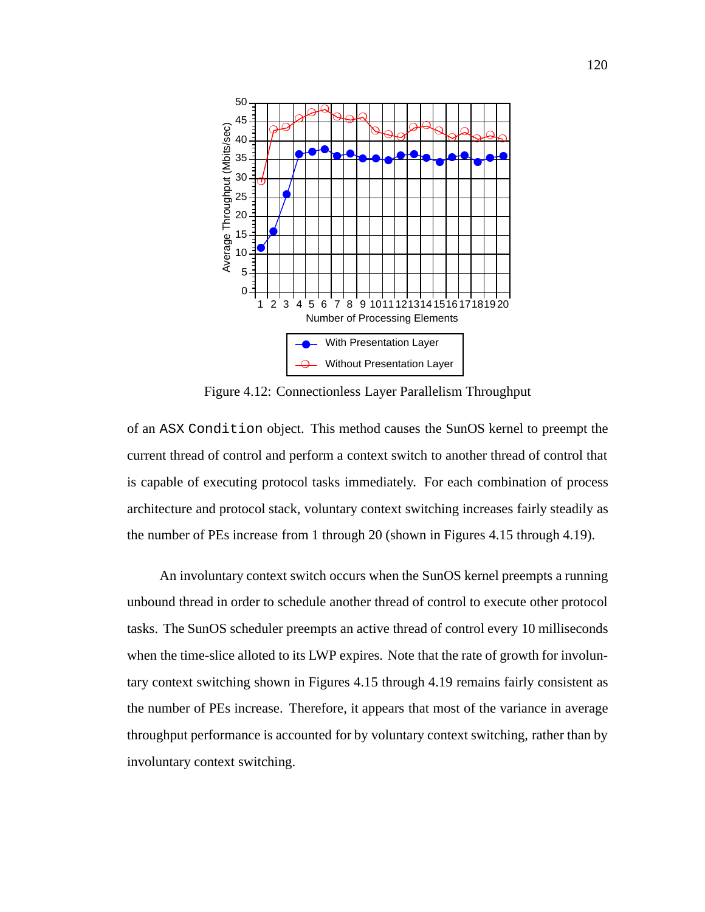Figure 4.12: Connectionless Layer Parallelism Throughput

of an ASX `Condition` object. This method causes the SunOS kernel to preempt the current thread of control and perform a context switch to another thread of control that is capable of executing protocol tasks immediately. For each combination of process architecture and protocol stack, voluntary context switching increases fairly steadily as the number of PEs increase from 1 through 20 (shown in Figures 4.15 through 4.19).

An involuntary context switch occurs when the SunOS kernel preempts a running unbound thread in order to schedule another thread of control to execute other protocol tasks. The SunOS scheduler preempts an active thread of control every 10 milliseconds when the time-slice alloted to its LWP expires. Note that the rate of growth for involuntary context switching shown in Figures 4.15 through 4.19 remains fairly consistent as the number of PEs increase. Therefore, it appears that most of the variance in average throughput performance is accounted for by voluntary context switching, rather than by involuntary context switching.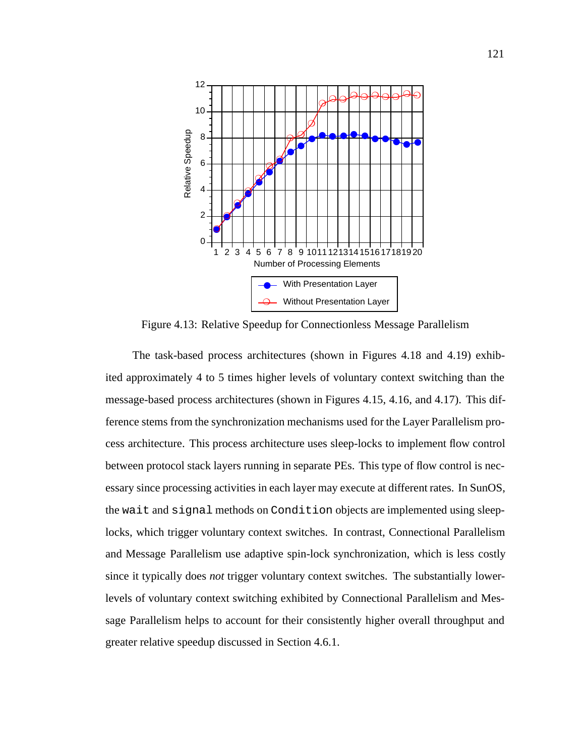Figure 4.13: Relative Speedup for Connectionless Message Parallelism

The task-based process architectures (shown in Figures 4.18 and 4.19) exhibited approximately 4 to 5 times higher levels of voluntary context switching than the message-based process architectures (shown in Figures 4.15, 4.16, and 4.17). This difference stems from the synchronization mechanisms used for the Layer Parallelism process architecture. This process architecture uses sleep-locks to implement flow control between protocol stack layers running in separate PEs. This type of flow control is necessary since processing activities in each layer may execute at different rates. In SunOS, the `wait` and `signal` methods on `Condition` objects are implemented using sleep-locks, which trigger voluntary context switches. In contrast, Connectional Parallelism and Message Parallelism use adaptive spin-lock synchronization, which is less costly since it typically does *not* trigger voluntary context switches. The substantially lower-levels of voluntary context switching exhibited by Connectional Parallelism and Message Parallelism helps to account for their consistently higher overall throughput and greater relative speedup discussed in Section 4.6.1.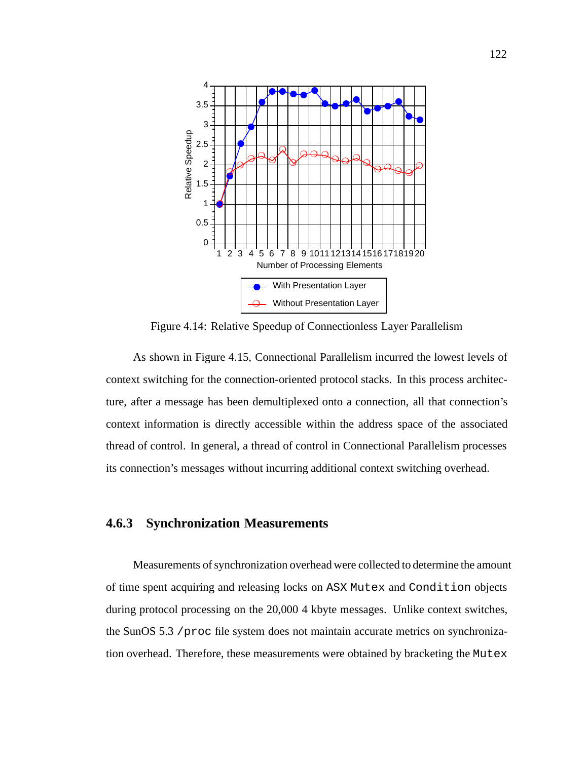Figure 4.14: Relative Speedup of Connectionless Layer Parallelism

As shown in Figure 4.15, Connectional Parallelism incurred the lowest levels of context switching for the connection-oriented protocol stacks. In this process architecture, after a message has been demultiplexed onto a connection, all that connection's context information is directly accessible within the address space of the associated thread of control. In general, a thread of control in Connectional Parallelism processes its connection's messages without incurring additional context switching overhead.

### 4.6.3 Synchronization Measurements

Measurements of synchronization overhead were collected to determine the amount of time spent acquiring and releasing locks on `ASX Mutex` and `Condition` objects during protocol processing on the 20,000 4 kbyte messages. Unlike context switches, the SunOS 5.3 `/proc` file system does not maintain accurate metrics on synchronization overhead. Therefore, these measurements were obtained by bracketing the `Mutex`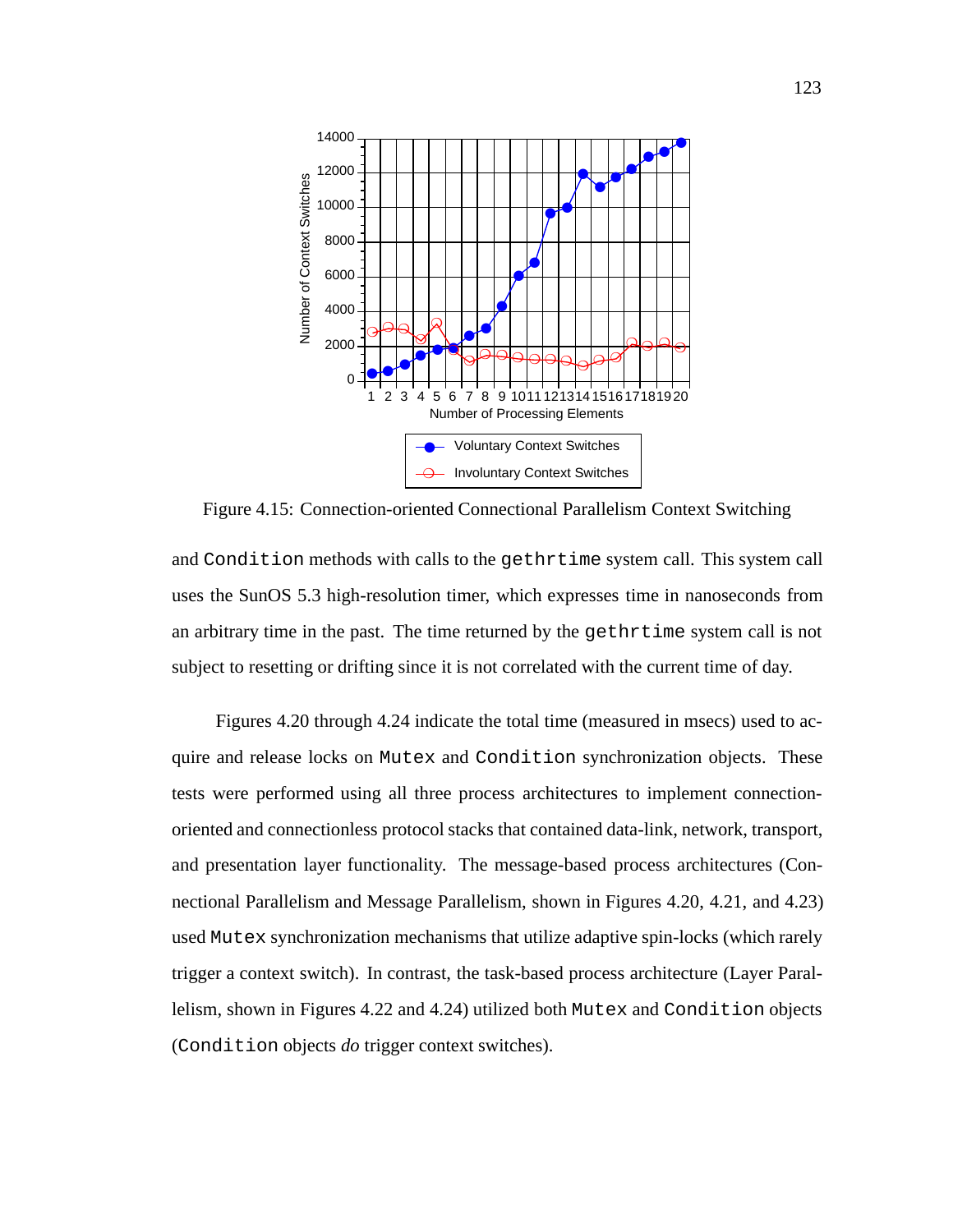Figure 4.15: Connection-oriented Connectional Parallelism Context Switching

and `Condition` methods with calls to the `gethrtime` system call. This system call uses the SunOS 5.3 high-resolution timer, which expresses time in nanoseconds from an arbitrary time in the past. The time returned by the `gethrtime` system call is not subject to resetting or drifting since it is not correlated with the current time of day.

Figures 4.20 through 4.24 indicate the total time (measured in msecs) used to acquire and release locks on `Mutex` and `Condition` synchronization objects. These tests were performed using all three process architectures to implement connection-oriented and connectionless protocol stacks that contained data-link, network, transport, and presentation layer functionality. The message-based process architectures (Connectional Parallelism and Message Parallelism, shown in Figures 4.20, 4.21, and 4.23) used `Mutex` synchronization mechanisms that utilize adaptive spin-locks (which rarely trigger a context switch). In contrast, the task-based process architecture (Layer Parallelism, shown in Figures 4.22 and 4.24) utilized both `Mutex` and `Condition` objects (`Condition` objects *do* trigger context switches).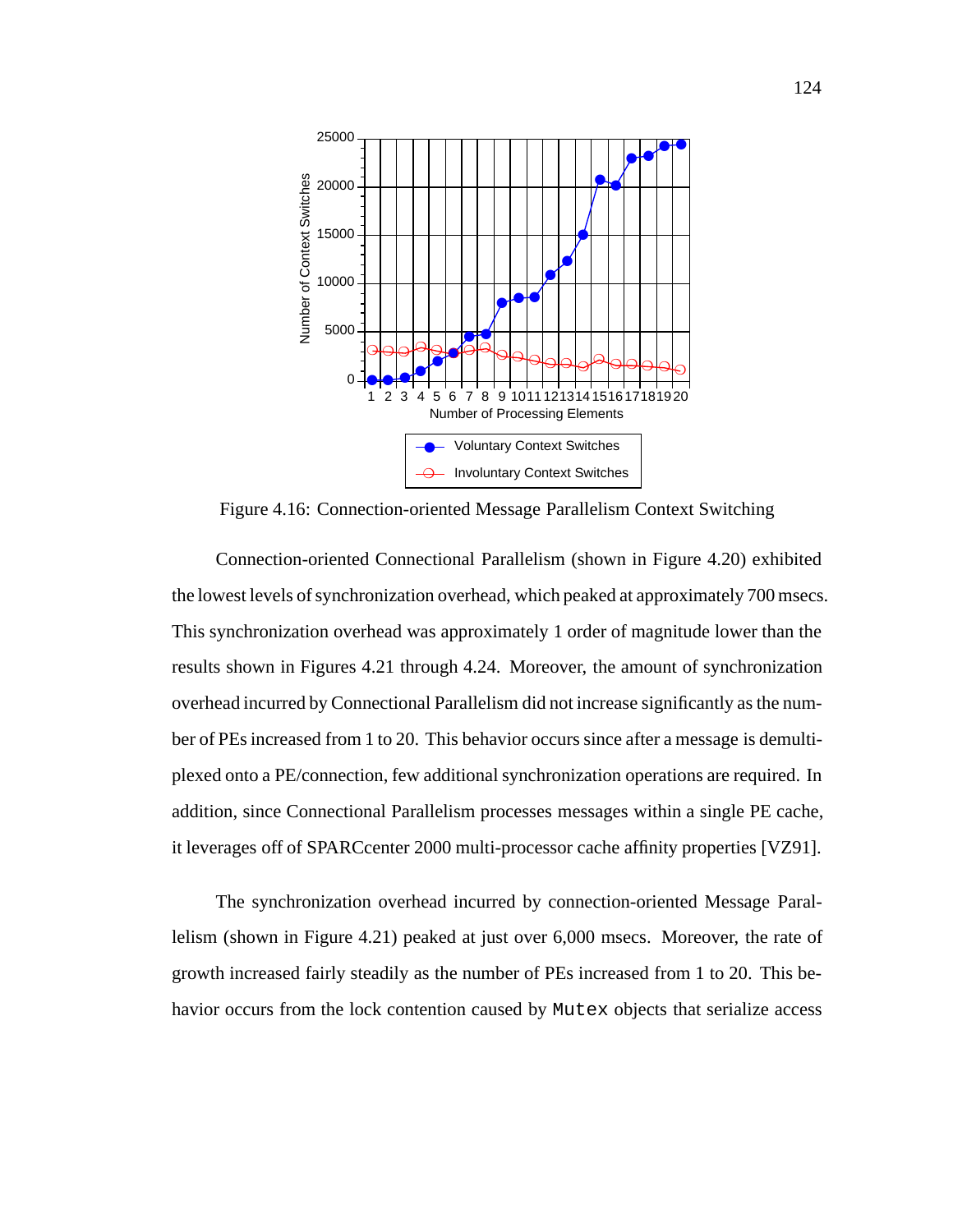Figure 4.16: Connection-oriented Message Parallelism Context Switching

Connection-oriented Connectional Parallelism (shown in Figure 4.20) exhibited the lowest levels of synchronization overhead, which peaked at approximately 700 msecs. This synchronization overhead was approximately 1 order of magnitude lower than the results shown in Figures 4.21 through 4.24. Moreover, the amount of synchronization overhead incurred by Connectional Parallelism did not increase significantly as the number of PEs increased from 1 to 20. This behavior occurs since after a message is demultiplexed onto a PE/connection, few additional synchronization operations are required. In addition, since Connectional Parallelism processes messages within a single PE cache, it leverages off of SPARCcenter 2000 multi-processor cache affinity properties [VZ91].

The synchronization overhead incurred by connection-oriented Message Parallelism (shown in Figure 4.21) peaked at just over 6,000 msecs. Moreover, the rate of growth increased fairly steadily as the number of PEs increased from 1 to 20. This behavior occurs from the lock contention caused by `Mutex` objects that serialize access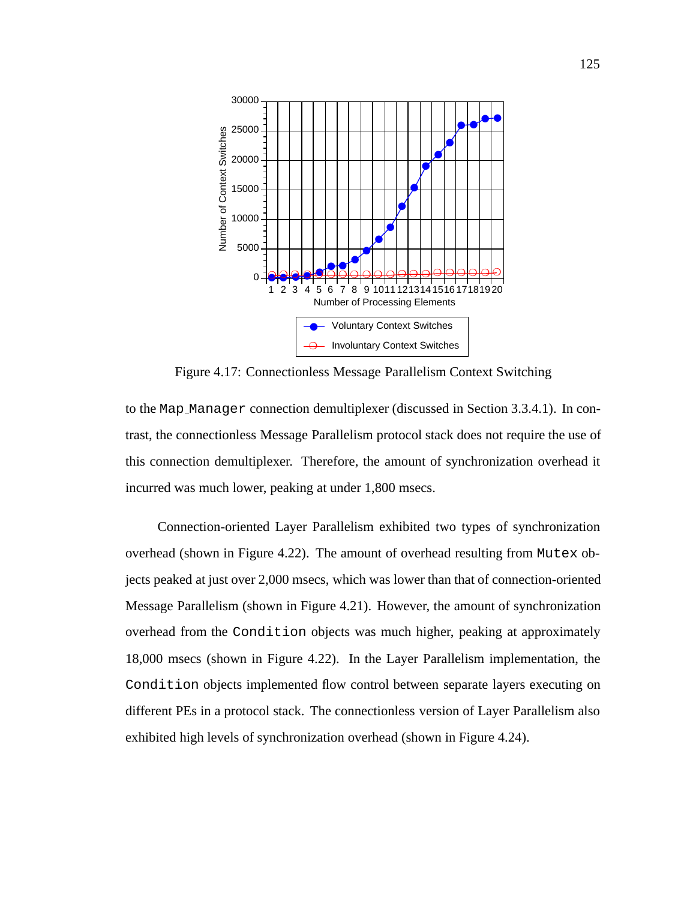Figure 4.17: Connectionless Message Parallelism Context Switching

to the `Map_Manager` connection demultiplexer (discussed in Section 3.3.4.1). In contrast, the connectionless Message Parallelism protocol stack does not require the use of this connection demultiplexer. Therefore, the amount of synchronization overhead it incurred was much lower, peaking at under 1,800 msecs.

Connection-oriented Layer Parallelism exhibited two types of synchronization overhead (shown in Figure 4.22). The amount of overhead resulting from `Mutex` objects peaked at just over 2,000 msecs, which was lower than that of connection-oriented Message Parallelism (shown in Figure 4.21). However, the amount of synchronization overhead from the `Condition` objects was much higher, peaking at approximately 18,000 msecs (shown in Figure 4.22). In the Layer Parallelism implementation, the `Condition` objects implemented flow control between separate layers executing on different PEs in a protocol stack. The connectionless version of Layer Parallelism also exhibited high levels of synchronization overhead (shown in Figure 4.24).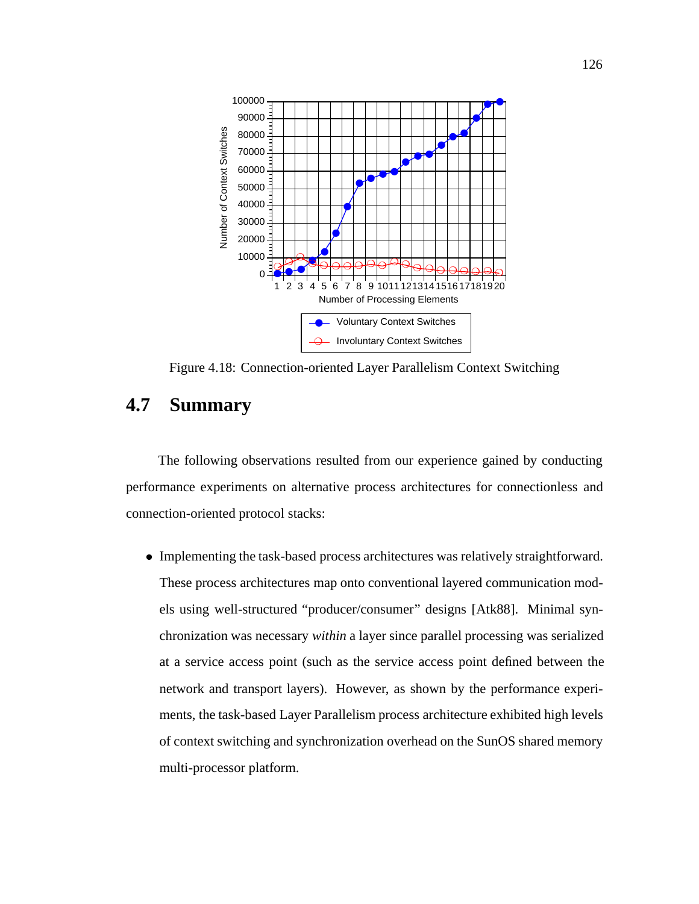Figure 4.18: Connection-oriented Layer Parallelism Context Switching

## 4.7 Summary

The following observations resulted from our experience gained by conducting performance experiments on alternative process architectures for connectionless and connection-oriented protocol stacks:

- Implementing the task-based process architectures was relatively straightforward. These process architectures map onto conventional layered communication models using well-structured “producer/consumer” designs [Atk88]. Minimal synchronization was necessary *within* a layer since parallel processing was serialized at a service access point (such as the service access point defined between the network and transport layers). However, as shown by the performance experiments, the task-based Layer Parallelism process architecture exhibited high levels of context switching and synchronization overhead on the SunOS shared memory multi-processor platform.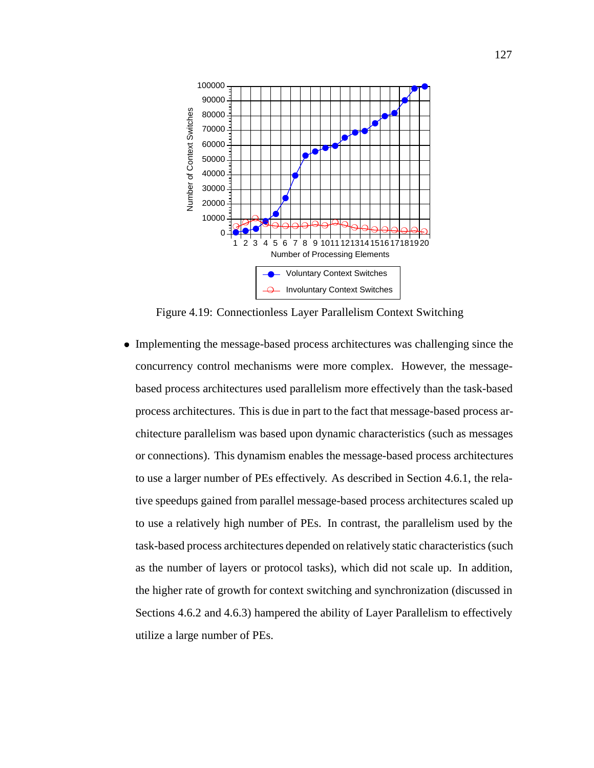Figure 4.19: Connectionless Layer Parallelism Context Switching

- Implementing the message-based process architectures was challenging since the concurrency control mechanisms were more complex. However, the message-based process architectures used parallelism more effectively than the task-based process architectures. This is due in part to the fact that message-based process architecture parallelism was based upon dynamic characteristics (such as messages or connections). This dynamism enables the message-based process architectures to use a larger number of PEs effectively. As described in Section 4.6.1, the relative speedups gained from parallel message-based process architectures scaled up to use a relatively high number of PEs. In contrast, the parallelism used by the task-based process architectures depended on relatively static characteristics (such as the number of layers or protocol tasks), which did not scale up. In addition, the higher rate of growth for context switching and synchronization (discussed in Sections 4.6.2 and 4.6.3) hampered the ability of Layer Parallelism to effectively utilize a large number of PEs.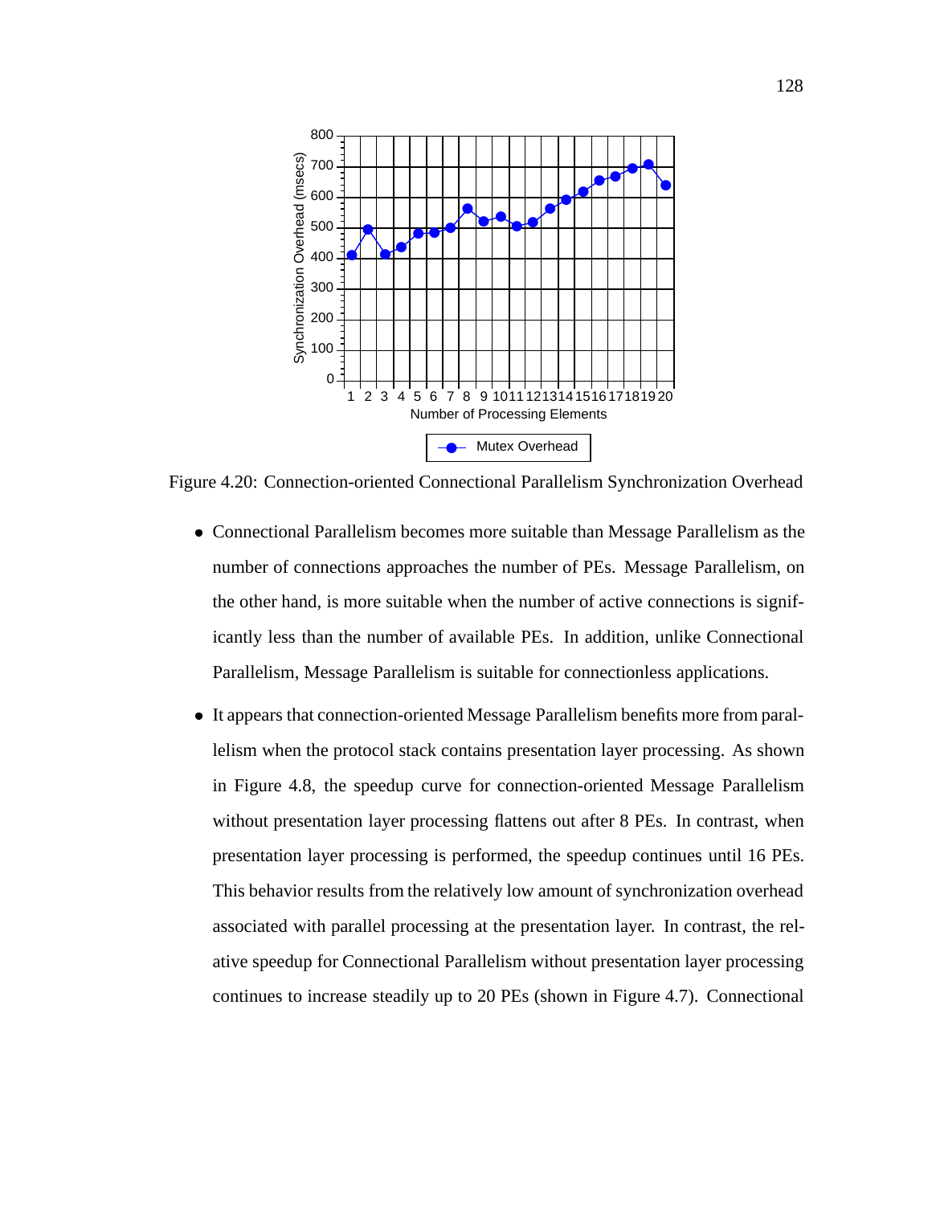Figure 4.20: Connection-oriented Connectional Parallelism Synchronization Overhead

- Connectional Parallelism becomes more suitable than Message Parallelism as the number of connections approaches the number of PEs. Message Parallelism, on the other hand, is more suitable when the number of active connections is significantly less than the number of available PEs. In addition, unlike Connectional Parallelism, Message Parallelism is suitable for connectionless applications.

- It appears that connection-oriented Message Parallelism benefits more from parallelism when the protocol stack contains presentation layer processing. As shown in Figure 4.8, the speedup curve for connection-oriented Message Parallelism without presentation layer processing flattens out after 8 PEs. In contrast, when presentation layer processing is performed, the speedup continues until 16 PEs. This behavior results from the relatively low amount of synchronization overhead associated with parallel processing at the presentation layer. In contrast, the relative speedup for Connectional Parallelism without presentation layer processing continues to increase steadily up to 20 PEs (shown in Figure 4.7). Connectional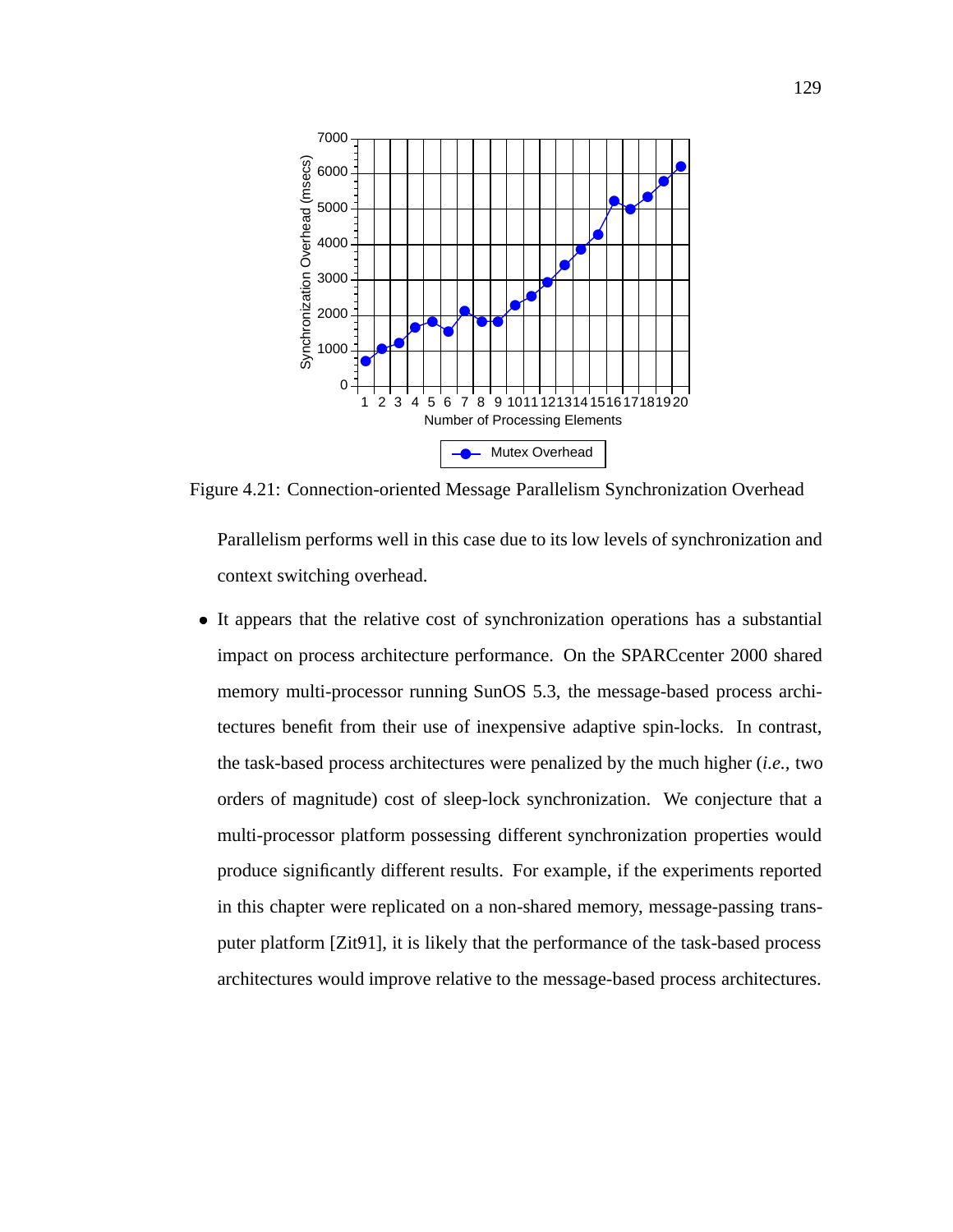Figure 4.21: Connection-oriented Message Parallelism Synchronization Overhead

Parallelism performs well in this case due to its low levels of synchronization and context switching overhead.

- It appears that the relative cost of synchronization operations has a substantial impact on process architecture performance. On the SPARCcenter 2000 shared memory multi-processor running SunOS 5.3, the message-based process architectures benefit from their use of inexpensive adaptive spin-locks. In contrast, the task-based process architectures were penalized by the much higher (*i.e.*, two orders of magnitude) cost of sleep-lock synchronization. We conjecture that a multi-processor platform possessing different synchronization properties would produce significantly different results. For example, if the experiments reported in this chapter were replicated on a non-shared memory, message-passing transputer platform [Zit91], it is likely that the performance of the task-based process architectures would improve relative to the message-based process architectures.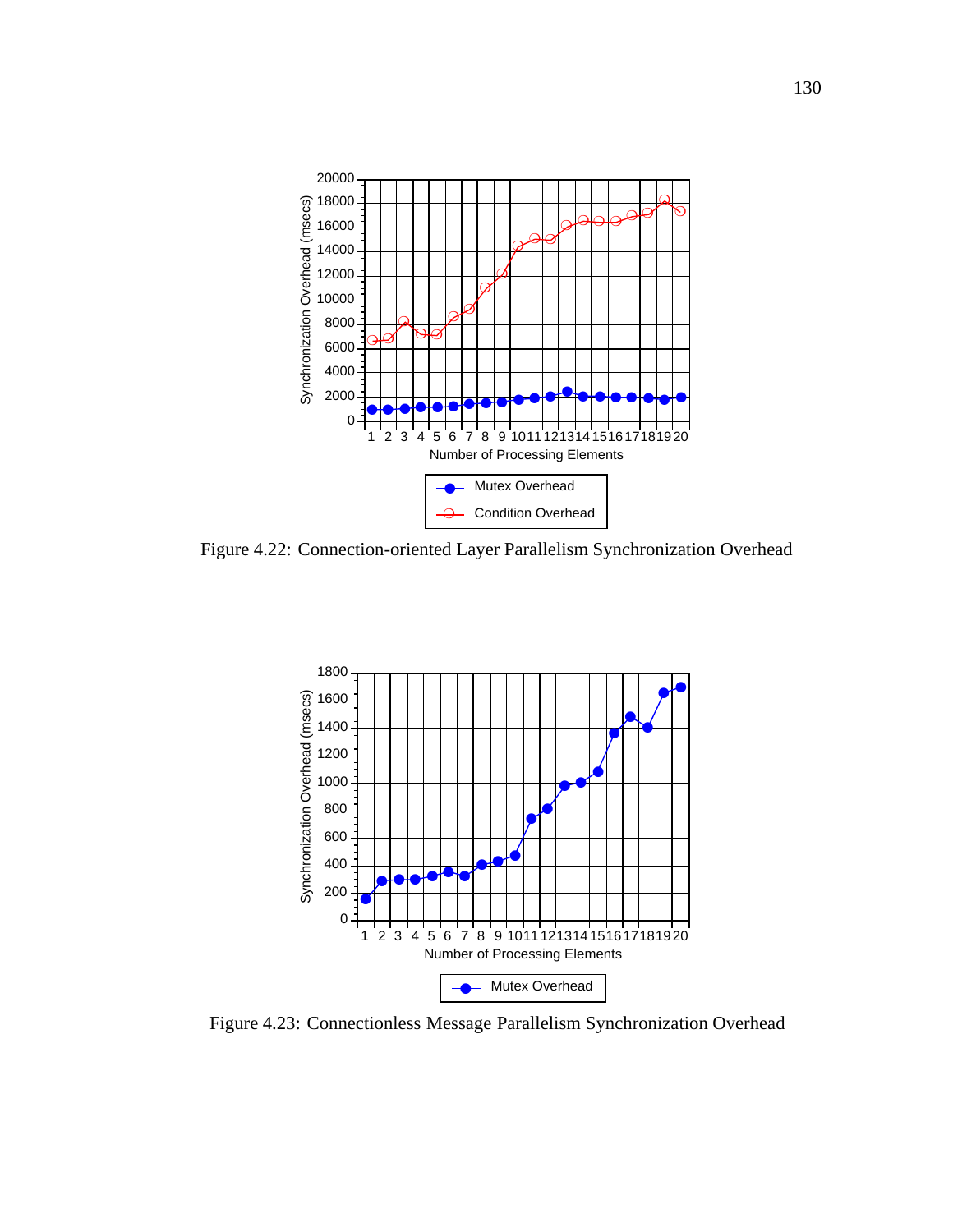Figure 4.22: Connection-oriented Layer Parallelism Synchronization Overhead

Figure 4.23: Connectionless Message Parallelism Synchronization Overhead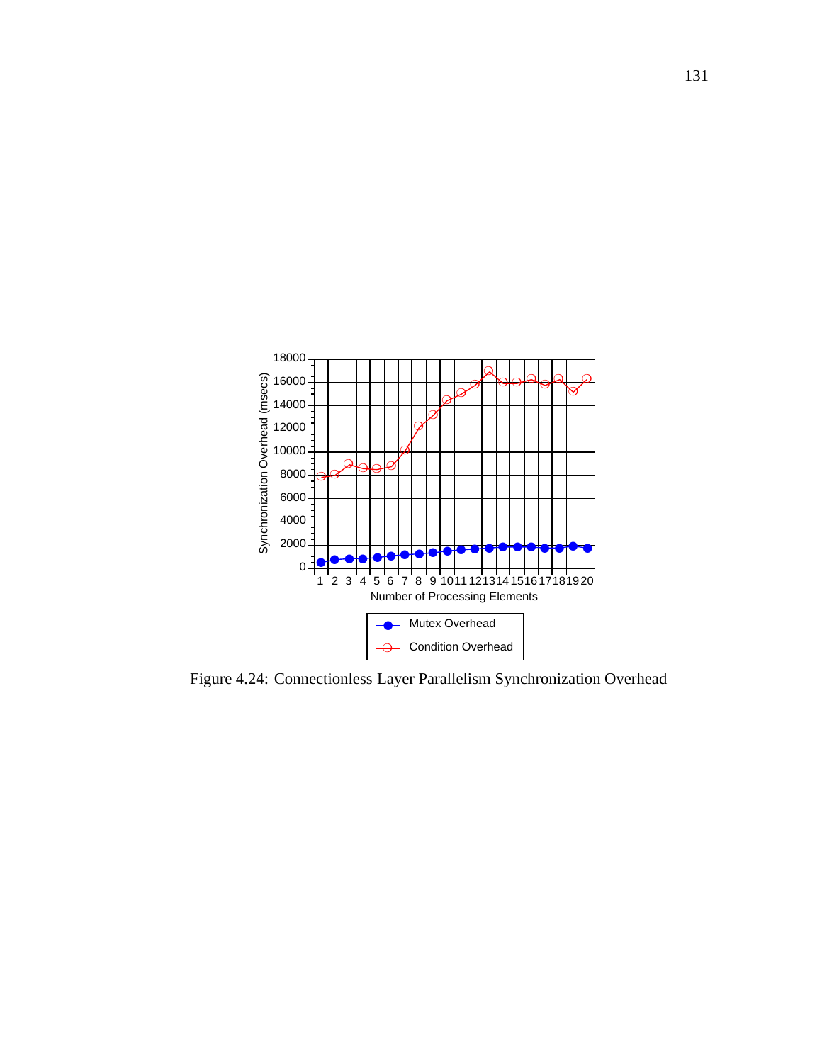Figure 4.24: Connectionless Layer Parallelism Synchronization Overhead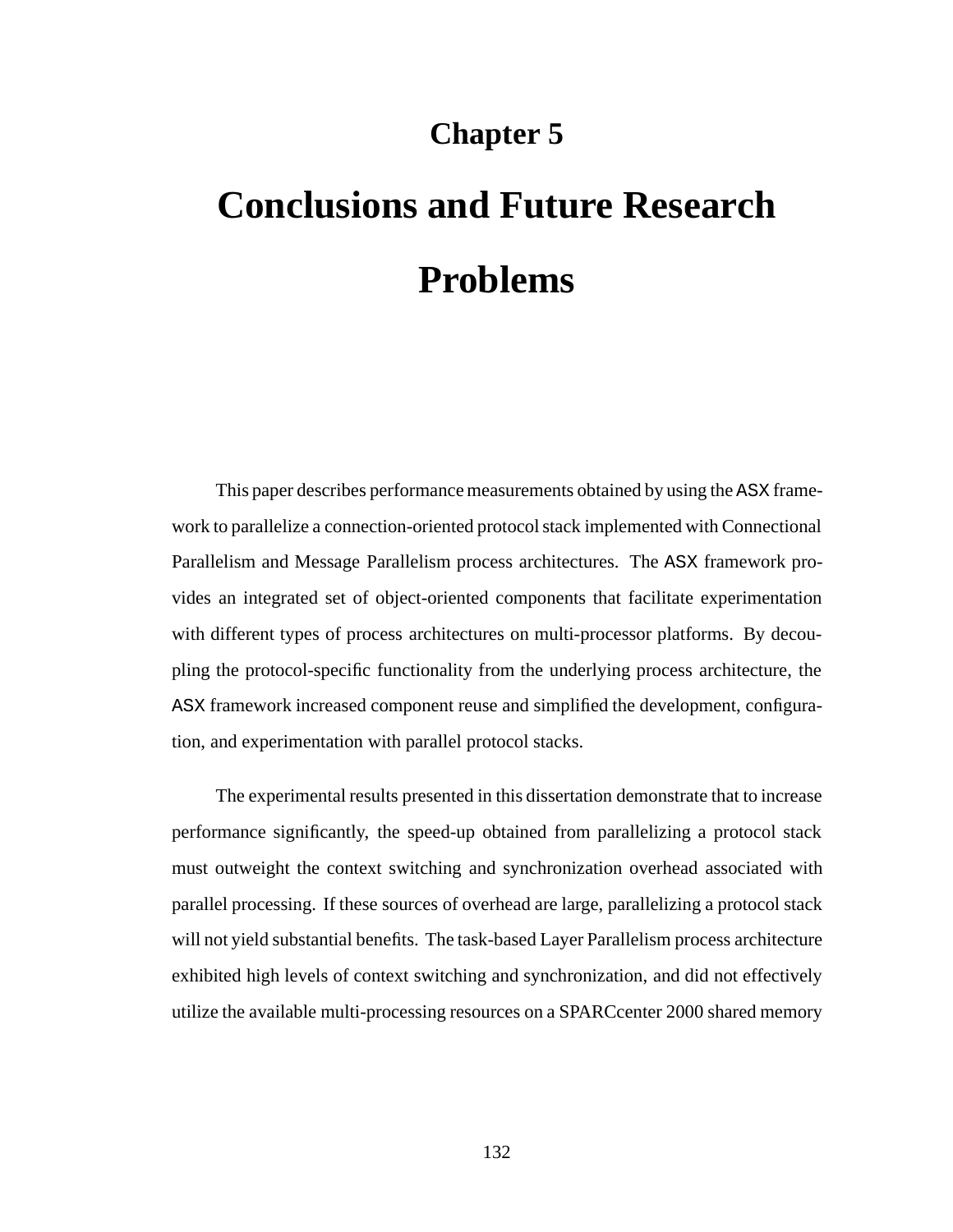# Chapter 5

# Conclusions and Future Research Problems

This paper describes performance measurements obtained by using the ASX framework to parallelize a connection-oriented protocol stack implemented with Connectional Parallelism and Message Parallelism process architectures. The ASX framework provides an integrated set of object-oriented components that facilitate experimentation with different types of process architectures on multi-processor platforms. By decoupling the protocol-specific functionality from the underlying process architecture, the ASX framework increased component reuse and simplified the development, configuration, and experimentation with parallel protocol stacks.

The experimental results presented in this dissertation demonstrate that to increase performance significantly, the speed-up obtained from parallelizing a protocol stack must outweight the context switching and synchronization overhead associated with parallel processing. If these sources of overhead are large, parallelizing a protocol stack will not yield substantial benefits. The task-based Layer Parallelism process architecture exhibited high levels of context switching and synchronization, and did not effectively utilize the available multi-processing resources on a SPARCcenter 2000 shared memory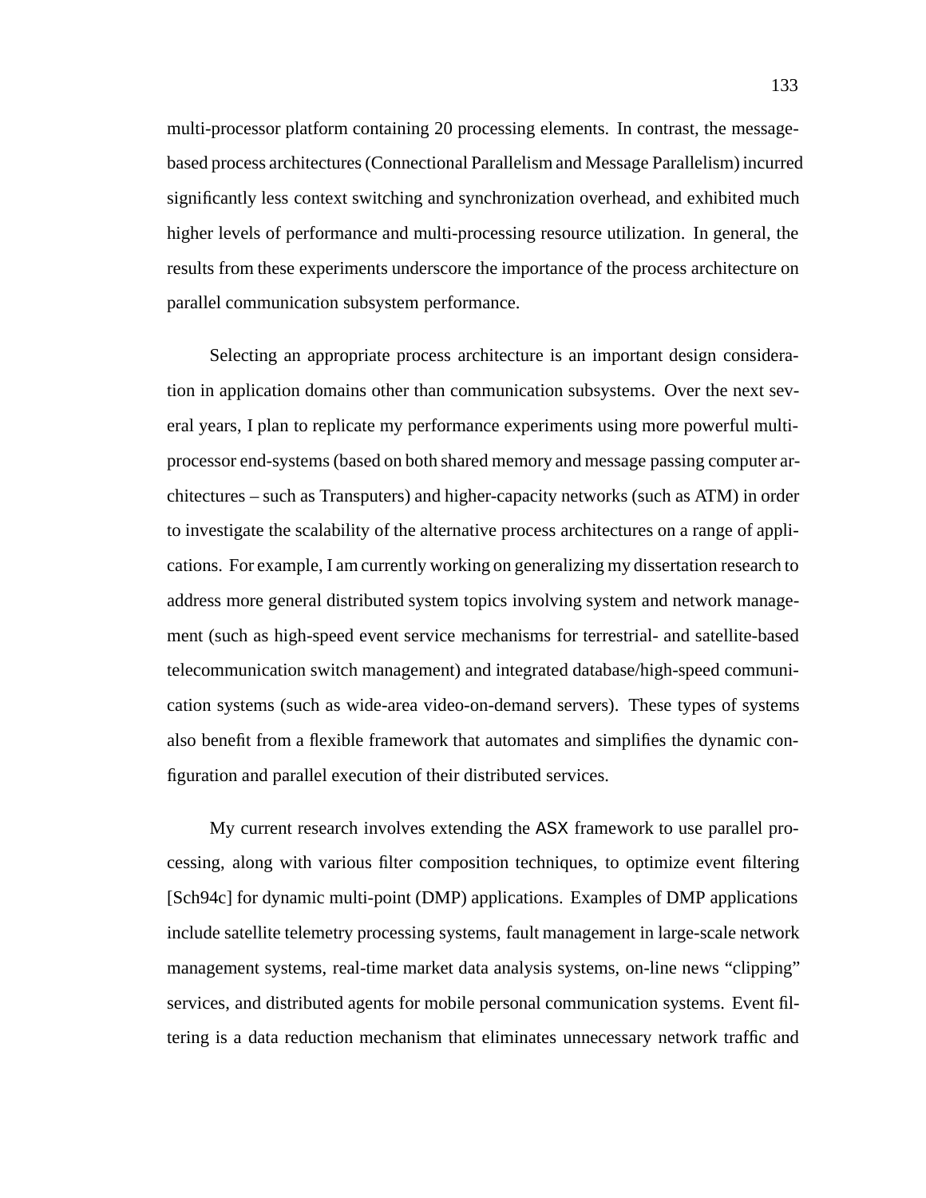multi-processor platform containing 20 processing elements. In contrast, the message-based process architectures (Connectional Parallelism and Message Parallelism) incurred significantly less context switching and synchronization overhead, and exhibited much higher levels of performance and multi-processing resource utilization. In general, the results from these experiments underscore the importance of the process architecture on parallel communication subsystem performance.

Selecting an appropriate process architecture is an important design consideration in application domains other than communication subsystems. Over the next several years, I plan to replicate my performance experiments using more powerful multi-processor end-systems (based on both shared memory and message passing computer architectures – such as Transputers) and higher-capacity networks (such as ATM) in order to investigate the scalability of the alternative process architectures on a range of applications. For example, I am currently working on generalizing my dissertation research to address more general distributed system topics involving system and network management (such as high-speed event service mechanisms for terrestrial- and satellite-based telecommunication switch management) and integrated database/high-speed communication systems (such as wide-area video-on-demand servers). These types of systems also benefit from a flexible framework that automates and simplifies the dynamic configuration and parallel execution of their distributed services.

My current research involves extending the ASX framework to use parallel processing, along with various filter composition techniques, to optimize event filtering [Sch94c] for dynamic multi-point (DMP) applications. Examples of DMP applications include satellite telemetry processing systems, fault management in large-scale network management systems, real-time market data analysis systems, on-line news "clipping" services, and distributed agents for mobile personal communication systems. Event filtering is a data reduction mechanism that eliminates unnecessary network traffic and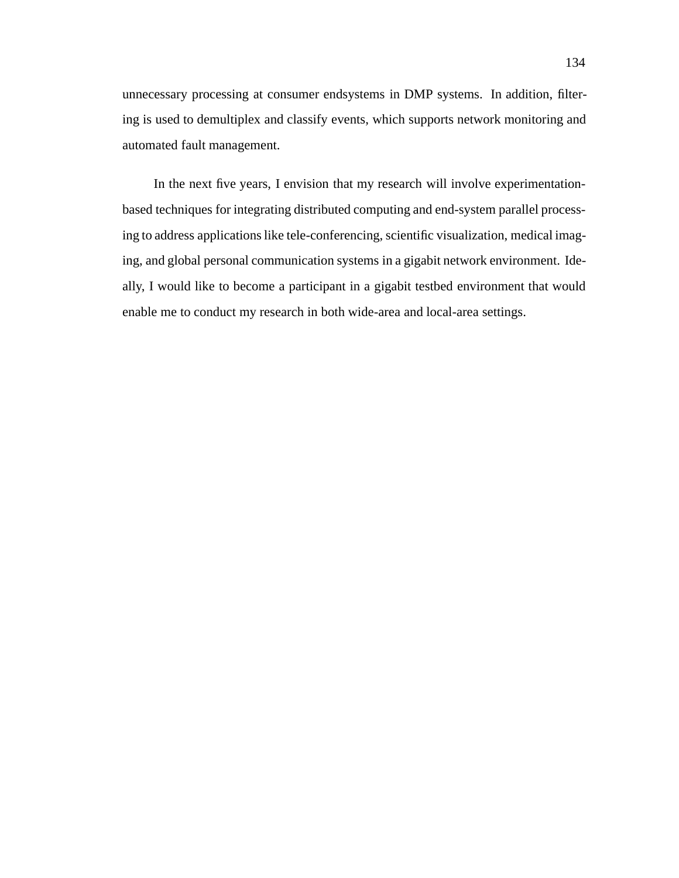unnecessary processing at consumer endsystems in DMP systems. In addition, filtering is used to demultiplex and classify events, which supports network monitoring and automated fault management.

In the next five years, I envision that my research will involve experimentation-based techniques for integrating distributed computing and end-system parallel processing to address applications like tele-conferencing, scientific visualization, medical imaging, and global personal communication systems in a gigabit network environment. Ideally, I would like to become a participant in a gigabit testbed environment that would enable me to conduct my research in both wide-area and local-area settings.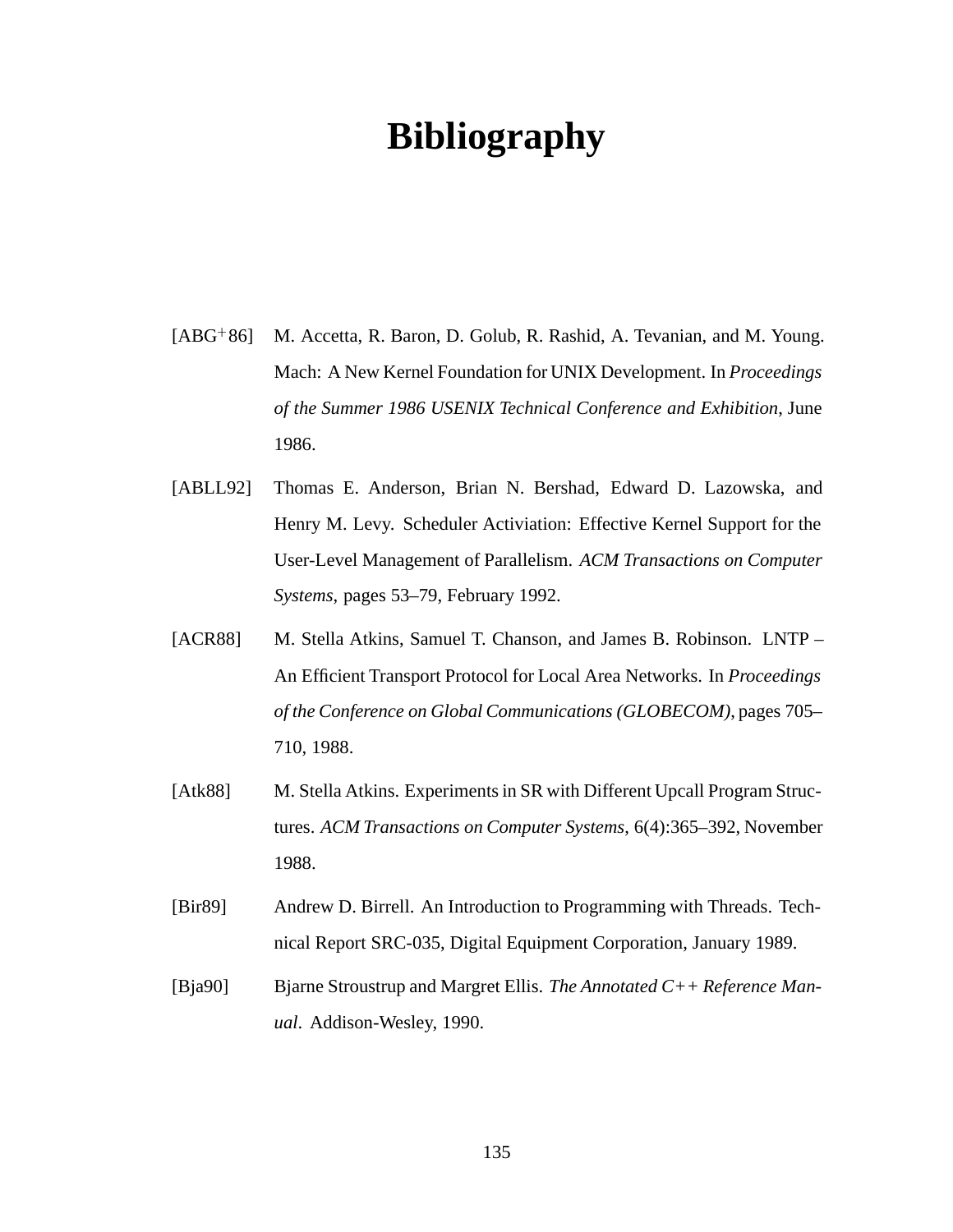# Bibliography

[ABG+86] M. Accetta, R. Baron, D. Golub, R. Rashid, A. Tevanian, and M. Young. Mach: A New Kernel Foundation for UNIX Development. In *Proceedings of the Summer 1986 USENIX Technical Conference and Exhibition*, June 1986.

[ABLL92] Thomas E. Anderson, Brian N. Bershad, Edward D. Lazowska, and Henry M. Levy. Scheduler Activiation: Effective Kernel Support for the User-Level Management of Parallelism. *ACM Transactions on Computer Systems*, pages 53–79, February 1992.

[ACR88] M. Stella Atkins, Samuel T. Chanson, and James B. Robinson. LNTP – An Efficient Transport Protocol for Local Area Networks. In *Proceedings of the Conference on Global Communications (GLOBECOM)*, pages 705–710, 1988.

[Atk88] M. Stella Atkins. Experiments in SR with Different Upcall Program Structures. *ACM Transactions on Computer Systems*, 6(4):365–392, November 1988.

[Bir89] Andrew D. Birrell. An Introduction to Programming with Threads. Technical Report SRC-035, Digital Equipment Corporation, January 1989.

[Bja90] Bjarne Stroustrup and Margret Ellis. *The Annotated C++ Reference Manual*. Addison-Wesley, 1990.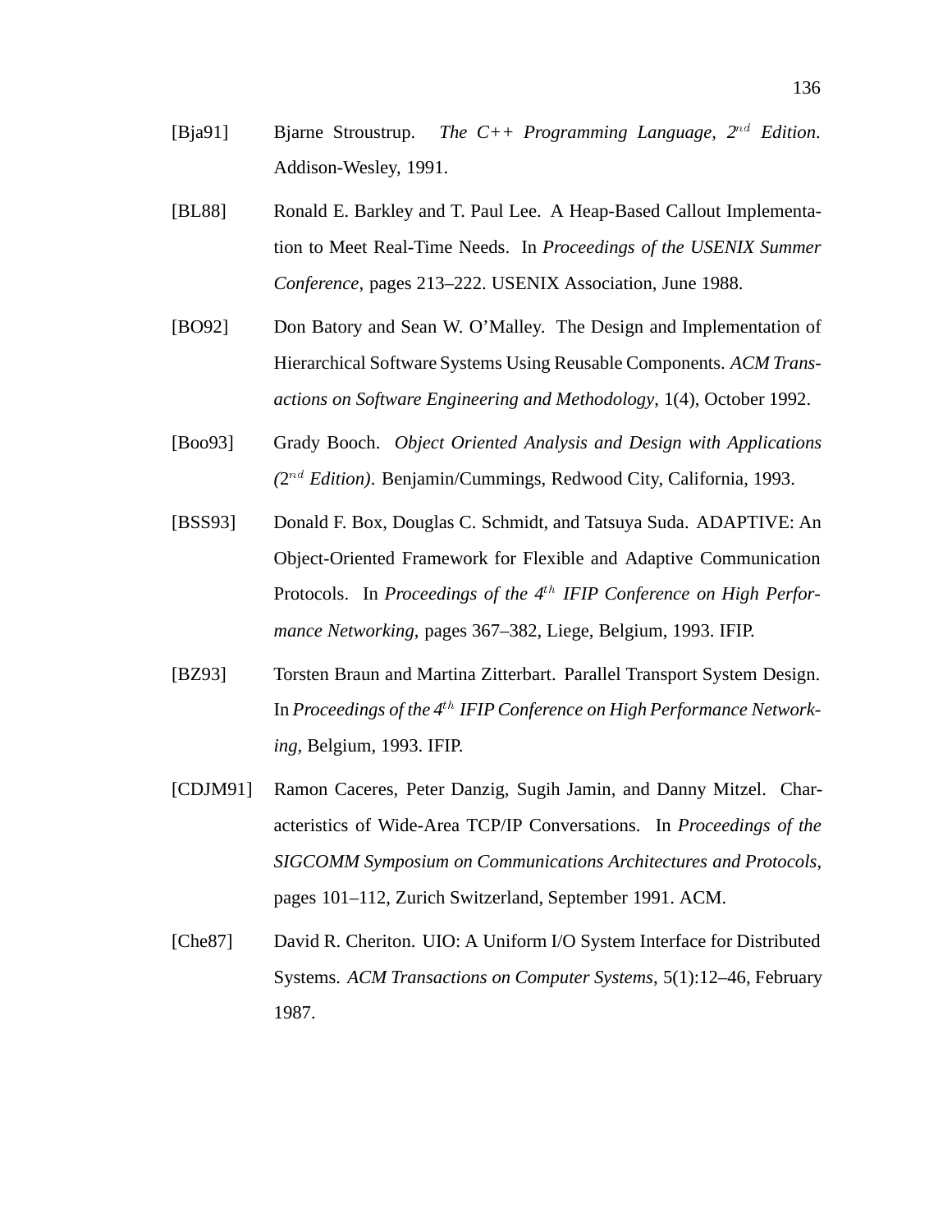[Bja91] Bjarne Stroustrup. *The C++ Programming Language, 2$^{nd}$ Edition*. Addison-Wesley, 1991.

[BL88] Ronald E. Barkley and T. Paul Lee. A Heap-Based Callout Implementation to Meet Real-Time Needs. In *Proceedings of the USENIX Summer Conference*, pages 213–222. USENIX Association, June 1988.

[BO92] Don Batory and Sean W. O'Malley. The Design and Implementation of Hierarchical Software Systems Using Reusable Components. *ACM Transactions on Software Engineering and Methodology*, 1(4), October 1992.

[Boo93] Grady Booch. *Object Oriented Analysis and Design with Applications (2$^{nd}$ Edition)*. Benjamin/Cummings, Redwood City, California, 1993.

[BSS93] Donald F. Box, Douglas C. Schmidt, and Tatsuya Suda. ADAPTIVE: An Object-Oriented Framework for Flexible and Adaptive Communication Protocols. In *Proceedings of the 4$^{th}$ IFIP Conference on High Performance Networking*, pages 367–382, Liege, Belgium, 1993. IFIP.

[BZ93] Torsten Braun and Martina Zitterbart. Parallel Transport System Design. In *Proceedings of the 4$^{th}$ IFIP Conference on High Performance Networking*, Belgium, 1993. IFIP.

[CDJM91] Ramon Caceres, Peter Danzig, Sugih Jamin, and Danny Mitzel. Characteristics of Wide-Area TCP/IP Conversations. In *Proceedings of the SIGCOMM Symposium on Communications Architectures and Protocols*, pages 101–112, Zurich Switzerland, September 1991. ACM.

[Che87] David R. Cheriton. UIO: A Uniform I/O System Interface for Distributed Systems. *ACM Transactions on Computer Systems*, 5(1):12–46, February 1987.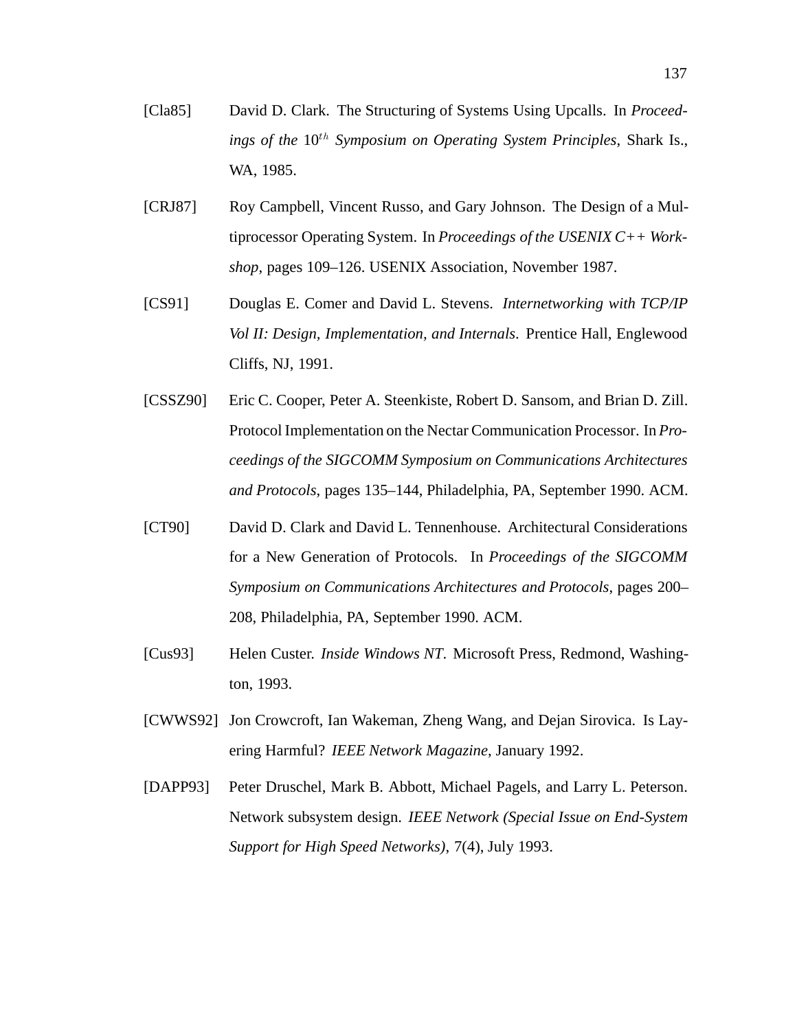[Cla85] David D. Clark. The Structuring of Systems Using Upcalls. In *Proceedings of the* $10^{th}$ *Symposium on Operating System Principles*, Shark Is., WA, 1985.

[CRJ87] Roy Campbell, Vincent Russo, and Gary Johnson. The Design of a Multiprocessor Operating System. In *Proceedings of the USENIX C++ Workshop*, pages 109–126. USENIX Association, November 1987.

[CS91] Douglas E. Comer and David L. Stevens. *Internetworking with TCP/IP Vol II: Design, Implementation, and Internals*. Prentice Hall, Englewood Cliffs, NJ, 1991.

[CSSZ90] Eric C. Cooper, Peter A. Steenkiste, Robert D. Sansom, and Brian D. Zill. Protocol Implementation on the Nectar Communication Processor. In *Proceedings of the SIGCOMM Symposium on Communications Architectures and Protocols*, pages 135–144, Philadelphia, PA, September 1990. ACM.

[CT90] David D. Clark and David L. Tennenhouse. Architectural Considerations for a New Generation of Protocols. In *Proceedings of the SIGCOMM Symposium on Communications Architectures and Protocols*, pages 200–208, Philadelphia, PA, September 1990. ACM.

[Cus93] Helen Custer. *Inside Windows NT*. Microsoft Press, Redmond, Washington, 1993.

[CWWS92] Jon Crowcroft, Ian Wakeman, Zheng Wang, and Dejan Sirovica. Is Layering Harmful? *IEEE Network Magazine*, January 1992.

[DAPP93] Peter Druschel, Mark B. Abbott, Michael Pagels, and Larry L. Peterson. Network subsystem design. *IEEE Network (Special Issue on End-System Support for High Speed Networks)*, 7(4), July 1993.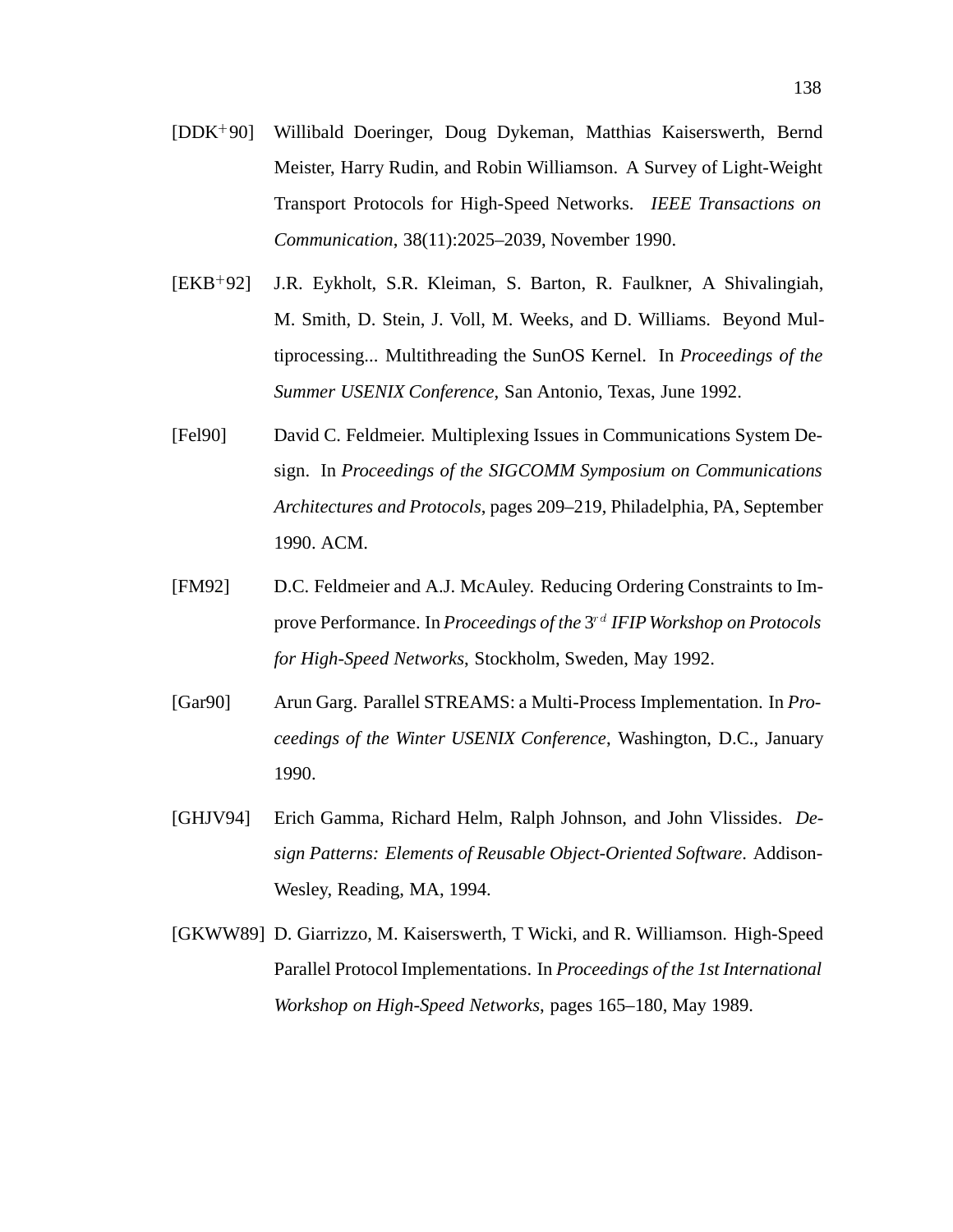[DDK+90] Willibald Doeringer, Doug Dykeman, Matthias Kaiserswerth, Bernd Meister, Harry Rudin, and Robin Williamson. A Survey of Light-Weight Transport Protocols for High-Speed Networks. *IEEE Transactions on Communication*, 38(11):2025–2039, November 1990.

[EKB+92] J.R. Eykholt, S.R. Kleiman, S. Barton, R. Faulkner, A Shivalingiah, M. Smith, D. Stein, J. Voll, M. Weeks, and D. Williams. Beyond Multiprocessing... Multithreading the SunOS Kernel. In *Proceedings of the Summer USENIX Conference*, San Antonio, Texas, June 1992.

[Fel90] David C. Feldmeier. Multiplexing Issues in Communications System Design. In *Proceedings of the SIGCOMM Symposium on Communications Architectures and Protocols*, pages 209–219, Philadelphia, PA, September 1990. ACM.

[FM92] D.C. Feldmeier and A.J. McAuley. Reducing Ordering Constraints to Improve Performance. In *Proceedings of the* $3^{rd}$ *IFIP Workshop on Protocols for High-Speed Networks*, Stockholm, Sweden, May 1992.

[Gar90] Arun Garg. Parallel STREAMS: a Multi-Process Implementation. In *Proceedings of the Winter USENIX Conference*, Washington, D.C., January 1990.

[GHJV94] Erich Gamma, Richard Helm, Ralph Johnson, and John Vlissides. *Design Patterns: Elements of Reusable Object-Oriented Software*. Addison-Wesley, Reading, MA, 1994.

[GKWW89] D. Giarrizzo, M. Kaiserswerth, T Wicki, and R. Williamson. High-Speed Parallel Protocol Implementations. In *Proceedings of the 1st International Workshop on High-Speed Networks*, pages 165–180, May 1989.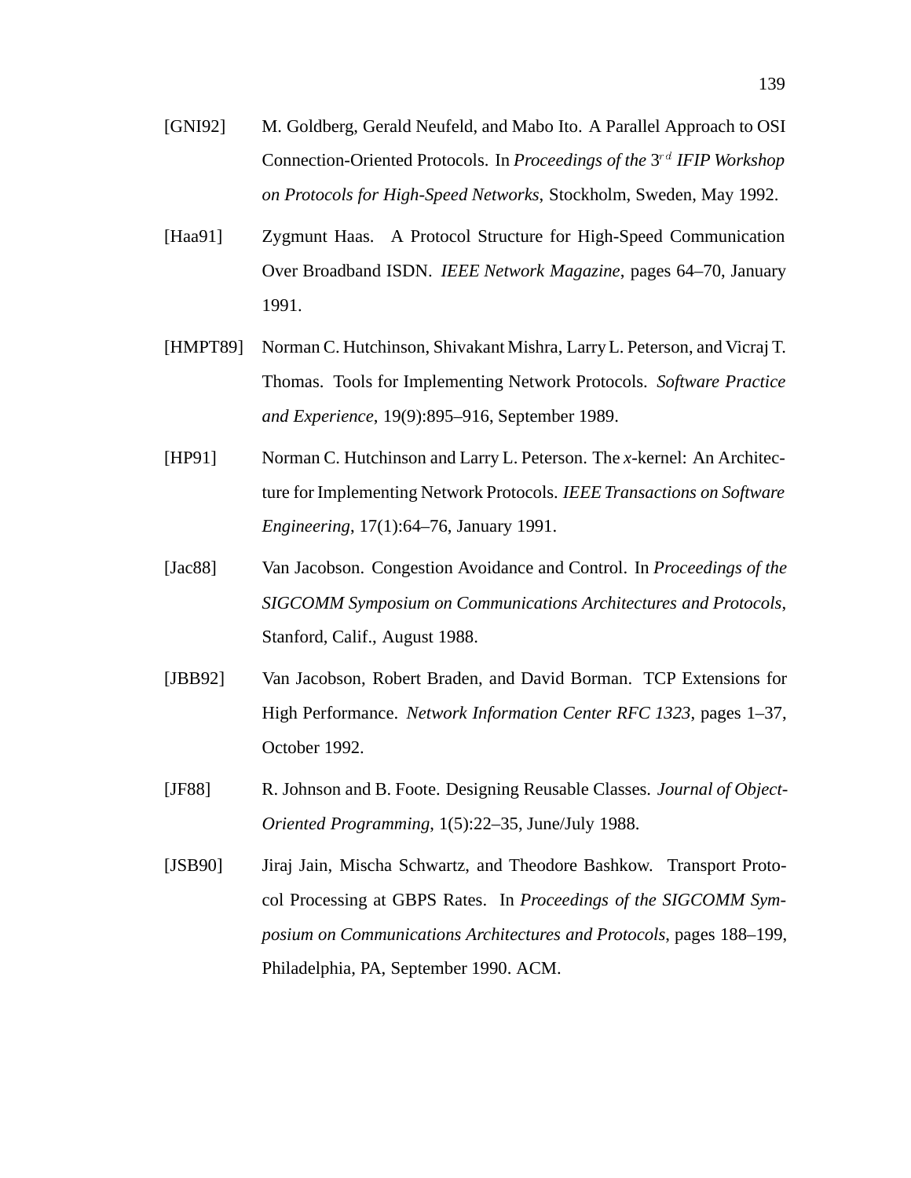[GNI92] M. Goldberg, Gerald Neufeld, and Mabo Ito. A Parallel Approach to OSI Connection-Oriented Protocols. In *Proceedings of the* $3^{rd}$ *IFIP Workshop on Protocols for High-Speed Networks*, Stockholm, Sweden, May 1992.

[Haa91] Zygmunt Haas. A Protocol Structure for High-Speed Communication Over Broadband ISDN. *IEEE Network Magazine*, pages 64–70, January 1991.

[HMPT89] Norman C. Hutchinson, Shivakant Mishra, Larry L. Peterson, and Vicraj T. Thomas. Tools for Implementing Network Protocols. *Software Practice and Experience*, 19(9):895–916, September 1989.

[HP91] Norman C. Hutchinson and Larry L. Peterson. The *x*-kernel: An Architecture for Implementing Network Protocols. *IEEE Transactions on Software Engineering*, 17(1):64–76, January 1991.

[Jac88] Van Jacobson. Congestion Avoidance and Control. In *Proceedings of the SIGCOMM Symposium on Communications Architectures and Protocols*, Stanford, Calif., August 1988.

[JBB92] Van Jacobson, Robert Braden, and David Borman. TCP Extensions for High Performance. *Network Information Center RFC 1323*, pages 1–37, October 1992.

[JF88] R. Johnson and B. Foote. Designing Reusable Classes. *Journal of Object-Oriented Programming*, 1(5):22–35, June/July 1988.

[JSB90] Jiraj Jain, Mischa Schwartz, and Theodore Bashkow. Transport Protocol Processing at GBPS Rates. In *Proceedings of the SIGCOMM Symposium on Communications Architectures and Protocols*, pages 188–199, Philadelphia, PA, September 1990. ACM.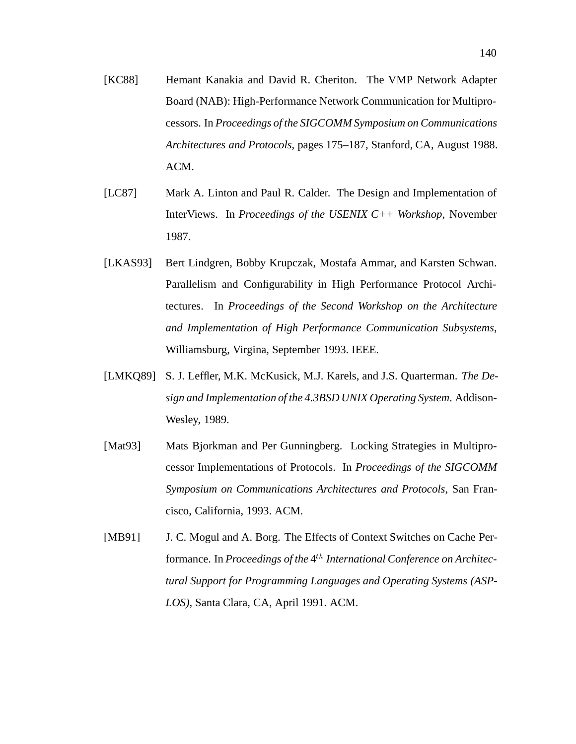[KC88] Hemant Kanakia and David R. Cheriton. The VMP Network Adapter Board (NAB): High-Performance Network Communication for Multiprocessors. In *Proceedings of the SIGCOMM Symposium on Communications Architectures and Protocols*, pages 175–187, Stanford, CA, August 1988. ACM.

[LC87] Mark A. Linton and Paul R. Calder. The Design and Implementation of InterViews. In *Proceedings of the USENIX C++ Workshop*, November 1987.

[LKAS93] Bert Lindgren, Bobby Krupczak, Mostafa Ammar, and Karsten Schwan. Parallelism and Configurability in High Performance Protocol Architectures. In *Proceedings of the Second Workshop on the Architecture and Implementation of High Performance Communication Subsystems*, Williamsburg, Virgina, September 1993. IEEE.

[LMKQ89] S. J. Leffler, M.K. McKusick, M.J. Karels, and J.S. Quarterman. *The Design and Implementation of the 4.3BSD UNIX Operating System*. Addison-Wesley, 1989.

[Mat93] Mats Bjorkman and Per Gunningberg. Locking Strategies in Multiprocessor Implementations of Protocols. In *Proceedings of the SIGCOMM Symposium on Communications Architectures and Protocols*, San Francisco, California, 1993. ACM.

[MB91] J. C. Mogul and A. Borg. The Effects of Context Switches on Cache Performance. In *Proceedings of the* $4^{th}$ *International Conference on Architectural Support for Programming Languages and Operating Systems (ASPLOS)*, Santa Clara, CA, April 1991. ACM.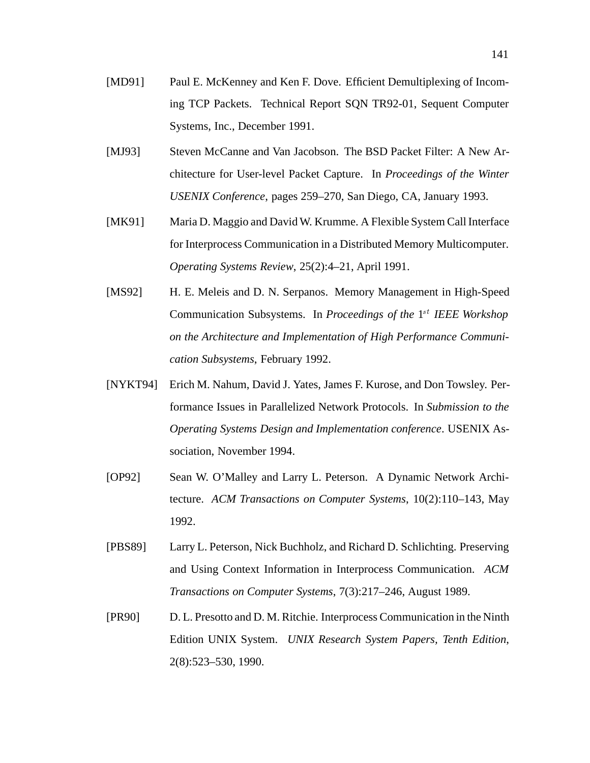[MD91] Paul E. McKenney and Ken F. Dove. Efficient Demultiplexing of Incoming TCP Packets. Technical Report SQN TR92-01, Sequent Computer Systems, Inc., December 1991.

[MJ93] Steven McCanne and Van Jacobson. The BSD Packet Filter: A New Architecture for User-level Packet Capture. In *Proceedings of the Winter USENIX Conference*, pages 259–270, San Diego, CA, January 1993.

[MK91] Maria D. Maggio and David W. Krumme. A Flexible System Call Interface for Interprocess Communication in a Distributed Memory Multicomputer. *Operating Systems Review*, 25(2):4–21, April 1991.

[MS92] H. E. Meleis and D. N. Serpanos. Memory Management in High-Speed Communication Subsystems. In *Proceedings of the* $1^{st}$ *IEEE Workshop on the Architecture and Implementation of High Performance Communication Subsystems*, February 1992.

[NYKT94] Erich M. Nahum, David J. Yates, James F. Kurose, and Don Towsley. Performance Issues in Parallelized Network Protocols. In *Submission to the Operating Systems Design and Implementation conference*. USENIX Association, November 1994.

[OP92] Sean W. O'Malley and Larry L. Peterson. A Dynamic Network Architecture. *ACM Transactions on Computer Systems*, 10(2):110–143, May 1992.

[PBS89] Larry L. Peterson, Nick Buchholz, and Richard D. Schlichting. Preserving and Using Context Information in Interprocess Communication. *ACM Transactions on Computer Systems*, 7(3):217–246, August 1989.

[PR90] D. L. Presotto and D. M. Ritchie. Interprocess Communication in the Ninth Edition UNIX System. *UNIX Research System Papers, Tenth Edition*, 2(8):523–530, 1990.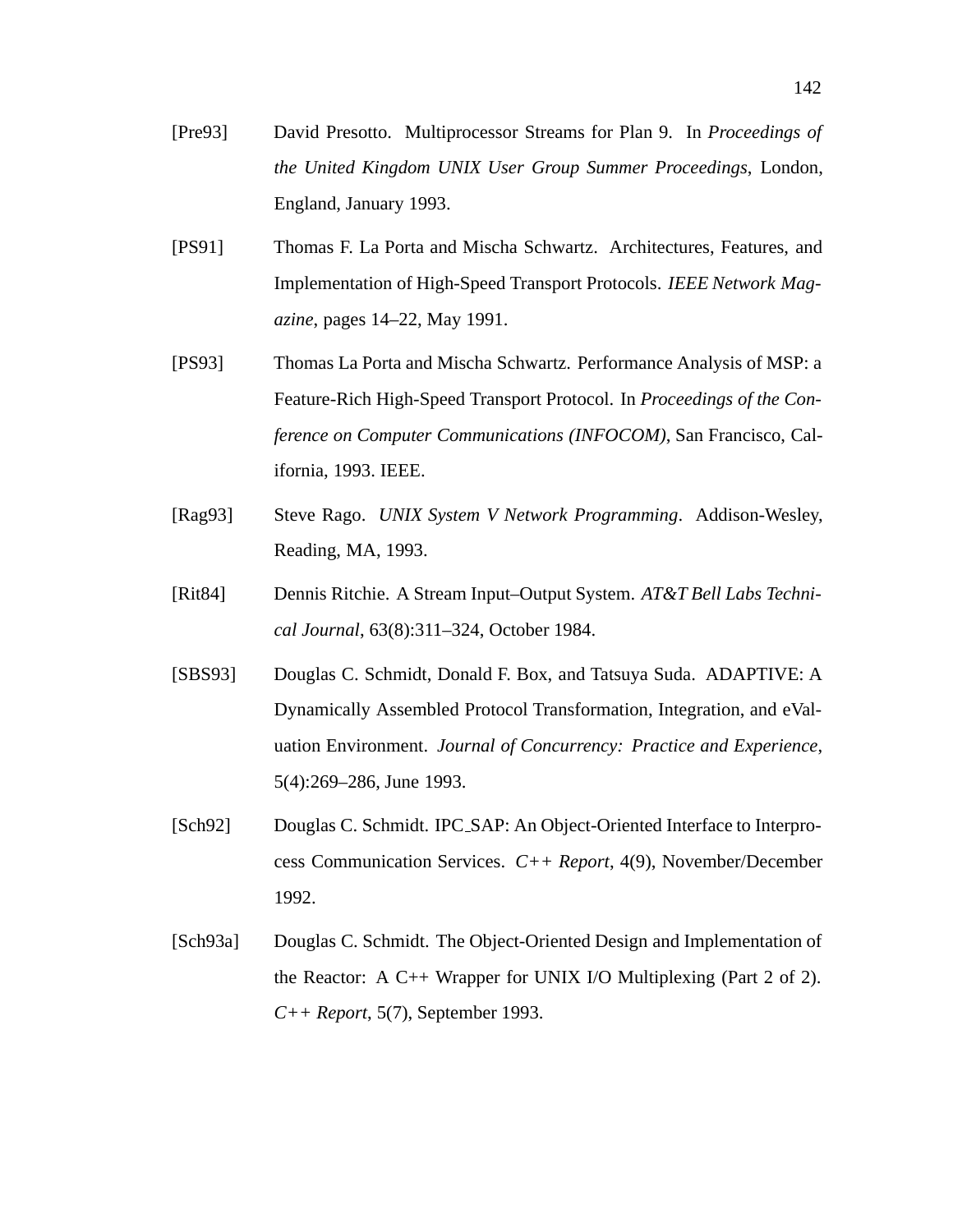[Pre93] David Presotto. Multiprocessor Streams for Plan 9. In *Proceedings of the United Kingdom UNIX User Group Summer Proceedings*, London, England, January 1993.

[PS91] Thomas F. La Porta and Mischa Schwartz. Architectures, Features, and Implementation of High-Speed Transport Protocols. *IEEE Network Magazine*, pages 14–22, May 1991.

[PS93] Thomas La Porta and Mischa Schwartz. Performance Analysis of MSP: a Feature-Rich High-Speed Transport Protocol. In *Proceedings of the Conference on Computer Communications (INFOCOM)*, San Francisco, California, 1993. IEEE.

[Rag93] Steve Rago. *UNIX System V Network Programming*. Addison-Wesley, Reading, MA, 1993.

[Rit84] Dennis Ritchie. A Stream Input–Output System. *AT&T Bell Labs Technical Journal*, 63(8):311–324, October 1984.

[SBS93] Douglas C. Schmidt, Donald F. Box, and Tatsuya Suda. ADAPTIVE: A Dynamically Assembled Protocol Transformation, Integration, and eValuation Environment. *Journal of Concurrency: Practice and Experience*, 5(4):269–286, June 1993.

[Sch92] Douglas C. Schmidt. IPC_SAP: An Object-Oriented Interface to Interprocess Communication Services. *C++ Report*, 4(9), November/December 1992.

[Sch93a] Douglas C. Schmidt. The Object-Oriented Design and Implementation of the Reactor: A C++ Wrapper for UNIX I/O Multiplexing (Part 2 of 2). *C++ Report*, 5(7), September 1993.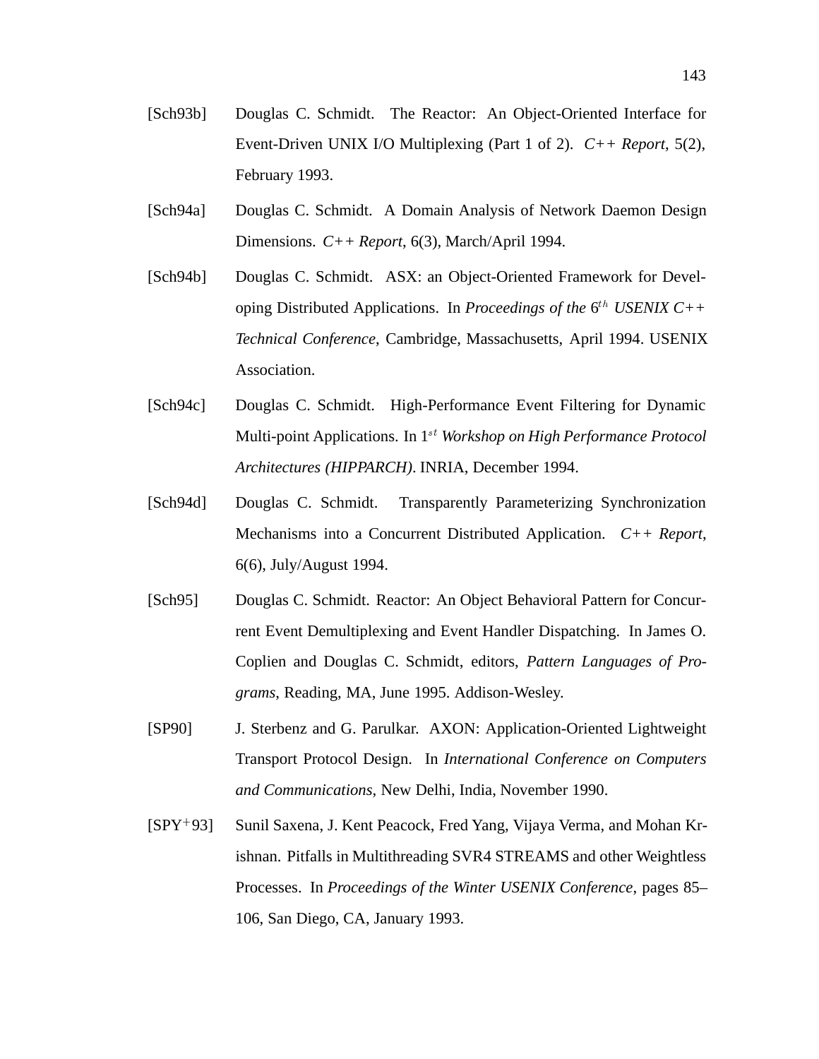[Sch93b] Douglas C. Schmidt. The Reactor: An Object-Oriented Interface for Event-Driven UNIX I/O Multiplexing (Part 1 of 2). *C++ Report*, 5(2), February 1993.

[Sch94a] Douglas C. Schmidt. A Domain Analysis of Network Daemon Design Dimensions. *C++ Report*, 6(3), March/April 1994.

[Sch94b] Douglas C. Schmidt. ASX: an Object-Oriented Framework for Developing Distributed Applications. In *Proceedings of the* $6^{th}$ *USENIX C++ Technical Conference*, Cambridge, Massachusetts, April 1994. USENIX Association.

[Sch94c] Douglas C. Schmidt. High-Performance Event Filtering for Dynamic Multi-point Applications. In $1^{st}$ *Workshop on High Performance Protocol Architectures (HIPPARCH)*. INRIA, December 1994.

[Sch94d] Douglas C. Schmidt. Transparently Parameterizing Synchronization Mechanisms into a Concurrent Distributed Application. *C++ Report*, 6(6), July/August 1994.

[Sch95] Douglas C. Schmidt. Reactor: An Object Behavioral Pattern for Concurrent Event Demultiplexing and Event Handler Dispatching. In James O. Coplien and Douglas C. Schmidt, editors, *Pattern Languages of Programs*, Reading, MA, June 1995. Addison-Wesley.

[SP90] J. Sterbenz and G. Parulkar. AXON: Application-Oriented Lightweight Transport Protocol Design. In *International Conference on Computers and Communications*, New Delhi, India, November 1990.

[SPY$^+$93] Sunil Saxena, J. Kent Peacock, Fred Yang, Vijaya Verma, and Mohan Krishnan. Pitfalls in Multithreading SVR4 STREAMS and other Weightless Processes. In *Proceedings of the Winter USENIX Conference*, pages 85–106, San Diego, CA, January 1993.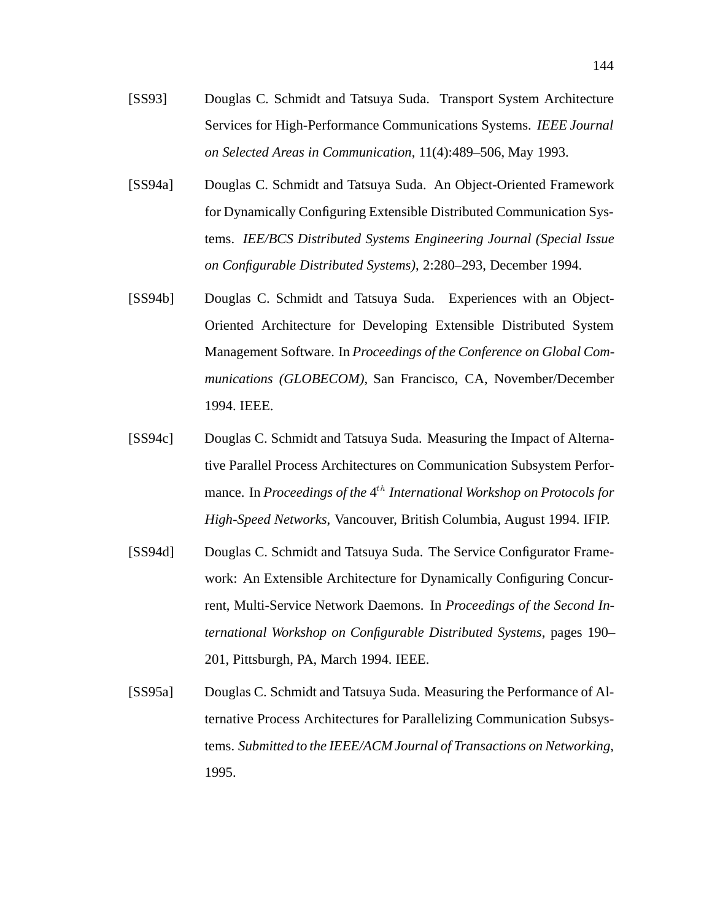[SS93] Douglas C. Schmidt and Tatsuya Suda. Transport System Architecture Services for High-Performance Communications Systems. *IEEE Journal on Selected Areas in Communication*, 11(4):489–506, May 1993.

[SS94a] Douglas C. Schmidt and Tatsuya Suda. An Object-Oriented Framework for Dynamically Configuring Extensible Distributed Communication Systems. *IEE/BCS Distributed Systems Engineering Journal (Special Issue on Configurable Distributed Systems)*, 2:280–293, December 1994.

[SS94b] Douglas C. Schmidt and Tatsuya Suda. Experiences with an Object-Oriented Architecture for Developing Extensible Distributed System Management Software. In *Proceedings of the Conference on Global Communications (GLOBECOM)*, San Francisco, CA, November/December 1994. IEEE.

[SS94c] Douglas C. Schmidt and Tatsuya Suda. Measuring the Impact of Alternative Parallel Process Architectures on Communication Subsystem Performance. In *Proceedings of the* $4^{th}$ *International Workshop on Protocols for High-Speed Networks*, Vancouver, British Columbia, August 1994. IFIP.

[SS94d] Douglas C. Schmidt and Tatsuya Suda. The Service Configurator Framework: An Extensible Architecture for Dynamically Configuring Concurrent, Multi-Service Network Daemons. In *Proceedings of the Second International Workshop on Configurable Distributed Systems*, pages 190–201, Pittsburgh, PA, March 1994. IEEE.

[SS95a] Douglas C. Schmidt and Tatsuya Suda. Measuring the Performance of Alternative Process Architectures for Parallelizing Communication Subsystems. *Submitted to the IEEE/ACM Journal of Transactions on Networking*, 1995.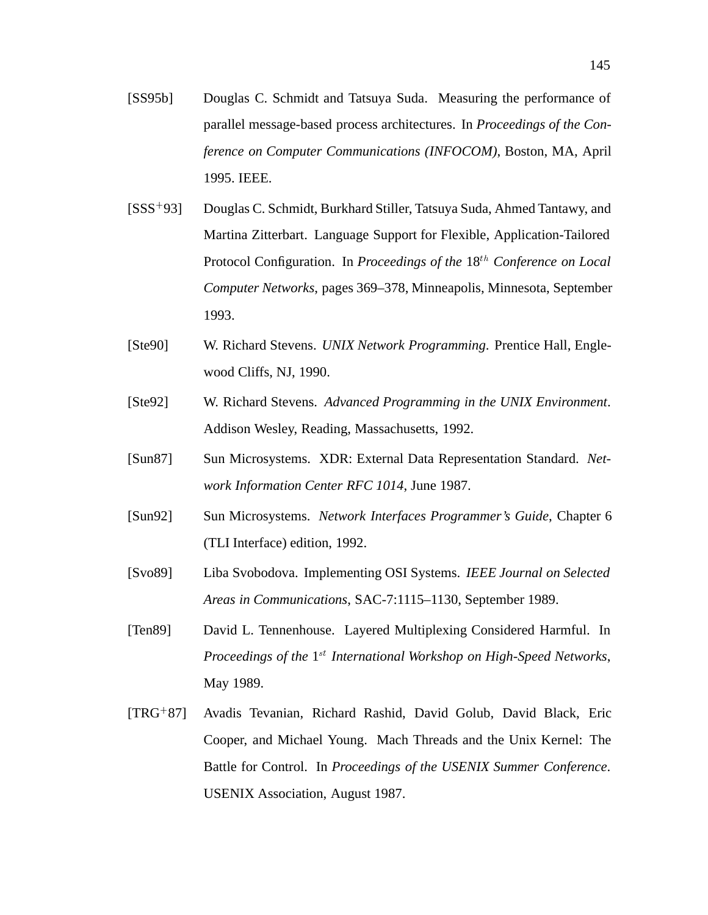[SS95b] Douglas C. Schmidt and Tatsuya Suda. Measuring the performance of parallel message-based process architectures. In *Proceedings of the Conference on Computer Communications (INFOCOM)*, Boston, MA, April 1995. IEEE.

[SSS+93] Douglas C. Schmidt, Burkhard Stiller, Tatsuya Suda, Ahmed Tantawy, and Martina Zitterbart. Language Support for Flexible, Application-Tailored Protocol Configuration. In *Proceedings of the* $18^{th}$ *Conference on Local Computer Networks*, pages 369–378, Minneapolis, Minnesota, September 1993.

[Ste90] W. Richard Stevens. *UNIX Network Programming*. Prentice Hall, Englewood Cliffs, NJ, 1990.

[Ste92] W. Richard Stevens. *Advanced Programming in the UNIX Environment*. Addison Wesley, Reading, Massachusetts, 1992.

[Sun87] Sun Microsystems. XDR: External Data Representation Standard. *Network Information Center RFC 1014*, June 1987.

[Sun92] Sun Microsystems. *Network Interfaces Programmer's Guide*, Chapter 6 (TLI Interface) edition, 1992.

[Svo89] Liba Svobodova. Implementing OSI Systems. *IEEE Journal on Selected Areas in Communications*, SAC-7:1115–1130, September 1989.

[Ten89] David L. Tennenhouse. Layered Multiplexing Considered Harmful. In *Proceedings of the* $1^{st}$ *International Workshop on High-Speed Networks*, May 1989.

[TRG+87] Avadis Tevanian, Richard Rashid, David Golub, David Black, Eric Cooper, and Michael Young. Mach Threads and the Unix Kernel: The Battle for Control. In *Proceedings of the USENIX Summer Conference*. USENIX Association, August 1987.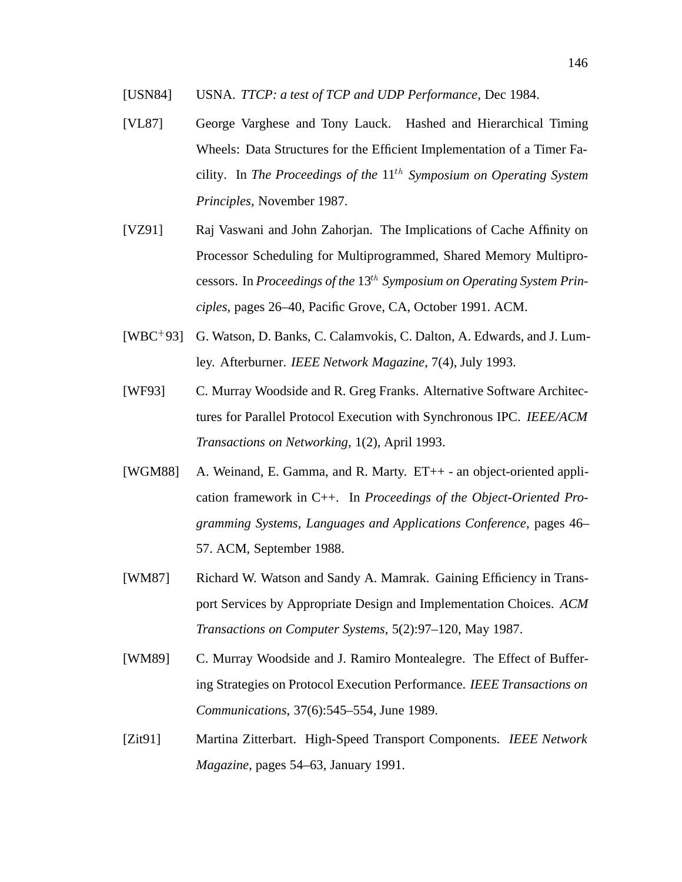[USN84] USNA. *TTCP: a test of TCP and UDP Performance*, Dec 1984.

[VL87] George Varghese and Tony Lauck. Hashed and Hierarchical Timing Wheels: Data Structures for the Efficient Implementation of a Timer Facility. In *The Proceedings of the* $11^{th}$ *Symposium on Operating System Principles*, November 1987.

[VZ91] Raj Vaswani and John Zahorjan. The Implications of Cache Affinity on Processor Scheduling for Multiprogrammed, Shared Memory Multiprocessors. In *Proceedings of the* $13^{th}$ *Symposium on Operating System Principles*, pages 26–40, Pacific Grove, CA, October 1991. ACM.

[WBC+93] G. Watson, D. Banks, C. Calamvokis, C. Dalton, A. Edwards, and J. Lumley. Afterburner. *IEEE Network Magazine*, 7(4), July 1993.

[WF93] C. Murray Woodside and R. Greg Franks. Alternative Software Architectures for Parallel Protocol Execution with Synchronous IPC. *IEEE/ACM Transactions on Networking*, 1(2), April 1993.

[WGM88] A. Weinand, E. Gamma, and R. Marty. ET++ - an object-oriented application framework in C++. In *Proceedings of the Object-Oriented Programming Systems, Languages and Applications Conference*, pages 46–57. ACM, September 1988.

[WM87] Richard W. Watson and Sandy A. Mamrak. Gaining Efficiency in Transport Services by Appropriate Design and Implementation Choices. *ACM Transactions on Computer Systems*, 5(2):97–120, May 1987.

[WM89] C. Murray Woodside and J. Ramiro Montealegre. The Effect of Buffering Strategies on Protocol Execution Performance. *IEEE Transactions on Communications*, 37(6):545–554, June 1989.

[Zit91] Martina Zitterbart. High-Speed Transport Components. *IEEE Network Magazine*, pages 54–63, January 1991.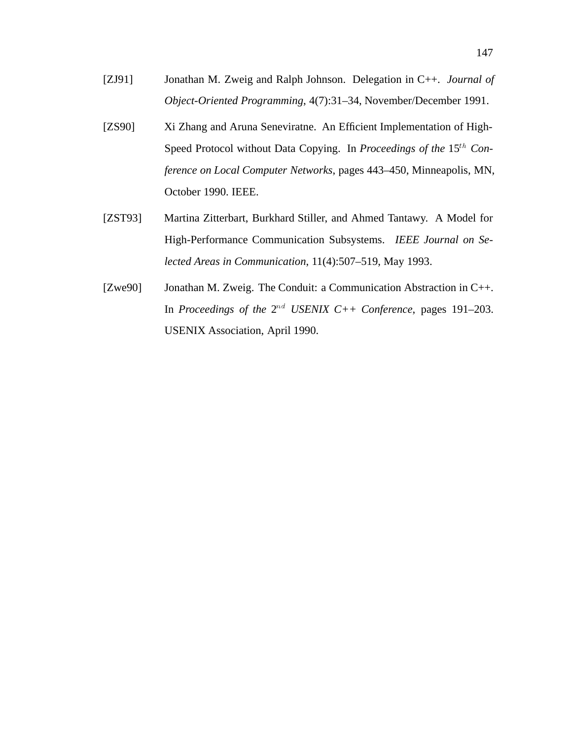[ZJ91] Jonathan M. Zweig and Ralph Johnson. Delegation in C++. *Journal of Object-Oriented Programming*, 4(7):31–34, November/December 1991.

[ZS90] Xi Zhang and Aruna Seneviratne. An Efficient Implementation of High-Speed Protocol without Data Copying. In *Proceedings of the* $15^{th}$ *Conference on Local Computer Networks*, pages 443–450, Minneapolis, MN, October 1990. IEEE.

[ZST93] Martina Zitterbart, Burkhard Stiller, and Ahmed Tantawy. A Model for High-Performance Communication Subsystems. *IEEE Journal on Selected Areas in Communication*, 11(4):507–519, May 1993.

[Zwe90] Jonathan M. Zweig. The Conduit: a Communication Abstraction in C++. In *Proceedings of the* $2^{nd}$ *USENIX C++ Conference*, pages 191–203. USENIX Association, April 1990.